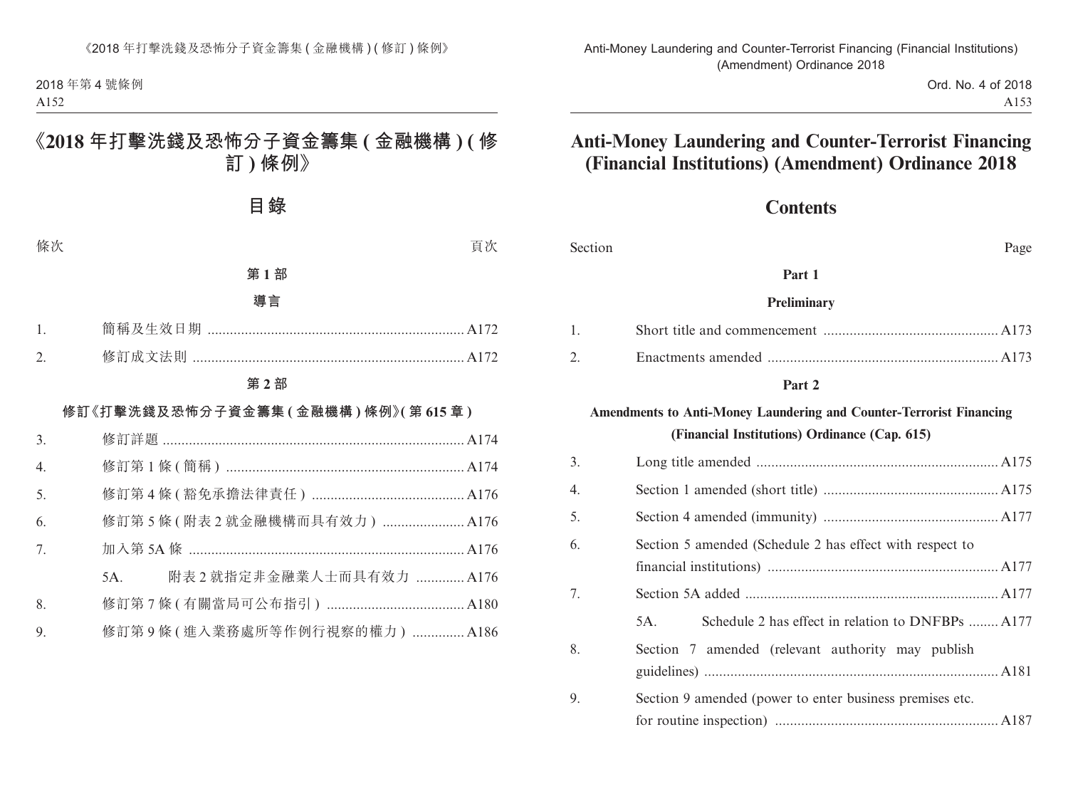# 《2018 年打擊洗錢及恐怖分子資金籌集 ( 金融機構 ) ( 修訂 ) 條例》

## 目錄

條次 頁次

**第 1 部**

**導言**

1. 簡稱及生效日期 .......... A172
2. 修訂成文法則 .......... A172

**第 2 部**

**修訂《打擊洗錢及恐怖分子資金籌集 ( 金融機構 ) 條例》( 第 615 章 )**

3. 修訂詳題 .......... A174
4. 修訂第 1 條 ( 簡稱 ) .......... A174
5. 修訂第 4 條 ( 豁免承擔法律責任 ) .......... A176
6. 修訂第 5 條 ( 附表 2 就金融機構而具有效力 ) .......... A176
7. 加入第 5A 條 .......... A176
   - 5A. 附表 2 就指定非金融業人士而具有效力 .......... A176
8. 修訂第 7 條 ( 有關當局可公布指引 ) .......... A180
9. 修訂第 9 條 ( 進入業務處所等作例行視察的權力 ) .......... A186

# Anti-Money Laundering and Counter-Terrorist Financing (Financial Institutions) (Amendment) Ordinance 2018

## Contents

Section Page

**Part 1**

**Preliminary**

1. Short title and commencement .......... A173
2. Enactments amended .......... A173

**Part 2**

**Amendments to Anti-Money Laundering and Counter-Terrorist Financing (Financial Institutions) Ordinance (Cap. 615)**

3. Long title amended .......... A175
4. Section 1 amended (short title) .......... A175
5. Section 4 amended (immunity) .......... A177
6. Section 5 amended (Schedule 2 has effect with respect to financial institutions) .......... A177
7. Section 5A added .......... A177
   - 5A. Schedule 2 has effect in relation to DNFBPs .......... A177
8. Section 7 amended (relevant authority may publish guidelines) .......... A181
9. Section 9 amended (power to enter business premises etc. for routine inspection) .......... A187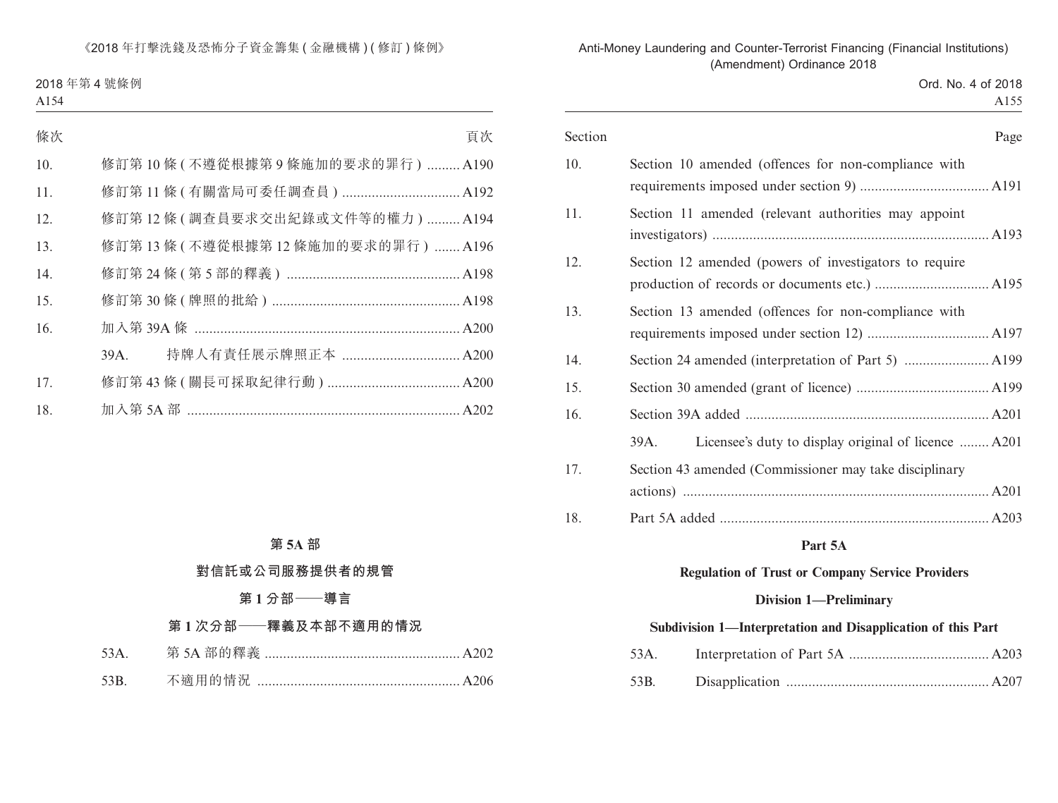| 條次 | | 頁次 |
|---|---|---|
| 10. | 修訂第 10 條 (不遵從根據第 9 條施加的要求的罪行) | A190 |
| 11. | 修訂第 11 條 (有關當局可委任調查員) | A192 |
| 12. | 修訂第 12 條 (調查員要求交出紀錄或文件等的權力) | A194 |
| 13. | 修訂第 13 條 (不遵從根據第 12 條施加的要求的罪行) | A196 |
| 14. | 修訂第 24 條 (第 5 部的釋義) | A198 |
| 15. | 修訂第 30 條 (牌照的批給) | A198 |
| 16. | 加入第 39A 條 | A200 |
| | 39A. 持牌人有責任展示牌照正本 | A200 |
| 17. | 修訂第 43 條 (關長可採取紀律行動) | A200 |
| 18. | 加入第 5A 部 | A202 |

**第 5A 部**

**對信託或公司服務提供者的規管**

**第 1 分部——導言**

**第 1 次分部——釋義及本部不適用的情況**

| | | |
|---|---|---|
| 53A. | 第 5A 部的釋義 | A202 |
| 53B. | 不適用的情況 | A206 |

| Section | | Page |
|---|---|---|
| 10. | Section 10 amended (offences for non-compliance with requirements imposed under section 9) | A191 |
| 11. | Section 11 amended (relevant authorities may appoint investigators) | A193 |
| 12. | Section 12 amended (powers of investigators to require production of records or documents etc.) | A195 |
| 13. | Section 13 amended (offences for non-compliance with requirements imposed under section 12) | A197 |
| 14. | Section 24 amended (interpretation of Part 5) | A199 |
| 15. | Section 30 amended (grant of licence) | A199 |
| 16. | Section 39A added | A201 |
| | 39A. Licensee's duty to display original of licence | A201 |
| 17. | Section 43 amended (Commissioner may take disciplinary actions) | A201 |
| 18. | Part 5A added | A203 |

**Part 5A**

**Regulation of Trust or Company Service Providers**

**Division 1—Preliminary**

**Subdivision 1—Interpretation and Disapplication of this Part**

| | | |
|---|---|---|
| 53A. | Interpretation of Part 5A | A203 |
| 53B. | Disapplication | A207 |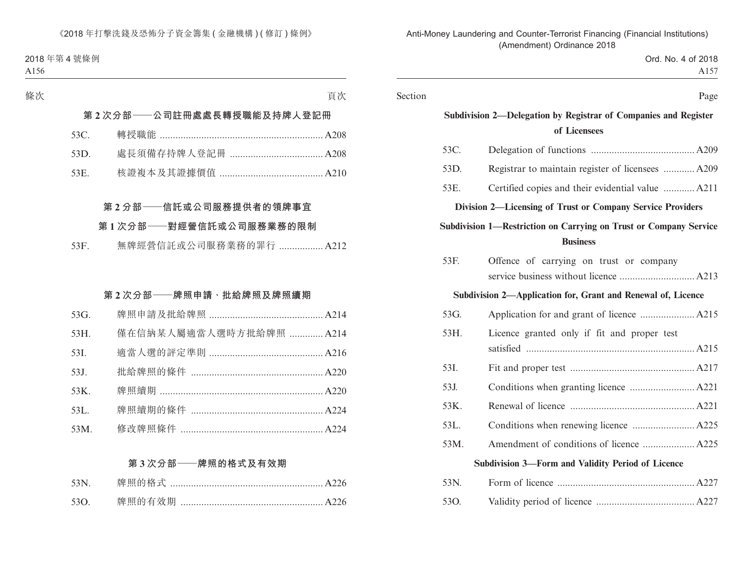| 條次 | | 頁次 |
|---|---|---|
| **第 2 次分部——公司註冊處處長轉授職能及持牌人登記冊** | | |
| 53C. | 轉授職能 | A208 |
| 53D. | 處長須備存持牌人登記冊 | A208 |
| 53E. | 核證複本及其證據價值 | A210 |
| **第 2 分部——信託或公司服務提供者的領牌事宜** | | |
| **第 1 次分部——對經營信託或公司服務業務的限制** | | |
| 53F. | 無牌經營信託或公司服務業務的罪行 | A212 |
| **第 2 次分部——牌照申請、批給牌照及牌照續期** | | |
| 53G. | 牌照申請及批給牌照 | A214 |
| 53H. | 僅在信納某人屬適當人選時方批給牌照 | A214 |
| 53I. | 適當人選的評定準則 | A216 |
| 53J. | 批給牌照的條件 | A220 |
| 53K. | 牌照續期 | A220 |
| 53L. | 牌照續期的條件 | A224 |
| 53M. | 修改牌照條件 | A224 |
| **第 3 次分部——牌照的格式及有效期** | | |
| 53N. | 牌照的格式 | A226 |
| 53O. | 牌照的有效期 | A226 |

| Section | | Page |
|---|---|---|
| **Subdivision 2—Delegation by Registrar of Companies and Register of Licensees** | | |
| 53C. | Delegation of functions | A209 |
| 53D. | Registrar to maintain register of licensees | A209 |
| 53E. | Certified copies and their evidential value | A211 |
| **Division 2—Licensing of Trust or Company Service Providers** | | |
| **Subdivision 1—Restriction on Carrying on Trust or Company Service Business** | | |
| 53F. | Offence of carrying on trust or company service business without licence | A213 |
| **Subdivision 2—Application for, Grant and Renewal of, Licence** | | |
| 53G. | Application for and grant of licence | A215 |
| 53H. | Licence granted only if fit and proper test satisfied | A215 |
| 53I. | Fit and proper test | A217 |
| 53J. | Conditions when granting licence | A221 |
| 53K. | Renewal of licence | A221 |
| 53L. | Conditions when renewing licence | A225 |
| 53M. | Amendment of conditions of licence | A225 |
| **Subdivision 3—Form and Validity Period of Licence** | | |
| 53N. | Form of licence | A227 |
| 53O. | Validity period of licence | A227 |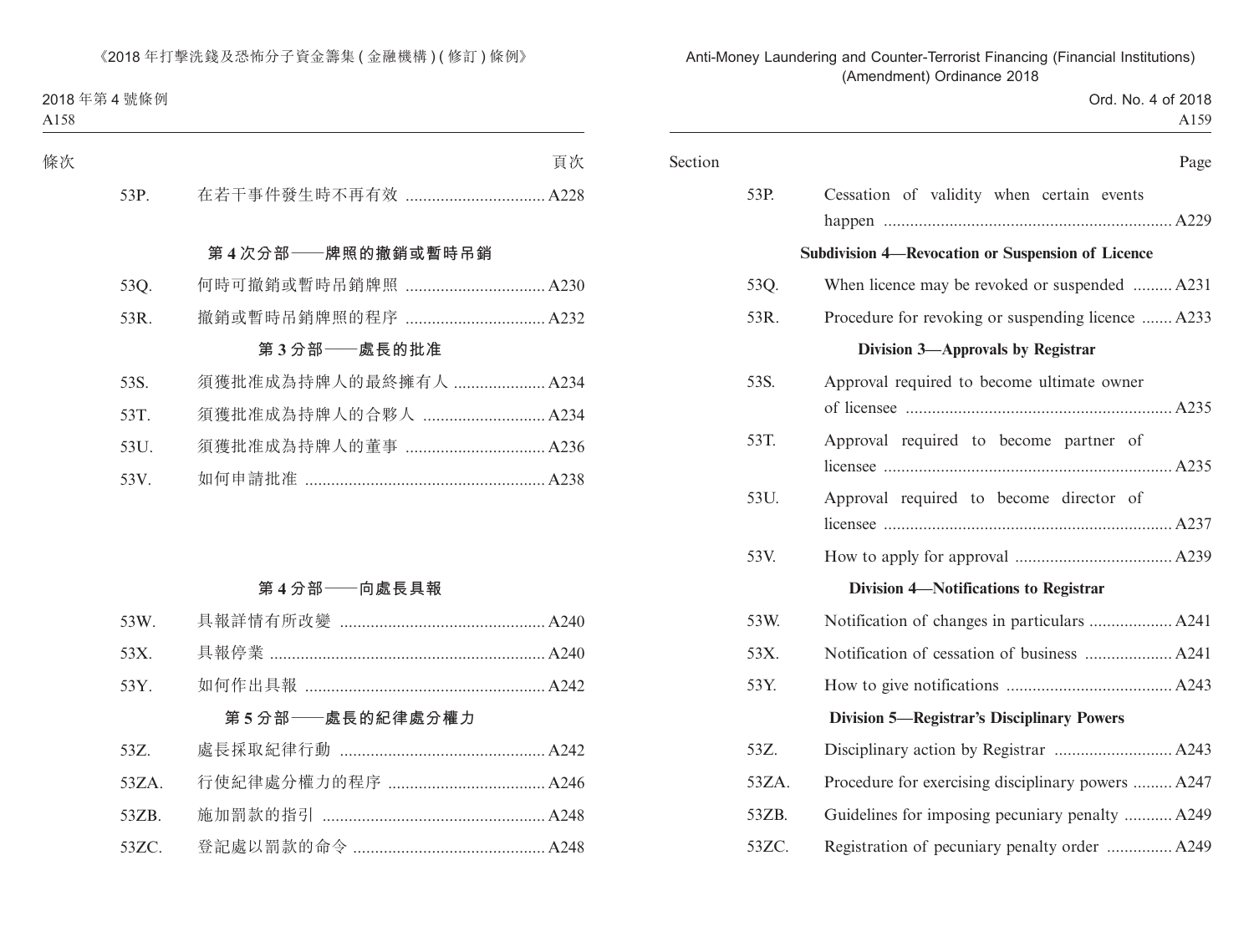條次 頁次

53P. 在若干事件發生時不再有效 ................................ A228

### 第 4 次分部——牌照的撤銷或暫時吊銷

53Q. 何時可撤銷或暫時吊銷牌照 ................................ A230

53R. 撤銷或暫時吊銷牌照的程序 ................................ A232

### 第 3 分部——處長的批准

53S. 須獲批准成為持牌人的最終擁有人 ..................... A234

53T. 須獲批准成為持牌人的合夥人 ............................ A234

53U. 須獲批准成為持牌人的董事 ................................ A236

53V. 如何申請批准 ...................................................... A238

### 第 4 分部——向處長具報

53W. 具報詳情有所改變 ............................................... A240

53X. 具報停業 .............................................................. A240

53Y. 如何作出具報 ....................................................... A242

### 第 5 分部——處長的紀律處分權力

53Z. 處長採取紀律行動 ............................................... A242

53ZA. 行使紀律處分權力的程序 .................................... A246

53ZB. 施加罰款的指引 ................................................... A248

53ZC. 登記處以罰款的命令 ............................................ A248

Section Page

53P. Cessation of validity when certain events happen ................................................................. A229

### Subdivision 4—Revocation or Suspension of Licence

53Q. When licence may be revoked or suspended ......... A231

53R. Procedure for revoking or suspending licence ....... A233

### Division 3—Approvals by Registrar

53S. Approval required to become ultimate owner of licensee ............................................................ A235

53T. Approval required to become partner of licensee ................................................................. A235

53U. Approval required to become director of licensee ................................................................. A237

53V. How to apply for approval .................................... A239

### Division 4—Notifications to Registrar

53W. Notification of changes in particulars ................... A241

53X. Notification of cessation of business .................... A241

53Y. How to give notifications ...................................... A243

### Division 5—Registrar's Disciplinary Powers

53Z. Disciplinary action by Registrar ........................... A243

53ZA. Procedure for exercising disciplinary powers ......... A247

53ZB. Guidelines for imposing pecuniary penalty ........... A249

53ZC. Registration of pecuniary penalty order ............... A249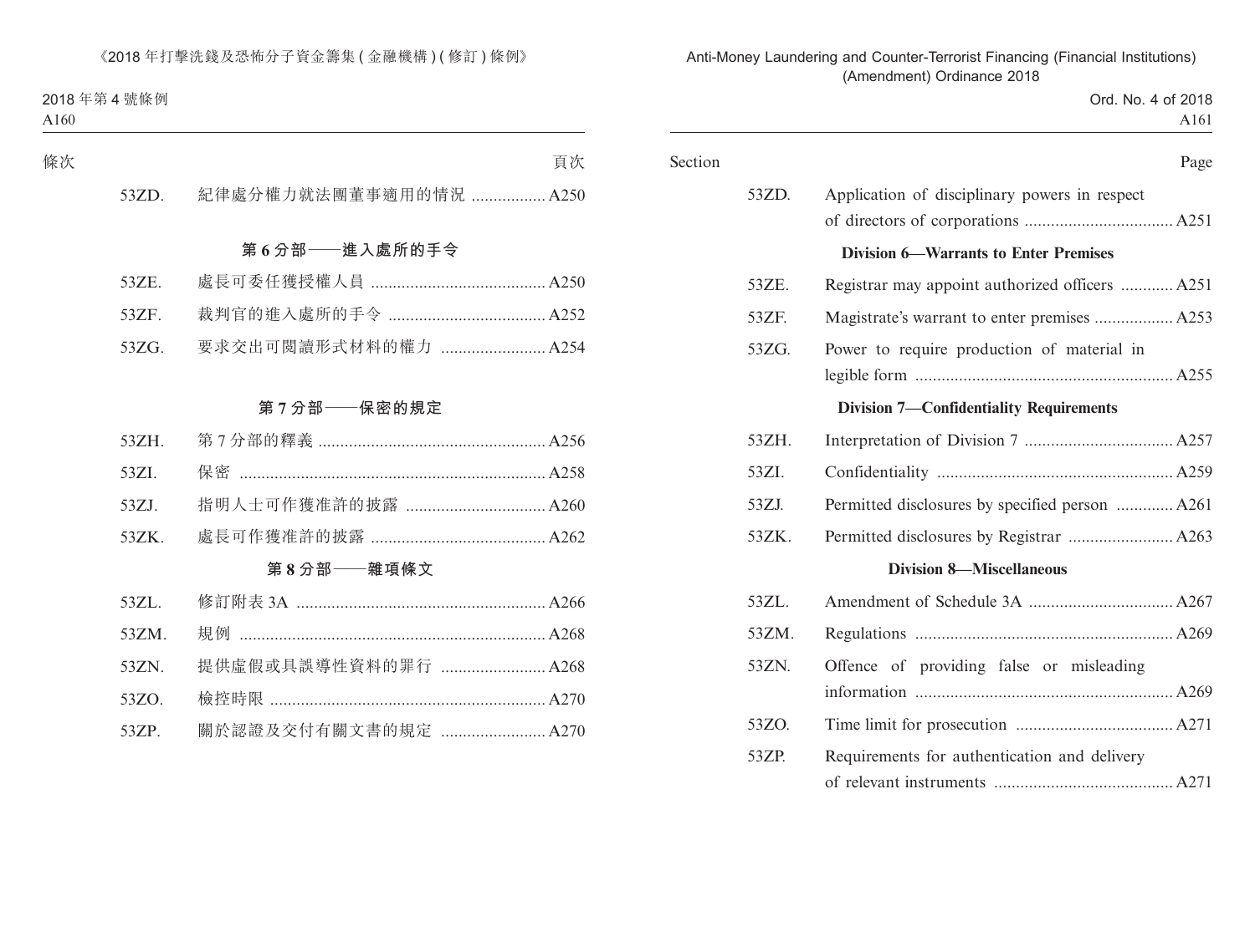| 條次 | | 頁次 |
|---|---|---|
| 53ZD. | 紀律處分權力就法團董事適用的情況 | A250 |

**第 6 分部——進入處所的手令**

| | | |
|---|---|---|
| 53ZE. | 處長可委任獲授權人員 | A250 |
| 53ZF. | 裁判官的進入處所的手令 | A252 |
| 53ZG. | 要求交出可閱讀形式材料的權力 | A254 |

**第 7 分部——保密的規定**

| | | |
|---|---|---|
| 53ZH. | 第 7 分部的釋義 | A256 |
| 53ZI. | 保密 | A258 |
| 53ZJ. | 指明人士可作獲准許的披露 | A260 |
| 53ZK. | 處長可作獲准許的披露 | A262 |

**第 8 分部——雜項條文**

| | | |
|---|---|---|
| 53ZL. | 修訂附表 3A | A266 |
| 53ZM. | 規例 | A268 |
| 53ZN. | 提供虛假或具誤導性資料的罪行 | A268 |
| 53ZO. | 檢控時限 | A270 |
| 53ZP. | 關於認證及交付有關文書的規定 | A270 |

| Section | | Page |
|---|---|---|
| 53ZD. | Application of disciplinary powers in respect of directors of corporations | A251 |

**Division 6—Warrants to Enter Premises**

| | | |
|---|---|---|
| 53ZE. | Registrar may appoint authorized officers | A251 |
| 53ZF. | Magistrate's warrant to enter premises | A253 |
| 53ZG. | Power to require production of material in legible form | A255 |

**Division 7—Confidentiality Requirements**

| | | |
|---|---|---|
| 53ZH. | Interpretation of Division 7 | A257 |
| 53ZI. | Confidentiality | A259 |
| 53ZJ. | Permitted disclosures by specified person | A261 |
| 53ZK. | Permitted disclosures by Registrar | A263 |

**Division 8—Miscellaneous**

| | | |
|---|---|---|
| 53ZL. | Amendment of Schedule 3A | A267 |
| 53ZM. | Regulations | A269 |
| 53ZN. | Offence of providing false or misleading information | A269 |
| 53ZO. | Time limit for prosecution | A271 |
| 53ZP. | Requirements for authentication and delivery of relevant instruments | A271 |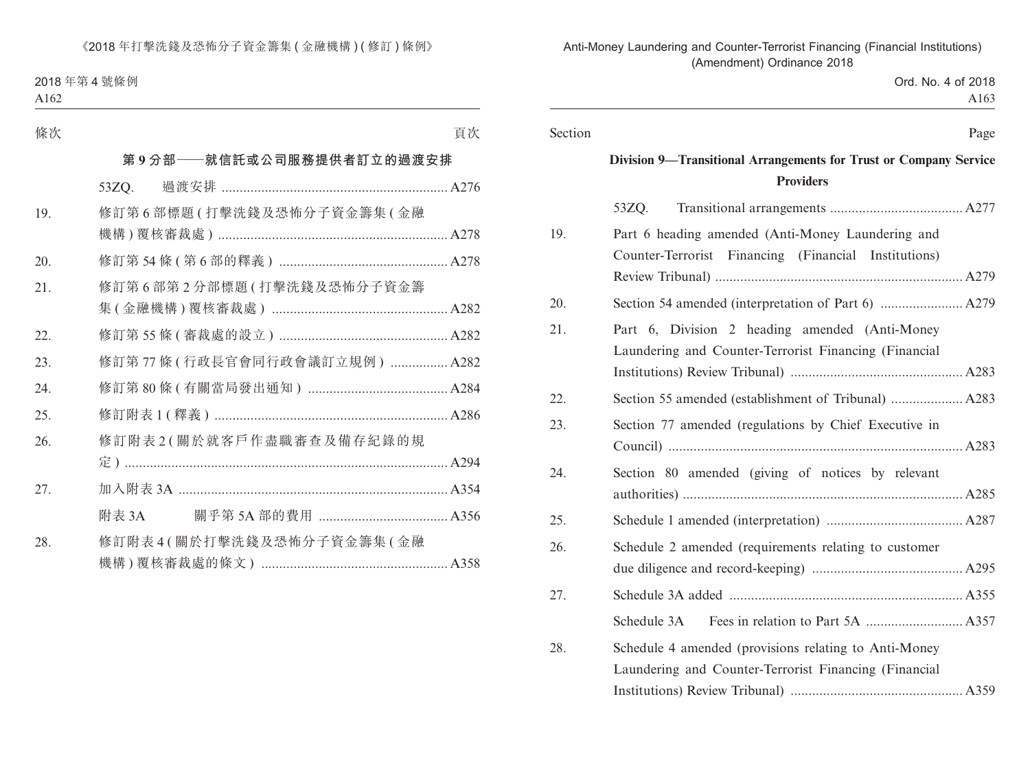| 條次 | | 頁次 |
|---|---|---|
| | **第 9 分部——就信託或公司服務提供者訂立的過渡安排** | |
| | 53ZQ. 過渡安排 | A276 |
| 19. | 修訂第 6 部標題 ( 打擊洗錢及恐怖分子資金籌集 ( 金融機構 ) 覆核審裁處 ) | A278 |
| 20. | 修訂第 54 條 ( 第 6 部的釋義 ) | A278 |
| 21. | 修訂第 6 部第 2 分部標題 ( 打擊洗錢及恐怖分子資金籌集 ( 金融機構 ) 覆核審裁處 ) | A282 |
| 22. | 修訂第 55 條 ( 審裁處的設立 ) | A282 |
| 23. | 修訂第 77 條 ( 行政長官會同行政會議訂立規例 ) | A282 |
| 24. | 修訂第 80 條 ( 有關當局發出通知 ) | A284 |
| 25. | 修訂附表 1 ( 釋義 ) | A286 |
| 26. | 修訂附表 2 ( 關於就客戶作盡職審查及備存紀錄的規定 ) | A294 |
| 27. | 加入附表 3A | A354 |
| | 附表 3A 關乎第 5A 部的費用 | A356 |
| 28. | 修訂附表 4 ( 關於打擊洗錢及恐怖分子資金籌集 ( 金融機構 ) 覆核審裁處的條文 ) | A358 |

| Section | | Page |
|---|---|---|
| | **Division 9—Transitional Arrangements for Trust or Company Service Providers** | |
| | 53ZQ. Transitional arrangements | A277 |
| 19. | Part 6 heading amended (Anti-Money Laundering and Counter-Terrorist Financing (Financial Institutions) Review Tribunal) | A279 |
| 20. | Section 54 amended (interpretation of Part 6) | A279 |
| 21. | Part 6, Division 2 heading amended (Anti-Money Laundering and Counter-Terrorist Financing (Financial Institutions) Review Tribunal) | A283 |
| 22. | Section 55 amended (establishment of Tribunal) | A283 |
| 23. | Section 77 amended (regulations by Chief Executive in Council) | A283 |
| 24. | Section 80 amended (giving of notices by relevant authorities) | A285 |
| 25. | Schedule 1 amended (interpretation) | A287 |
| 26. | Schedule 2 amended (requirements relating to customer due diligence and record-keeping) | A295 |
| 27. | Schedule 3A added | A355 |
| | Schedule 3A Fees in relation to Part 5A | A357 |
| 28. | Schedule 4 amended (provisions relating to Anti-Money Laundering and Counter-Terrorist Financing (Financial Institutions) Review Tribunal) | A359 |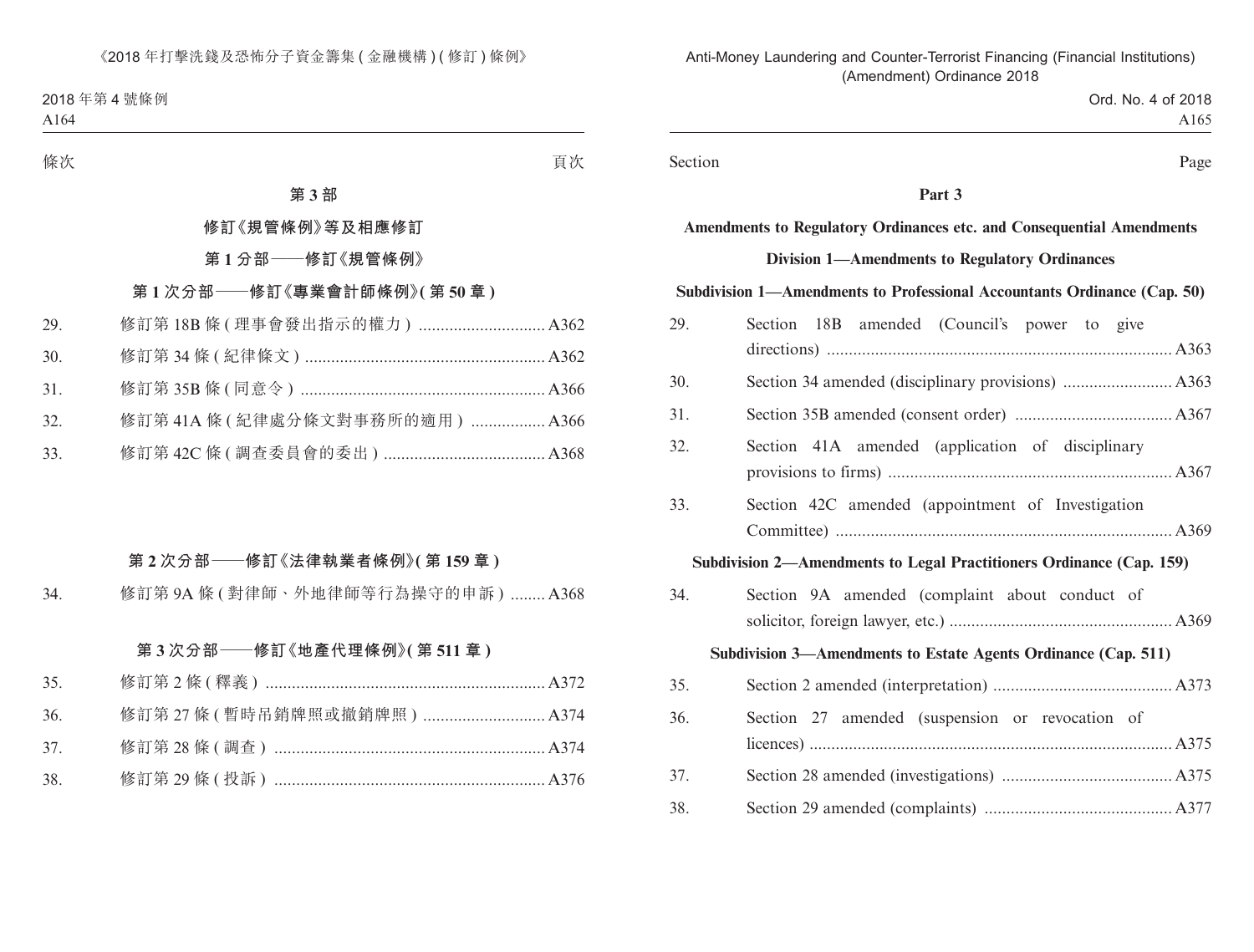條次 頁次

**第 3 部**

**修訂《規管條例》等及相應修訂**

**第 1 分部——修訂《規管條例》**

**第 1 次分部——修訂《專業會計師條例》(第 50 章)**

| | | |
|---|---|---|
| 29. | 修訂第 18B 條 (理事會發出指示的權力) | A362 |
| 30. | 修訂第 34 條 (紀律條文) | A362 |
| 31. | 修訂第 35B 條 (同意令) | A366 |
| 32. | 修訂第 41A 條 (紀律處分條文對事務所的適用) | A366 |
| 33. | 修訂第 42C 條 (調查委員會的委出) | A368 |

**第 2 次分部——修訂《法律執業者條例》(第 159 章)**

| | | |
|---|---|---|
| 34. | 修訂第 9A 條 (對律師、外地律師等行為操守的申訴) | A368 |

**第 3 次分部——修訂《地產代理條例》(第 511 章)**

| | | |
|---|---|---|
| 35. | 修訂第 2 條 (釋義) | A372 |
| 36. | 修訂第 27 條 (暫時吊銷牌照或撤銷牌照) | A374 |
| 37. | 修訂第 28 條 (調查) | A374 |
| 38. | 修訂第 29 條 (投訴) | A376 |

Section Page

**Part 3**

**Amendments to Regulatory Ordinances etc. and Consequential Amendments**

**Division 1—Amendments to Regulatory Ordinances**

**Subdivision 1—Amendments to Professional Accountants Ordinance (Cap. 50)**

| | | |
|---|---|---|
| 29. | Section 18B amended (Council's power to give directions) | A363 |
| 30. | Section 34 amended (disciplinary provisions) | A363 |
| 31. | Section 35B amended (consent order) | A367 |
| 32. | Section 41A amended (application of disciplinary provisions to firms) | A367 |
| 33. | Section 42C amended (appointment of Investigation Committee) | A369 |

**Subdivision 2—Amendments to Legal Practitioners Ordinance (Cap. 159)**

| | | |
|---|---|---|
| 34. | Section 9A amended (complaint about conduct of solicitor, foreign lawyer, etc.) | A369 |

**Subdivision 3—Amendments to Estate Agents Ordinance (Cap. 511)**

| | | |
|---|---|---|
| 35. | Section 2 amended (interpretation) | A373 |
| 36. | Section 27 amended (suspension or revocation of licences) | A375 |
| 37. | Section 28 amended (investigations) | A375 |
| 38. | Section 29 amended (complaints) | A377 |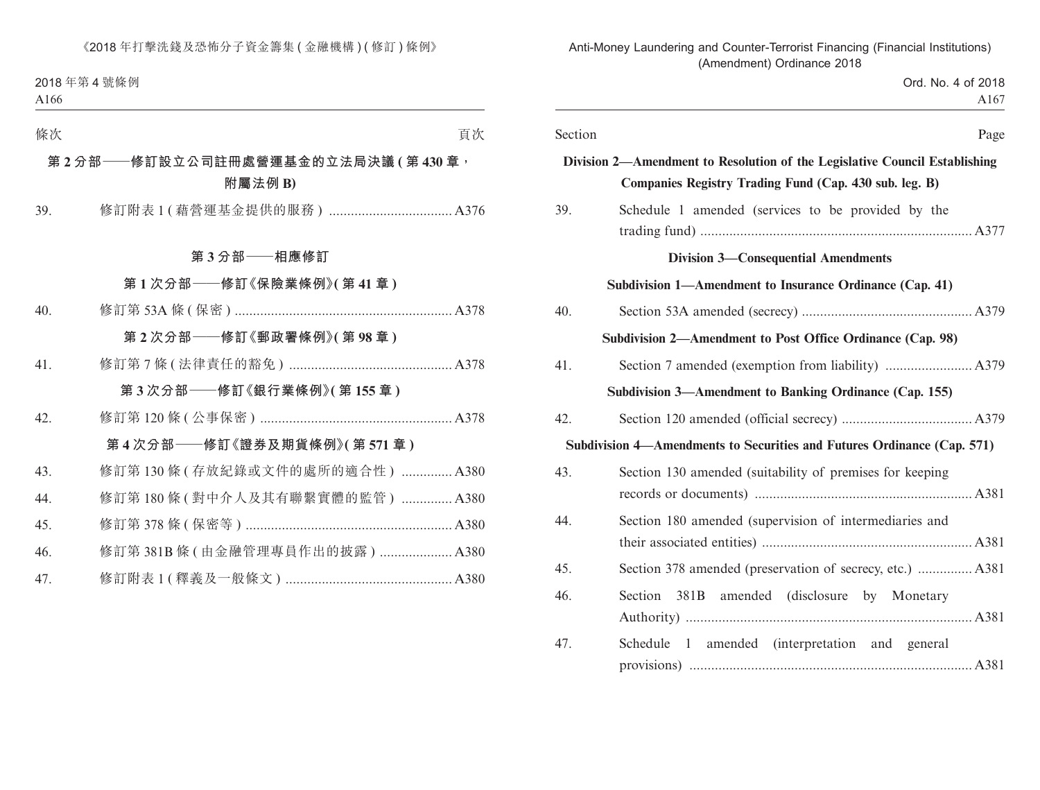| 條次 | | 頁次 |
|---|---|---|

**第 2 分部——修訂設立公司註冊處營運基金的立法局決議 (第 430 章，附屬法例 B)**

| | | |
|---|---|---|
| 39. | 修訂附表 1 (藉營運基金提供的服務) | A376 |

**第 3 分部——相應修訂**

**第 1 次分部——修訂《保險業條例》(第 41 章)**

| | | |
|---|---|---|
| 40. | 修訂第 53A 條 (保密) | A378 |

**第 2 次分部——修訂《郵政署條例》(第 98 章)**

| | | |
|---|---|---|
| 41. | 修訂第 7 條 (法律責任的豁免) | A378 |

**第 3 次分部——修訂《銀行業條例》(第 155 章)**

| | | |
|---|---|---|
| 42. | 修訂第 120 條 (公事保密) | A378 |

**第 4 次分部——修訂《證券及期貨條例》(第 571 章)**

| | | |
|---|---|---|
| 43. | 修訂第 130 條 (存放紀錄或文件的處所的適合性) | A380 |
| 44. | 修訂第 180 條 (對中介人及其有聯繫實體的監管) | A380 |
| 45. | 修訂第 378 條 (保密等) | A380 |
| 46. | 修訂第 381B 條 (由金融管理專員作出的披露) | A380 |
| 47. | 修訂附表 1 (釋義及一般條文) | A380 |

| Section | | Page |
|---|---|---|

**Division 2—Amendment to Resolution of the Legislative Council Establishing Companies Registry Trading Fund (Cap. 430 sub. leg. B)**

| | | |
|---|---|---|
| 39. | Schedule 1 amended (services to be provided by the trading fund) | A377 |

**Division 3—Consequential Amendments**

**Subdivision 1—Amendment to Insurance Ordinance (Cap. 41)**

| | | |
|---|---|---|
| 40. | Section 53A amended (secrecy) | A379 |

**Subdivision 2—Amendment to Post Office Ordinance (Cap. 98)**

| | | |
|---|---|---|
| 41. | Section 7 amended (exemption from liability) | A379 |

**Subdivision 3—Amendment to Banking Ordinance (Cap. 155)**

| | | |
|---|---|---|
| 42. | Section 120 amended (official secrecy) | A379 |

**Subdivision 4—Amendments to Securities and Futures Ordinance (Cap. 571)**

| | | |
|---|---|---|
| 43. | Section 130 amended (suitability of premises for keeping records or documents) | A381 |
| 44. | Section 180 amended (supervision of intermediaries and their associated entities) | A381 |
| 45. | Section 378 amended (preservation of secrecy, etc.) | A381 |
| 46. | Section 381B amended (disclosure by Monetary Authority) | A381 |
| 47. | Schedule 1 amended (interpretation and general provisions) | A381 |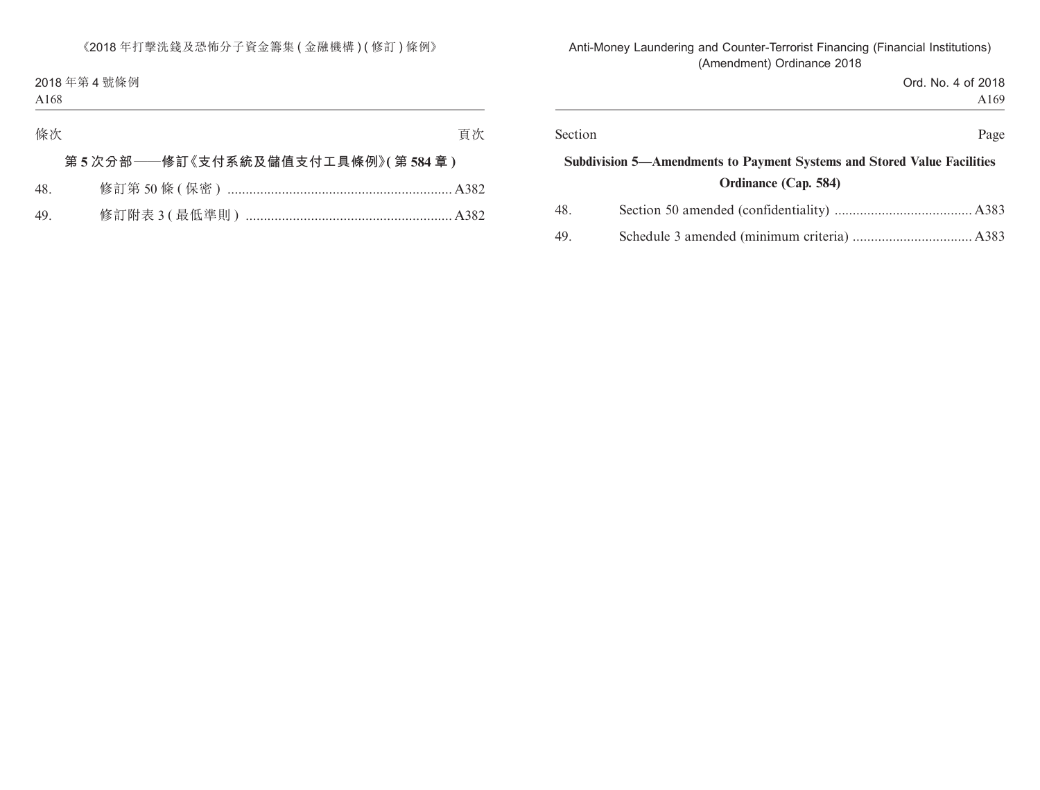| 條次 | | 頁次 |
|---|---|---|

**第 5 次分部——修訂《支付系統及儲值支付工具條例》(第 584 章)**

| | | |
|---|---|---|
| 48. | 修訂第 50 條 (保密) | A382 |
| 49. | 修訂附表 3 (最低準則) | A382 |

| Section | | Page |
|---|---|---|

**Subdivision 5—Amendments to Payment Systems and Stored Value Facilities Ordinance (Cap. 584)**

| | | |
|---|---|---|
| 48. | Section 50 amended (confidentiality) | A383 |
| 49. | Schedule 3 amended (minimum criteria) | A383 |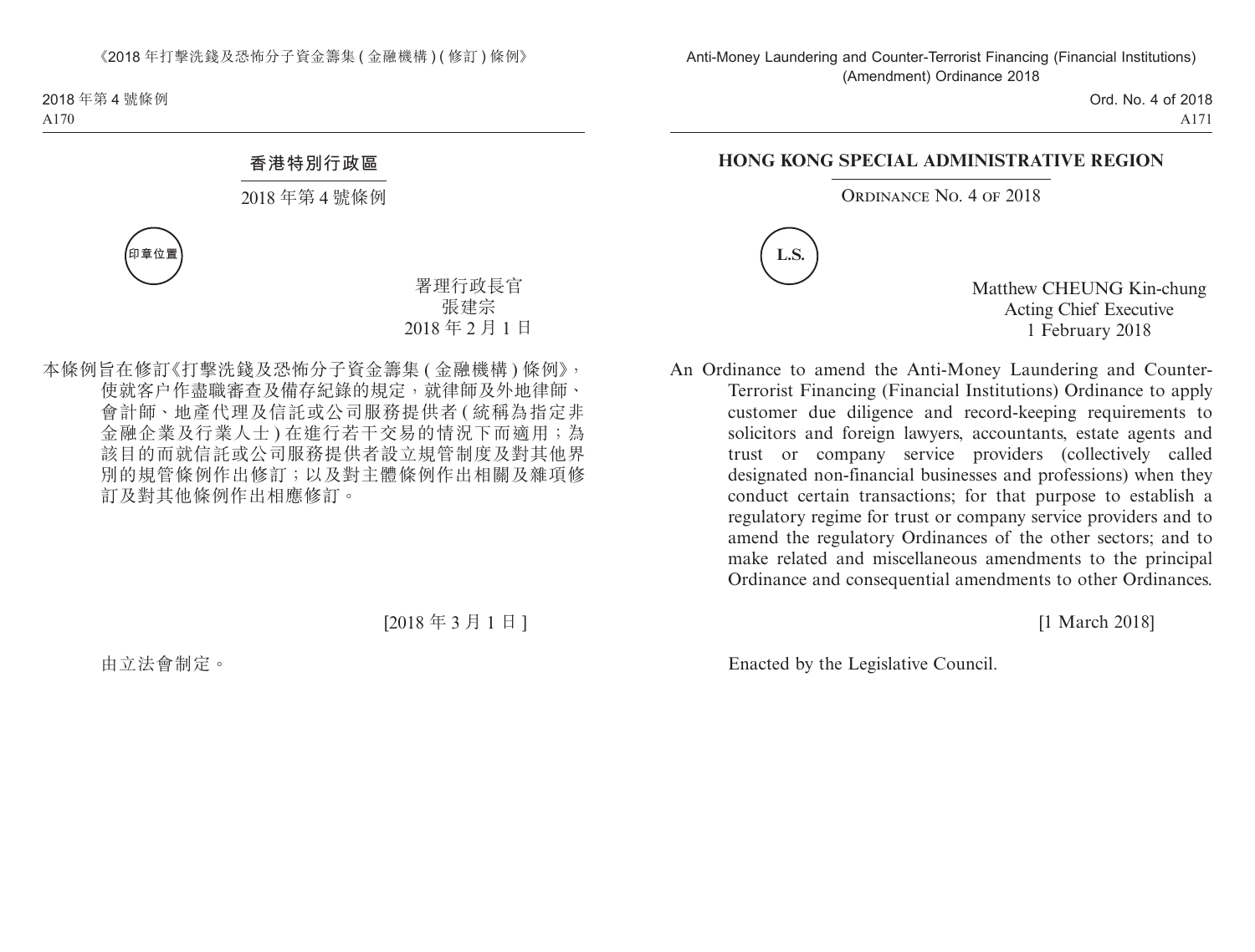**香港特別行政區**

2018 年第 4 號條例

印章位置

署理行政長官
張建宗
2018 年 2 月 1 日

本條例旨在修訂《打擊洗錢及恐怖分子資金籌集 (金融機構) 條例》，使就客户作盡職審查及備存紀錄的規定，就律師及外地律師、會計師、地產代理及信託或公司服務提供者 (統稱為指定非金融企業及行業人士) 在進行若干交易的情況下而適用；為該目的而就信託或公司服務提供者設立規管制度及對其他界別的規管條例作出修訂；以及對主體條例作出相關及雜項修訂及對其他條例作出相應修訂。

[2018 年 3 月 1 日]

由立法會制定。

**HONG KONG SPECIAL ADMINISTRATIVE REGION**

ORDINANCE NO. 4 OF 2018

L.S.

Matthew CHEUNG Kin-chung
Acting Chief Executive
1 February 2018

An Ordinance to amend the Anti-Money Laundering and Counter-Terrorist Financing (Financial Institutions) Ordinance to apply customer due diligence and record-keeping requirements to solicitors and foreign lawyers, accountants, estate agents and trust or company service providers (collectively called designated non-financial businesses and professions) when they conduct certain transactions; for that purpose to establish a regulatory regime for trust or company service providers and to amend the regulatory Ordinances of the other sectors; and to make related and miscellaneous amendments to the principal Ordinance and consequential amendments to other Ordinances.

[1 March 2018]

Enacted by the Legislative Council.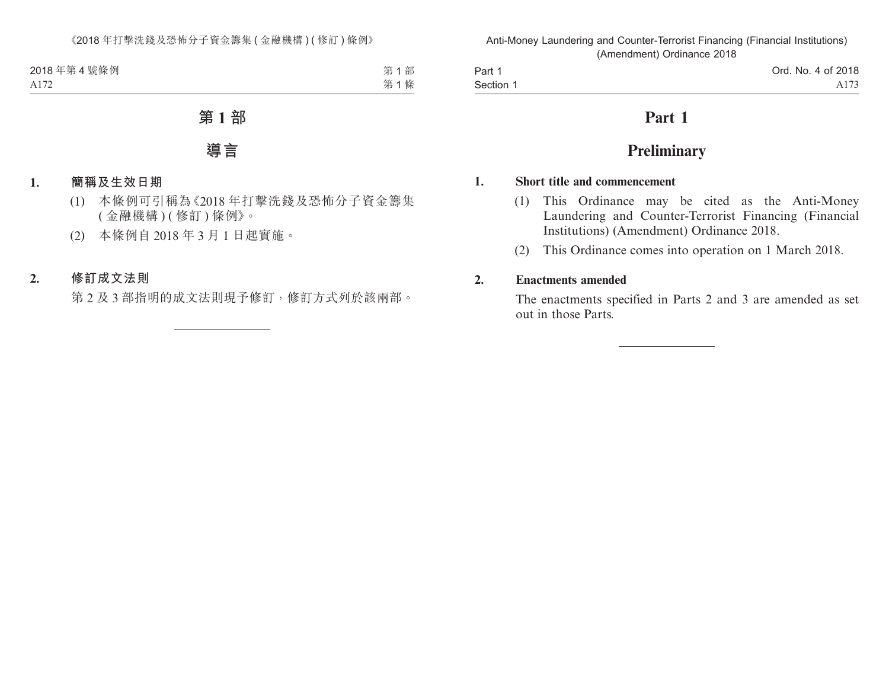# 第 1 部

# 導言

**1. 簡稱及生效日期**

(1) 本條例可引稱為《2018 年打擊洗錢及恐怖分子資金籌集 (金融機構) (修訂) 條例》。

(2) 本條例自 2018 年 3 月 1 日起實施。

**2. 修訂成文法則**

第 2 及 3 部指明的成文法則現予修訂，修訂方式列於該兩部。

---

# Part 1

# Preliminary

**1. Short title and commencement**

(1) This Ordinance may be cited as the Anti-Money Laundering and Counter-Terrorist Financing (Financial Institutions) (Amendment) Ordinance 2018.

(2) This Ordinance comes into operation on 1 March 2018.

**2. Enactments amended**

The enactments specified in Parts 2 and 3 are amended as set out in those Parts.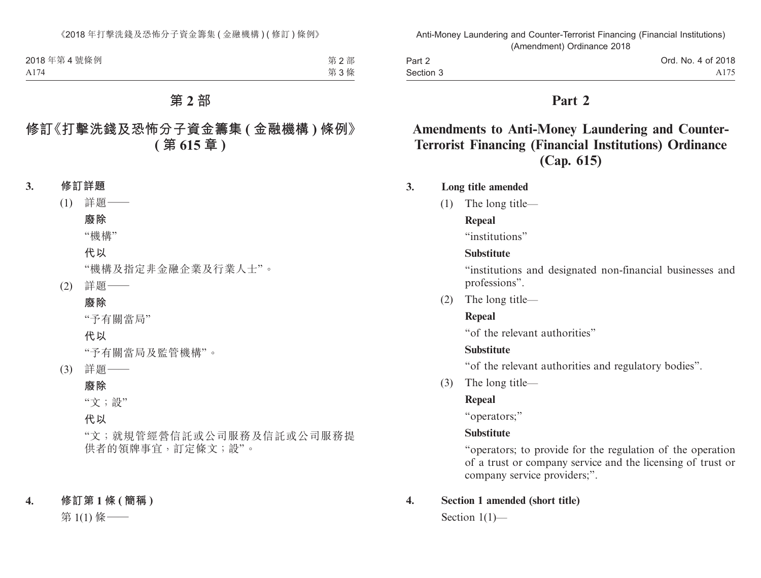# 第 2 部

## 修訂《打擊洗錢及恐怖分子資金籌集 (金融機構) 條例》(第 615 章)

**3. 修訂詳題**

(1) 詳題——

**廢除**

“機構”

**代以**

“機構及指定非金融企業及行業人士”。

(2) 詳題——

**廢除**

“予有關當局”

**代以**

“予有關當局及監管機構”。

(3) 詳題——

**廢除**

“文；設”

**代以**

“文；就規管經營信託或公司服務及信託或公司服務提供者的領牌事宜，訂定條文；設”。

**4. 修訂第 1 條 (簡稱)**

第 1(1) 條——

# Part 2

## Amendments to Anti-Money Laundering and Counter-Terrorist Financing (Financial Institutions) Ordinance (Cap. 615)

**3. Long title amended**

(1) The long title—

**Repeal**

“institutions”

**Substitute**

“institutions and designated non-financial businesses and professions”.

(2) The long title—

**Repeal**

“of the relevant authorities”

**Substitute**

“of the relevant authorities and regulatory bodies”.

(3) The long title—

**Repeal**

“operators;”

**Substitute**

“operators; to provide for the regulation of the operation of a trust or company service and the licensing of trust or company service providers;”.

**4. Section 1 amended (short title)**

Section 1(1)—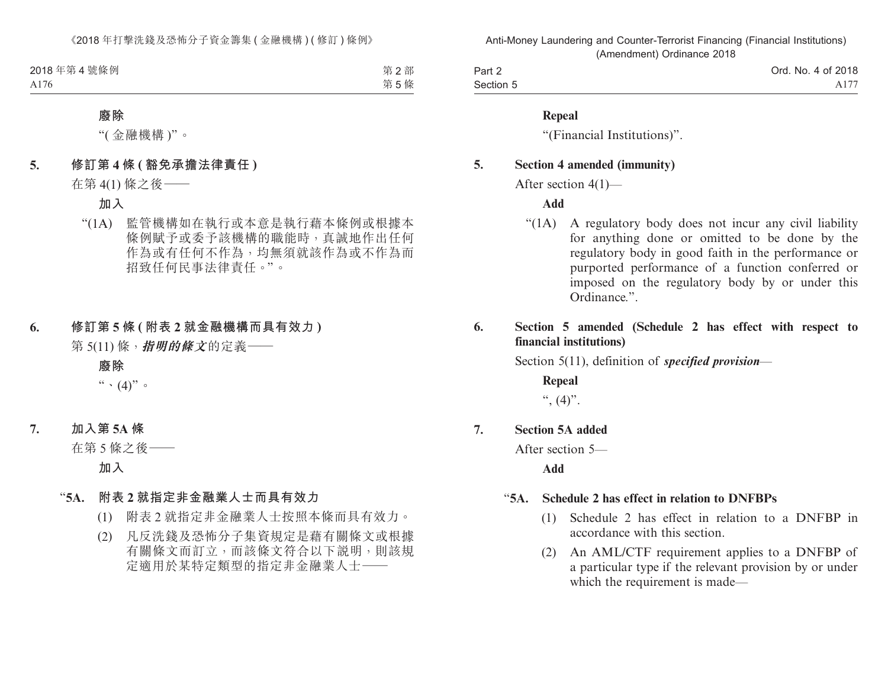**廢除**

“( 金融機構 )”。

**5. 修訂第 4 條 ( 豁免承擔法律責任 )**

在第 4(1) 條之後——

**加入**

“(1A) 監管機構如在執行或本意是執行藉本條例或根據本條例賦予或委予該機構的職能時，真誠地作出任何作為或有任何不作為，均無須就該作為或不作為而招致任何民事法律責任。”。

**6. 修訂第 5 條 ( 附表 2 就金融機構而具有效力 )**

第 5(11) 條，***指明的條文***的定義——

**廢除**

“、(4)”。

**7. 加入第 5A 條**

在第 5 條之後——

**加入**

“**5A. 附表 2 就指定非金融業人士而具有效力**

(1) 附表 2 就指定非金融業人士按照本條而具有效力。

(2) 凡反洗錢及恐怖分子集資規定是藉有關條文或根據有關條文而訂立，而該條文符合以下說明，則該規定適用於某特定類型的指定非金融業人士——

**Repeal**

“(Financial Institutions)”.

**5. Section 4 amended (immunity)**

After section 4(1)—

**Add**

“(1A) A regulatory body does not incur any civil liability for anything done or omitted to be done by the regulatory body in good faith in the performance or purported performance of a function conferred or imposed on the regulatory body by or under this Ordinance.”.

**6. Section 5 amended (Schedule 2 has effect with respect to financial institutions)**

Section 5(11), definition of ***specified provision***—

**Repeal**

“, (4)”.

**7. Section 5A added**

After section 5—

**Add**

“**5A. Schedule 2 has effect in relation to DNFBPs**

(1) Schedule 2 has effect in relation to a DNFBP in accordance with this section.

(2) An AML/CTF requirement applies to a DNFBP of a particular type if the relevant provision by or under which the requirement is made—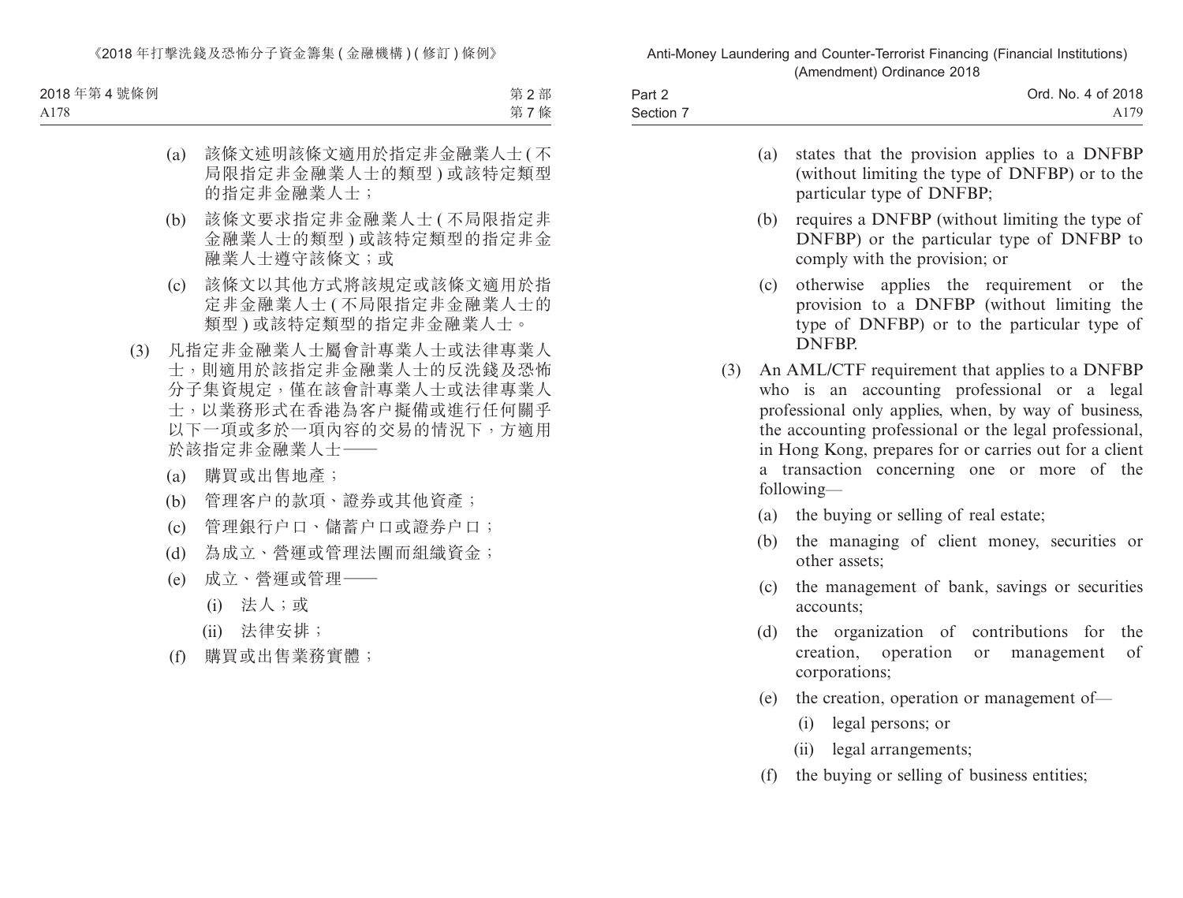(a) 該條文述明該條文適用於指定非金融業人士 (不局限指定非金融業人士的類型) 或該特定類型的指定非金融業人士；

(b) 該條文要求指定非金融業人士 (不局限指定非金融業人士的類型) 或該特定類型的指定非金融業人士遵守該條文；或

(c) 該條文以其他方式將該規定或該條文適用於指定非金融業人士 (不局限指定非金融業人士的類型) 或該特定類型的指定非金融業人士。

(3) 凡指定非金融業人士屬會計專業人士或法律專業人士，則適用於該指定非金融業人士的反洗錢及恐怖分子集資規定，僅在該會計專業人士或法律專業人士，以業務形式在香港為客户擬備或進行任何關乎以下一項或多於一項內容的交易的情況下，方適用於該指定非金融業人士——

(a) 購買或出售地產；

(b) 管理客户的款項、證券或其他資產；

(c) 管理銀行户口、儲蓄户口或證券户口；

(d) 為成立、營運或管理法團而組織資金；

(e) 成立、營運或管理——

(i) 法人；或

(ii) 法律安排；

(f) 購買或出售業務實體；

(a) states that the provision applies to a DNFBP (without limiting the type of DNFBP) or to the particular type of DNFBP;

(b) requires a DNFBP (without limiting the type of DNFBP) or the particular type of DNFBP to comply with the provision; or

(c) otherwise applies the requirement or the provision to a DNFBP (without limiting the type of DNFBP) or to the particular type of DNFBP.

(3) An AML/CTF requirement that applies to a DNFBP who is an accounting professional or a legal professional only applies, when, by way of business, the accounting professional or the legal professional, in Hong Kong, prepares for or carries out for a client a transaction concerning one or more of the following—

(a) the buying or selling of real estate;

(b) the managing of client money, securities or other assets;

(c) the management of bank, savings or securities accounts;

(d) the organization of contributions for the creation, operation or management of corporations;

(e) the creation, operation or management of—

(i) legal persons; or

(ii) legal arrangements;

(f) the buying or selling of business entities;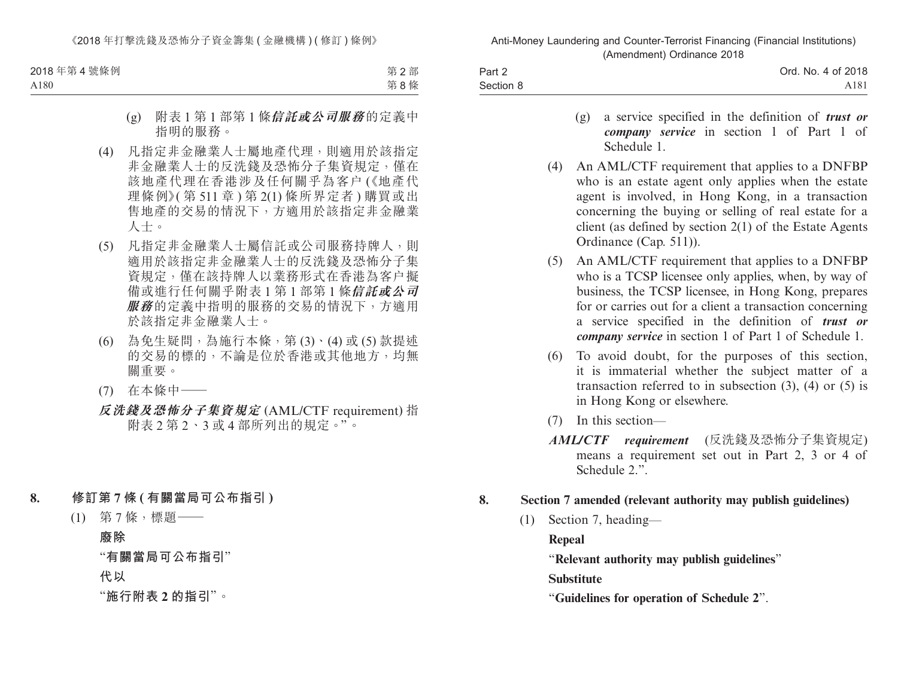(g) 附表 1 第 1 部第 1 條***信託或公司服務***的定義中指明的服務。

(4) 凡指定非金融業人士屬地產代理，則適用於該指定非金融業人士的反洗錢及恐怖分子集資規定，僅在該地產代理在香港涉及任何關乎為客户 (《地產代理條例》(第 511 章) 第 2(1) 條所界定者) 購買或出售地產的交易的情況下，方適用於該指定非金融業人士。

(5) 凡指定非金融業人士屬信託或公司服務持牌人，則適用於該指定非金融業人士的反洗錢及恐怖分子集資規定，僅在該持牌人以業務形式在香港為客户擬備或進行任何關乎附表 1 第 1 部第 1 條***信託或公司服務***的定義中指明的服務的交易的情況下，方適用於該指定非金融業人士。

(6) 為免生疑問，為施行本條，第 (3)、(4) 或 (5) 款提述的交易的標的，不論是位於香港或其他地方，均無關重要。

(7) 在本條中——

***反洗錢及恐怖分子集資規定*** (AML/CTF requirement) 指附表 2 第 2、3 或 4 部所列出的規定。”。

**8. 修訂第 7 條 (有關當局可公布指引)**

(1) 第 7 條，標題——

**廢除**

“**有關當局可公布指引**”

**代以**

“**施行附表 2 的指引**”。

(g) a service specified in the definition of ***trust or company service*** in section 1 of Part 1 of Schedule 1.

(4) An AML/CTF requirement that applies to a DNFBP who is an estate agent only applies when the estate agent is involved, in Hong Kong, in a transaction concerning the buying or selling of real estate for a client (as defined by section 2(1) of the Estate Agents Ordinance (Cap. 511)).

(5) An AML/CTF requirement that applies to a DNFBP who is a TCSP licensee only applies, when, by way of business, the TCSP licensee, in Hong Kong, prepares for or carries out for a client a transaction concerning a service specified in the definition of ***trust or company service*** in section 1 of Part 1 of Schedule 1.

(6) To avoid doubt, for the purposes of this section, it is immaterial whether the subject matter of a transaction referred to in subsection (3), (4) or (5) is in Hong Kong or elsewhere.

(7) In this section—

***AML/CTF requirement*** (反洗錢及恐怖分子集資規定) means a requirement set out in Part 2, 3 or 4 of Schedule 2.”.

**8. Section 7 amended (relevant authority may publish guidelines)**

(1) Section 7, heading—

**Repeal**

“**Relevant authority may publish guidelines**”

**Substitute**

“**Guidelines for operation of Schedule 2**”.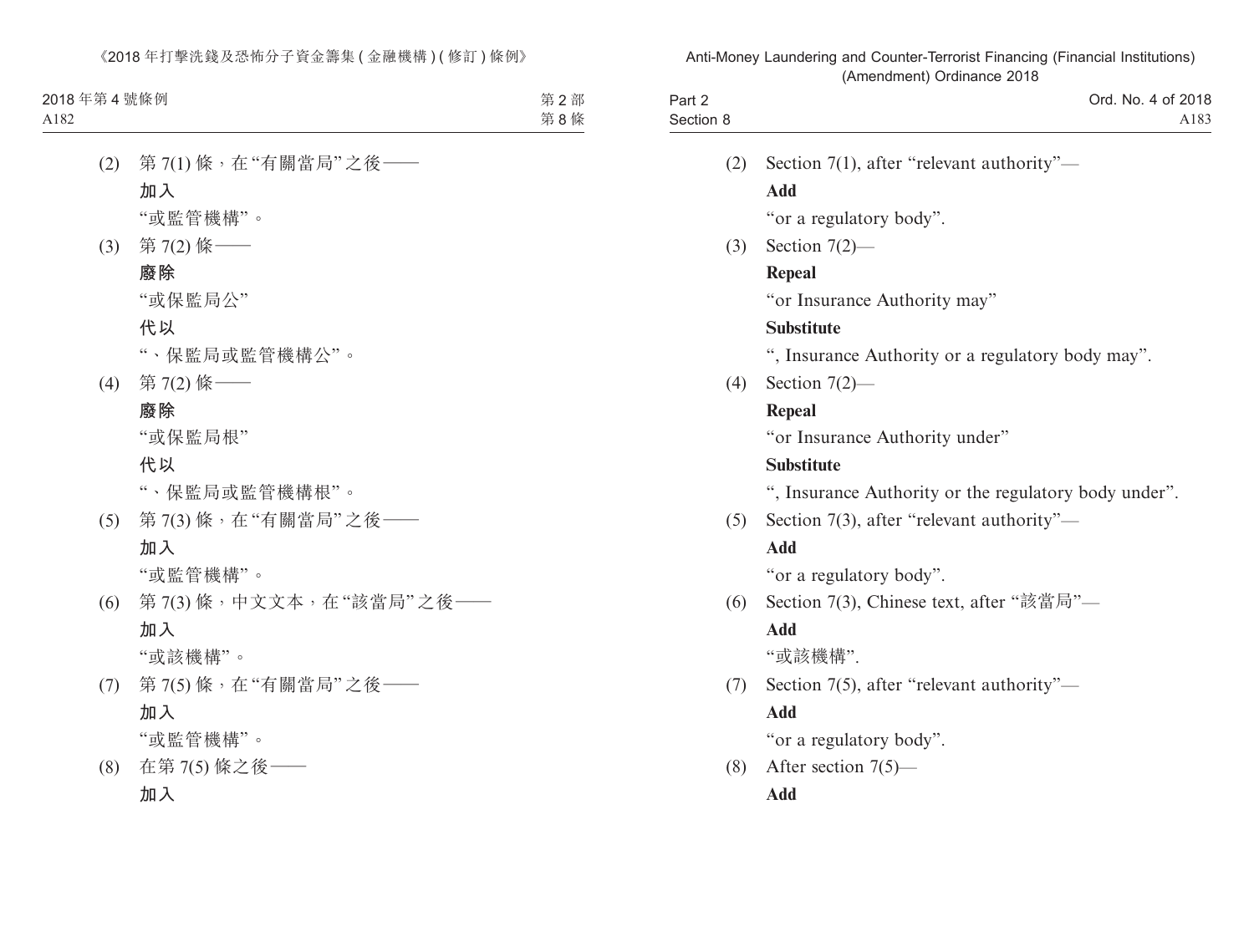(2) 第 7(1) 條，在“有關當局”之後——

**加入**

“或監管機構”。

(3) 第 7(2) 條——

**廢除**

“或保監局公”

**代以**

“、保監局或監管機構公”。

(4) 第 7(2) 條——

**廢除**

“或保監局根”

**代以**

“、保監局或監管機構根”。

(5) 第 7(3) 條，在“有關當局”之後——

**加入**

“或監管機構”。

(6) 第 7(3) 條，中文文本，在“該當局”之後——

**加入**

“或該機構”。

(7) 第 7(5) 條，在“有關當局”之後——

**加入**

“或監管機構”。

(8) 在第 7(5) 條之後——

**加入**

(2) Section 7(1), after “relevant authority”—

**Add**

“or a regulatory body”.

(3) Section 7(2)—

**Repeal**

“or Insurance Authority may”

**Substitute**

“, Insurance Authority or a regulatory body may”.

(4) Section 7(2)—

**Repeal**

“or Insurance Authority under”

**Substitute**

“, Insurance Authority or the regulatory body under”.

(5) Section 7(3), after “relevant authority”—

**Add**

“or a regulatory body”.

(6) Section 7(3), Chinese text, after “該當局”—

**Add**

“或該機構”.

(7) Section 7(5), after “relevant authority”—

**Add**

“or a regulatory body”.

(8) After section 7(5)—

**Add**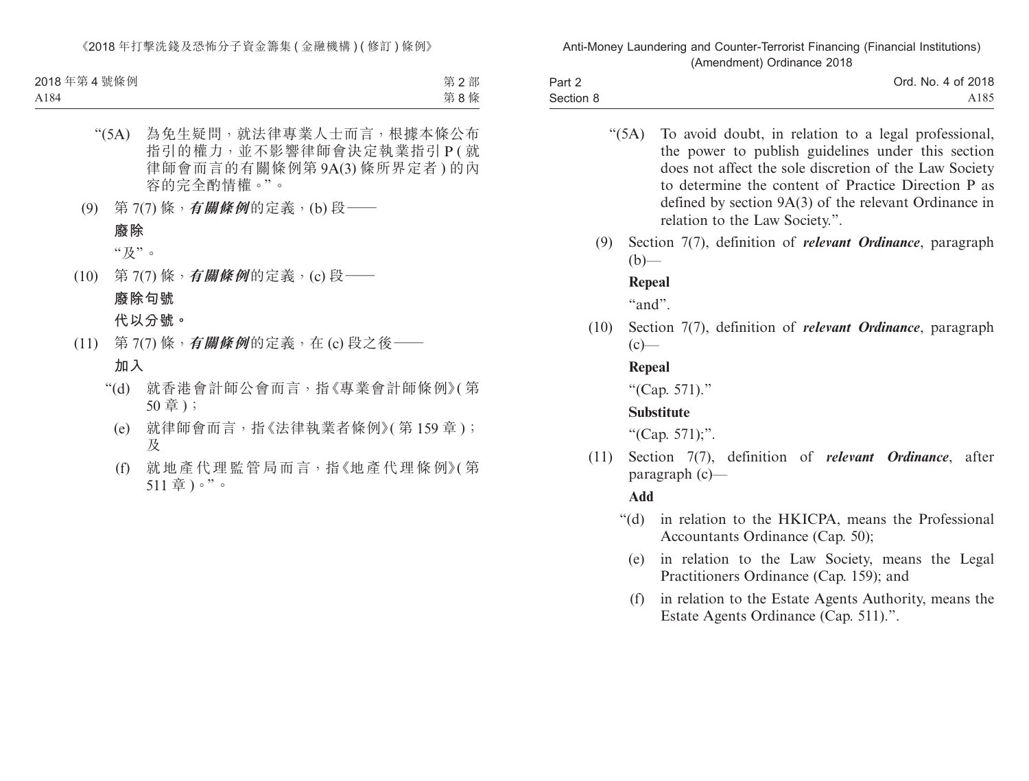“(5A) 為免生疑問，就法律專業人士而言，根據本條公布指引的權力，並不影響律師會決定執業指引 P (就律師會而言的有關條例第 9A(3) 條所界定者) 的內容的完全酌情權。”。

(9) 第 7(7) 條，***有關條例***的定義，(b) 段——

**廢除**

“及”。

(10) 第 7(7) 條，***有關條例***的定義，(c) 段——

**廢除句號**

**代以分號。**

(11) 第 7(7) 條，***有關條例***的定義，在 (c) 段之後——

**加入**

“(d) 就香港會計師公會而言，指《專業會計師條例》(第 50 章)；

(e) 就律師會而言，指《法律執業者條例》(第 159 章)；及

(f) 就地產代理監管局而言，指《地產代理條例》(第 511 章)。”。

“(5A) To avoid doubt, in relation to a legal professional, the power to publish guidelines under this section does not affect the sole discretion of the Law Society to determine the content of Practice Direction P as defined by section 9A(3) of the relevant Ordinance in relation to the Law Society.”.

(9) Section 7(7), definition of ***relevant Ordinance***, paragraph (b)—

**Repeal**

“and”.

(10) Section 7(7), definition of ***relevant Ordinance***, paragraph (c)—

**Repeal**

“(Cap. 571).”

**Substitute**

“(Cap. 571);”.

(11) Section 7(7), definition of ***relevant Ordinance***, after paragraph (c)—

**Add**

“(d) in relation to the HKICPA, means the Professional Accountants Ordinance (Cap. 50);

(e) in relation to the Law Society, means the Legal Practitioners Ordinance (Cap. 159); and

(f) in relation to the Estate Agents Authority, means the Estate Agents Ordinance (Cap. 511).”.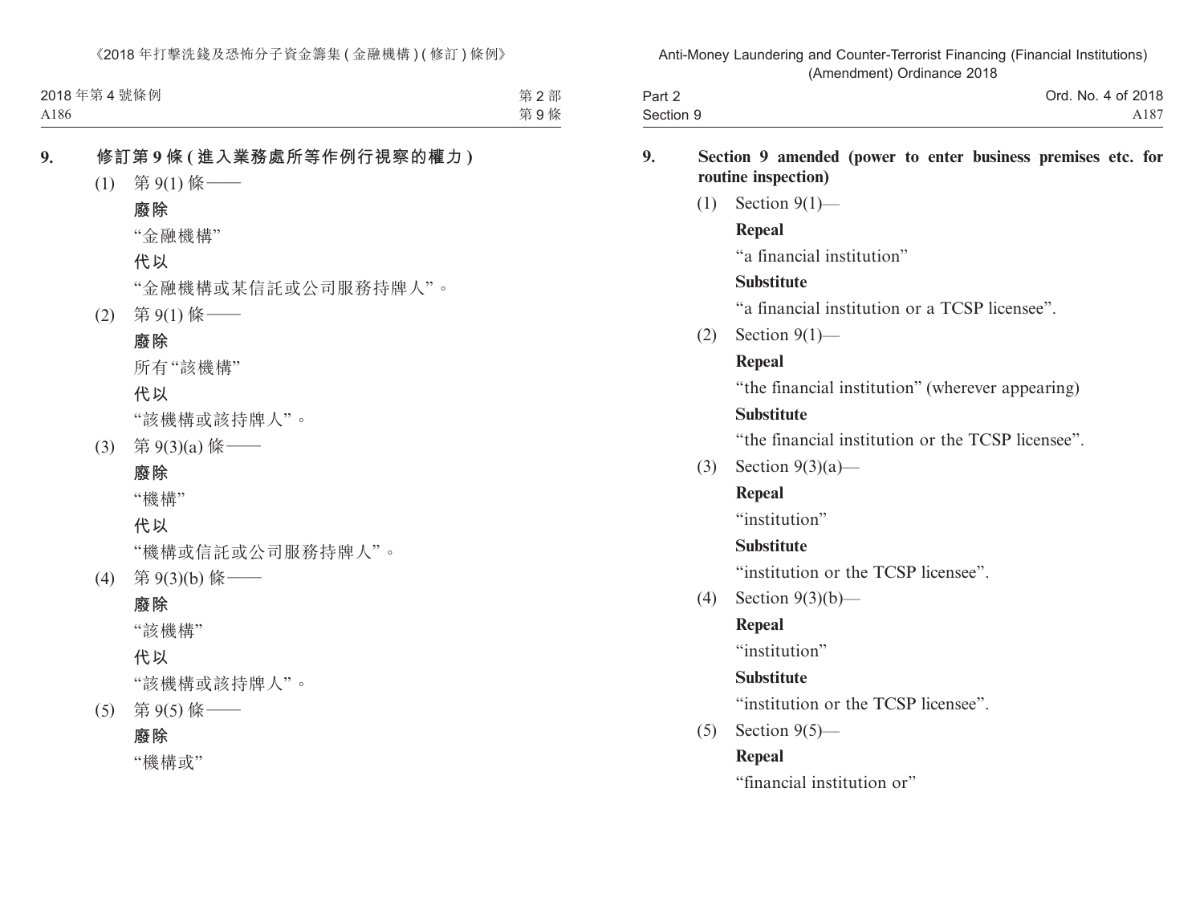**9. 修訂第 9 條 (進入業務處所等作例行視察的權力)**

(1) 第 9(1) 條——

**廢除**

“金融機構”

**代以**

“金融機構或某信託或公司服務持牌人”。

(2) 第 9(1) 條——

**廢除**

所有“該機構”

**代以**

“該機構或該持牌人”。

(3) 第 9(3)(a) 條——

**廢除**

“機構”

**代以**

“機構或信託或公司服務持牌人”。

(4) 第 9(3)(b) 條——

**廢除**

“該機構”

**代以**

“該機構或該持牌人”。

(5) 第 9(5) 條——

**廢除**

“機構或”

**9. Section 9 amended (power to enter business premises etc. for routine inspection)**

(1) Section 9(1)—

**Repeal**

“a financial institution”

**Substitute**

“a financial institution or a TCSP licensee”.

(2) Section 9(1)—

**Repeal**

“the financial institution” (wherever appearing)

**Substitute**

“the financial institution or the TCSP licensee”.

(3) Section 9(3)(a)—

**Repeal**

“institution”

**Substitute**

“institution or the TCSP licensee”.

(4) Section 9(3)(b)—

**Repeal**

“institution”

**Substitute**

“institution or the TCSP licensee”.

(5) Section 9(5)—

**Repeal**

“financial institution or”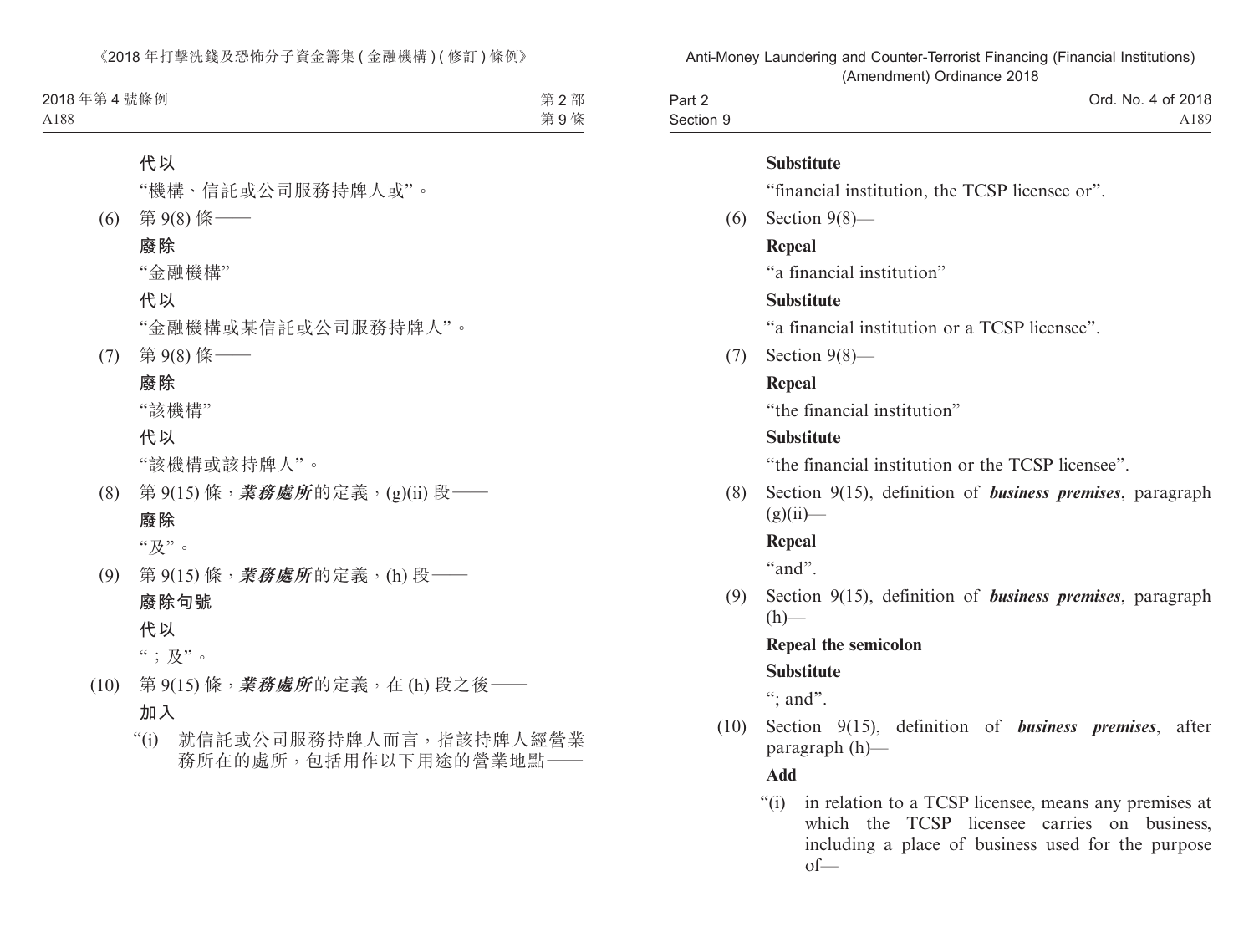**代以**

“機構、信託或公司服務持牌人或”。

(6) 第 9(8) 條——

**廢除**

“金融機構”

**代以**

“金融機構或某信託或公司服務持牌人”。

(7) 第 9(8) 條——

**廢除**

“該機構”

**代以**

“該機構或該持牌人”。

(8) 第 9(15) 條，***業務處所***的定義，(g)(ii) 段——

**廢除**

“及”。

(9) 第 9(15) 條，***業務處所***的定義，(h) 段——

**廢除句號**

**代以**

“；及”。

(10) 第 9(15) 條，***業務處所***的定義，在 (h) 段之後——

**加入**

“(i) 就信託或公司服務持牌人而言，指該持牌人經營業務所在的處所，包括用作以下用途的營業地點——

**Substitute**

“financial institution, the TCSP licensee or”.

(6) Section 9(8)—

**Repeal**

“a financial institution”

**Substitute**

“a financial institution or a TCSP licensee”.

(7) Section 9(8)—

**Repeal**

“the financial institution”

**Substitute**

“the financial institution or the TCSP licensee”.

(8) Section 9(15), definition of ***business premises***, paragraph (g)(ii)—

**Repeal**

“and”.

(9) Section 9(15), definition of ***business premises***, paragraph (h)—

**Repeal the semicolon**

**Substitute**

“; and”.

(10) Section 9(15), definition of ***business premises***, after paragraph (h)—

**Add**

“(i) in relation to a TCSP licensee, means any premises at which the TCSP licensee carries on business, including a place of business used for the purpose of—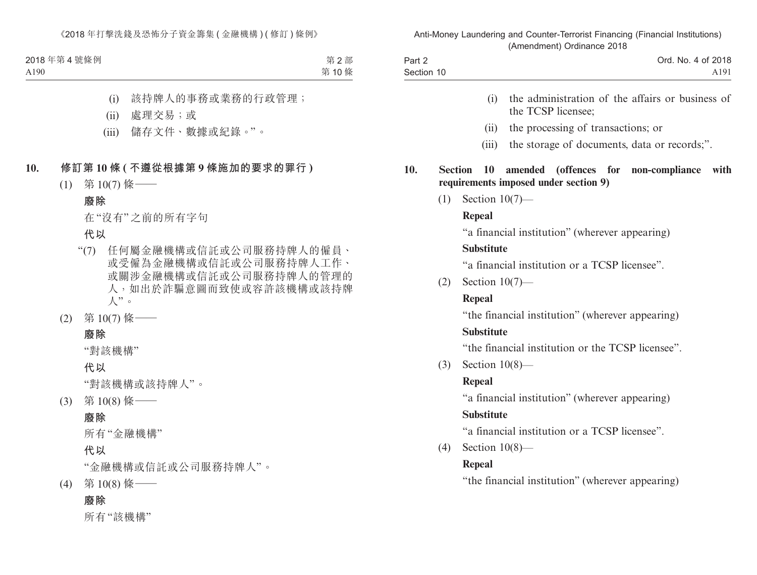(i) 該持牌人的事務或業務的行政管理；

(ii) 處理交易；或

(iii) 儲存文件、數據或紀錄。”。

**10. 修訂第 10 條 (不遵從根據第 9 條施加的要求的罪行)**

(1) 第 10(7) 條——

**廢除**

在“沒有”之前的所有字句

**代以**

“(7) 任何屬金融機構或信託或公司服務持牌人的僱員、或受僱為金融機構或信託或公司服務持牌人工作、或關涉金融機構或信託或公司服務持牌人的管理的人，如出於詐騙意圖而致使或容許該機構或該持牌人”。

(2) 第 10(7) 條——

**廢除**

“對該機構”

**代以**

“對該機構或該持牌人”。

(3) 第 10(8) 條——

**廢除**

所有“金融機構”

**代以**

“金融機構或信託或公司服務持牌人”。

(4) 第 10(8) 條——

**廢除**

所有“該機構”

(i) the administration of the affairs or business of the TCSP licensee;

(ii) the processing of transactions; or

(iii) the storage of documents, data or records;”.

**10. Section 10 amended (offences for non-compliance with requirements imposed under section 9)**

(1) Section 10(7)—

**Repeal**

“a financial institution” (wherever appearing)

**Substitute**

“a financial institution or a TCSP licensee”.

(2) Section 10(7)—

**Repeal**

“the financial institution” (wherever appearing)

**Substitute**

“the financial institution or the TCSP licensee”.

(3) Section 10(8)—

**Repeal**

“a financial institution” (wherever appearing)

**Substitute**

“a financial institution or a TCSP licensee”.

(4) Section 10(8)—

**Repeal**

“the financial institution” (wherever appearing)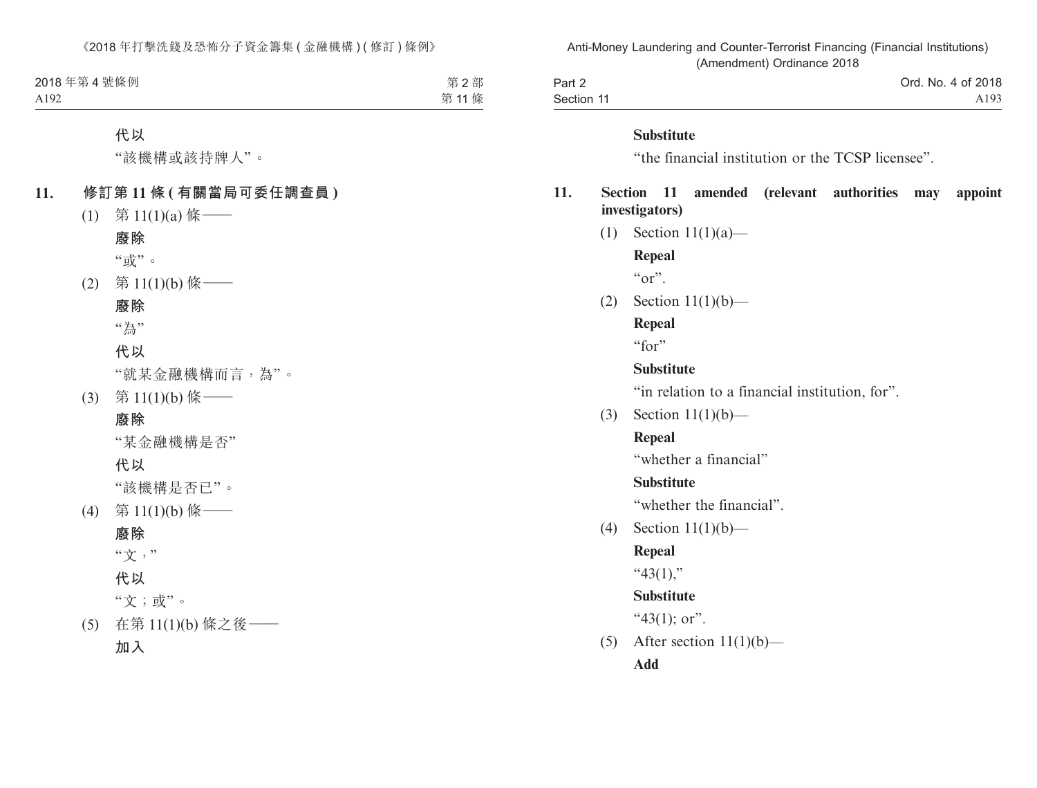代以

“該機構或該持牌人”。

**11. 修訂第 11 條 (有關當局可委任調查員)**

(1) 第 11(1)(a) 條——

**廢除**

“或”。

(2) 第 11(1)(b) 條——

**廢除**

“為”

**代以**

“就某金融機構而言，為”。

(3) 第 11(1)(b) 條——

**廢除**

“某金融機構是否”

**代以**

“該機構是否已”。

(4) 第 11(1)(b) 條——

**廢除**

“文，”

**代以**

“文；或”。

(5) 在第 11(1)(b) 條之後——

**加入**

**Substitute**

“the financial institution or the TCSP licensee”.

**11. Section 11 amended (relevant authorities may appoint investigators)**

(1) Section 11(1)(a)—

**Repeal**

“or”.

(2) Section 11(1)(b)—

**Repeal**

“for”

**Substitute**

“in relation to a financial institution, for”.

(3) Section 11(1)(b)—

**Repeal**

“whether a financial”

**Substitute**

“whether the financial”.

(4) Section 11(1)(b)—

**Repeal**

“43(1),”

**Substitute**

“43(1); or”.

(5) After section 11(1)(b)—

**Add**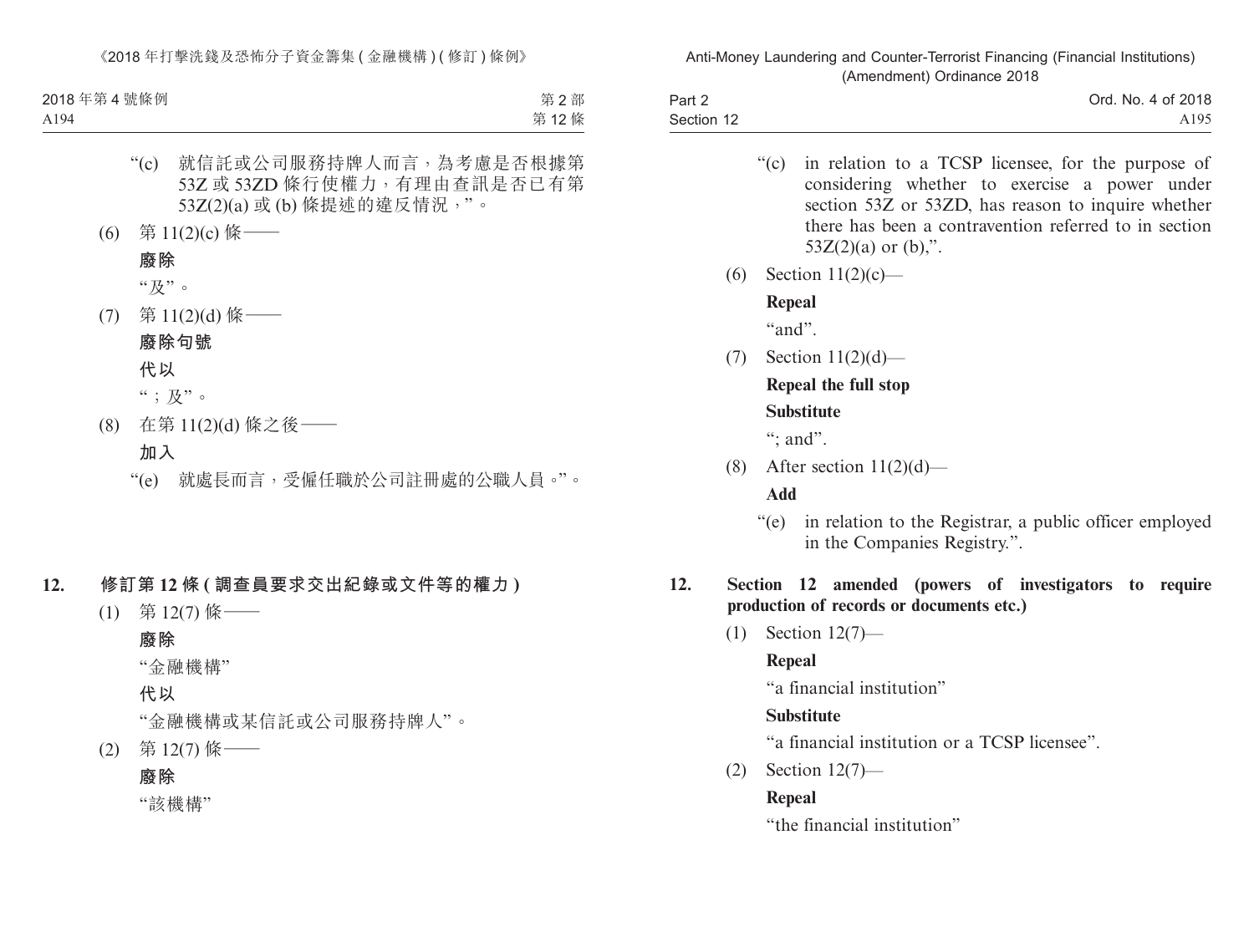“(c) 就信託或公司服務持牌人而言，為考慮是否根據第53Z 或 53ZD 條行使權力，有理由查訊是否已有第53Z(2)(a) 或 (b) 條提述的違反情況，”。

(6) 第 11(2)(c) 條——

**廢除**

“及”。

(7) 第 11(2)(d) 條——

**廢除句號**

**代以**

“；及”。

(8) 在第 11(2)(d) 條之後——

**加入**

“(e) 就處長而言，受僱任職於公司註冊處的公職人員。”。

## 12. 修訂第 12 條 (調查員要求交出紀錄或文件等的權力)

(1) 第 12(7) 條——

**廢除**

“金融機構”

**代以**

“金融機構或某信託或公司服務持牌人”。

(2) 第 12(7) 條——

**廢除**

“該機構”

---

“(c) in relation to a TCSP licensee, for the purpose of considering whether to exercise a power under section 53Z or 53ZD, has reason to inquire whether there has been a contravention referred to in section 53Z(2)(a) or (b),”.

(6) Section 11(2)(c)—

**Repeal**

“and”.

(7) Section 11(2)(d)—

**Repeal the full stop**

**Substitute**

“; and”.

(8) After section 11(2)(d)—

**Add**

“(e) in relation to the Registrar, a public officer employed in the Companies Registry.”.

## 12. Section 12 amended (powers of investigators to require production of records or documents etc.)

(1) Section 12(7)—

**Repeal**

“a financial institution”

**Substitute**

“a financial institution or a TCSP licensee”.

(2) Section 12(7)—

**Repeal**

“the financial institution”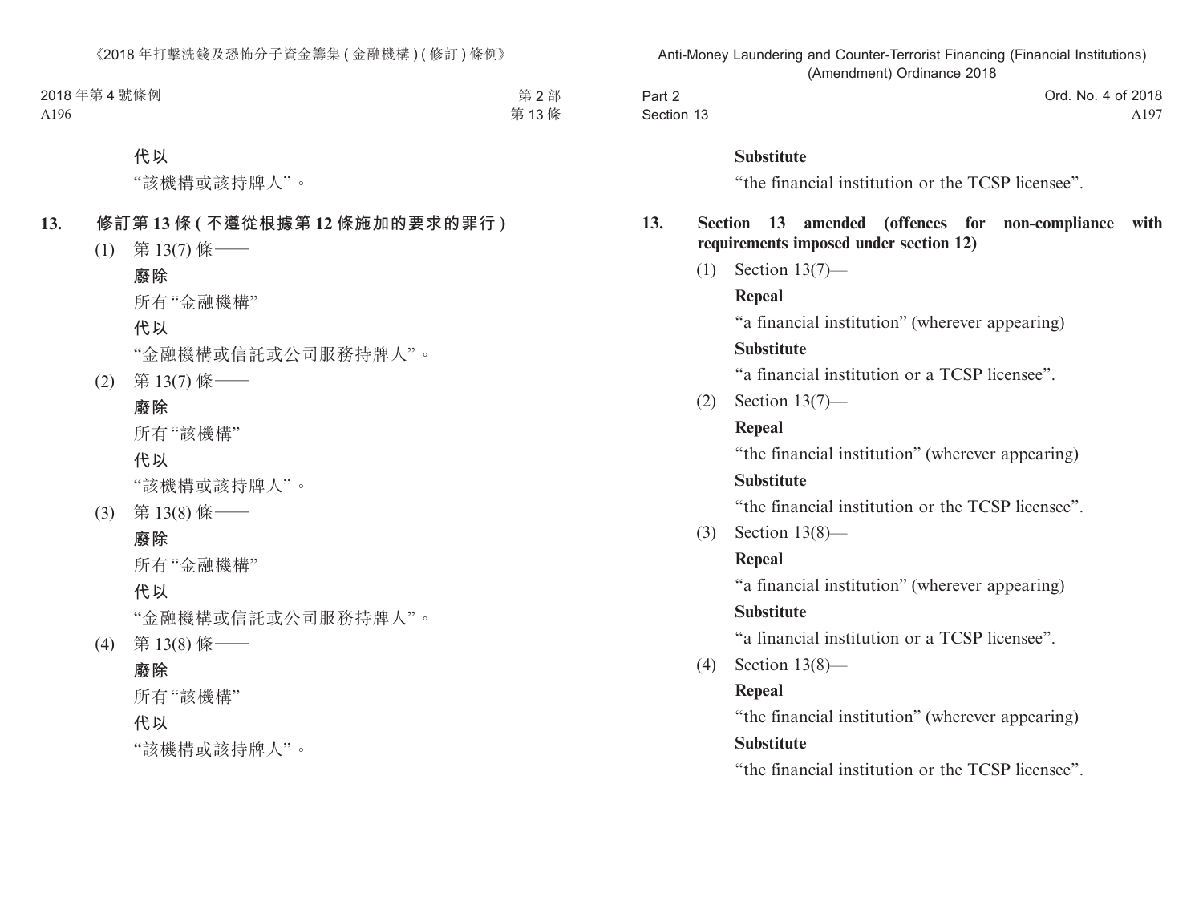**代以**

"該機構或該持牌人"。

**13. 修訂第 13 條 ( 不遵從根據第 12 條施加的要求的罪行 )**

(1) 第 13(7) 條——

**廢除**

所有"金融機構"

**代以**

"金融機構或信託或公司服務持牌人"。

(2) 第 13(7) 條——

**廢除**

所有"該機構"

**代以**

"該機構或該持牌人"。

(3) 第 13(8) 條——

**廢除**

所有"金融機構"

**代以**

"金融機構或信託或公司服務持牌人"。

(4) 第 13(8) 條——

**廢除**

所有"該機構"

**代以**

"該機構或該持牌人"。

**Substitute**

"the financial institution or the TCSP licensee".

**13. Section 13 amended (offences for non-compliance with requirements imposed under section 12)**

(1) Section 13(7)—

**Repeal**

"a financial institution" (wherever appearing)

**Substitute**

"a financial institution or a TCSP licensee".

(2) Section 13(7)—

**Repeal**

"the financial institution" (wherever appearing)

**Substitute**

"the financial institution or the TCSP licensee".

(3) Section 13(8)—

**Repeal**

"a financial institution" (wherever appearing)

**Substitute**

"a financial institution or a TCSP licensee".

(4) Section 13(8)—

**Repeal**

"the financial institution" (wherever appearing)

**Substitute**

"the financial institution or the TCSP licensee".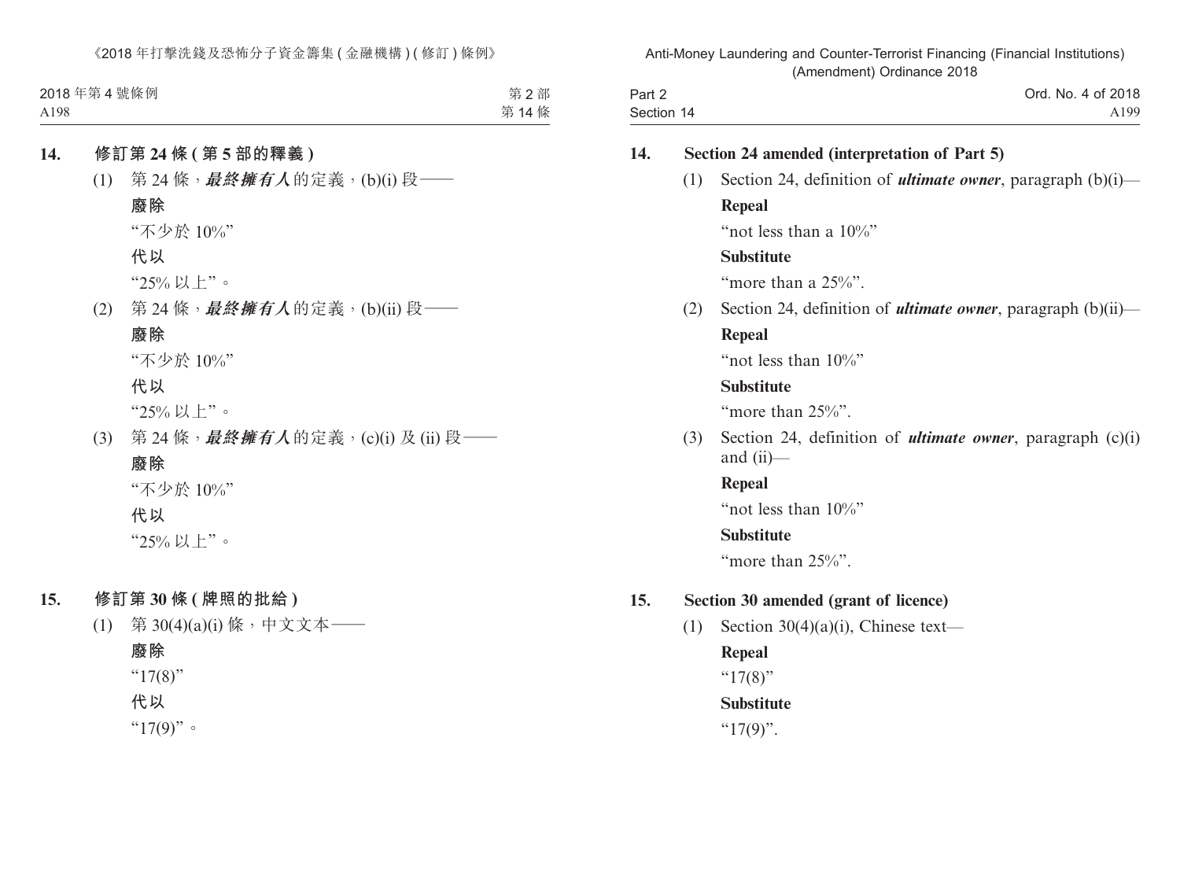## 14. 修訂第 24 條 (第 5 部的釋義)

(1) 第 24 條，***最終擁有人***的定義，(b)(i) 段——

**廢除**

"不少於 10%"

**代以**

"25% 以上"。

(2) 第 24 條，***最終擁有人***的定義，(b)(ii) 段——

**廢除**

"不少於 10%"

**代以**

"25% 以上"。

(3) 第 24 條，***最終擁有人***的定義，(c)(i) 及 (ii) 段——

**廢除**

"不少於 10%"

**代以**

"25% 以上"。

## 15. 修訂第 30 條 (牌照的批給)

(1) 第 30(4)(a)(i) 條，中文文本——

**廢除**

"17(8)"

**代以**

"17(9)"。

## 14. Section 24 amended (interpretation of Part 5)

(1) Section 24, definition of ***ultimate owner***, paragraph (b)(i)—

**Repeal**

"not less than a 10%"

**Substitute**

"more than a 25%".

(2) Section 24, definition of ***ultimate owner***, paragraph (b)(ii)—

**Repeal**

"not less than 10%"

**Substitute**

"more than 25%".

(3) Section 24, definition of ***ultimate owner***, paragraph (c)(i) and (ii)—

**Repeal**

"not less than 10%"

**Substitute**

"more than 25%".

## 15. Section 30 amended (grant of licence)

(1) Section 30(4)(a)(i), Chinese text—

**Repeal**

"17(8)"

**Substitute**

"17(9)".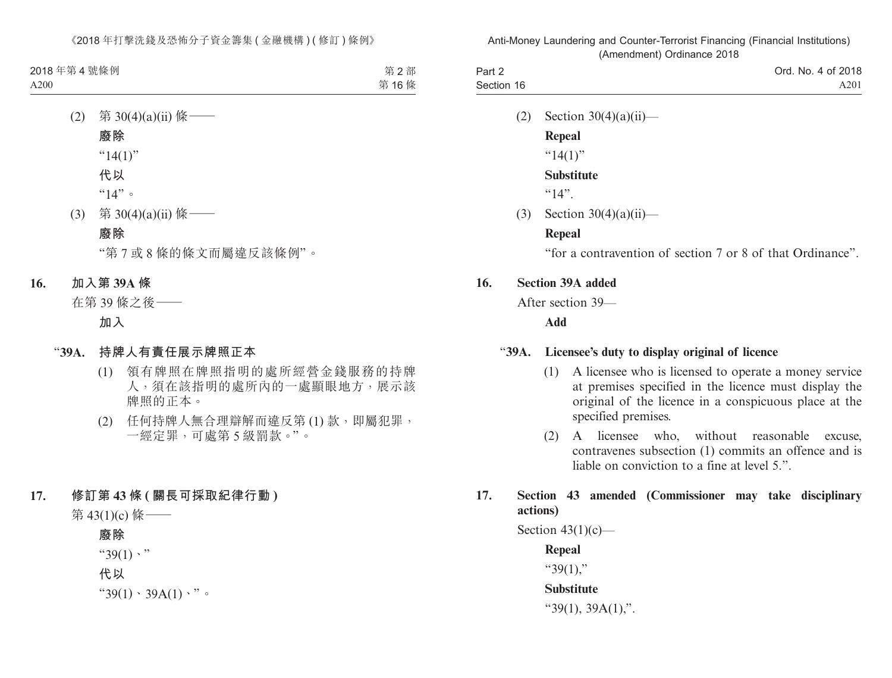(2) 第 30(4)(a)(ii) 條——

**廢除**

"14(1)"

**代以**

"14"。

(3) 第 30(4)(a)(ii) 條——

**廢除**

"第 7 或 8 條的條文而屬違反該條例"。

**16. 加入第 39A 條**

在第 39 條之後——

**加入**

"**39A. 持牌人有責任展示牌照正本**

(1) 領有牌照在牌照指明的處所經營金錢服務的持牌人，須在該指明的處所內的一處顯眼地方，展示該牌照的正本。

(2) 任何持牌人無合理辯解而違反第 (1) 款，即屬犯罪，一經定罪，可處第 5 級罰款。"。

**17. 修訂第 43 條 (關長可採取紀律行動)**

第 43(1)(c) 條——

**廢除**

"39(1)、"

**代以**

"39(1)、39A(1)、"。

(2) Section 30(4)(a)(ii)—

**Repeal**

"14(1)"

**Substitute**

"14".

(3) Section 30(4)(a)(ii)—

**Repeal**

"for a contravention of section 7 or 8 of that Ordinance".

**16. Section 39A added**

After section 39—

**Add**

"**39A. Licensee's duty to display original of licence**

(1) A licensee who is licensed to operate a money service at premises specified in the licence must display the original of the licence in a conspicuous place at the specified premises.

(2) A licensee who, without reasonable excuse, contravenes subsection (1) commits an offence and is liable on conviction to a fine at level 5.".

**17. Section 43 amended (Commissioner may take disciplinary actions)**

Section 43(1)(c)—

**Repeal**

"39(1),"

**Substitute**

"39(1), 39A(1),".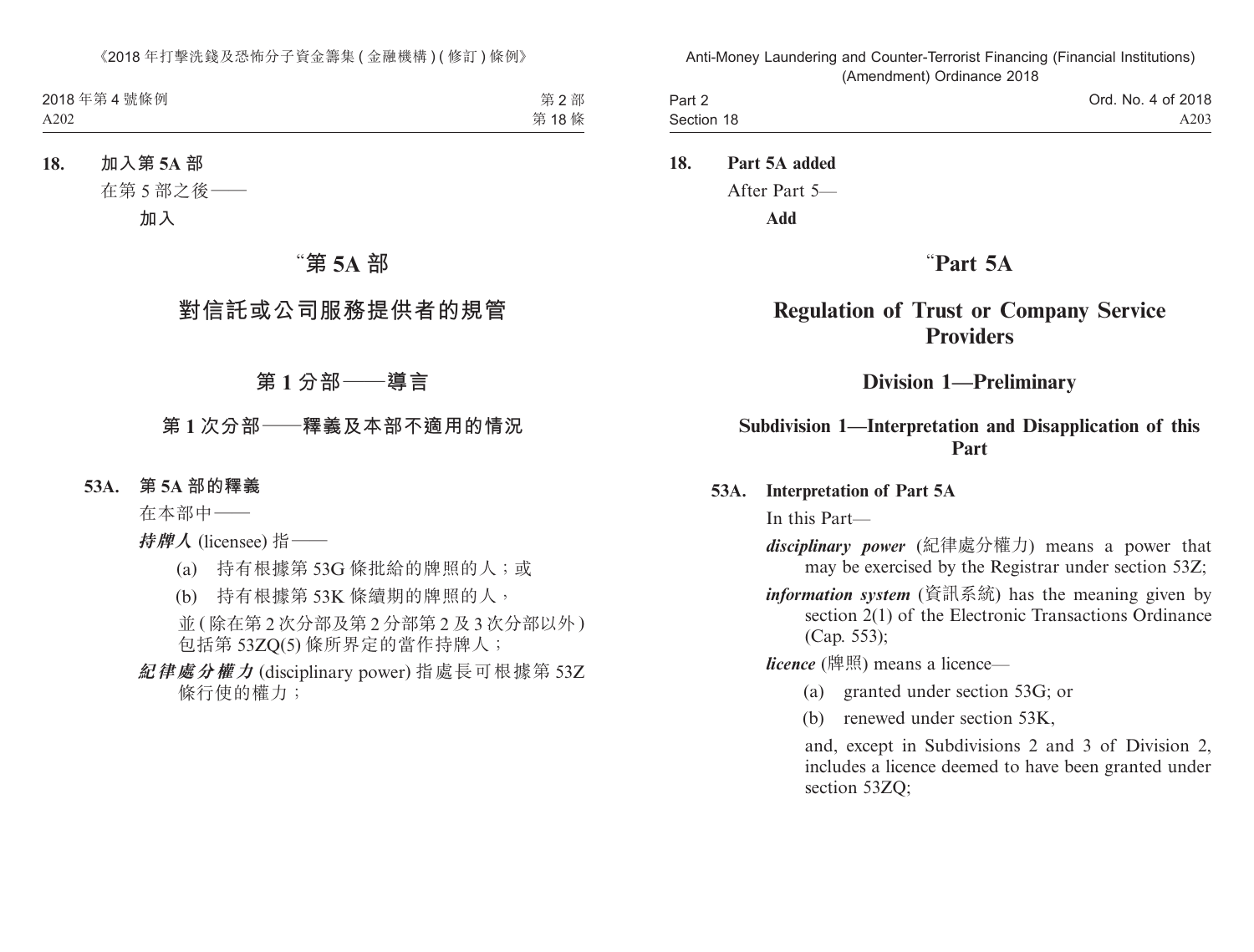**18. 加入第 5A 部**

在第 5 部之後——

**加入**

# “第 5A 部

# 對信託或公司服務提供者的規管

## 第 1 分部——導言

### 第 1 次分部——釋義及本部不適用的情況

**53A. 第 5A 部的釋義**

在本部中——

***持牌人*** (licensee) 指——

(a) 持有根據第 53G 條批給的牌照的人；或

(b) 持有根據第 53K 條續期的牌照的人，

並 (除在第 2 次分部及第 2 分部第 2 及 3 次分部以外) 包括第 53ZQ(5) 條所界定的當作持牌人；

***紀律處分權力*** (disciplinary power) 指處長可根據第 53Z 條行使的權力；

**18. Part 5A added**

After Part 5—

**Add**

# “Part 5A

# Regulation of Trust or Company Service Providers

## Division 1—Preliminary

### Subdivision 1—Interpretation and Disapplication of this Part

**53A. Interpretation of Part 5A**

In this Part—

***disciplinary power*** (紀律處分權力) means a power that may be exercised by the Registrar under section 53Z;

***information system*** (資訊系統) has the meaning given by section 2(1) of the Electronic Transactions Ordinance (Cap. 553);

***licence*** (牌照) means a licence—

(a) granted under section 53G; or

(b) renewed under section 53K,

and, except in Subdivisions 2 and 3 of Division 2, includes a licence deemed to have been granted under section 53ZQ;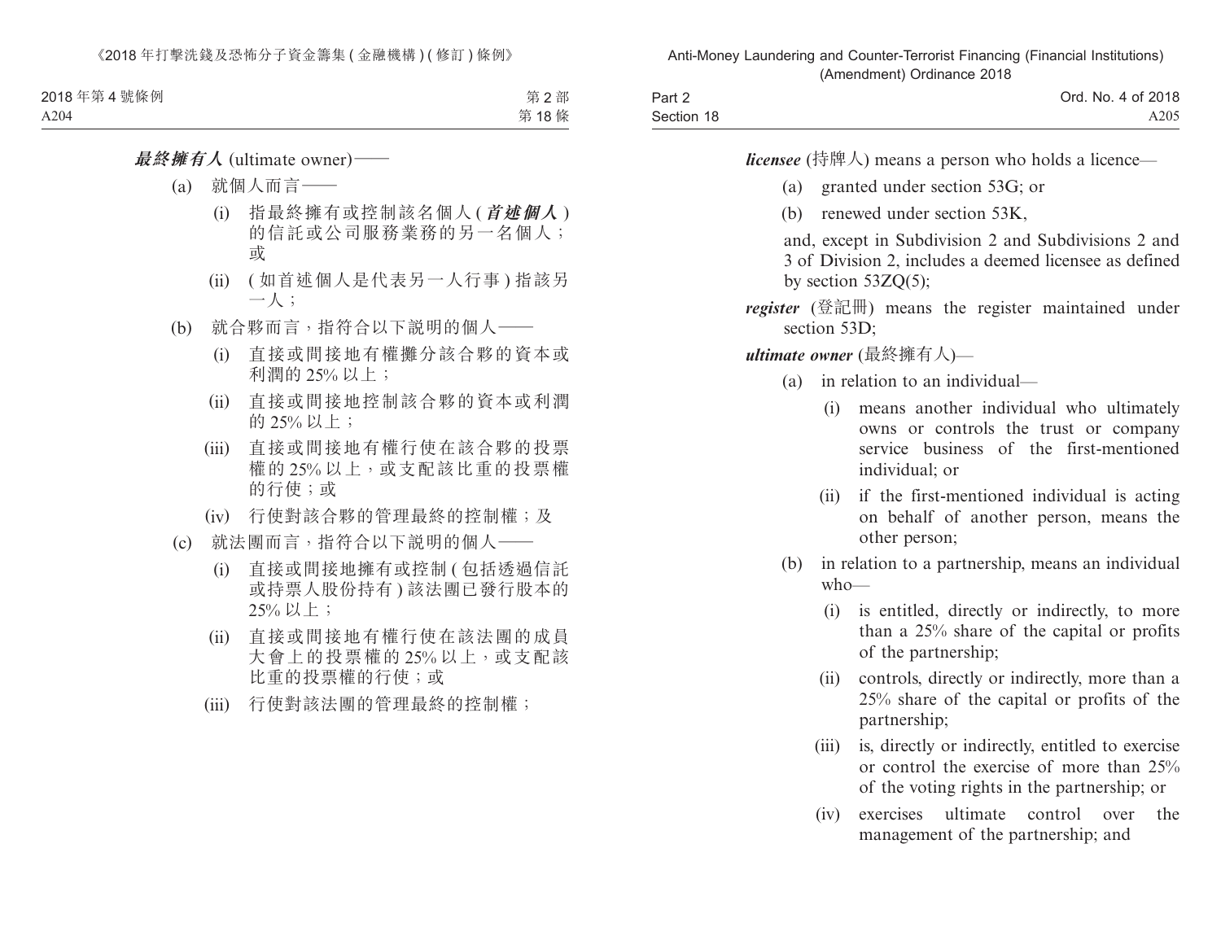***最終擁有人*** (ultimate owner)——

(a) 就個人而言——

(i) 指最終擁有或控制該名個人 (***首述個人***) 的信託或公司服務業務的另一名個人；或

(ii) (如首述個人是代表另一人行事) 指該另一人；

(b) 就合夥而言，指符合以下說明的個人——

(i) 直接或間接地有權攤分該合夥的資本或利潤的 25% 以上；

(ii) 直接或間接地控制該合夥的資本或利潤的 25% 以上；

(iii) 直接或間接地有權行使在該合夥的投票權的 25% 以上，或支配該比重的投票權的行使；或

(iv) 行使對該合夥的管理最終的控制權；及

(c) 就法團而言，指符合以下說明的個人——

(i) 直接或間接地擁有或控制 (包括透過信託或持票人股份持有) 該法團已發行股本的 25% 以上；

(ii) 直接或間接地有權行使在該法團的成員大會上的投票權的 25% 以上，或支配該比重的投票權的行使；或

(iii) 行使對該法團的管理最終的控制權；

***licensee*** (持牌人) means a person who holds a licence—

(a) granted under section 53G; or

(b) renewed under section 53K,

and, except in Subdivision 2 and Subdivisions 2 and 3 of Division 2, includes a deemed licensee as defined by section 53ZQ(5);

***register*** (登記冊) means the register maintained under section 53D;

***ultimate owner*** (最終擁有人)—

(a) in relation to an individual—

(i) means another individual who ultimately owns or controls the trust or company service business of the first-mentioned individual; or

(ii) if the first-mentioned individual is acting on behalf of another person, means the other person;

(b) in relation to a partnership, means an individual who—

(i) is entitled, directly or indirectly, to more than a 25% share of the capital or profits of the partnership;

(ii) controls, directly or indirectly, more than a 25% share of the capital or profits of the partnership;

(iii) is, directly or indirectly, entitled to exercise or control the exercise of more than 25% of the voting rights in the partnership; or

(iv) exercises ultimate control over the management of the partnership; and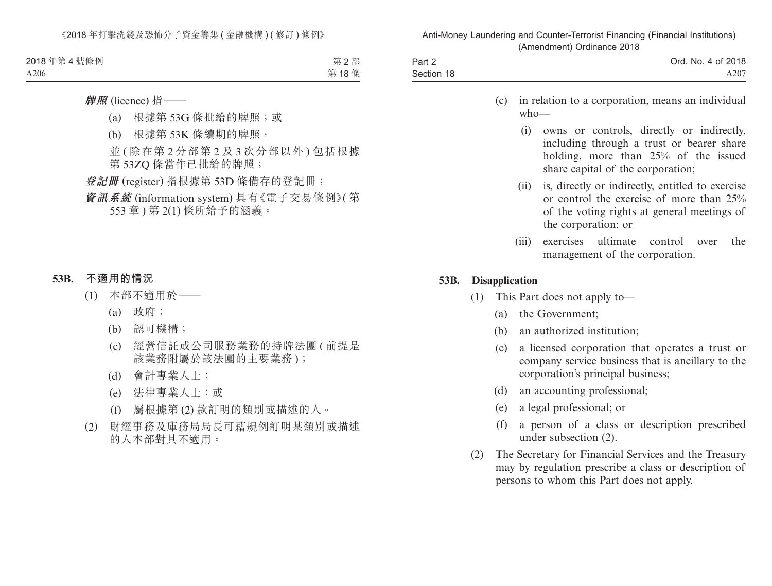***牌照*** (licence) 指——

(a) 根據第 53G 條批給的牌照；或

(b) 根據第 53K 條續期的牌照，

並 (除在第 2 分部第 2 及 3 次分部以外) 包括根據第 53ZQ 條當作已批給的牌照；

***登記冊*** (register) 指根據第 53D 條備存的登記冊；

***資訊系統*** (information system) 具有《電子交易條例》(第 553 章) 第 2(1) 條所給予的涵義。

**53B. 不適用的情況**

(1) 本部不適用於——

(a) 政府；

(b) 認可機構；

(c) 經營信託或公司服務業務的持牌法團 (前提是該業務附屬於該法團的主要業務)；

(d) 會計專業人士；

(e) 法律專業人士；或

(f) 屬根據第 (2) 款訂明的類別或描述的人。

(2) 財經事務及庫務局局長可藉規例訂明某類別或描述的人本部對其不適用。

(c) in relation to a corporation, means an individual who—

(i) owns or controls, directly or indirectly, including through a trust or bearer share holding, more than 25% of the issued share capital of the corporation;

(ii) is, directly or indirectly, entitled to exercise or control the exercise of more than 25% of the voting rights at general meetings of the corporation; or

(iii) exercises ultimate control over the management of the corporation.

**53B. Disapplication**

(1) This Part does not apply to—

(a) the Government;

(b) an authorized institution;

(c) a licensed corporation that operates a trust or company service business that is ancillary to the corporation's principal business;

(d) an accounting professional;

(e) a legal professional; or

(f) a person of a class or description prescribed under subsection (2).

(2) The Secretary for Financial Services and the Treasury may by regulation prescribe a class or description of persons to whom this Part does not apply.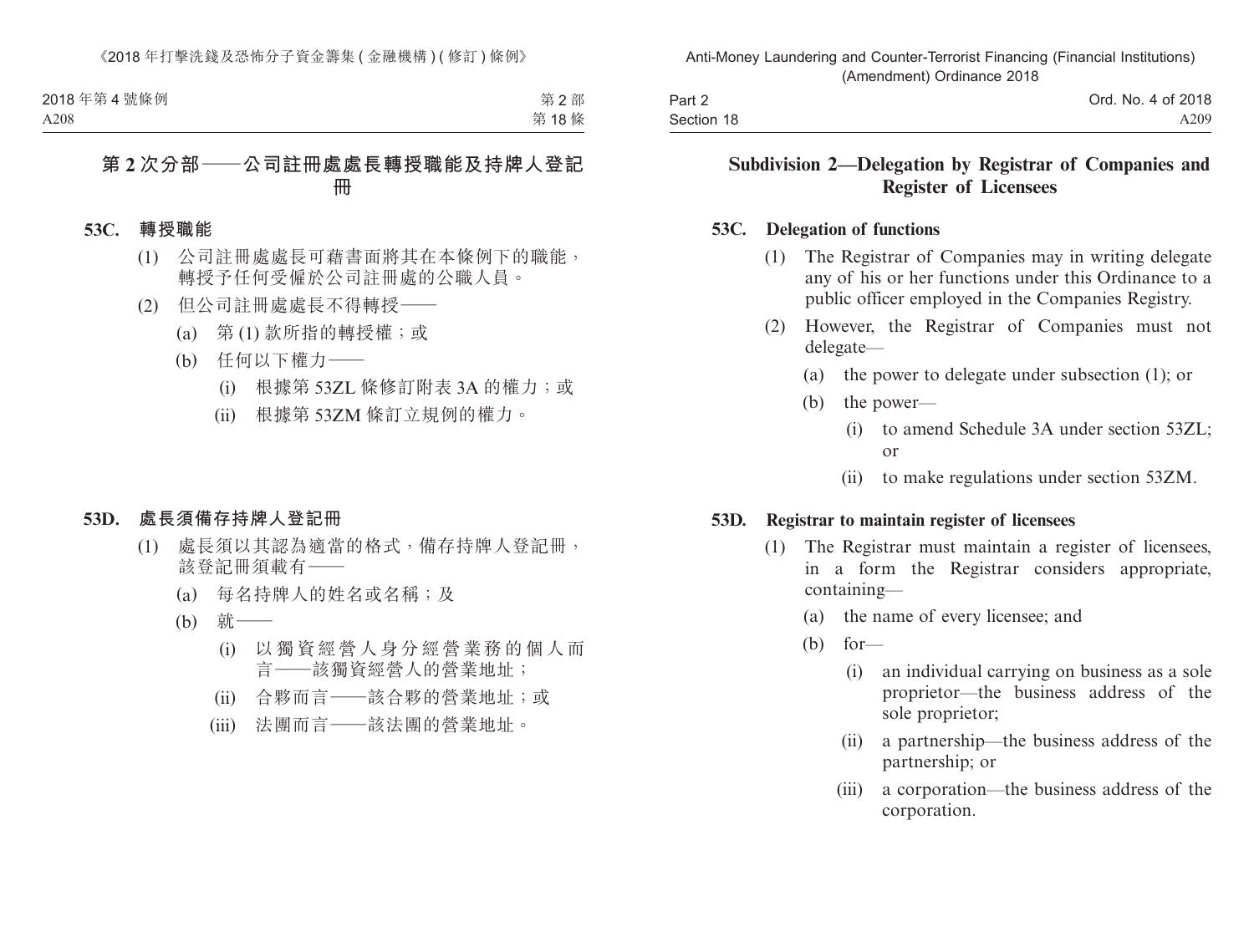## 第 2 次分部——公司註冊處處長轉授職能及持牌人登記冊

**53C. 轉授職能**

(1) 公司註冊處處長可藉書面將其在本條例下的職能，轉授予任何受僱於公司註冊處的公職人員。

(2) 但公司註冊處處長不得轉授——

(a) 第 (1) 款所指的轉授權；或

(b) 任何以下權力——

(i) 根據第 53ZL 條修訂附表 3A 的權力；或

(ii) 根據第 53ZM 條訂立規例的權力。

**53D. 處長須備存持牌人登記冊**

(1) 處長須以其認為適當的格式，備存持牌人登記冊，該登記冊須載有——

(a) 每名持牌人的姓名或名稱；及

(b) 就——

(i) 以獨資經營人身分經營業務的個人而言——該獨資經營人的營業地址；

(ii) 合夥而言——該合夥的營業地址；或

(iii) 法團而言——該法團的營業地址。

## Subdivision 2—Delegation by Registrar of Companies and Register of Licensees

**53C. Delegation of functions**

(1) The Registrar of Companies may in writing delegate any of his or her functions under this Ordinance to a public officer employed in the Companies Registry.

(2) However, the Registrar of Companies must not delegate—

(a) the power to delegate under subsection (1); or

(b) the power—

(i) to amend Schedule 3A under section 53ZL; or

(ii) to make regulations under section 53ZM.

**53D. Registrar to maintain register of licensees**

(1) The Registrar must maintain a register of licensees, in a form the Registrar considers appropriate, containing—

(a) the name of every licensee; and

(b) for—

(i) an individual carrying on business as a sole proprietor—the business address of the sole proprietor;

(ii) a partnership—the business address of the partnership; or

(iii) a corporation—the business address of the corporation.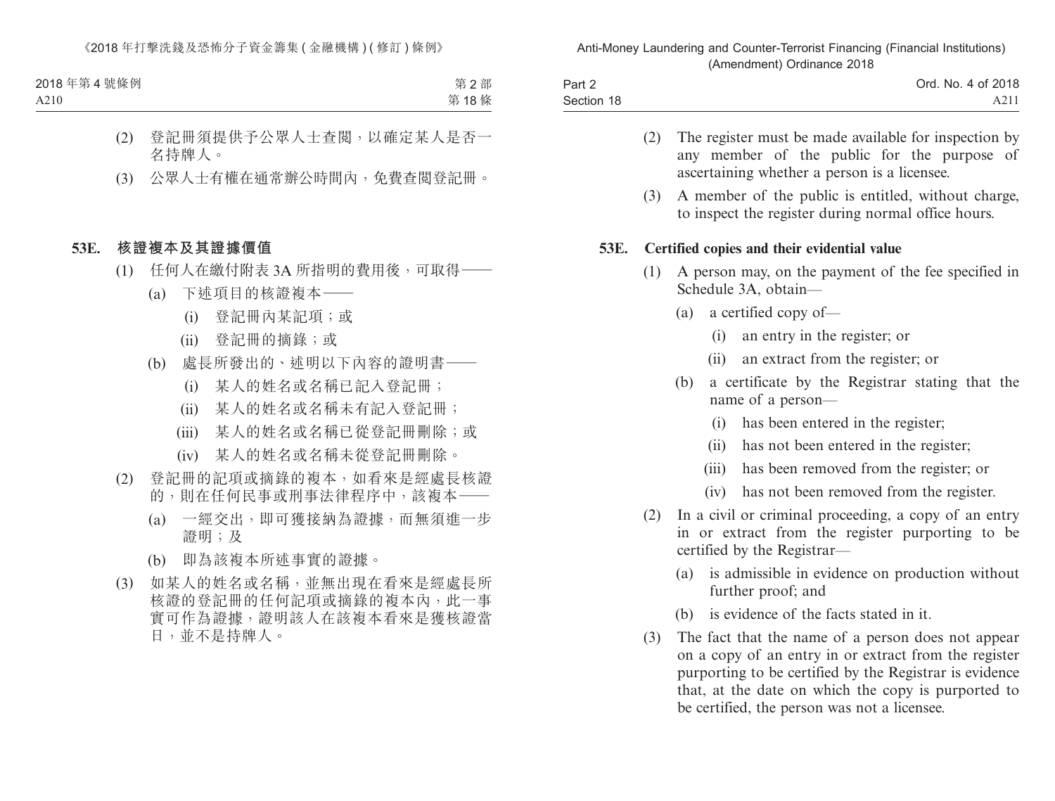(2) 登記冊須提供予公眾人士查閱，以確定某人是否一名持牌人。

(3) 公眾人士有權在通常辦公時間內，免費查閱登記冊。

**53E. 核證複本及其證據價值**

(1) 任何人在繳付附表 3A 所指明的費用後，可取得——

(a) 下述項目的核證複本——

(i) 登記冊內某記項；或

(ii) 登記冊的摘錄；或

(b) 處長所發出的、述明以下內容的證明書——

(i) 某人的姓名或名稱已記入登記冊；

(ii) 某人的姓名或名稱未有記入登記冊；

(iii) 某人的姓名或名稱已從登記冊刪除；或

(iv) 某人的姓名或名稱未從登記冊刪除。

(2) 登記冊的記項或摘錄的複本，如看來是經處長核證的，則在任何民事或刑事法律程序中，該複本——

(a) 一經交出，即可獲接納為證據，而無須進一步證明；及

(b) 即為該複本所述事實的證據。

(3) 如某人的姓名或名稱，並無出現在看來是經處長所核證的登記冊的任何記項或摘錄的複本內，此一事實可作為證據，證明該人在該複本看來是獲核證當日，並不是持牌人。

(2) The register must be made available for inspection by any member of the public for the purpose of ascertaining whether a person is a licensee.

(3) A member of the public is entitled, without charge, to inspect the register during normal office hours.

**53E. Certified copies and their evidential value**

(1) A person may, on the payment of the fee specified in Schedule 3A, obtain—

(a) a certified copy of—

(i) an entry in the register; or

(ii) an extract from the register; or

(b) a certificate by the Registrar stating that the name of a person—

(i) has been entered in the register;

(ii) has not been entered in the register;

(iii) has been removed from the register; or

(iv) has not been removed from the register.

(2) In a civil or criminal proceeding, a copy of an entry in or extract from the register purporting to be certified by the Registrar—

(a) is admissible in evidence on production without further proof; and

(b) is evidence of the facts stated in it.

(3) The fact that the name of a person does not appear on a copy of an entry in or extract from the register purporting to be certified by the Registrar is evidence that, at the date on which the copy is purported to be certified, the person was not a licensee.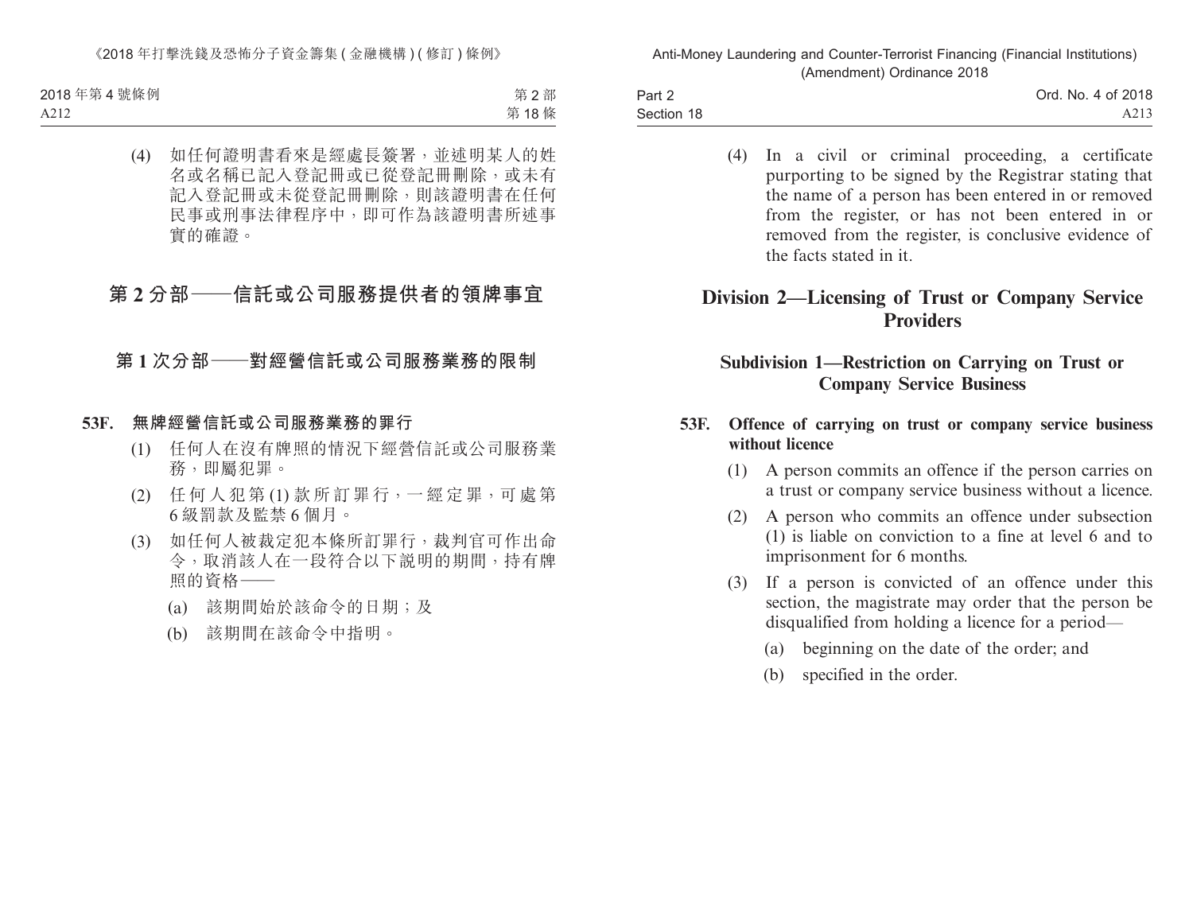(4) 如任何證明書看來是經處長簽署，並述明某人的姓名或名稱已記入登記冊或已從登記冊刪除，或未有記入登記冊或未從登記冊刪除，則該證明書在任何民事或刑事法律程序中，即可作為該證明書所述事實的確證。

## 第 2 分部——信託或公司服務提供者的領牌事宜

### 第 1 次分部——對經營信託或公司服務業務的限制

**53F. 無牌經營信託或公司服務業務的罪行**

(1) 任何人在沒有牌照的情況下經營信託或公司服務業務，即屬犯罪。

(2) 任何人犯第 (1) 款所訂罪行，一經定罪，可處第 6 級罰款及監禁 6 個月。

(3) 如任何人被裁定犯本條所訂罪行，裁判官可作出命令，取消該人在一段符合以下說明的期間，持有牌照的資格——

(a) 該期間始於該命令的日期；及

(b) 該期間在該命令中指明。

(4) In a civil or criminal proceeding, a certificate purporting to be signed by the Registrar stating that the name of a person has been entered in or removed from the register, or has not been entered in or removed from the register, is conclusive evidence of the facts stated in it.

## Division 2—Licensing of Trust or Company Service Providers

### Subdivision 1—Restriction on Carrying on Trust or Company Service Business

**53F. Offence of carrying on trust or company service business without licence**

(1) A person commits an offence if the person carries on a trust or company service business without a licence.

(2) A person who commits an offence under subsection (1) is liable on conviction to a fine at level 6 and to imprisonment for 6 months.

(3) If a person is convicted of an offence under this section, the magistrate may order that the person be disqualified from holding a licence for a period—

(a) beginning on the date of the order; and

(b) specified in the order.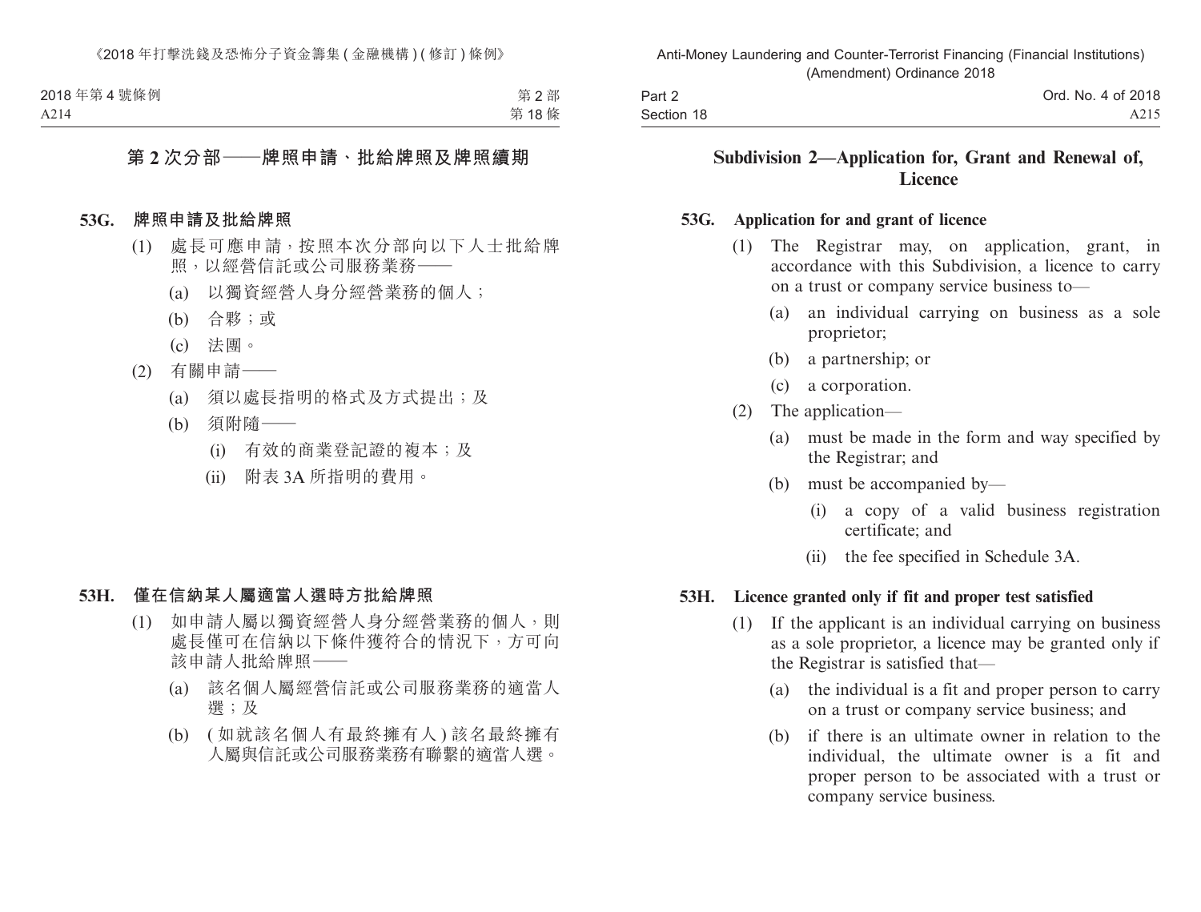## 第 2 次分部——牌照申請、批給牌照及牌照續期

### 53G. 牌照申請及批給牌照

(1) 處長可應申請，按照本次分部向以下人士批給牌照，以經營信託或公司服務業務——

(a) 以獨資經營人身分經營業務的個人；

(b) 合夥；或

(c) 法團。

(2) 有關申請——

(a) 須以處長指明的格式及方式提出；及

(b) 須附隨——

(i) 有效的商業登記證的複本；及

(ii) 附表 3A 所指明的費用。

### 53H. 僅在信納某人屬適當人選時方批給牌照

(1) 如申請人屬以獨資經營人身分經營業務的個人，則處長僅可在信納以下條件獲符合的情況下，方可向該申請人批給牌照——

(a) 該名個人屬經營信託或公司服務業務的適當人選；及

(b) (如就該名個人有最終擁有人) 該名最終擁有人屬與信託或公司服務業務有聯繫的適當人選。

## Subdivision 2—Application for, Grant and Renewal of, Licence

### 53G. Application for and grant of licence

(1) The Registrar may, on application, grant, in accordance with this Subdivision, a licence to carry on a trust or company service business to—

(a) an individual carrying on business as a sole proprietor;

(b) a partnership; or

(c) a corporation.

(2) The application—

(a) must be made in the form and way specified by the Registrar; and

(b) must be accompanied by—

(i) a copy of a valid business registration certificate; and

(ii) the fee specified in Schedule 3A.

### 53H. Licence granted only if fit and proper test satisfied

(1) If the applicant is an individual carrying on business as a sole proprietor, a licence may be granted only if the Registrar is satisfied that—

(a) the individual is a fit and proper person to carry on a trust or company service business; and

(b) if there is an ultimate owner in relation to the individual, the ultimate owner is a fit and proper person to be associated with a trust or company service business.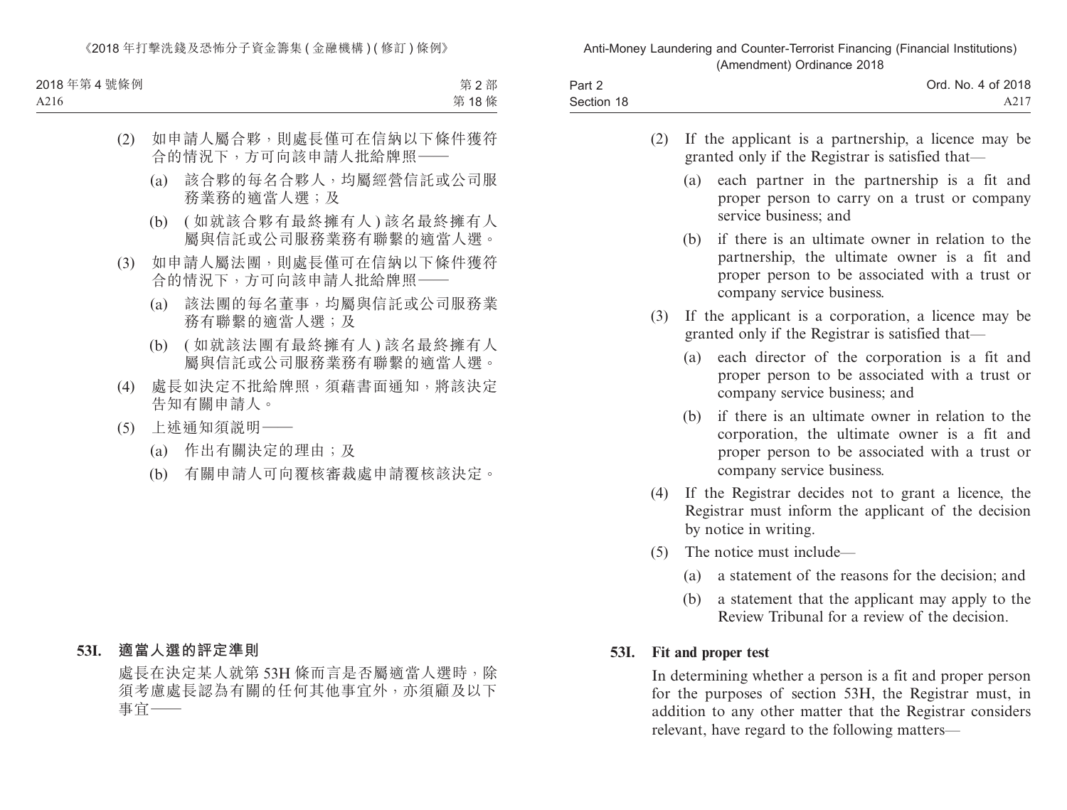(2) 如申請人屬合夥，則處長僅可在信納以下條件獲符合的情況下，方可向該申請人批給牌照——

(a) 該合夥的每名合夥人，均屬經營信託或公司服務業務的適當人選；及

(b) (如就該合夥有最終擁有人) 該名最終擁有人屬與信託或公司服務業務有聯繫的適當人選。

(3) 如申請人屬法團，則處長僅可在信納以下條件獲符合的情況下，方可向該申請人批給牌照——

(a) 該法團的每名董事，均屬與信託或公司服務業務有聯繫的適當人選；及

(b) (如就該法團有最終擁有人) 該名最終擁有人屬與信託或公司服務業務有聯繫的適當人選。

(4) 處長如決定不批給牌照，須藉書面通知，將該決定告知有關申請人。

(5) 上述通知須説明——

(a) 作出有關決定的理由；及

(b) 有關申請人可向覆核審裁處申請覆核該決定。

**53I. 適當人選的評定準則**

處長在決定某人就第 53H 條而言是否屬適當人選時，除須考慮處長認為有關的任何其他事宜外，亦須顧及以下事宜——

(2) If the applicant is a partnership, a licence may be granted only if the Registrar is satisfied that—

(a) each partner in the partnership is a fit and proper person to carry on a trust or company service business; and

(b) if there is an ultimate owner in relation to the partnership, the ultimate owner is a fit and proper person to be associated with a trust or company service business.

(3) If the applicant is a corporation, a licence may be granted only if the Registrar is satisfied that—

(a) each director of the corporation is a fit and proper person to be associated with a trust or company service business; and

(b) if there is an ultimate owner in relation to the corporation, the ultimate owner is a fit and proper person to be associated with a trust or company service business.

(4) If the Registrar decides not to grant a licence, the Registrar must inform the applicant of the decision by notice in writing.

(5) The notice must include—

(a) a statement of the reasons for the decision; and

(b) a statement that the applicant may apply to the Review Tribunal for a review of the decision.

**53I. Fit and proper test**

In determining whether a person is a fit and proper person for the purposes of section 53H, the Registrar must, in addition to any other matter that the Registrar considers relevant, have regard to the following matters—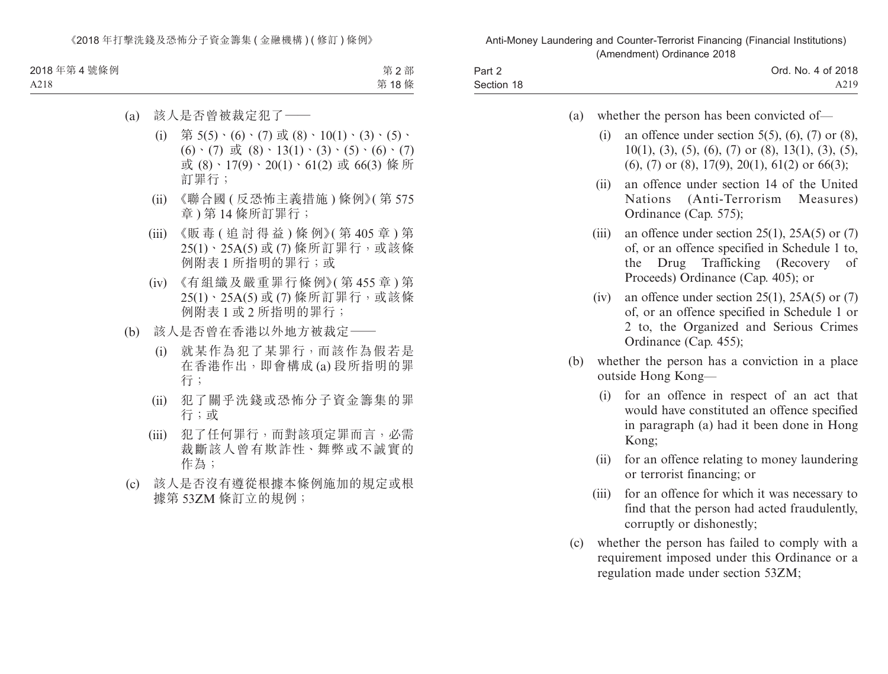(a) 該人是否曾被裁定犯了——

(i) 第 5(5)、(6)、(7) 或 (8)、10(1)、(3)、(5)、(6)、(7) 或 (8)、13(1)、(3)、(5)、(6)、(7) 或 (8)、17(9)、20(1)、61(2) 或 66(3) 條所訂罪行；

(ii) 《聯合國 (反恐怖主義措施) 條例》(第 575 章) 第 14 條所訂罪行；

(iii) 《販毒 (追討得益) 條例》(第 405 章) 第 25(1)、25A(5) 或 (7) 條所訂罪行，或該條例附表 1 所指明的罪行；或

(iv) 《有組織及嚴重罪行條例》(第 455 章) 第 25(1)、25A(5) 或 (7) 條所訂罪行，或該條例附表 1 或 2 所指明的罪行；

(b) 該人是否曾在香港以外地方被裁定——

(i) 就某作為犯了某罪行，而該作為假若是在香港作出，即會構成 (a) 段所指明的罪行；

(ii) 犯了關乎洗錢或恐怖分子資金籌集的罪行；或

(iii) 犯了任何罪行，而對該項定罪而言，必需裁斷該人曾有欺詐性、舞弊或不誠實的作為；

(c) 該人是否沒有遵從根據本條例施加的規定或根據第 53ZM 條訂立的規例；

(a) whether the person has been convicted of—

(i) an offence under section 5(5), (6), (7) or (8), 10(1), (3), (5), (6), (7) or (8), 13(1), (3), (5), (6), (7) or (8), 17(9), 20(1), 61(2) or 66(3);

(ii) an offence under section 14 of the United Nations (Anti-Terrorism Measures) Ordinance (Cap. 575);

(iii) an offence under section 25(1), 25A(5) or (7) of, or an offence specified in Schedule 1 to, the Drug Trafficking (Recovery of Proceeds) Ordinance (Cap. 405); or

(iv) an offence under section 25(1), 25A(5) or (7) of, or an offence specified in Schedule 1 or 2 to, the Organized and Serious Crimes Ordinance (Cap. 455);

(b) whether the person has a conviction in a place outside Hong Kong—

(i) for an offence in respect of an act that would have constituted an offence specified in paragraph (a) had it been done in Hong Kong;

(ii) for an offence relating to money laundering or terrorist financing; or

(iii) for an offence for which it was necessary to find that the person had acted fraudulently, corruptly or dishonestly;

(c) whether the person has failed to comply with a requirement imposed under this Ordinance or a regulation made under section 53ZM;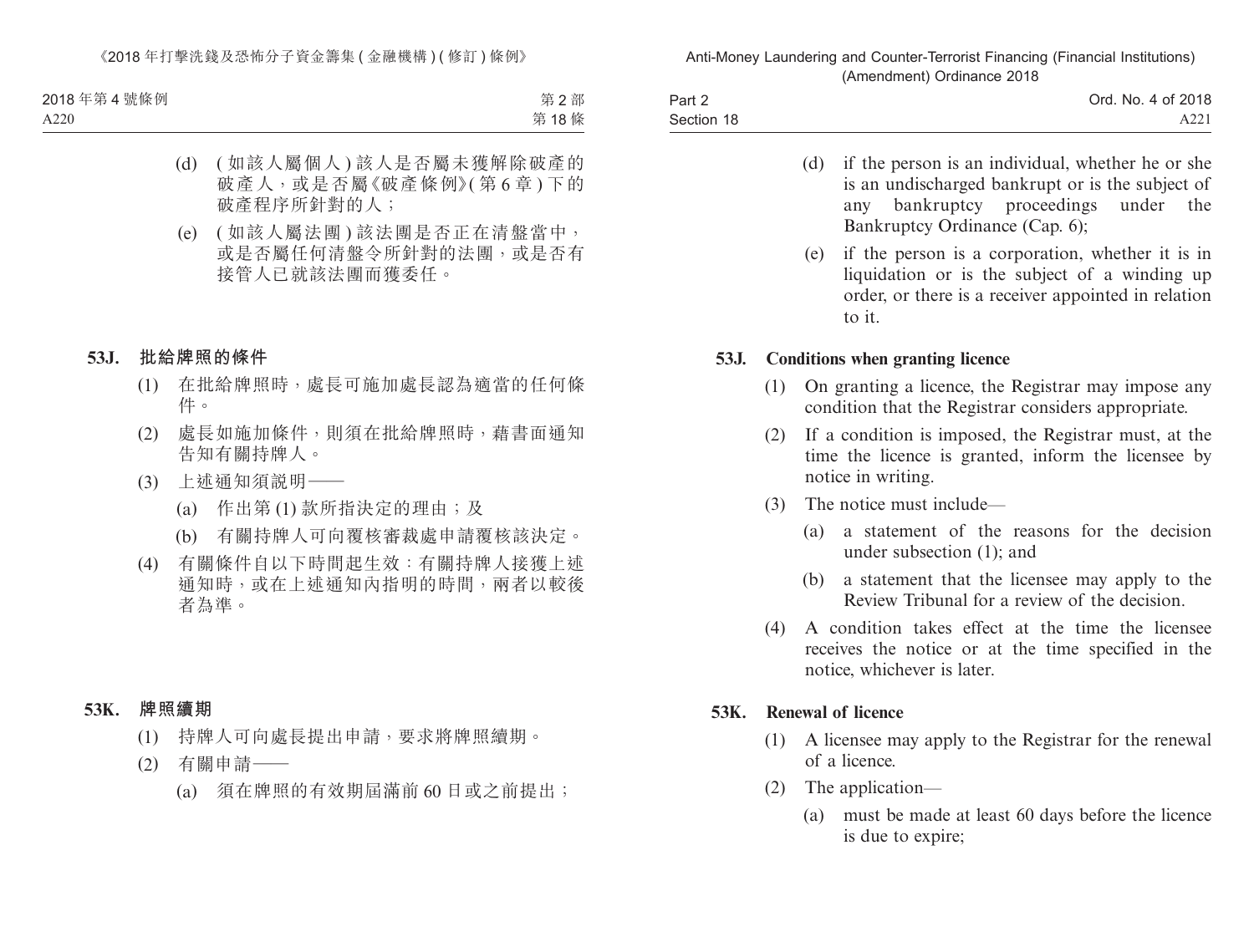(d) (如該人屬個人) 該人是否屬未獲解除破產的破產人，或是否屬《破產條例》(第 6 章) 下的破產程序所針對的人；

(e) (如該人屬法團) 該法團是否正在清盤當中，或是否屬任何清盤令所針對的法團，或是否有接管人已就該法團而獲委任。

### 53J. 批給牌照的條件

(1) 在批給牌照時，處長可施加處長認為適當的任何條件。

(2) 處長如施加條件，則須在批給牌照時，藉書面通知告知有關持牌人。

(3) 上述通知須說明——

(a) 作出第 (1) 款所指決定的理由；及

(b) 有關持牌人可向覆核審裁處申請覆核該決定。

(4) 有關條件自以下時間起生效：有關持牌人接獲上述通知時，或在上述通知內指明的時間，兩者以較後者為準。

### 53K. 牌照續期

(1) 持牌人可向處長提出申請，要求將牌照續期。

(2) 有關申請——

(a) 須在牌照的有效期屆滿前 60 日或之前提出；

(d) if the person is an individual, whether he or she is an undischarged bankrupt or is the subject of any bankruptcy proceedings under the Bankruptcy Ordinance (Cap. 6);

(e) if the person is a corporation, whether it is in liquidation or is the subject of a winding up order, or there is a receiver appointed in relation to it.

### 53J. Conditions when granting licence

(1) On granting a licence, the Registrar may impose any condition that the Registrar considers appropriate.

(2) If a condition is imposed, the Registrar must, at the time the licence is granted, inform the licensee by notice in writing.

(3) The notice must include—

(a) a statement of the reasons for the decision under subsection (1); and

(b) a statement that the licensee may apply to the Review Tribunal for a review of the decision.

(4) A condition takes effect at the time the licensee receives the notice or at the time specified in the notice, whichever is later.

### 53K. Renewal of licence

(1) A licensee may apply to the Registrar for the renewal of a licence.

(2) The application—

(a) must be made at least 60 days before the licence is due to expire;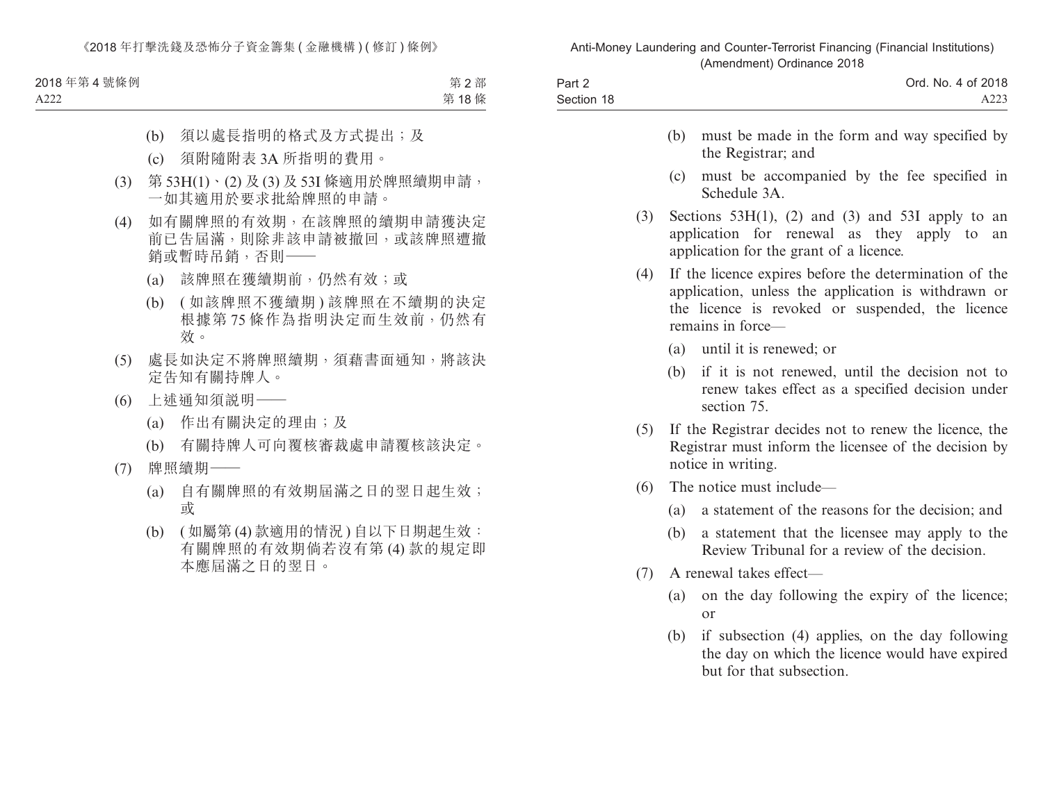(b) 須以處長指明的格式及方式提出；及

(c) 須附隨附表 3A 所指明的費用。

(3) 第 53H(1)、(2) 及 (3) 及 53I 條適用於牌照續期申請，一如其適用於要求批給牌照的申請。

(4) 如有關牌照的有效期，在該牌照的續期申請獲決定前已告屆滿，則除非該申請被撤回，或該牌照遭撤銷或暫時吊銷，否則——

(a) 該牌照在獲續期前，仍然有效；或

(b) (如該牌照不獲續期) 該牌照在不續期的決定根據第 75 條作為指明決定而生效前，仍然有效。

(5) 處長如決定不將牌照續期，須藉書面通知，將該決定告知有關持牌人。

(6) 上述通知須說明——

(a) 作出有關決定的理由；及

(b) 有關持牌人可向覆核審裁處申請覆核該決定。

(7) 牌照續期——

(a) 自有關牌照的有效期屆滿之日的翌日起生效；或

(b) (如屬第 (4) 款適用的情況) 自以下日期起生效：有關牌照的有效期倘若沒有第 (4) 款的規定即本應屆滿之日的翌日。

(b) must be made in the form and way specified by the Registrar; and

(c) must be accompanied by the fee specified in Schedule 3A.

(3) Sections 53H(1), (2) and (3) and 53I apply to an application for renewal as they apply to an application for the grant of a licence.

(4) If the licence expires before the determination of the application, unless the application is withdrawn or the licence is revoked or suspended, the licence remains in force—

(a) until it is renewed; or

(b) if it is not renewed, until the decision not to renew takes effect as a specified decision under section 75.

(5) If the Registrar decides not to renew the licence, the Registrar must inform the licensee of the decision by notice in writing.

(6) The notice must include—

(a) a statement of the reasons for the decision; and

(b) a statement that the licensee may apply to the Review Tribunal for a review of the decision.

(7) A renewal takes effect—

(a) on the day following the expiry of the licence; or

(b) if subsection (4) applies, on the day following the day on which the licence would have expired but for that subsection.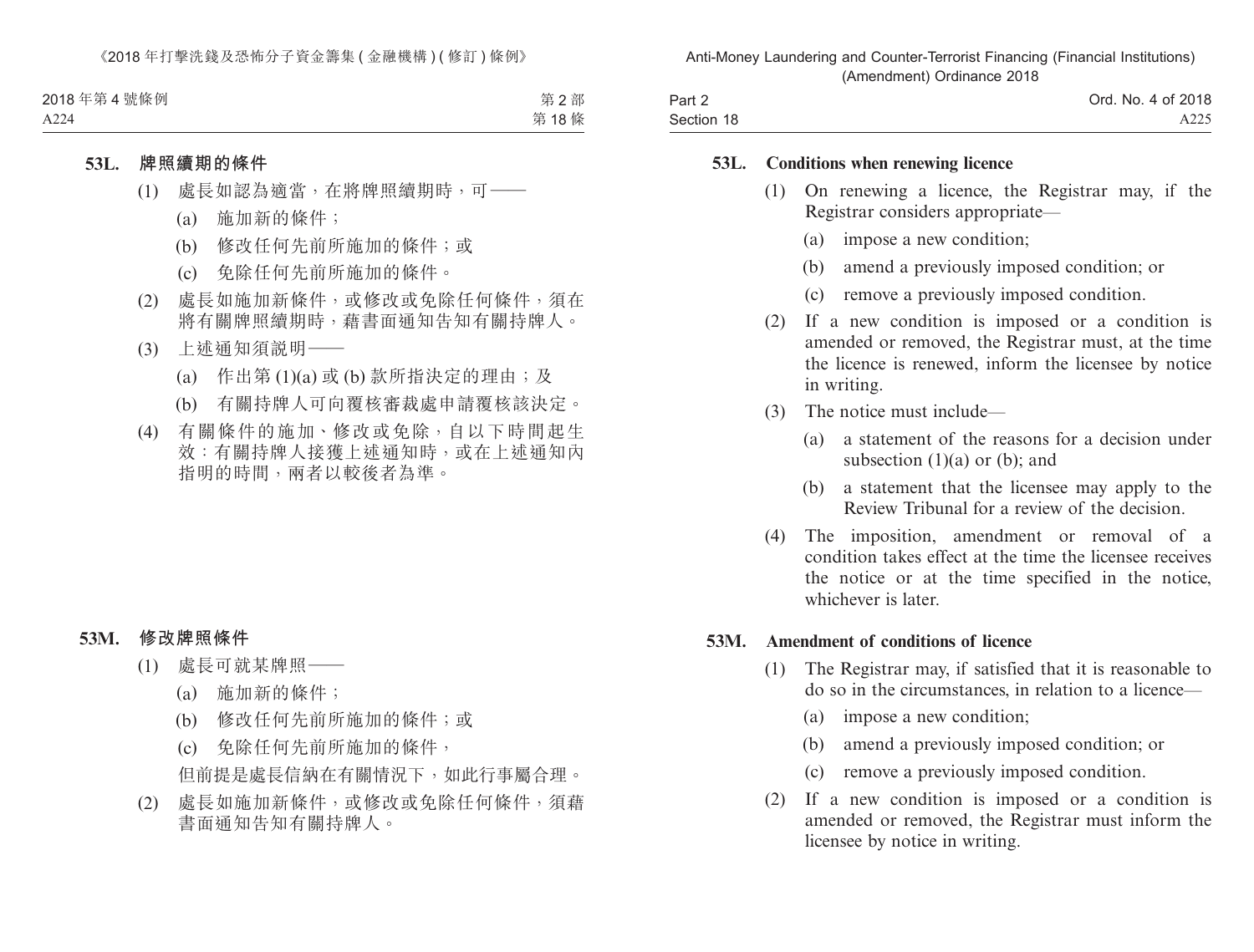### 53L. 牌照續期的條件

(1) 處長如認為適當，在將牌照續期時，可——

(a) 施加新的條件；

(b) 修改任何先前所施加的條件；或

(c) 免除任何先前所施加的條件。

(2) 處長如施加新條件，或修改或免除任何條件，須在將有關牌照續期時，藉書面通知告知有關持牌人。

(3) 上述通知須說明——

(a) 作出第 (1)(a) 或 (b) 款所指決定的理由；及

(b) 有關持牌人可向覆核審裁處申請覆核該決定。

(4) 有關條件的施加、修改或免除，自以下時間起生效：有關持牌人接獲上述通知時，或在上述通知內指明的時間，兩者以較後者為準。

### 53M. 修改牌照條件

(1) 處長可就某牌照——

(a) 施加新的條件；

(b) 修改任何先前所施加的條件；或

(c) 免除任何先前所施加的條件，

但前提是處長信納在有關情況下，如此行事屬合理。

(2) 處長如施加新條件，或修改或免除任何條件，須藉書面通知告知有關持牌人。

### 53L. Conditions when renewing licence

(1) On renewing a licence, the Registrar may, if the Registrar considers appropriate—

(a) impose a new condition;

(b) amend a previously imposed condition; or

(c) remove a previously imposed condition.

(2) If a new condition is imposed or a condition is amended or removed, the Registrar must, at the time the licence is renewed, inform the licensee by notice in writing.

(3) The notice must include—

(a) a statement of the reasons for a decision under subsection (1)(a) or (b); and

(b) a statement that the licensee may apply to the Review Tribunal for a review of the decision.

(4) The imposition, amendment or removal of a condition takes effect at the time the licensee receives the notice or at the time specified in the notice, whichever is later.

### 53M. Amendment of conditions of licence

(1) The Registrar may, if satisfied that it is reasonable to do so in the circumstances, in relation to a licence—

(a) impose a new condition;

(b) amend a previously imposed condition; or

(c) remove a previously imposed condition.

(2) If a new condition is imposed or a condition is amended or removed, the Registrar must inform the licensee by notice in writing.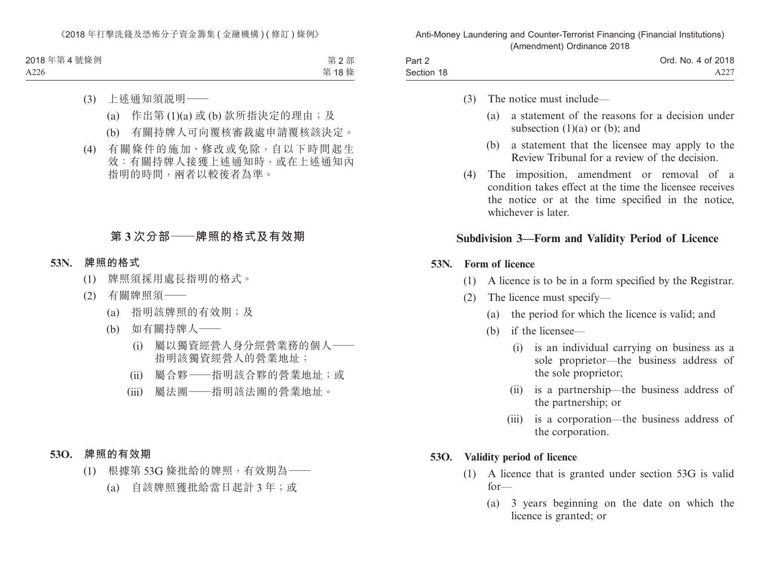(3) 上述通知須說明——

(a) 作出第 (1)(a) 或 (b) 款所指決定的理由；及

(b) 有關持牌人可向覆核審裁處申請覆核該決定。

(4) 有關條件的施加、修改或免除，自以下時間起生效：有關持牌人接獲上述通知時，或在上述通知內指明的時間，兩者以較後者為準。

## 第 3 次分部——牌照的格式及有效期

### 53N. 牌照的格式

(1) 牌照須採用處長指明的格式。

(2) 有關牌照須——

(a) 指明該牌照的有效期；及

(b) 如有關持牌人——

(i) 屬以獨資經營人身分經營業務的個人——指明該獨資經營人的營業地址；

(ii) 屬合夥——指明該合夥的營業地址；或

(iii) 屬法團——指明該法團的營業地址。

### 53O. 牌照的有效期

(1) 根據第 53G 條批給的牌照，有效期為——

(a) 自該牌照獲批給當日起計 3 年；或

(3) The notice must include—

(a) a statement of the reasons for a decision under subsection (1)(a) or (b); and

(b) a statement that the licensee may apply to the Review Tribunal for a review of the decision.

(4) The imposition, amendment or removal of a condition takes effect at the time the licensee receives the notice or at the time specified in the notice, whichever is later.

## Subdivision 3—Form and Validity Period of Licence

### 53N. Form of licence

(1) A licence is to be in a form specified by the Registrar.

(2) The licence must specify—

(a) the period for which the licence is valid; and

(b) if the licensee—

(i) is an individual carrying on business as a sole proprietor—the business address of the sole proprietor;

(ii) is a partnership—the business address of the partnership; or

(iii) is a corporation—the business address of the corporation.

### 53O. Validity period of licence

(1) A licence that is granted under section 53G is valid for—

(a) 3 years beginning on the date on which the licence is granted; or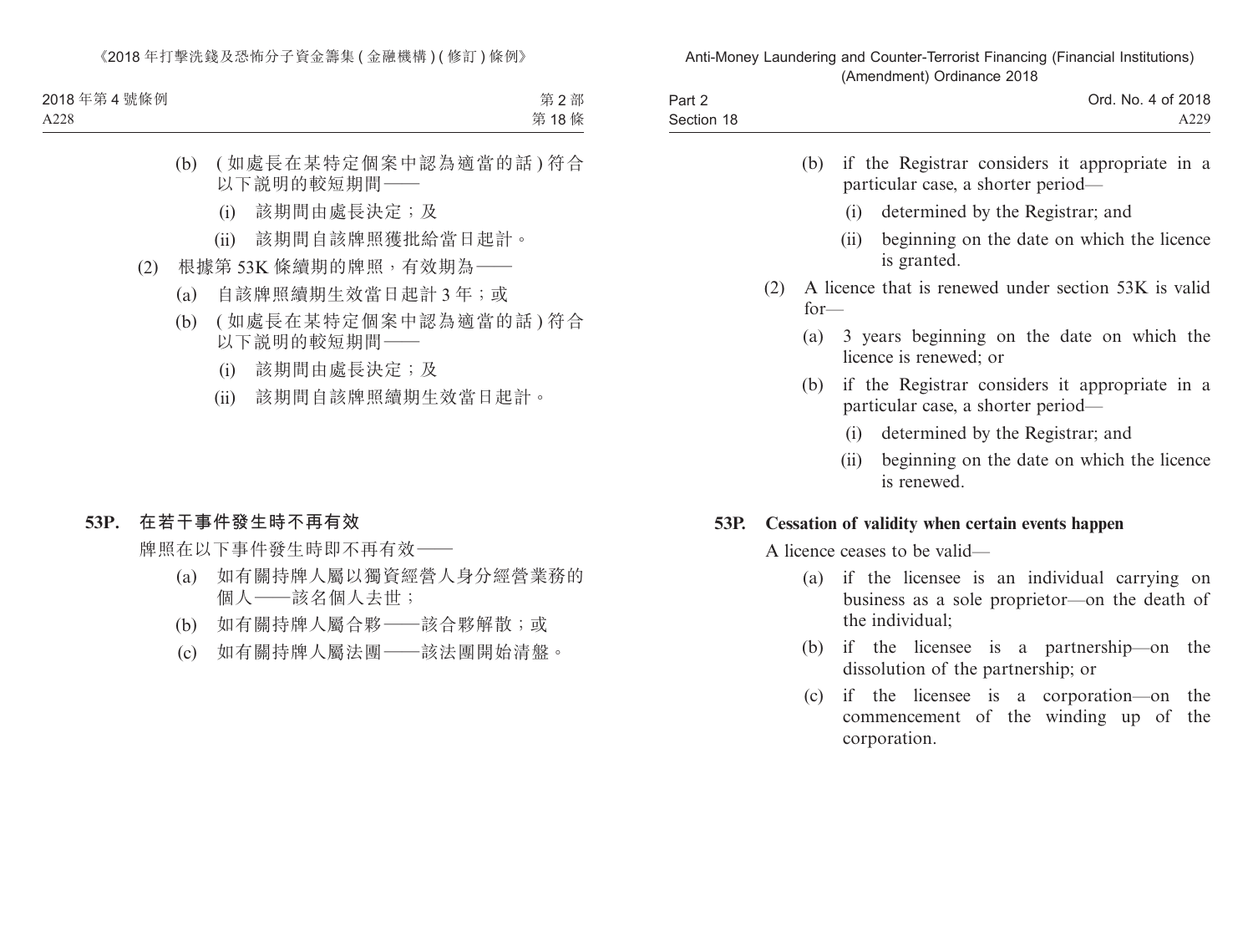(b) (如處長在某特定個案中認為適當的話)符合以下說明的較短期間——

(i) 該期間由處長決定;及

(ii) 該期間自該牌照獲批給當日起計。

(2) 根據第 53K 條續期的牌照,有效期為——

(a) 自該牌照續期生效當日起計 3 年;或

(b) (如處長在某特定個案中認為適當的話)符合以下說明的較短期間——

(i) 該期間由處長決定;及

(ii) 該期間自該牌照續期生效當日起計。

**53P. 在若干事件發生時不再有效**

牌照在以下事件發生時即不再有效——

(a) 如有關持牌人屬以獨資經營人身分經營業務的個人——該名個人去世;

(b) 如有關持牌人屬合夥——該合夥解散;或

(c) 如有關持牌人屬法團——該法團開始清盤。

(b) if the Registrar considers it appropriate in a particular case, a shorter period—

(i) determined by the Registrar; and

(ii) beginning on the date on which the licence is granted.

(2) A licence that is renewed under section 53K is valid for—

(a) 3 years beginning on the date on which the licence is renewed; or

(b) if the Registrar considers it appropriate in a particular case, a shorter period—

(i) determined by the Registrar; and

(ii) beginning on the date on which the licence is renewed.

**53P. Cessation of validity when certain events happen**

A licence ceases to be valid—

(a) if the licensee is an individual carrying on business as a sole proprietor—on the death of the individual;

(b) if the licensee is a partnership—on the dissolution of the partnership; or

(c) if the licensee is a corporation—on the commencement of the winding up of the corporation.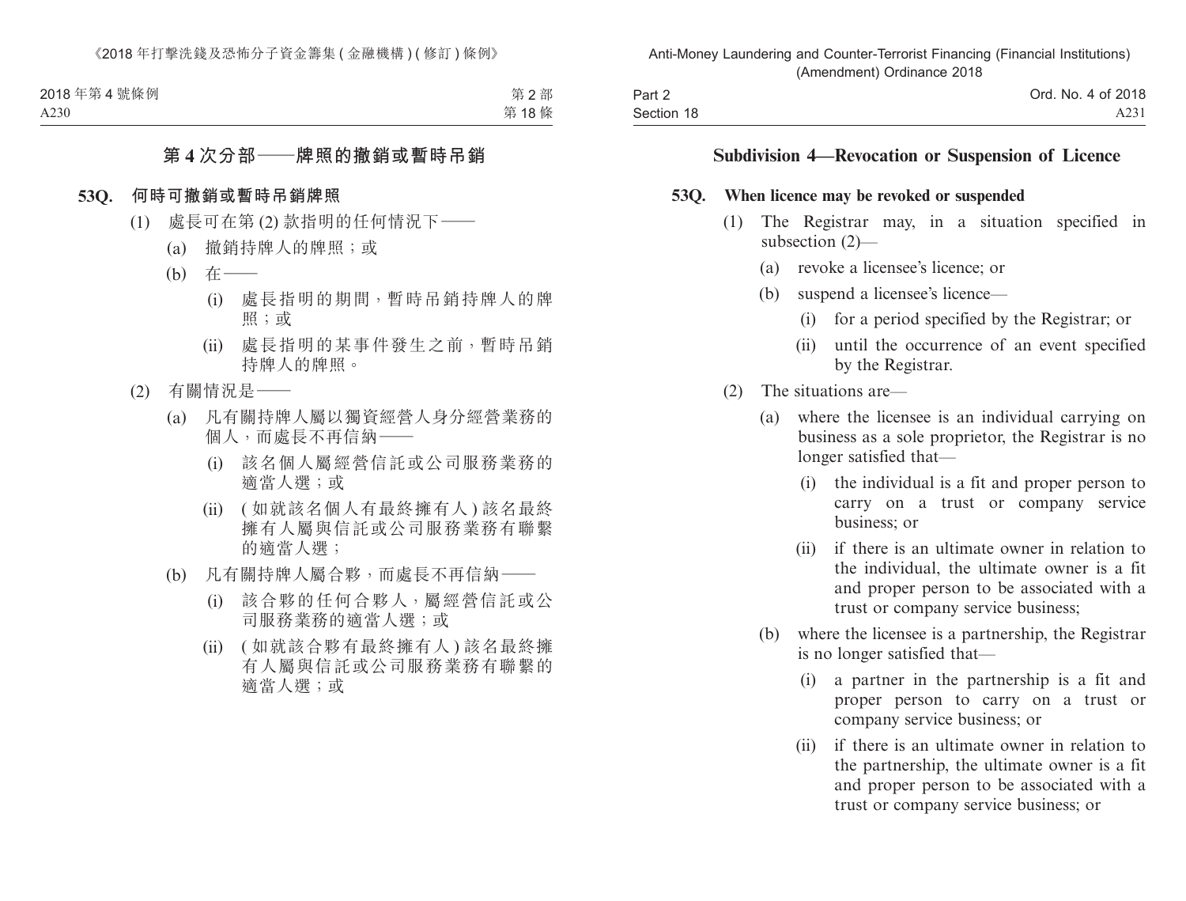## 第 4 次分部——牌照的撤銷或暫時吊銷

### 53Q. 何時可撤銷或暫時吊銷牌照

(1) 處長可在第 (2) 款指明的任何情況下——

(a) 撤銷持牌人的牌照；或

(b) 在——

(i) 處長指明的期間，暫時吊銷持牌人的牌照；或

(ii) 處長指明的某事件發生之前，暫時吊銷持牌人的牌照。

(2) 有關情況是——

(a) 凡有關持牌人屬以獨資經營人身分經營業務的個人，而處長不再信納——

(i) 該名個人屬經營信託或公司服務業務的適當人選；或

(ii) (如就該名個人有最終擁有人) 該名最終擁有人屬與信託或公司服務業務有聯繫的適當人選；

(b) 凡有關持牌人屬合夥，而處長不再信納——

(i) 該合夥的任何合夥人，屬經營信託或公司服務業務的適當人選；或

(ii) (如就該合夥有最終擁有人) 該名最終擁有人屬與信託或公司服務業務有聯繫的適當人選；或

## Subdivision 4—Revocation or Suspension of Licence

### 53Q. When licence may be revoked or suspended

(1) The Registrar may, in a situation specified in subsection (2)—

(a) revoke a licensee's licence; or

(b) suspend a licensee's licence—

(i) for a period specified by the Registrar; or

(ii) until the occurrence of an event specified by the Registrar.

(2) The situations are—

(a) where the licensee is an individual carrying on business as a sole proprietor, the Registrar is no longer satisfied that—

(i) the individual is a fit and proper person to carry on a trust or company service business; or

(ii) if there is an ultimate owner in relation to the individual, the ultimate owner is a fit and proper person to be associated with a trust or company service business;

(b) where the licensee is a partnership, the Registrar is no longer satisfied that—

(i) a partner in the partnership is a fit and proper person to carry on a trust or company service business; or

(ii) if there is an ultimate owner in relation to the partnership, the ultimate owner is a fit and proper person to be associated with a trust or company service business; or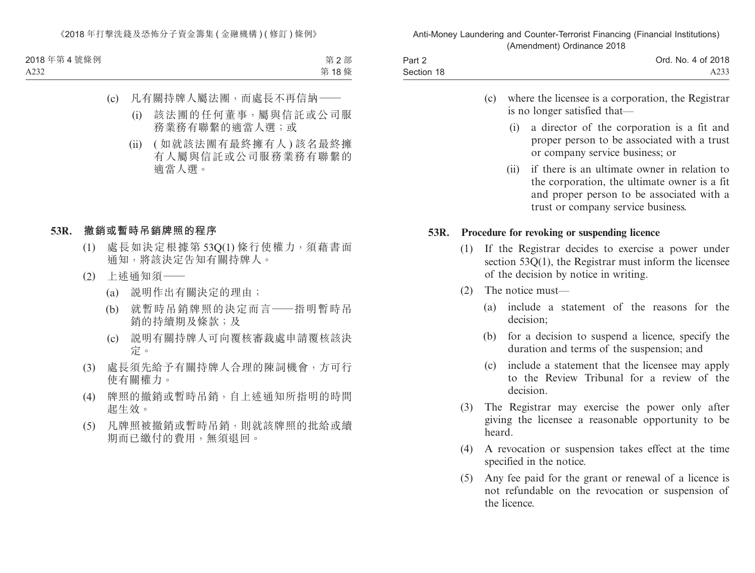(c) 凡有關持牌人屬法團，而處長不再信納——

(i) 該法團的任何董事，屬與信託或公司服務業務有聯繫的適當人選；或

(ii) (如就該法團有最終擁有人) 該名最終擁有人屬與信託或公司服務業務有聯繫的適當人選。

**53R. 撤銷或暫時吊銷牌照的程序**

(1) 處長如決定根據第 53Q(1) 條行使權力，須藉書面通知，將該決定告知有關持牌人。

(2) 上述通知須——

(a) 說明作出有關決定的理由；

(b) 就暫時吊銷牌照的決定而言——指明暫時吊銷的持續期及條款；及

(c) 說明有關持牌人可向覆核審裁處申請覆核該決定。

(3) 處長須先給予有關持牌人合理的陳詞機會，方可行使有關權力。

(4) 牌照的撤銷或暫時吊銷，自上述通知所指明的時間起生效。

(5) 凡牌照被撤銷或暫時吊銷，則就該牌照的批給或續期而已繳付的費用，無須退回。

(c) where the licensee is a corporation, the Registrar is no longer satisfied that—

(i) a director of the corporation is a fit and proper person to be associated with a trust or company service business; or

(ii) if there is an ultimate owner in relation to the corporation, the ultimate owner is a fit and proper person to be associated with a trust or company service business.

**53R. Procedure for revoking or suspending licence**

(1) If the Registrar decides to exercise a power under section 53Q(1), the Registrar must inform the licensee of the decision by notice in writing.

(2) The notice must—

(a) include a statement of the reasons for the decision;

(b) for a decision to suspend a licence, specify the duration and terms of the suspension; and

(c) include a statement that the licensee may apply to the Review Tribunal for a review of the decision.

(3) The Registrar may exercise the power only after giving the licensee a reasonable opportunity to be heard.

(4) A revocation or suspension takes effect at the time specified in the notice.

(5) Any fee paid for the grant or renewal of a licence is not refundable on the revocation or suspension of the licence.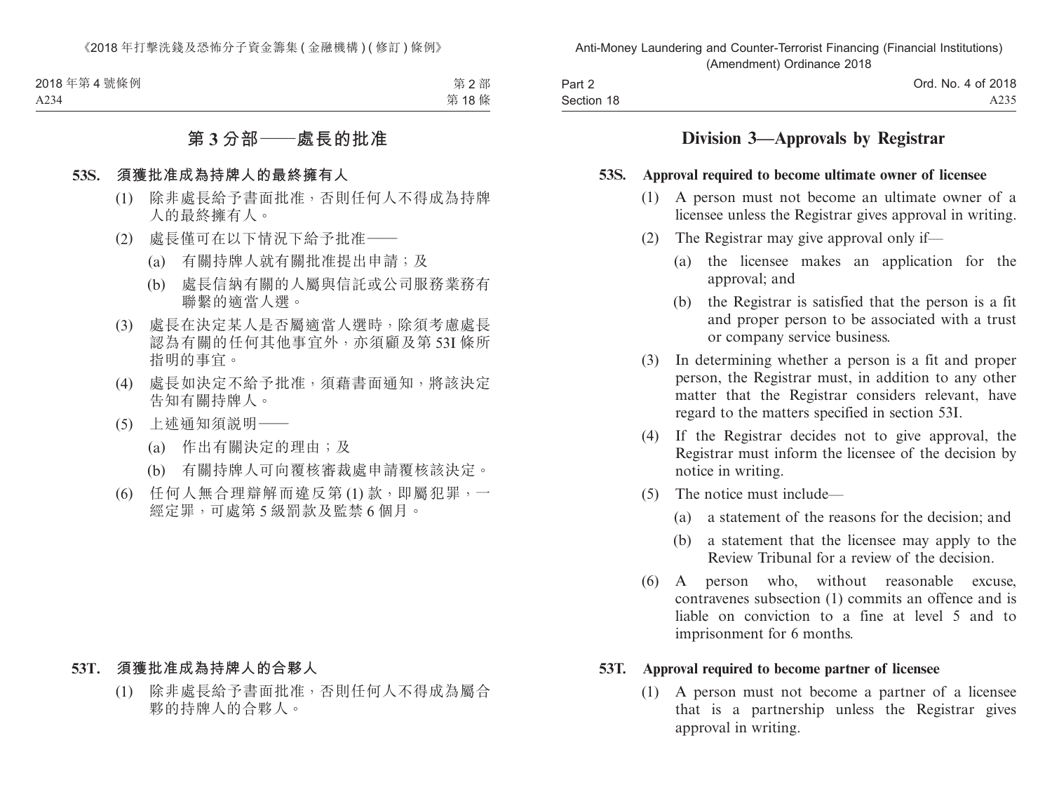## 第 3 分部——處長的批准

### 53S. 須獲批准成為持牌人的最終擁有人

(1) 除非處長給予書面批准，否則任何人不得成為持牌人的最終擁有人。

(2) 處長僅可在以下情況下給予批准——

(a) 有關持牌人就有關批准提出申請；及

(b) 處長信納有關的人屬與信託或公司服務業務有聯繫的適當人選。

(3) 處長在決定某人是否屬適當人選時，除須考慮處長認為有關的任何其他事宜外，亦須顧及第 53I 條所指明的事宜。

(4) 處長如決定不給予批准，須藉書面通知，將該決定告知有關持牌人。

(5) 上述通知須說明——

(a) 作出有關決定的理由；及

(b) 有關持牌人可向覆核審裁處申請覆核該決定。

(6) 任何人無合理辯解而違反第 (1) 款，即屬犯罪，一經定罪，可處第 5 級罰款及監禁 6 個月。

### 53T. 須獲批准成為持牌人的合夥人

(1) 除非處長給予書面批准，否則任何人不得成為屬合夥的持牌人的合夥人。

## Division 3—Approvals by Registrar

### 53S. Approval required to become ultimate owner of licensee

(1) A person must not become an ultimate owner of a licensee unless the Registrar gives approval in writing.

(2) The Registrar may give approval only if—

(a) the licensee makes an application for the approval; and

(b) the Registrar is satisfied that the person is a fit and proper person to be associated with a trust or company service business.

(3) In determining whether a person is a fit and proper person, the Registrar must, in addition to any other matter that the Registrar considers relevant, have regard to the matters specified in section 53I.

(4) If the Registrar decides not to give approval, the Registrar must inform the licensee of the decision by notice in writing.

(5) The notice must include—

(a) a statement of the reasons for the decision; and

(b) a statement that the licensee may apply to the Review Tribunal for a review of the decision.

(6) A person who, without reasonable excuse, contravenes subsection (1) commits an offence and is liable on conviction to a fine at level 5 and to imprisonment for 6 months.

### 53T. Approval required to become partner of licensee

(1) A person must not become a partner of a licensee that is a partnership unless the Registrar gives approval in writing.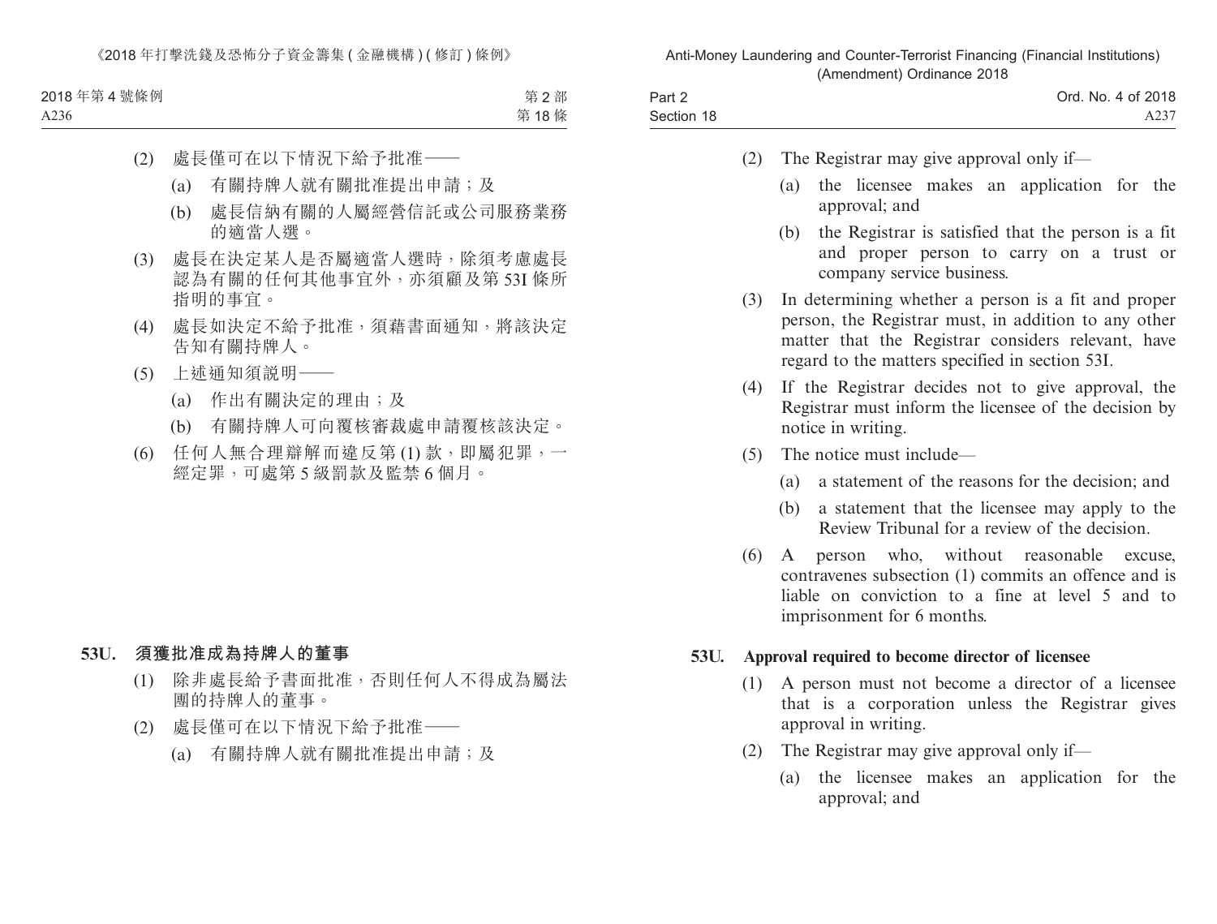(2) 處長僅可在以下情況下給予批准——

(a) 有關持牌人就有關批准提出申請；及

(b) 處長信納有關的人屬經營信託或公司服務業務的適當人選。

(3) 處長在決定某人是否屬適當人選時，除須考慮處長認為有關的任何其他事宜外，亦須顧及第 53I 條所指明的事宜。

(4) 處長如決定不給予批准，須藉書面通知，將該決定告知有關持牌人。

(5) 上述通知須說明——

(a) 作出有關決定的理由；及

(b) 有關持牌人可向覆核審裁處申請覆核該決定。

(6) 任何人無合理辯解而違反第 (1) 款，即屬犯罪，一經定罪，可處第 5 級罰款及監禁 6 個月。

**53U. 須獲批准成為持牌人的董事**

(1) 除非處長給予書面批准，否則任何人不得成為屬法團的持牌人的董事。

(2) 處長僅可在以下情況下給予批准——

(a) 有關持牌人就有關批准提出申請；及

(2) The Registrar may give approval only if—

(a) the licensee makes an application for the approval; and

(b) the Registrar is satisfied that the person is a fit and proper person to carry on a trust or company service business.

(3) In determining whether a person is a fit and proper person, the Registrar must, in addition to any other matter that the Registrar considers relevant, have regard to the matters specified in section 53I.

(4) If the Registrar decides not to give approval, the Registrar must inform the licensee of the decision by notice in writing.

(5) The notice must include—

(a) a statement of the reasons for the decision; and

(b) a statement that the licensee may apply to the Review Tribunal for a review of the decision.

(6) A person who, without reasonable excuse, contravenes subsection (1) commits an offence and is liable on conviction to a fine at level 5 and to imprisonment for 6 months.

**53U. Approval required to become director of licensee**

(1) A person must not become a director of a licensee that is a corporation unless the Registrar gives approval in writing.

(2) The Registrar may give approval only if—

(a) the licensee makes an application for the approval; and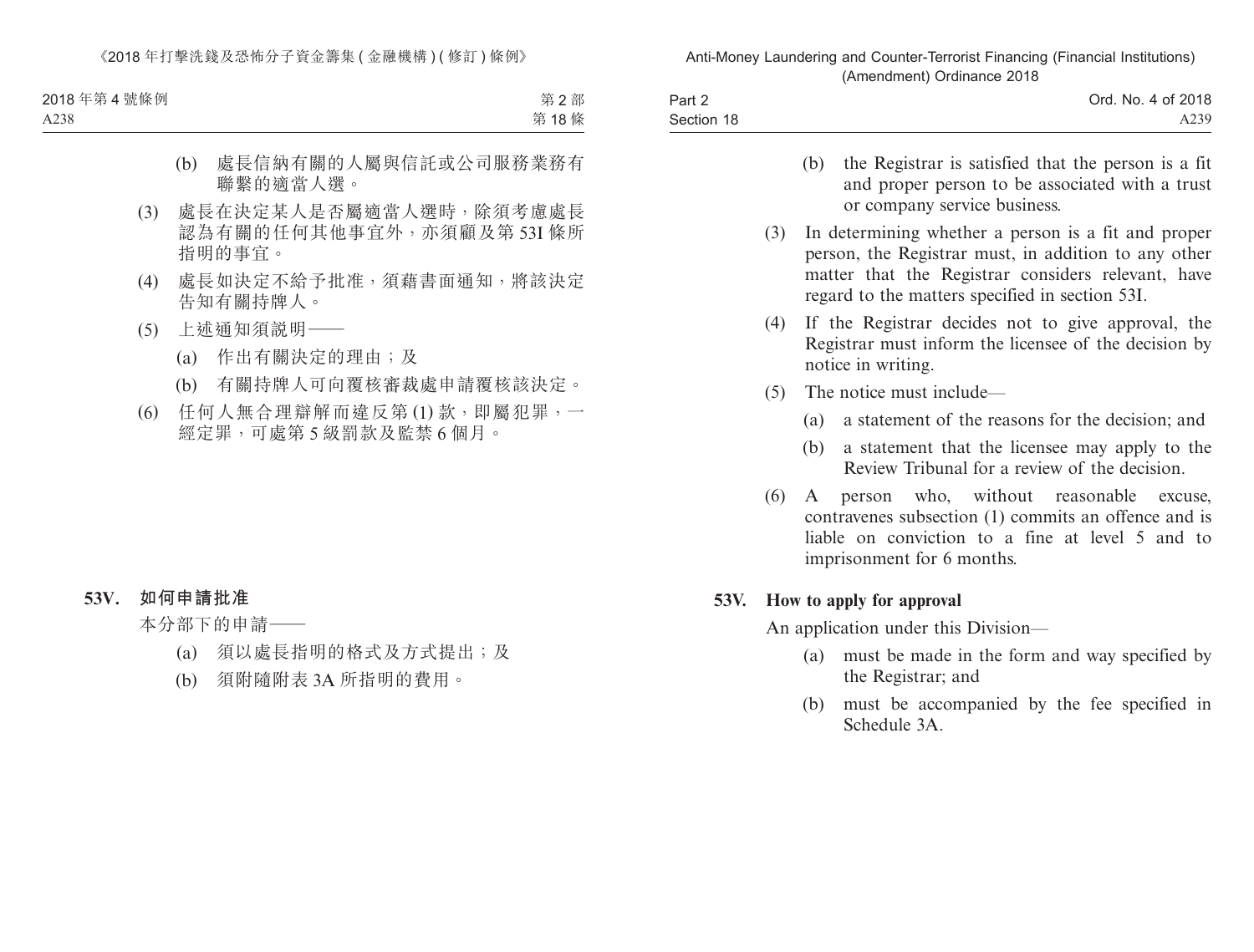(b) 處長信納有關的人屬與信託或公司服務業務有聯繫的適當人選。

(3) 處長在決定某人是否屬適當人選時，除須考慮處長認為有關的任何其他事宜外，亦須顧及第 53I 條所指明的事宜。

(4) 處長如決定不給予批准，須藉書面通知，將該決定告知有關持牌人。

(5) 上述通知須說明——

(a) 作出有關決定的理由；及

(b) 有關持牌人可向覆核審裁處申請覆核該決定。

(6) 任何人無合理辯解而違反第 (1) 款，即屬犯罪，一經定罪，可處第 5 級罰款及監禁 6 個月。

**53V. 如何申請批准**

本分部下的申請——

(a) 須以處長指明的格式及方式提出；及

(b) 須附隨附表 3A 所指明的費用。

(b) the Registrar is satisfied that the person is a fit and proper person to be associated with a trust or company service business.

(3) In determining whether a person is a fit and proper person, the Registrar must, in addition to any other matter that the Registrar considers relevant, have regard to the matters specified in section 53I.

(4) If the Registrar decides not to give approval, the Registrar must inform the licensee of the decision by notice in writing.

(5) The notice must include—

(a) a statement of the reasons for the decision; and

(b) a statement that the licensee may apply to the Review Tribunal for a review of the decision.

(6) A person who, without reasonable excuse, contravenes subsection (1) commits an offence and is liable on conviction to a fine at level 5 and to imprisonment for 6 months.

**53V. How to apply for approval**

An application under this Division—

(a) must be made in the form and way specified by the Registrar; and

(b) must be accompanied by the fee specified in Schedule 3A.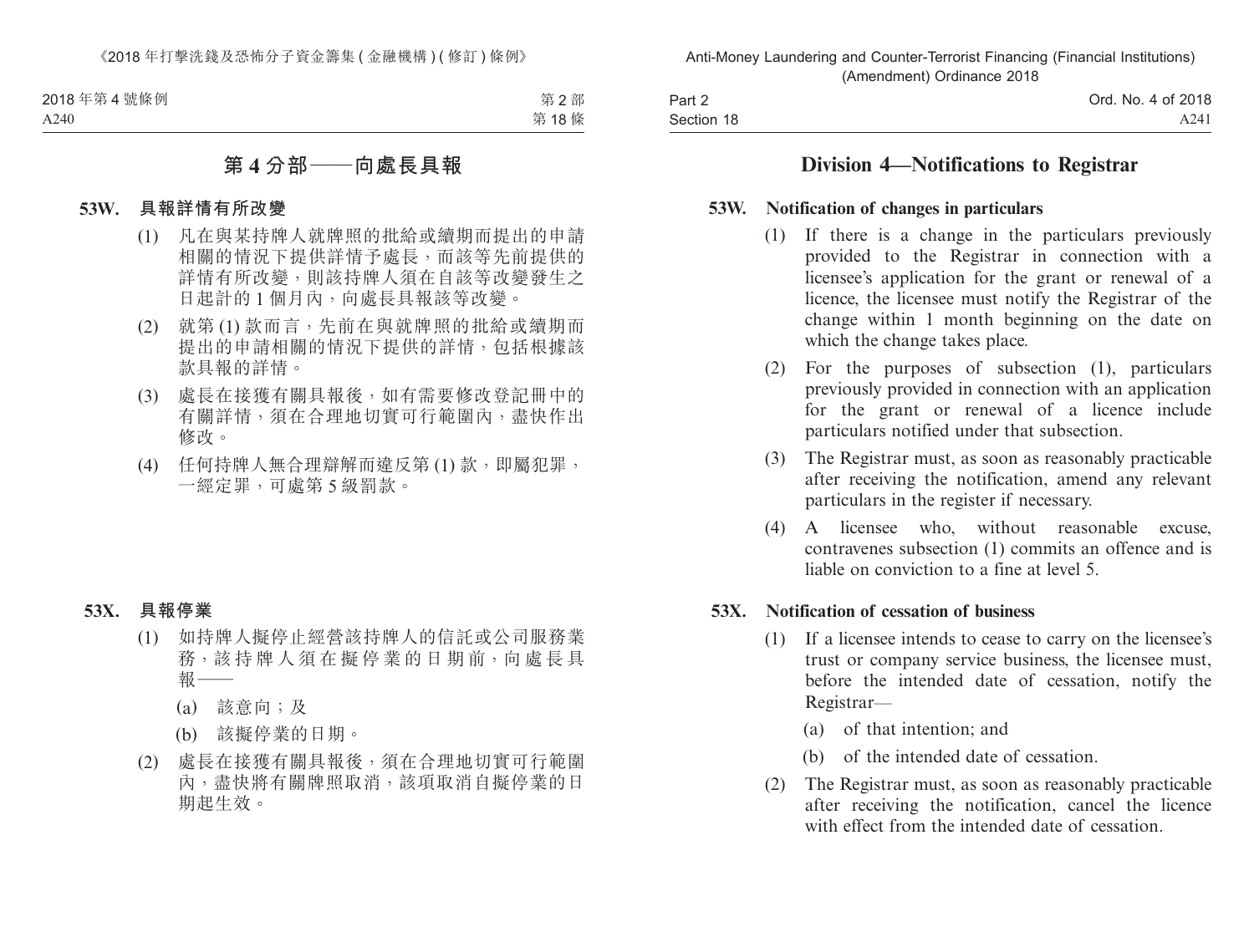## 第 4 分部——向處長具報

### 53W. 具報詳情有所改變

(1) 凡在與某持牌人就牌照的批給或續期而提出的申請相關的情況下提供詳情予處長，而該等先前提供的詳情有所改變，則該持牌人須在自該等改變發生之日起計的 1 個月內，向處長具報該等改變。

(2) 就第 (1) 款而言，先前在與就牌照的批給或續期而提出的申請相關的情況下提供的詳情，包括根據該款具報的詳情。

(3) 處長在接獲有關具報後，如有需要修改登記冊中的有關詳情，須在合理地切實可行範圍內，盡快作出修改。

(4) 任何持牌人無合理辯解而違反第 (1) 款，即屬犯罪，一經定罪，可處第 5 級罰款。

### 53X. 具報停業

(1) 如持牌人擬停止經營該持牌人的信託或公司服務業務，該持牌人須在擬停業的日期前，向處長具報——

(a) 該意向；及

(b) 該擬停業的日期。

(2) 處長在接獲有關具報後，須在合理地切實可行範圍內，盡快將有關牌照取消，該項取消自擬停業的日期起生效。

## Division 4—Notifications to Registrar

### 53W. Notification of changes in particulars

(1) If there is a change in the particulars previously provided to the Registrar in connection with a licensee's application for the grant or renewal of a licence, the licensee must notify the Registrar of the change within 1 month beginning on the date on which the change takes place.

(2) For the purposes of subsection (1), particulars previously provided in connection with an application for the grant or renewal of a licence include particulars notified under that subsection.

(3) The Registrar must, as soon as reasonably practicable after receiving the notification, amend any relevant particulars in the register if necessary.

(4) A licensee who, without reasonable excuse, contravenes subsection (1) commits an offence and is liable on conviction to a fine at level 5.

### 53X. Notification of cessation of business

(1) If a licensee intends to cease to carry on the licensee's trust or company service business, the licensee must, before the intended date of cessation, notify the Registrar—

(a) of that intention; and

(b) of the intended date of cessation.

(2) The Registrar must, as soon as reasonably practicable after receiving the notification, cancel the licence with effect from the intended date of cessation.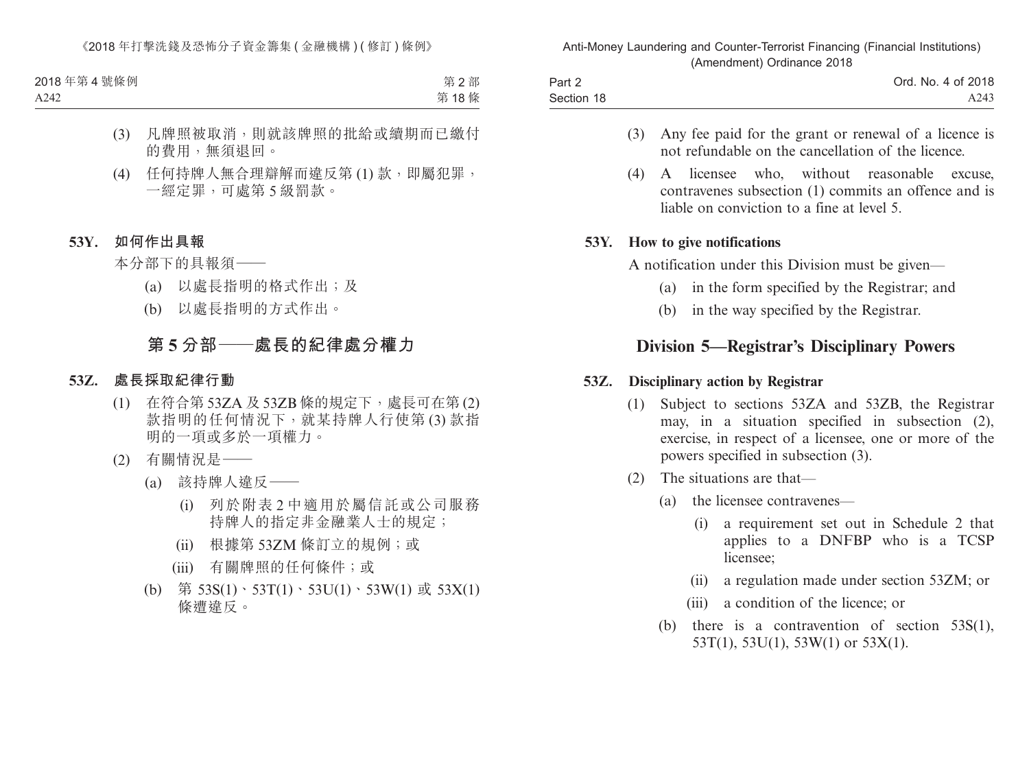(3) 凡牌照被取消，則就該牌照的批給或續期而已繳付的費用，無須退回。

(4) 任何持牌人無合理辯解而違反第 (1) 款，即屬犯罪，一經定罪，可處第 5 級罰款。

**53Y. 如何作出具報**

本分部下的具報須——

(a) 以處長指明的格式作出；及

(b) 以處長指明的方式作出。

## 第 5 分部——處長的紀律處分權力

**53Z. 處長採取紀律行動**

(1) 在符合第 53ZA 及 53ZB 條的規定下，處長可在第 (2) 款指明的任何情況下，就某持牌人行使第 (3) 款指明的一項或多於一項權力。

(2) 有關情況是——

(a) 該持牌人違反——

(i) 列於附表 2 中適用於屬信託或公司服務持牌人的指定非金融業人士的規定；

(ii) 根據第 53ZM 條訂立的規例；或

(iii) 有關牌照的任何條件；或

(b) 第 53S(1)、53T(1)、53U(1)、53W(1) 或 53X(1) 條遭違反。

(3) Any fee paid for the grant or renewal of a licence is not refundable on the cancellation of the licence.

(4) A licensee who, without reasonable excuse, contravenes subsection (1) commits an offence and is liable on conviction to a fine at level 5.

**53Y. How to give notifications**

A notification under this Division must be given—

(a) in the form specified by the Registrar; and

(b) in the way specified by the Registrar.

## Division 5—Registrar's Disciplinary Powers

**53Z. Disciplinary action by Registrar**

(1) Subject to sections 53ZA and 53ZB, the Registrar may, in a situation specified in subsection (2), exercise, in respect of a licensee, one or more of the powers specified in subsection (3).

(2) The situations are that—

(a) the licensee contravenes—

(i) a requirement set out in Schedule 2 that applies to a DNFBP who is a TCSP licensee;

(ii) a regulation made under section 53ZM; or

(iii) a condition of the licence; or

(b) there is a contravention of section 53S(1), 53T(1), 53U(1), 53W(1) or 53X(1).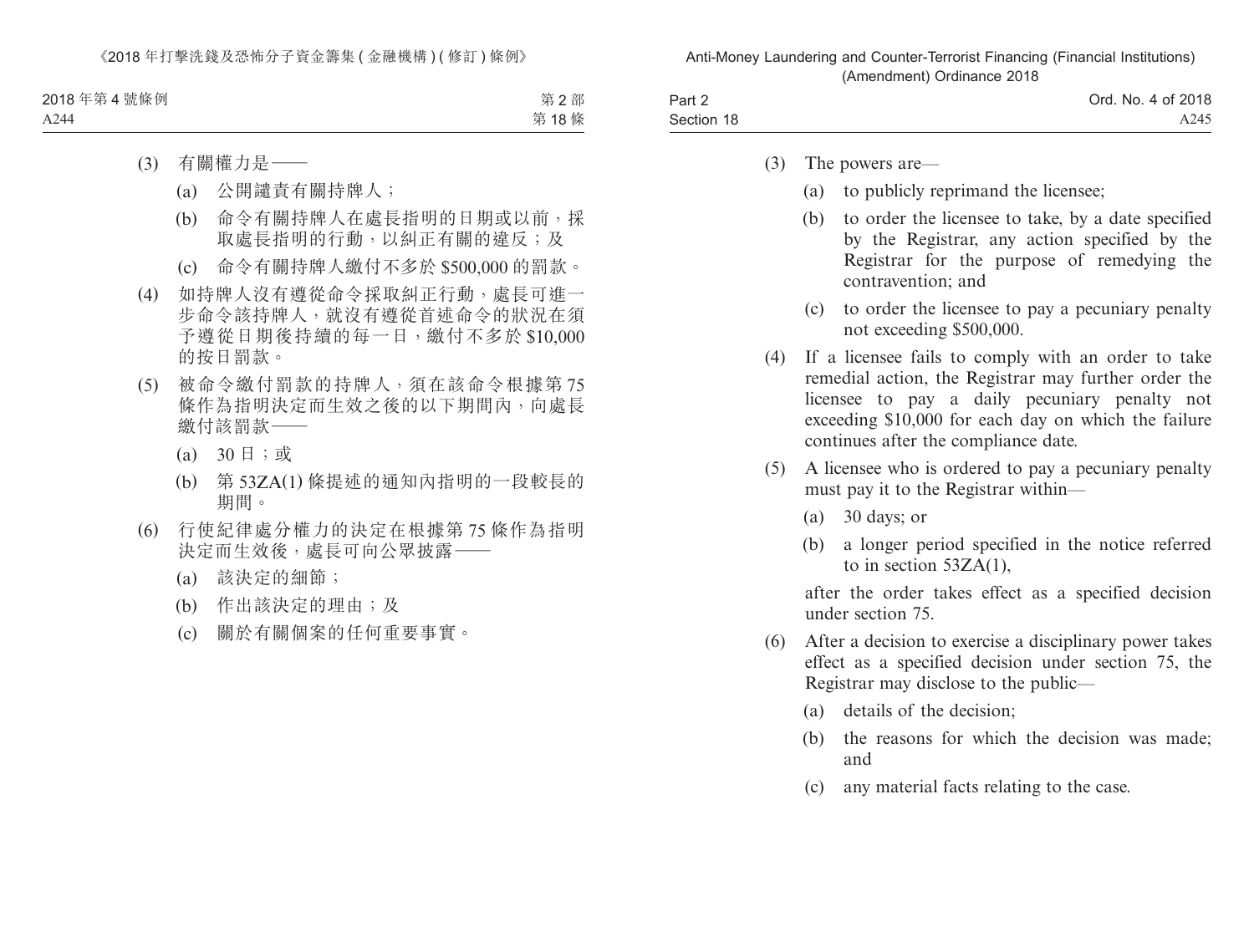(3) 有關權力是——

(a) 公開譴責有關持牌人；

(b) 命令有關持牌人在處長指明的日期或以前，採取處長指明的行動，以糾正有關的違反；及

(c) 命令有關持牌人繳付不多於 $500,000 的罰款。

(4) 如持牌人沒有遵從命令採取糾正行動，處長可進一步命令該持牌人，就沒有遵從首述命令的狀況在須予遵從日期後持續的每一日，繳付不多於 $10,000 的按日罰款。

(5) 被命令繳付罰款的持牌人，須在該命令根據第 75 條作為指明決定而生效之後的以下期間內，向處長繳付該罰款——

(a) 30 日；或

(b) 第 53ZA(1) 條提述的通知內指明的一段較長的期間。

(6) 行使紀律處分權力的決定在根據第 75 條作為指明決定而生效後，處長可向公眾披露——

(a) 該決定的細節；

(b) 作出該決定的理由；及

(c) 關於有關個案的任何重要事實。

(3) The powers are—

(a) to publicly reprimand the licensee;

(b) to order the licensee to take, by a date specified by the Registrar, any action specified by the Registrar for the purpose of remedying the contravention; and

(c) to order the licensee to pay a pecuniary penalty not exceeding $500,000.

(4) If a licensee fails to comply with an order to take remedial action, the Registrar may further order the licensee to pay a daily pecuniary penalty not exceeding $10,000 for each day on which the failure continues after the compliance date.

(5) A licensee who is ordered to pay a pecuniary penalty must pay it to the Registrar within—

(a) 30 days; or

(b) a longer period specified in the notice referred to in section 53ZA(1),

after the order takes effect as a specified decision under section 75.

(6) After a decision to exercise a disciplinary power takes effect as a specified decision under section 75, the Registrar may disclose to the public—

(a) details of the decision;

(b) the reasons for which the decision was made; and

(c) any material facts relating to the case.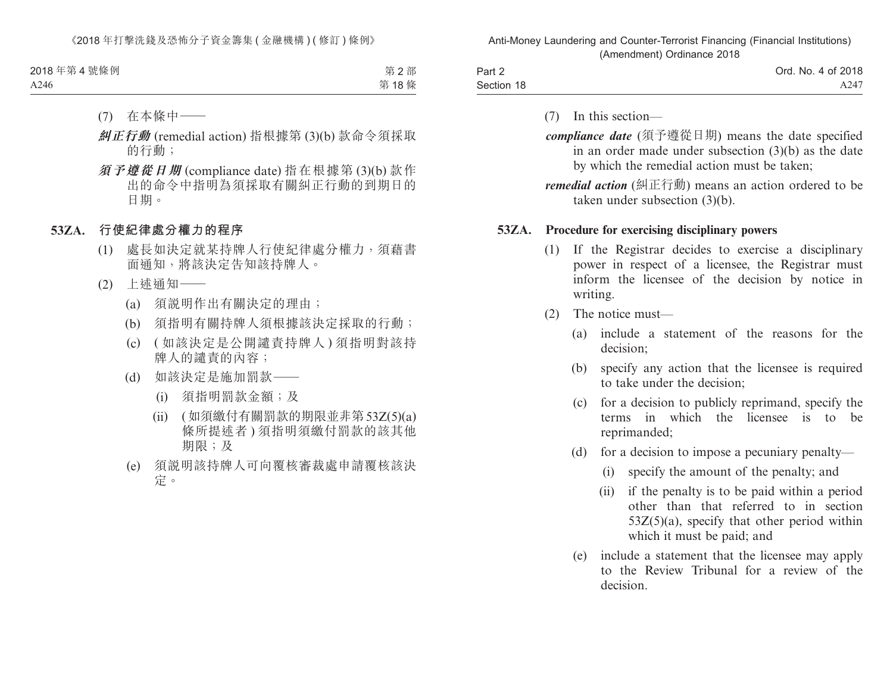(7) 在本條中——

***糾正行動*** (remedial action) 指根據第 (3)(b) 款命令須採取的行動；

***須予遵從日期*** (compliance date) 指在根據第 (3)(b) 款作出的命令中指明為須採取有關糾正行動的到期日的日期。

**53ZA. 行使紀律處分權力的程序**

(1) 處長如決定就某持牌人行使紀律處分權力，須藉書面通知，將該決定告知該持牌人。

(2) 上述通知——

(a) 須説明作出有關決定的理由；

(b) 須指明有關持牌人須根據該決定採取的行動；

(c) (如該決定是公開譴責持牌人) 須指明對該持牌人的譴責的內容；

(d) 如該決定是施加罰款——

(i) 須指明罰款金額；及

(ii) (如須繳付有關罰款的期限並非第 53Z(5)(a) 條所提述者) 須指明須繳付罰款的該其他期限；及

(e) 須説明該持牌人可向覆核審裁處申請覆核該決定。

(7) In this section—

***compliance date*** (須予遵從日期) means the date specified in an order made under subsection (3)(b) as the date by which the remedial action must be taken;

***remedial action*** (糾正行動) means an action ordered to be taken under subsection (3)(b).

**53ZA. Procedure for exercising disciplinary powers**

(1) If the Registrar decides to exercise a disciplinary power in respect of a licensee, the Registrar must inform the licensee of the decision by notice in writing.

(2) The notice must—

(a) include a statement of the reasons for the decision;

(b) specify any action that the licensee is required to take under the decision;

(c) for a decision to publicly reprimand, specify the terms in which the licensee is to be reprimanded;

(d) for a decision to impose a pecuniary penalty—

(i) specify the amount of the penalty; and

(ii) if the penalty is to be paid within a period other than that referred to in section 53Z(5)(a), specify that other period within which it must be paid; and

(e) include a statement that the licensee may apply to the Review Tribunal for a review of the decision.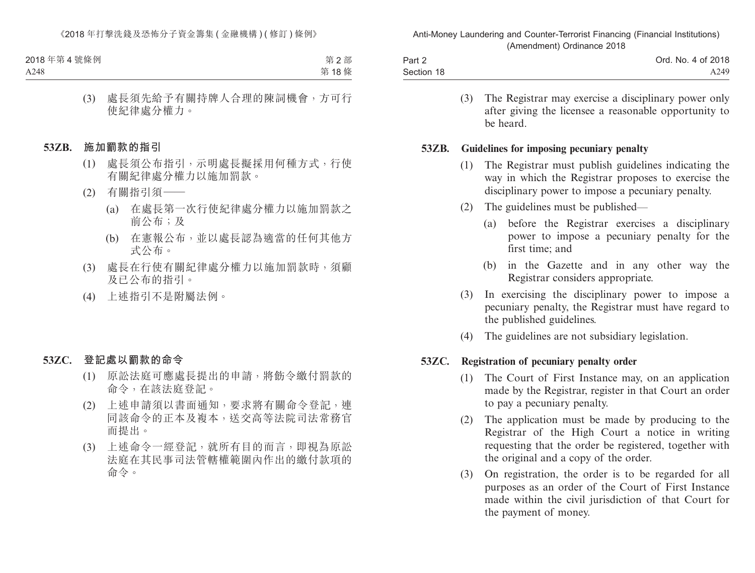(3) 處長須先給予有關持牌人合理的陳詞機會，方可行使紀律處分權力。

### 53ZB. 施加罰款的指引

(1) 處長須公布指引，示明處長擬採用何種方式，行使有關紀律處分權力以施加罰款。

(2) 有關指引須——

(a) 在處長第一次行使紀律處分權力以施加罰款之前公布；及

(b) 在憲報公布，並以處長認為適當的任何其他方式公布。

(3) 處長在行使有關紀律處分權力以施加罰款時，須顧及已公布的指引。

(4) 上述指引不是附屬法例。

### 53ZC. 登記處以罰款的命令

(1) 原訟法庭可應處長提出的申請，將飭令繳付罰款的命令，在該法庭登記。

(2) 上述申請須以書面通知，要求將有關命令登記，連同該命令的正本及複本，送交高等法院司法常務官而提出。

(3) 上述命令一經登記，就所有目的而言，即視為原訟法庭在其民事司法管轄權範圍內作出的繳付款項的命令。

(3) The Registrar may exercise a disciplinary power only after giving the licensee a reasonable opportunity to be heard.

### 53ZB. Guidelines for imposing pecuniary penalty

(1) The Registrar must publish guidelines indicating the way in which the Registrar proposes to exercise the disciplinary power to impose a pecuniary penalty.

(2) The guidelines must be published—

(a) before the Registrar exercises a disciplinary power to impose a pecuniary penalty for the first time; and

(b) in the Gazette and in any other way the Registrar considers appropriate.

(3) In exercising the disciplinary power to impose a pecuniary penalty, the Registrar must have regard to the published guidelines.

(4) The guidelines are not subsidiary legislation.

### 53ZC. Registration of pecuniary penalty order

(1) The Court of First Instance may, on an application made by the Registrar, register in that Court an order to pay a pecuniary penalty.

(2) The application must be made by producing to the Registrar of the High Court a notice in writing requesting that the order be registered, together with the original and a copy of the order.

(3) On registration, the order is to be regarded for all purposes as an order of the Court of First Instance made within the civil jurisdiction of that Court for the payment of money.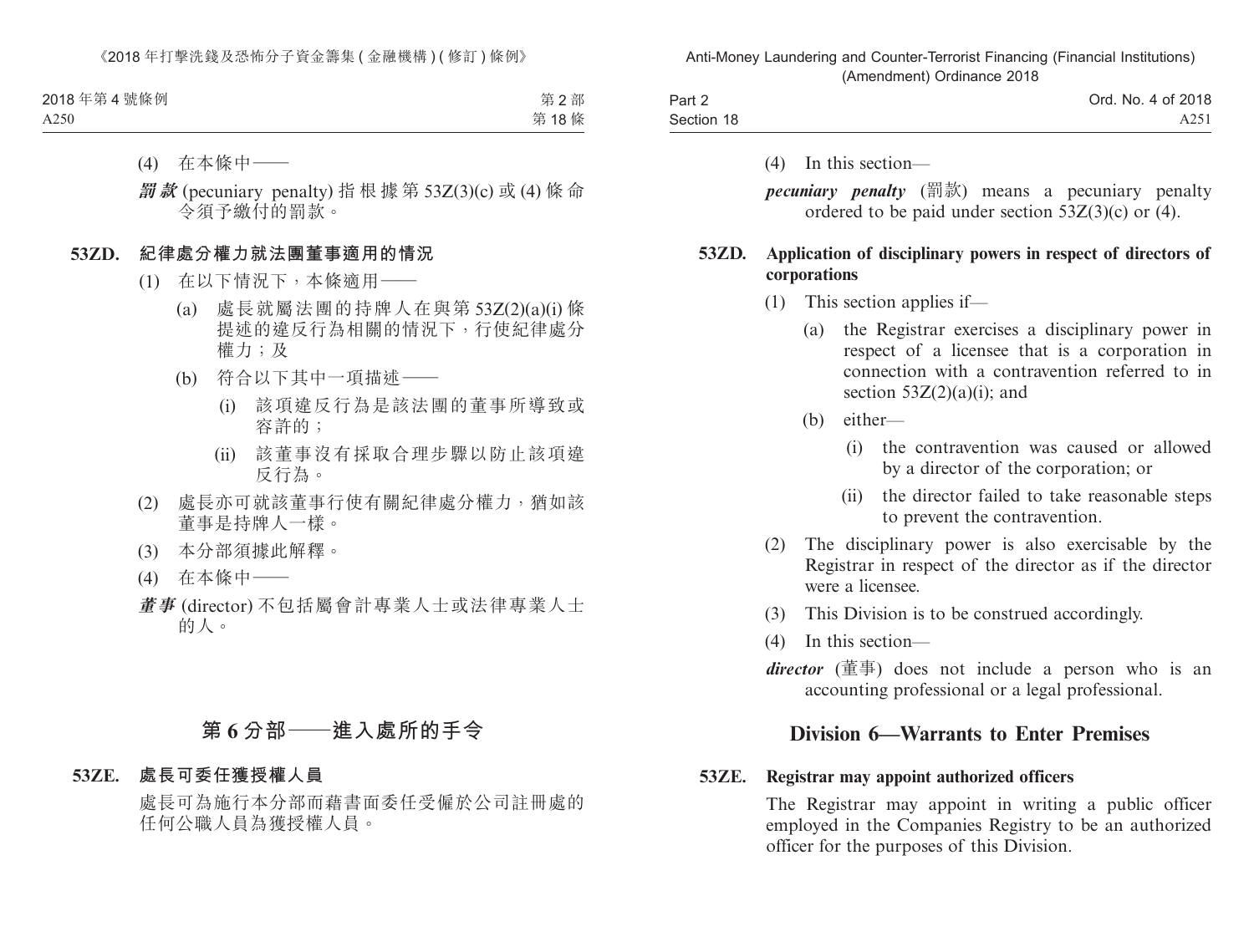(4) 在本條中——

***罰款*** (pecuniary penalty) 指根據第 53Z(3)(c) 或 (4) 條命令須予繳付的罰款。

**53ZD. 紀律處分權力就法團董事適用的情況**

(1) 在以下情況下，本條適用——

(a) 處長就屬法團的持牌人在與第 53Z(2)(a)(i) 條提述的違反行為相關的情況下，行使紀律處分權力；及

(b) 符合以下其中一項描述——

(i) 該項違反行為是該法團的董事所導致或容許的；

(ii) 該董事沒有採取合理步驟以防止該項違反行為。

(2) 處長亦可就該董事行使有關紀律處分權力，猶如該董事是持牌人一樣。

(3) 本分部須據此解釋。

(4) 在本條中——

***董事*** (director) 不包括屬會計專業人士或法律專業人士的人。

## 第 6 分部——進入處所的手令

**53ZE. 處長可委任獲授權人員**

處長可為施行本分部而藉書面委任受僱於公司註冊處的任何公職人員為獲授權人員。

(4) In this section—

***pecuniary penalty*** (罰款) means a pecuniary penalty ordered to be paid under section 53Z(3)(c) or (4).

**53ZD. Application of disciplinary powers in respect of directors of corporations**

(1) This section applies if—

(a) the Registrar exercises a disciplinary power in respect of a licensee that is a corporation in connection with a contravention referred to in section 53Z(2)(a)(i); and

(b) either—

(i) the contravention was caused or allowed by a director of the corporation; or

(ii) the director failed to take reasonable steps to prevent the contravention.

(2) The disciplinary power is also exercisable by the Registrar in respect of the director as if the director were a licensee.

(3) This Division is to be construed accordingly.

(4) In this section—

***director*** (董事) does not include a person who is an accounting professional or a legal professional.

## Division 6—Warrants to Enter Premises

**53ZE. Registrar may appoint authorized officers**

The Registrar may appoint in writing a public officer employed in the Companies Registry to be an authorized officer for the purposes of this Division.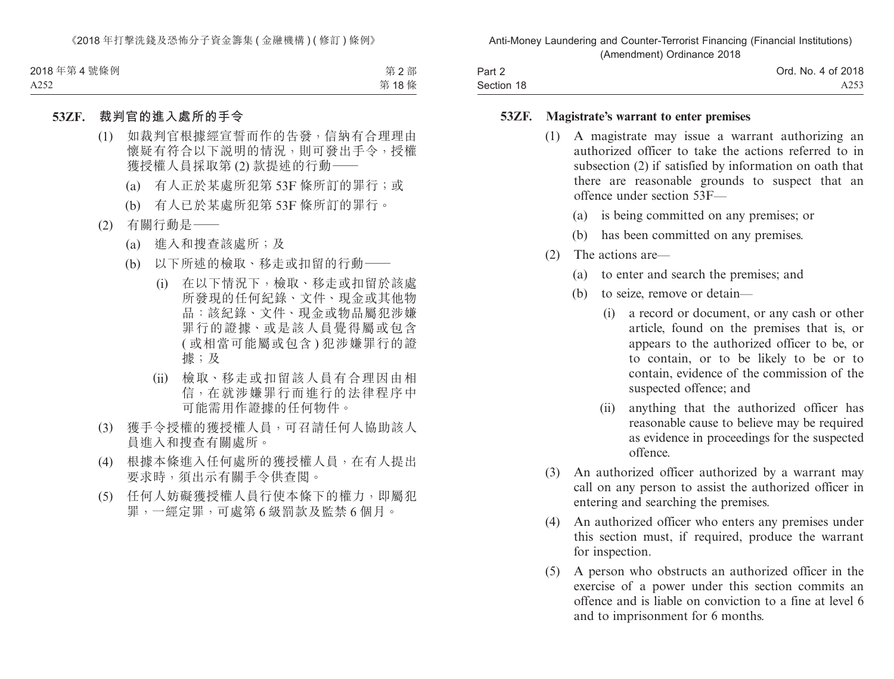**53ZF. 裁判官的進入處所的手令**

(1) 如裁判官根據經宣誓而作的告發，信納有合理理由懷疑有符合以下說明的情況，則可發出手令，授權獲授權人員採取第 (2) 款提述的行動——

(a) 有人正於某處所犯第 53F 條所訂的罪行；或

(b) 有人已於某處所犯第 53F 條所訂的罪行。

(2) 有關行動是——

(a) 進入和搜查該處所；及

(b) 以下所述的檢取、移走或扣留的行動——

(i) 在以下情況下，檢取、移走或扣留於該處所發現的任何紀錄、文件、現金或其他物品：該紀錄、文件、現金或物品屬犯涉嫌罪行的證據、或是該人員覺得屬或包含 (或相當可能屬或包含) 犯涉嫌罪行的證據；及

(ii) 檢取、移走或扣留該人員有合理因由相信，在就涉嫌罪行而進行的法律程序中可能需用作證據的任何物件。

(3) 獲手令授權的獲授權人員，可召請任何人協助該人員進入和搜查有關處所。

(4) 根據本條進入任何處所的獲授權人員，在有人提出要求時，須出示有關手令供查閱。

(5) 任何人妨礙獲授權人員行使本條下的權力，即屬犯罪，一經定罪，可處第 6 級罰款及監禁 6 個月。

**53ZF. Magistrate's warrant to enter premises**

(1) A magistrate may issue a warrant authorizing an authorized officer to take the actions referred to in subsection (2) if satisfied by information on oath that there are reasonable grounds to suspect that an offence under section 53F—

(a) is being committed on any premises; or

(b) has been committed on any premises.

(2) The actions are—

(a) to enter and search the premises; and

(b) to seize, remove or detain—

(i) a record or document, or any cash or other article, found on the premises that is, or appears to the authorized officer to be, or to contain, or to be likely to be or to contain, evidence of the commission of the suspected offence; and

(ii) anything that the authorized officer has reasonable cause to believe may be required as evidence in proceedings for the suspected offence.

(3) An authorized officer authorized by a warrant may call on any person to assist the authorized officer in entering and searching the premises.

(4) An authorized officer who enters any premises under this section must, if required, produce the warrant for inspection.

(5) A person who obstructs an authorized officer in the exercise of a power under this section commits an offence and is liable on conviction to a fine at level 6 and to imprisonment for 6 months.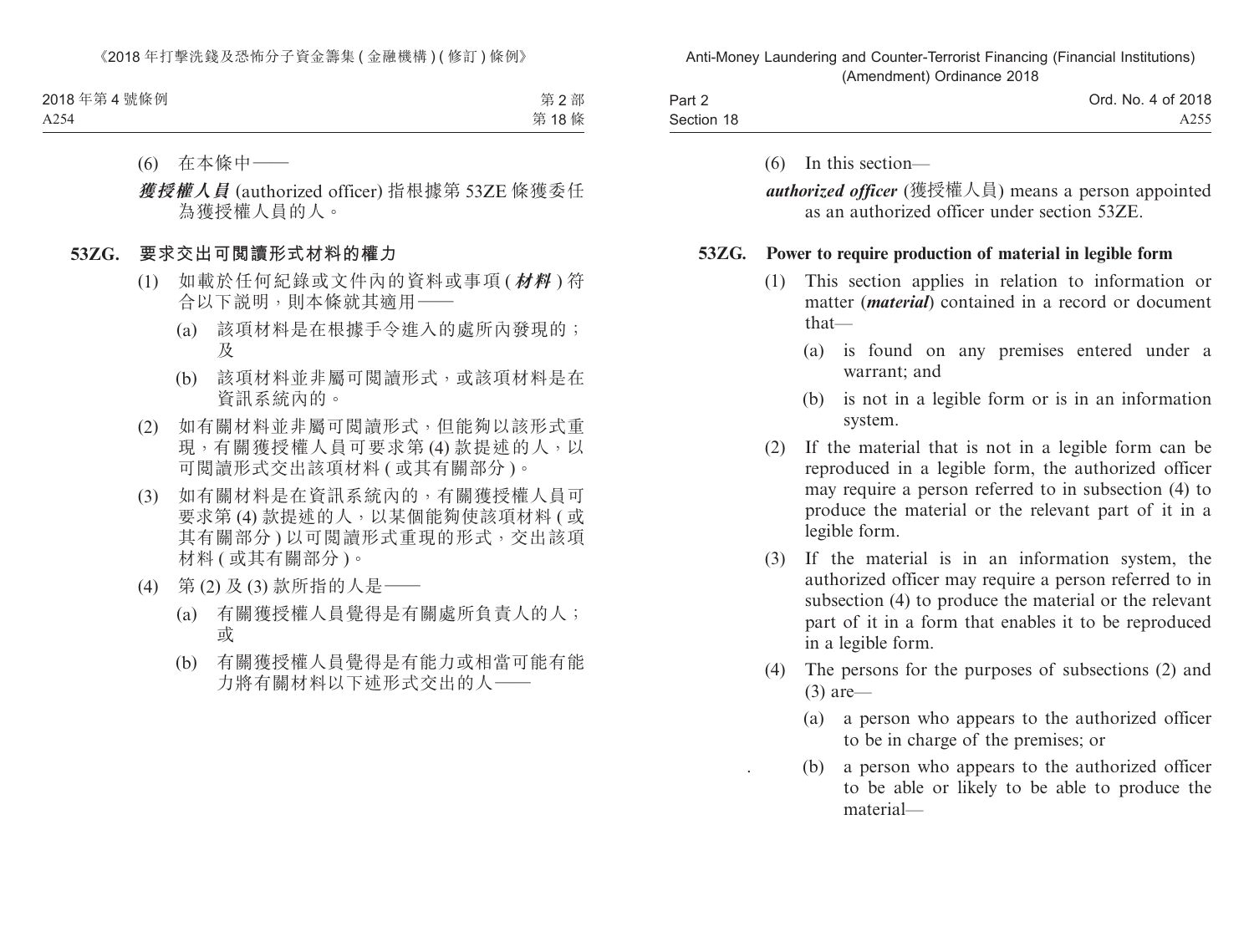(6) 在本條中——

***獲授權人員*** (authorized officer) 指根據第 53ZE 條獲委任為獲授權人員的人。

### 53ZG. 要求交出可閱讀形式材料的權力

(1) 如載於任何紀錄或文件內的資料或事項 (***材料***) 符合以下說明，則本條就其適用——

(a) 該項材料是在根據手令進入的處所內發現的；及

(b) 該項材料並非屬可閱讀形式，或該項材料是在資訊系統內的。

(2) 如有關材料並非屬可閱讀形式，但能夠以該形式重現，有關獲授權人員可要求第 (4) 款提述的人，以可閱讀形式交出該項材料 (或其有關部分)。

(3) 如有關材料是在資訊系統內的，有關獲授權人員可要求第 (4) 款提述的人，以某個能夠使該項材料 (或其有關部分) 以可閱讀形式重現的形式，交出該項材料 (或其有關部分)。

(4) 第 (2) 及 (3) 款所指的人是——

(a) 有關獲授權人員覺得是有關處所負責人的人；或

(b) 有關獲授權人員覺得是有能力或相當可能有能力將有關材料以下述形式交出的人——

(6) In this section—

***authorized officer*** (獲授權人員) means a person appointed as an authorized officer under section 53ZE.

### 53ZG. Power to require production of material in legible form

(1) This section applies in relation to information or matter (***material***) contained in a record or document that—

(a) is found on any premises entered under a warrant; and

(b) is not in a legible form or is in an information system.

(2) If the material that is not in a legible form can be reproduced in a legible form, the authorized officer may require a person referred to in subsection (4) to produce the material or the relevant part of it in a legible form.

(3) If the material is in an information system, the authorized officer may require a person referred to in subsection (4) to produce the material or the relevant part of it in a form that enables it to be reproduced in a legible form.

(4) The persons for the purposes of subsections (2) and (3) are—

(a) a person who appears to the authorized officer to be in charge of the premises; or

(b) a person who appears to the authorized officer to be able or likely to be able to produce the material—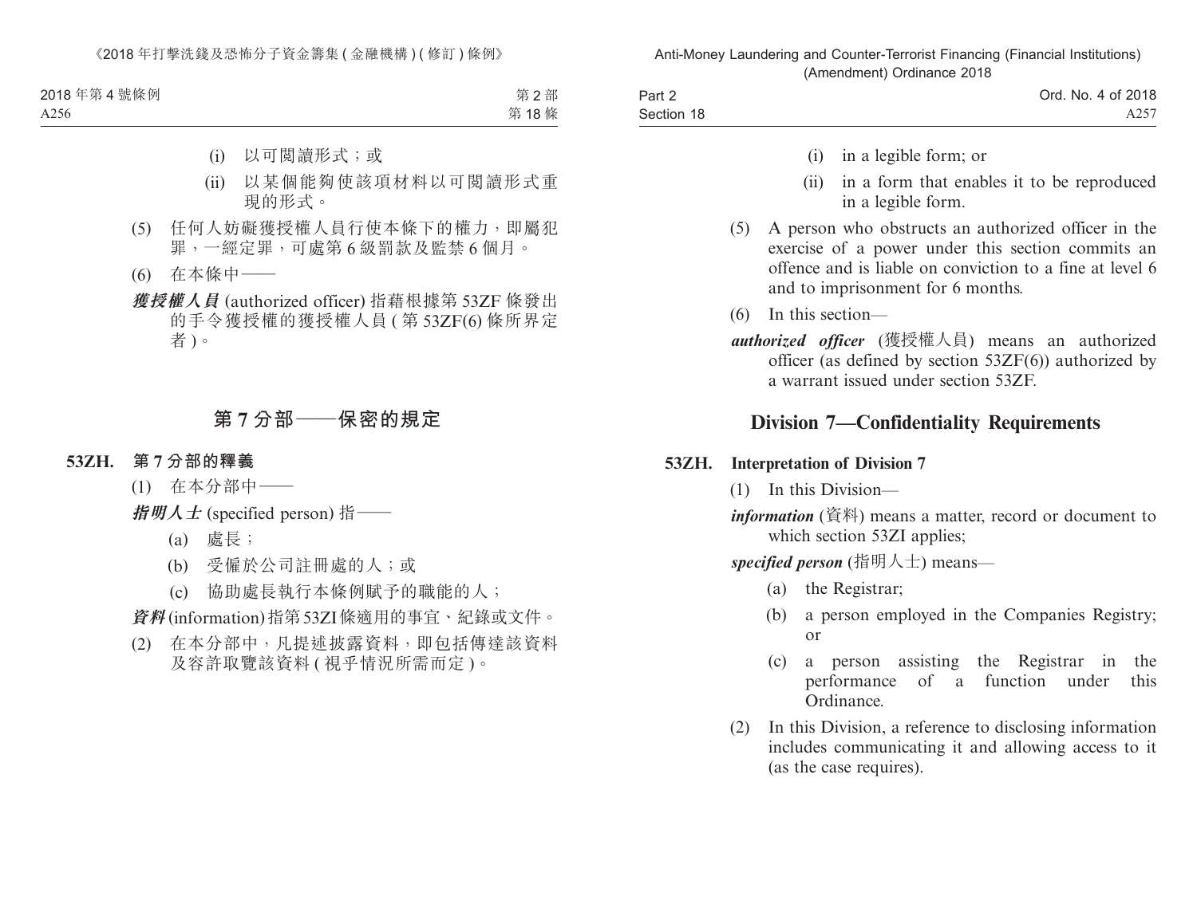(i) 以可閱讀形式；或

(ii) 以某個能夠使該項材料以可閱讀形式重現的形式。

(5) 任何人妨礙獲授權人員行使本條下的權力，即屬犯罪，一經定罪，可處第 6 級罰款及監禁 6 個月。

(6) 在本條中——

***獲授權人員*** (authorized officer) 指藉根據第 53ZF 條發出的手令獲授權的獲授權人員 ( 第 53ZF(6) 條所界定者 )。

## 第 7 分部——保密的規定

### 53ZH. 第 7 分部的釋義

(1) 在本分部中——

***指明人士*** (specified person) 指——

(a) 處長；

(b) 受僱於公司註冊處的人；或

(c) 協助處長執行本條例賦予的職能的人；

***資料*** (information) 指第 53ZI 條適用的事宜、紀錄或文件。

(2) 在本分部中，凡提述披露資料，即包括傳達該資料及容許取覽該資料 ( 視乎情況所需而定 )。

(i) in a legible form; or

(ii) in a form that enables it to be reproduced in a legible form.

(5) A person who obstructs an authorized officer in the exercise of a power under this section commits an offence and is liable on conviction to a fine at level 6 and to imprisonment for 6 months.

(6) In this section—

***authorized officer*** (獲授權人員) means an authorized officer (as defined by section 53ZF(6)) authorized by a warrant issued under section 53ZF.

## Division 7—Confidentiality Requirements

### 53ZH. Interpretation of Division 7

(1) In this Division—

***information*** (資料) means a matter, record or document to which section 53ZI applies;

***specified person*** (指明人士) means—

(a) the Registrar;

(b) a person employed in the Companies Registry; or

(c) a person assisting the Registrar in the performance of a function under this Ordinance.

(2) In this Division, a reference to disclosing information includes communicating it and allowing access to it (as the case requires).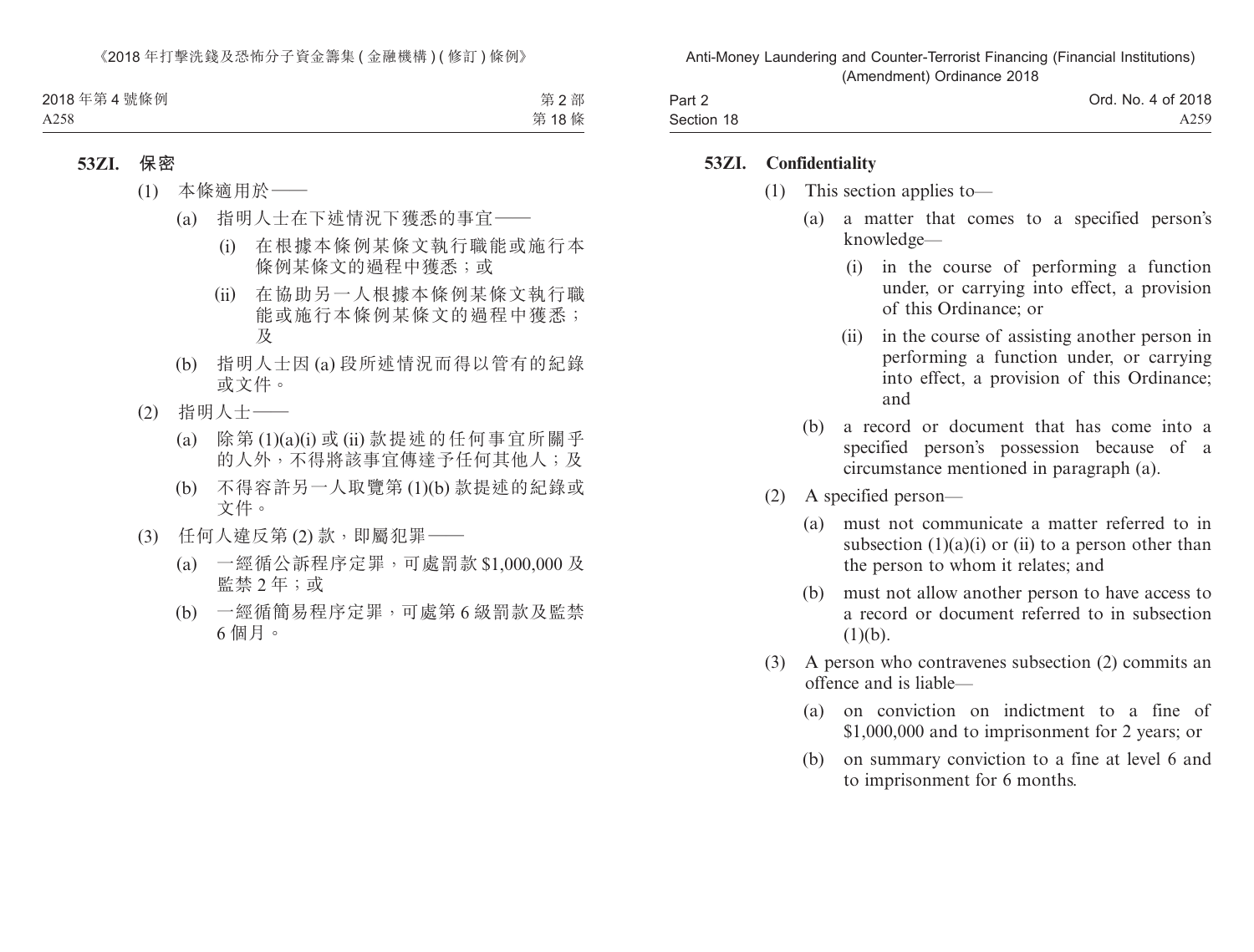## 53ZI. 保密

(1) 本條適用於——

(a) 指明人士在下述情況下獲悉的事宜——

(i) 在根據本條例某條文執行職能或施行本條例某條文的過程中獲悉；或

(ii) 在協助另一人根據本條例某條文執行職能或施行本條例某條文的過程中獲悉；及

(b) 指明人士因 (a) 段所述情況而得以管有的紀錄或文件。

(2) 指明人士——

(a) 除第 (1)(a)(i) 或 (ii) 款提述的任何事宜所關乎的人外，不得將該事宜傳達予任何其他人；及

(b) 不得容許另一人取覽第 (1)(b) 款提述的紀錄或文件。

(3) 任何人違反第 (2) 款，即屬犯罪——

(a) 一經循公訴程序定罪，可處罰款 $1,000,000 及監禁 2 年；或

(b) 一經循簡易程序定罪，可處第 6 級罰款及監禁 6 個月。

## 53ZI. Confidentiality

(1) This section applies to—

(a) a matter that comes to a specified person's knowledge—

(i) in the course of performing a function under, or carrying into effect, a provision of this Ordinance; or

(ii) in the course of assisting another person in performing a function under, or carrying into effect, a provision of this Ordinance; and

(b) a record or document that has come into a specified person's possession because of a circumstance mentioned in paragraph (a).

(2) A specified person—

(a) must not communicate a matter referred to in subsection (1)(a)(i) or (ii) to a person other than the person to whom it relates; and

(b) must not allow another person to have access to a record or document referred to in subsection (1)(b).

(3) A person who contravenes subsection (2) commits an offence and is liable—

(a) on conviction on indictment to a fine of $1,000,000 and to imprisonment for 2 years; or

(b) on summary conviction to a fine at level 6 and to imprisonment for 6 months.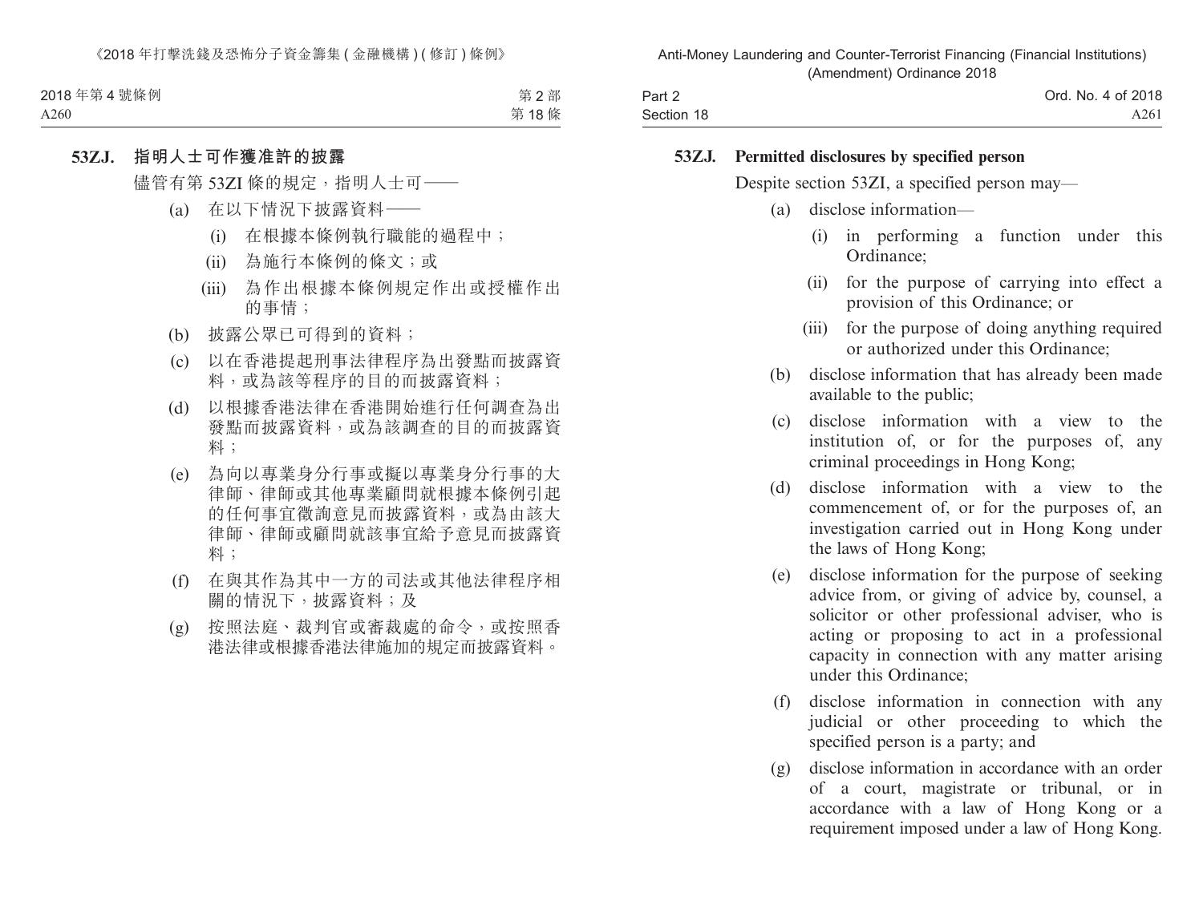**53ZJ. 指明人士可作獲准許的披露**

儘管有第 53ZI 條的規定，指明人士可——

(a) 在以下情況下披露資料——

(i) 在根據本條例執行職能的過程中；

(ii) 為施行本條例的條文；或

(iii) 為作出根據本條例規定作出或授權作出的事情；

(b) 披露公眾已可得到的資料；

(c) 以在香港提起刑事法律程序為出發點而披露資料，或為該等程序的目的而披露資料；

(d) 以根據香港法律在香港開始進行任何調查為出發點而披露資料，或為該調查的目的而披露資料；

(e) 為向以專業身分行事或擬以專業身分行事的大律師、律師或其他專業顧問就根據本條例引起的任何事宜徵詢意見而披露資料，或為由該大律師、律師或顧問就該事宜給予意見而披露資料；

(f) 在與其作為其中一方的司法或其他法律程序相關的情況下，披露資料；及

(g) 按照法庭、裁判官或審裁處的命令，或按照香港法律或根據香港法律施加的規定而披露資料。

**53ZJ. Permitted disclosures by specified person**

Despite section 53ZI, a specified person may—

(a) disclose information—

(i) in performing a function under this Ordinance;

(ii) for the purpose of carrying into effect a provision of this Ordinance; or

(iii) for the purpose of doing anything required or authorized under this Ordinance;

(b) disclose information that has already been made available to the public;

(c) disclose information with a view to the institution of, or for the purposes of, any criminal proceedings in Hong Kong;

(d) disclose information with a view to the commencement of, or for the purposes of, an investigation carried out in Hong Kong under the laws of Hong Kong;

(e) disclose information for the purpose of seeking advice from, or giving of advice by, counsel, a solicitor or other professional adviser, who is acting or proposing to act in a professional capacity in connection with any matter arising under this Ordinance;

(f) disclose information in connection with any judicial or other proceeding to which the specified person is a party; and

(g) disclose information in accordance with an order of a court, magistrate or tribunal, or in accordance with a law of Hong Kong or a requirement imposed under a law of Hong Kong.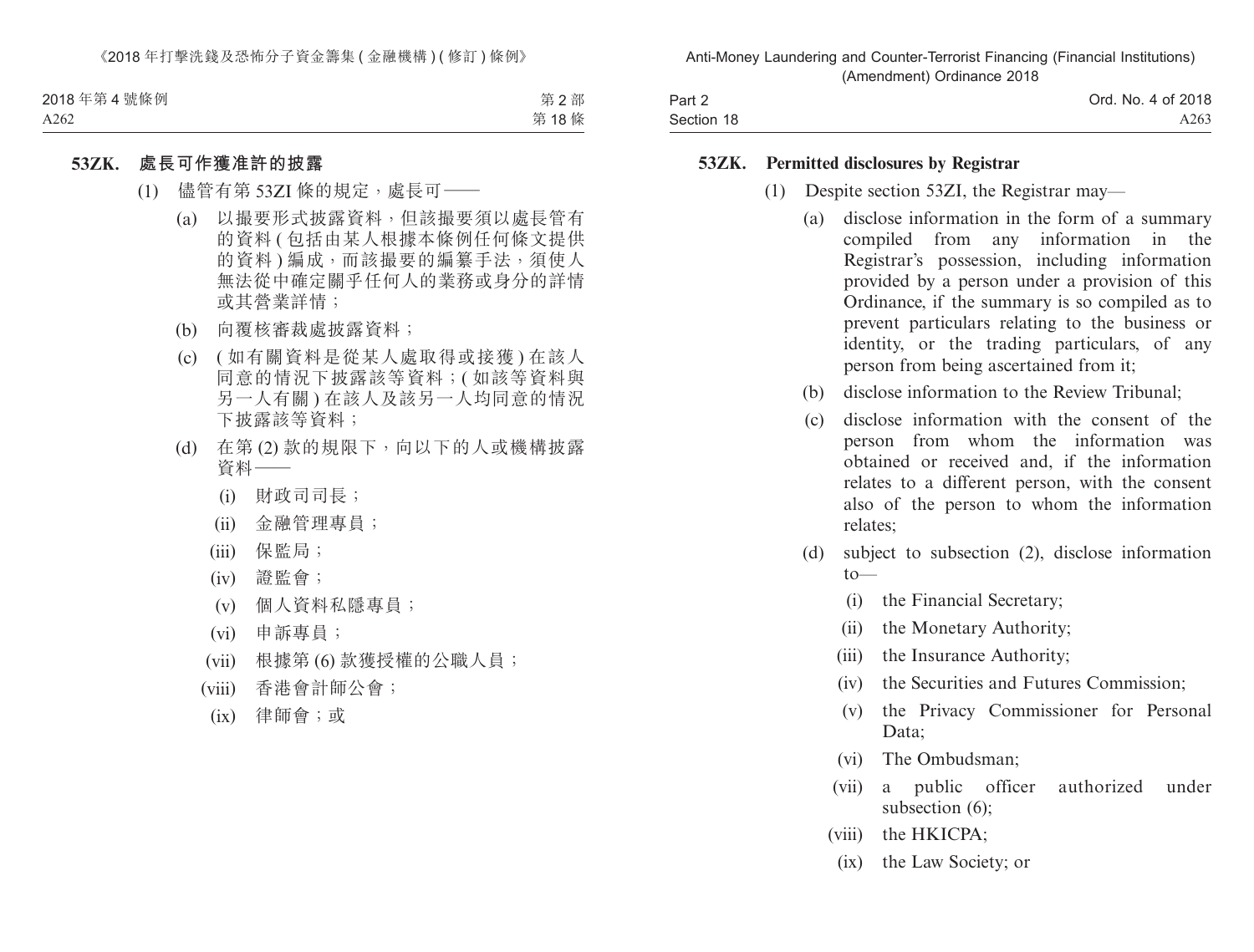**53ZK. 處長可作獲准許的披露**

(1) 儘管有第 53ZI 條的規定，處長可——

(a) 以撮要形式披露資料，但該撮要須以處長管有的資料 ( 包括由某人根據本條例任何條文提供的資料 ) 編成，而該撮要的編纂手法，須使人無法從中確定關乎任何人的業務或身分的詳情或其營業詳情；

(b) 向覆核審裁處披露資料；

(c) ( 如有關資料是從某人處取得或接獲 ) 在該人同意的情況下披露該等資料；( 如該等資料與另一人有關 ) 在該人及該另一人均同意的情況下披露該等資料；

(d) 在第 (2) 款的規限下，向以下的人或機構披露資料——

(i) 財政司司長；

(ii) 金融管理專員；

(iii) 保監局；

(iv) 證監會；

(v) 個人資料私隱專員；

(vi) 申訴專員；

(vii) 根據第 (6) 款獲授權的公職人員；

(viii) 香港會計師公會；

(ix) 律師會；或

**53ZK. Permitted disclosures by Registrar**

(1) Despite section 53ZI, the Registrar may—

(a) disclose information in the form of a summary compiled from any information in the Registrar's possession, including information provided by a person under a provision of this Ordinance, if the summary is so compiled as to prevent particulars relating to the business or identity, or the trading particulars, of any person from being ascertained from it;

(b) disclose information to the Review Tribunal;

(c) disclose information with the consent of the person from whom the information was obtained or received and, if the information relates to a different person, with the consent also of the person to whom the information relates;

(d) subject to subsection (2), disclose information to—

(i) the Financial Secretary;

(ii) the Monetary Authority;

(iii) the Insurance Authority;

(iv) the Securities and Futures Commission;

(v) the Privacy Commissioner for Personal Data;

(vi) The Ombudsman;

(vii) a public officer authorized under subsection (6);

(viii) the HKICPA;

(ix) the Law Society; or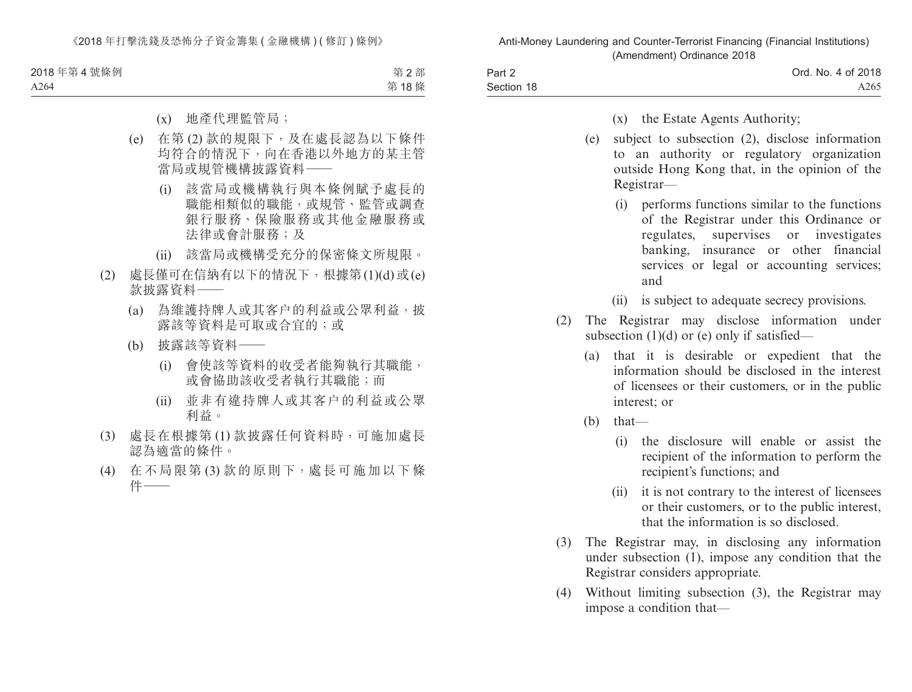(x) 地產代理監管局；

(e) 在第 (2) 款的規限下，及在處長認為以下條件均符合的情況下，向在香港以外地方的某主管當局或規管機構披露資料——

(i) 該當局或機構執行與本條例賦予處長的職能相類似的職能，或規管、監管或調查銀行服務、保險服務或其他金融服務或法律或會計服務；及

(ii) 該當局或機構受充分的保密條文所規限。

(2) 處長僅可在信納有以下的情況下，根據第 (1)(d) 或 (e) 款披露資料——

(a) 為維護持牌人或其客户的利益或公眾利益，披露該等資料是可取或合宜的；或

(b) 披露該等資料——

(i) 會使該等資料的收受者能夠執行其職能，或會協助該收受者執行其職能；而

(ii) 並非有違持牌人或其客户的利益或公眾利益。

(3) 處長在根據第 (1) 款披露任何資料時，可施加處長認為適當的條件。

(4) 在不局限第 (3) 款的原則下，處長可施加以下條件——

(x) the Estate Agents Authority;

(e) subject to subsection (2), disclose information to an authority or regulatory organization outside Hong Kong that, in the opinion of the Registrar—

(i) performs functions similar to the functions of the Registrar under this Ordinance or regulates, supervises or investigates banking, insurance or other financial services or legal or accounting services; and

(ii) is subject to adequate secrecy provisions.

(2) The Registrar may disclose information under subsection (1)(d) or (e) only if satisfied—

(a) that it is desirable or expedient that the information should be disclosed in the interest of licensees or their customers, or in the public interest; or

(b) that—

(i) the disclosure will enable or assist the recipient of the information to perform the recipient's functions; and

(ii) it is not contrary to the interest of licensees or their customers, or to the public interest, that the information is so disclosed.

(3) The Registrar may, in disclosing any information under subsection (1), impose any condition that the Registrar considers appropriate.

(4) Without limiting subsection (3), the Registrar may impose a condition that—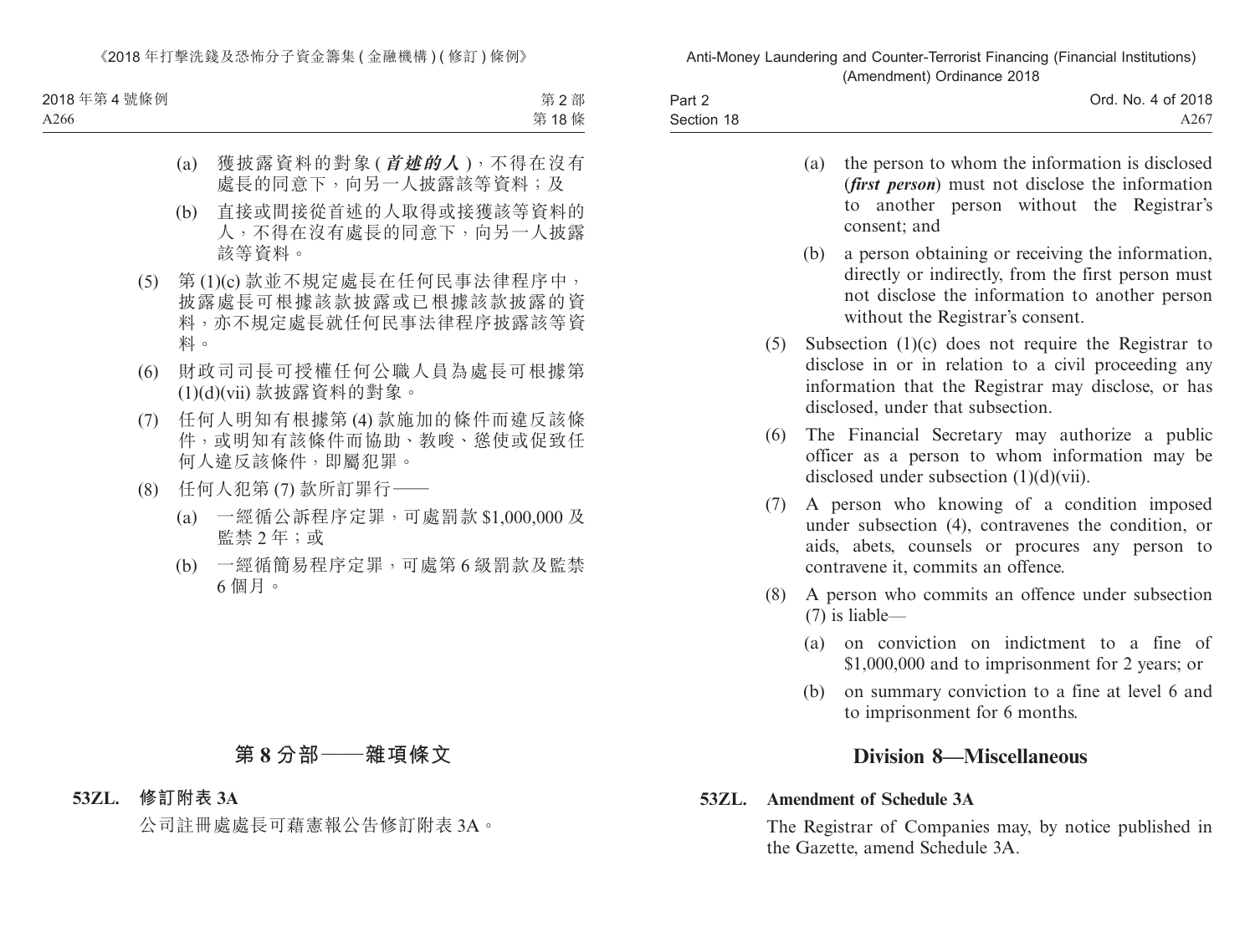(a) 獲披露資料的對象 (***首述的人***)，不得在沒有處長的同意下，向另一人披露該等資料；及

(b) 直接或間接從首述的人取得或接獲該等資料的人，不得在沒有處長的同意下，向另一人披露該等資料。

(5) 第 (1)(c) 款並不規定處長在任何民事法律程序中，披露處長可根據該款披露或已根據該款披露的資料，亦不規定處長就任何民事法律程序披露該等資料。

(6) 財政司司長可授權任何公職人員為處長可根據第 (1)(d)(vii) 款披露資料的對象。

(7) 任何人明知有根據第 (4) 款施加的條件而違反該條件，或明知有該條件而協助、教唆、慫使或促致任何人違反該條件，即屬犯罪。

(8) 任何人犯第 (7) 款所訂罪行——

(a) 一經循公訴程序定罪，可處罰款 $1,000,000 及監禁 2 年；或

(b) 一經循簡易程序定罪，可處第 6 級罰款及監禁 6 個月。

## 第 8 分部——雜項條文

**53ZL. 修訂附表 3A**

公司註冊處處長可藉憲報公告修訂附表 3A。

(a) the person to whom the information is disclosed (***first person***) must not disclose the information to another person without the Registrar's consent; and

(b) a person obtaining or receiving the information, directly or indirectly, from the first person must not disclose the information to another person without the Registrar's consent.

(5) Subsection (1)(c) does not require the Registrar to disclose in or in relation to a civil proceeding any information that the Registrar may disclose, or has disclosed, under that subsection.

(6) The Financial Secretary may authorize a public officer as a person to whom information may be disclosed under subsection (1)(d)(vii).

(7) A person who knowing of a condition imposed under subsection (4), contravenes the condition, or aids, abets, counsels or procures any person to contravene it, commits an offence.

(8) A person who commits an offence under subsection (7) is liable—

(a) on conviction on indictment to a fine of $1,000,000 and to imprisonment for 2 years; or

(b) on summary conviction to a fine at level 6 and to imprisonment for 6 months.

## Division 8—Miscellaneous

**53ZL. Amendment of Schedule 3A**

The Registrar of Companies may, by notice published in the Gazette, amend Schedule 3A.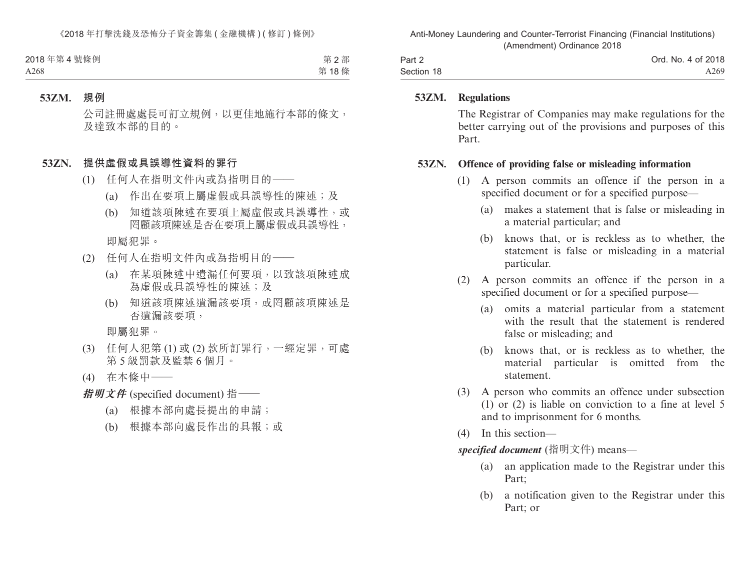**53ZM. 規例**

公司註冊處處長可訂立規例，以更佳地施行本部的條文，及達致本部的目的。

**53ZN. 提供虛假或具誤導性資料的罪行**

(1) 任何人在指明文件內或為指明目的——

(a) 作出在要項上屬虛假或具誤導性的陳述；及

(b) 知道該項陳述在要項上屬虛假或具誤導性，或罔顧該項陳述是否在要項上屬虛假或具誤導性，

即屬犯罪。

(2) 任何人在指明文件內或為指明目的——

(a) 在某項陳述中遺漏任何要項，以致該項陳述成為虛假或具誤導性的陳述；及

(b) 知道該項陳述遺漏該要項，或罔顧該項陳述是否遺漏該要項，

即屬犯罪。

(3) 任何人犯第 (1) 或 (2) 款所訂罪行，一經定罪，可處第 5 級罰款及監禁 6 個月。

(4) 在本條中——

***指明文件*** (specified document) 指——

(a) 根據本部向處長提出的申請；

(b) 根據本部向處長作出的具報；或

**53ZM. Regulations**

The Registrar of Companies may make regulations for the better carrying out of the provisions and purposes of this Part.

**53ZN. Offence of providing false or misleading information**

(1) A person commits an offence if the person in a specified document or for a specified purpose—

(a) makes a statement that is false or misleading in a material particular; and

(b) knows that, or is reckless as to whether, the statement is false or misleading in a material particular.

(2) A person commits an offence if the person in a specified document or for a specified purpose—

(a) omits a material particular from a statement with the result that the statement is rendered false or misleading; and

(b) knows that, or is reckless as to whether, the material particular is omitted from the statement.

(3) A person who commits an offence under subsection (1) or (2) is liable on conviction to a fine at level 5 and to imprisonment for 6 months.

(4) In this section—

***specified document*** (指明文件) means—

(a) an application made to the Registrar under this Part;

(b) a notification given to the Registrar under this Part; or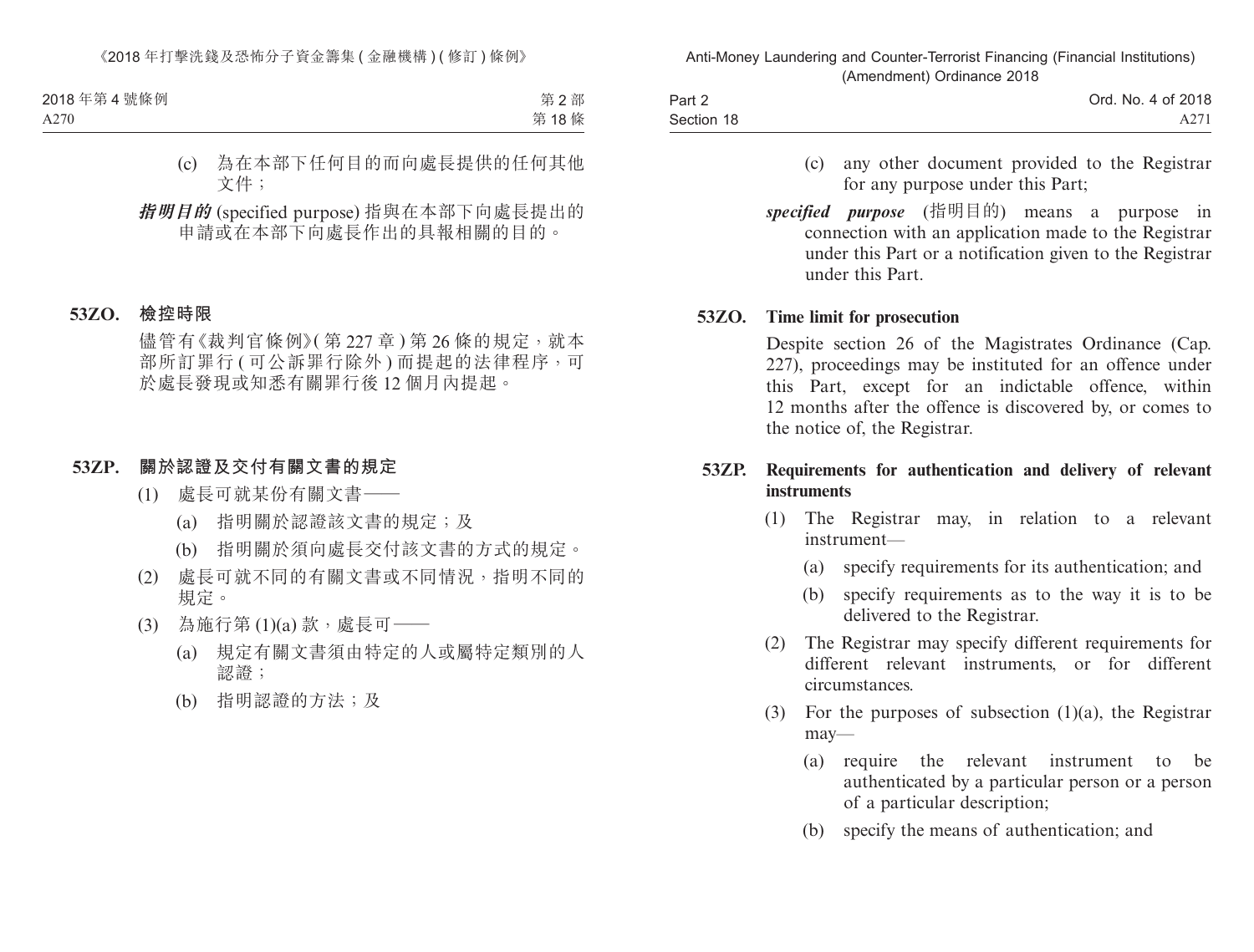(c) 為在本部下任何目的而向處長提供的任何其他文件；

***指明目的*** (specified purpose) 指與在本部下向處長提出的申請或在本部下向處長作出的具報相關的目的。

### 53ZO. 檢控時限

儘管有《裁判官條例》(第 227 章) 第 26 條的規定，就本部所訂罪行 (可公訴罪行除外) 而提起的法律程序，可於處長發現或知悉有關罪行後 12 個月內提起。

### 53ZP. 關於認證及交付有關文書的規定

(1) 處長可就某份有關文書——

(a) 指明關於認證該文書的規定；及

(b) 指明關於須向處長交付該文書的方式的規定。

(2) 處長可就不同的有關文書或不同情況，指明不同的規定。

(3) 為施行第 (1)(a) 款，處長可——

(a) 規定有關文書須由特定的人或屬特定類別的人認證；

(b) 指明認證的方法；及

(c) any other document provided to the Registrar for any purpose under this Part;

***specified purpose*** (指明目的) means a purpose in connection with an application made to the Registrar under this Part or a notification given to the Registrar under this Part.

### 53ZO. Time limit for prosecution

Despite section 26 of the Magistrates Ordinance (Cap. 227), proceedings may be instituted for an offence under this Part, except for an indictable offence, within 12 months after the offence is discovered by, or comes to the notice of, the Registrar.

### 53ZP. Requirements for authentication and delivery of relevant instruments

(1) The Registrar may, in relation to a relevant instrument—

(a) specify requirements for its authentication; and

(b) specify requirements as to the way it is to be delivered to the Registrar.

(2) The Registrar may specify different requirements for different relevant instruments, or for different circumstances.

(3) For the purposes of subsection (1)(a), the Registrar may—

(a) require the relevant instrument to be authenticated by a particular person or a person of a particular description;

(b) specify the means of authentication; and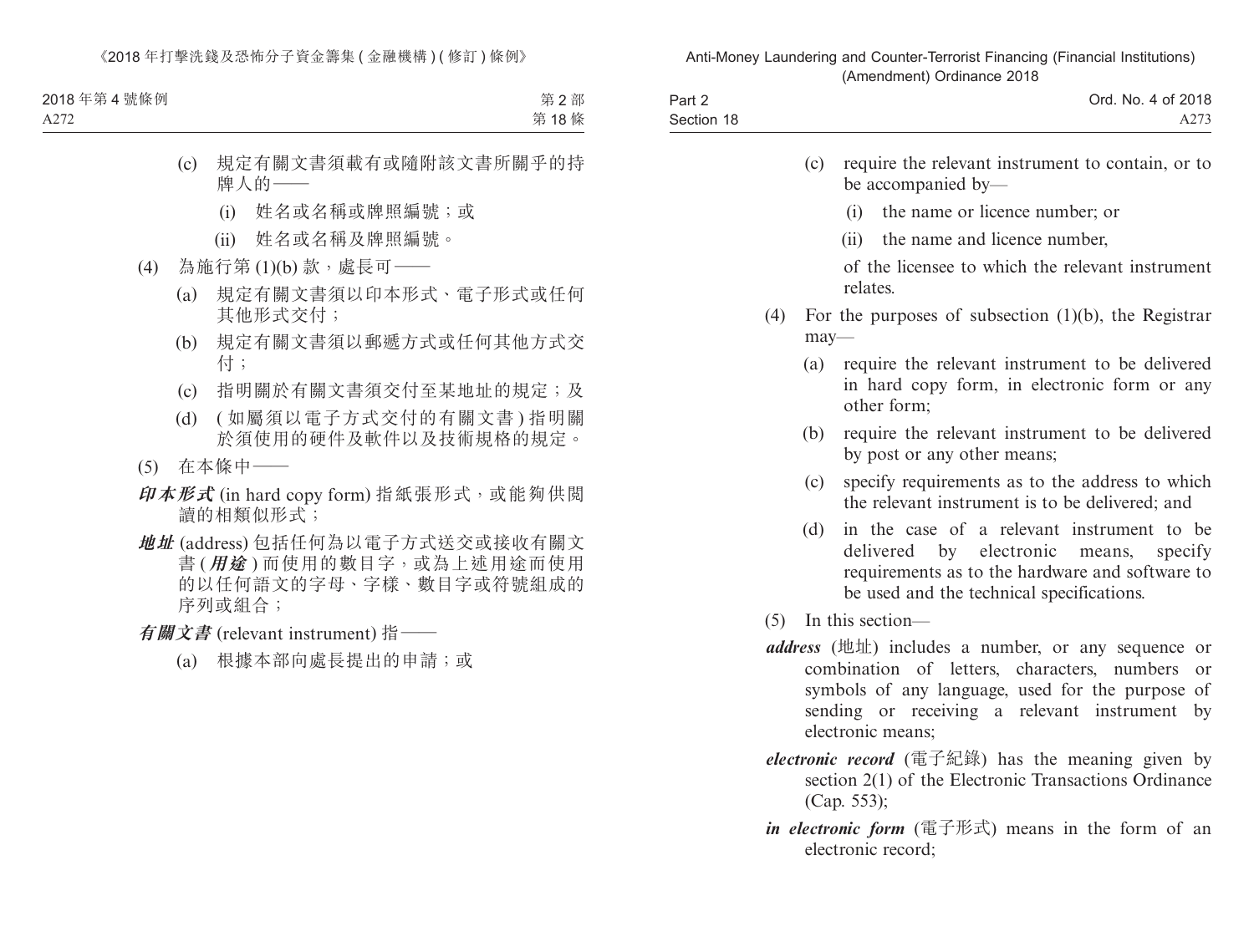(c) 規定有關文書須載有或隨附該文書所關乎的持牌人的——

(i) 姓名或名稱或牌照編號；或

(ii) 姓名或名稱及牌照編號。

(4) 為施行第 (1)(b) 款，處長可——

(a) 規定有關文書須以印本形式、電子形式或任何其他形式交付；

(b) 規定有關文書須以郵遞方式或任何其他方式交付；

(c) 指明關於有關文書須交付至某地址的規定；及

(d) (如屬須以電子方式交付的有關文書) 指明關於須使用的硬件及軟件以及技術規格的規定。

(5) 在本條中——

***印本形式*** (in hard copy form) 指紙張形式，或能夠供閱讀的相類似形式；

***地址*** (address) 包括任何為以電子方式送交或接收有關文書 (***用途***) 而使用的數目字，或為上述用途而使用的以任何語文的字母、字樣、數目字或符號組成的序列或組合；

***有關文書*** (relevant instrument) 指——

(a) 根據本部向處長提出的申請；或

(c) require the relevant instrument to contain, or to be accompanied by—

(i) the name or licence number; or

(ii) the name and licence number,

of the licensee to which the relevant instrument relates.

(4) For the purposes of subsection (1)(b), the Registrar may—

(a) require the relevant instrument to be delivered in hard copy form, in electronic form or any other form;

(b) require the relevant instrument to be delivered by post or any other means;

(c) specify requirements as to the address to which the relevant instrument is to be delivered; and

(d) in the case of a relevant instrument to be delivered by electronic means, specify requirements as to the hardware and software to be used and the technical specifications.

(5) In this section—

***address*** (地址) includes a number, or any sequence or combination of letters, characters, numbers or symbols of any language, used for the purpose of sending or receiving a relevant instrument by electronic means;

***electronic record*** (電子紀錄) has the meaning given by section 2(1) of the Electronic Transactions Ordinance (Cap. 553);

***in electronic form*** (電子形式) means in the form of an electronic record;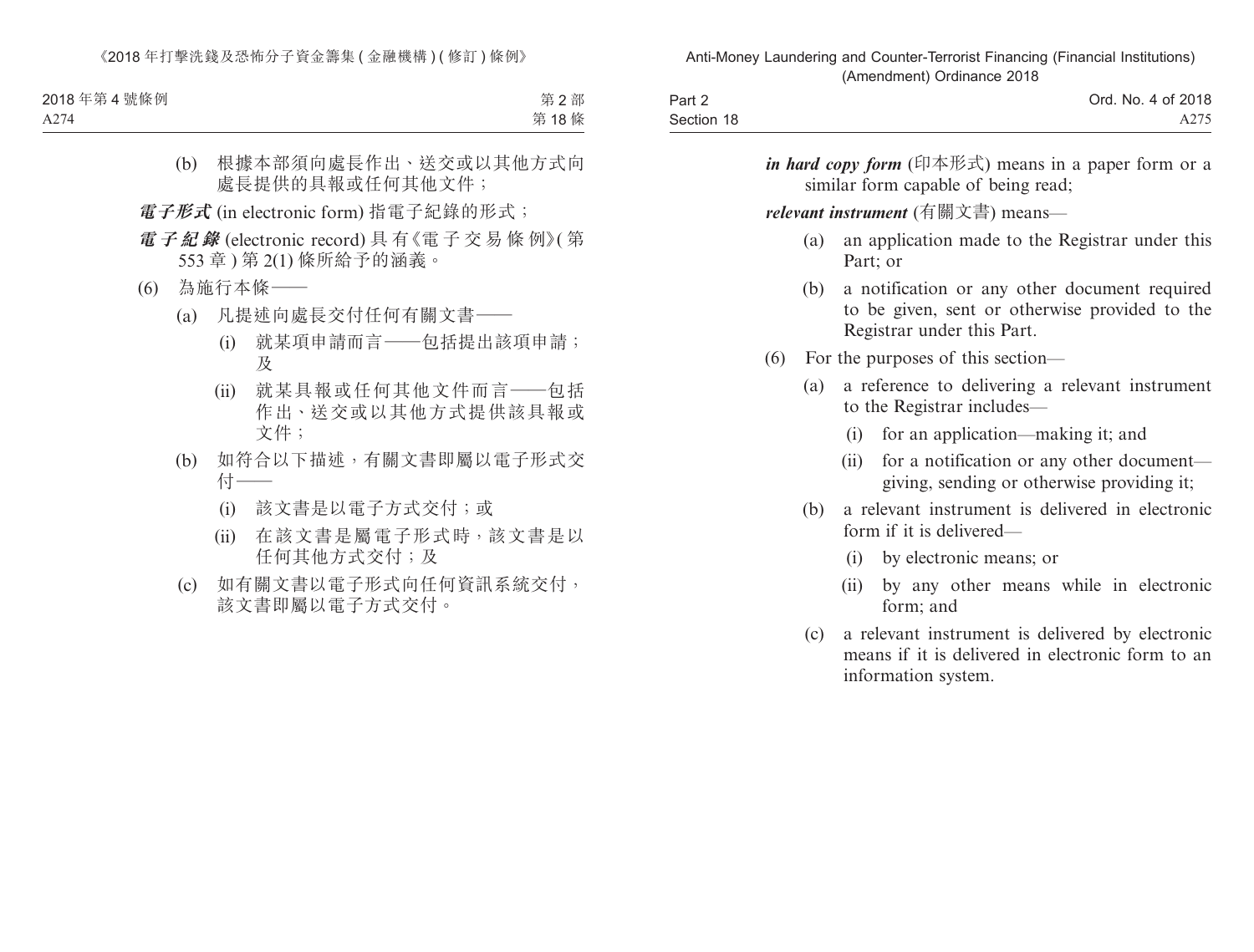(b) 根據本部須向處長作出、送交或以其他方式向處長提供的具報或任何其他文件；

***電子形式*** (in electronic form) 指電子紀錄的形式；

***電子紀錄*** (electronic record) 具有《電子交易條例》(第553章) 第2(1) 條所給予的涵義。

(6) 為施行本條——

(a) 凡提述向處長交付任何有關文書——

(i) 就某項申請而言——包括提出該項申請；及

(ii) 就某具報或任何其他文件而言——包括作出、送交或以其他方式提供該具報或文件；

(b) 如符合以下描述，有關文書即屬以電子形式交付——

(i) 該文書是以電子方式交付；或

(ii) 在該文書是屬電子形式時，該文書是以任何其他方式交付；及

(c) 如有關文書以電子形式向任何資訊系統交付，該文書即屬以電子方式交付。

***in hard copy form*** (印本形式) means in a paper form or a similar form capable of being read;

***relevant instrument*** (有關文書) means—

(a) an application made to the Registrar under this Part; or

(b) a notification or any other document required to be given, sent or otherwise provided to the Registrar under this Part.

(6) For the purposes of this section—

(a) a reference to delivering a relevant instrument to the Registrar includes—

(i) for an application—making it; and

(ii) for a notification or any other document—giving, sending or otherwise providing it;

(b) a relevant instrument is delivered in electronic form if it is delivered—

(i) by electronic means; or

(ii) by any other means while in electronic form; and

(c) a relevant instrument is delivered by electronic means if it is delivered in electronic form to an information system.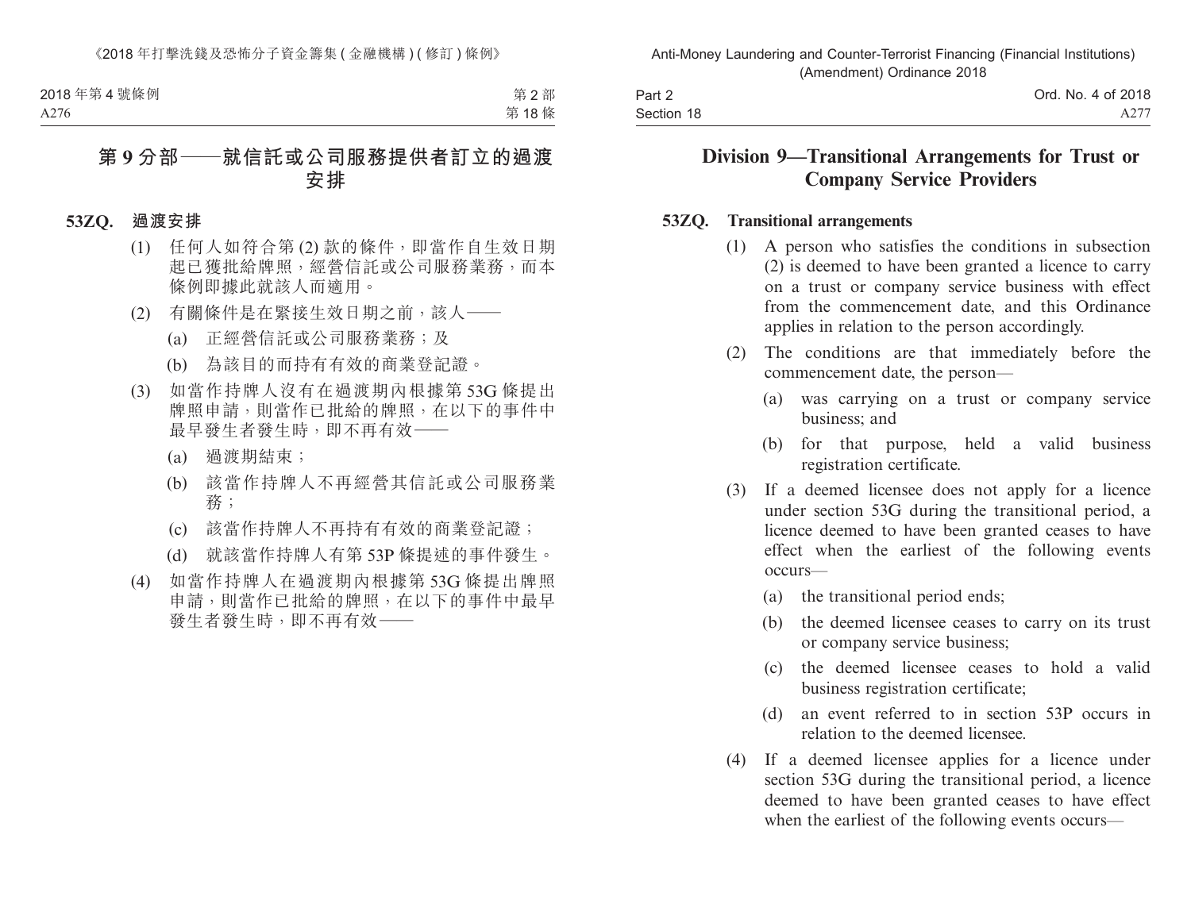## 第 9 分部——就信託或公司服務提供者訂立的過渡安排

**53ZQ. 過渡安排**

(1) 任何人如符合第 (2) 款的條件，即當作自生效日期起已獲批給牌照，經營信託或公司服務業務，而本條例即據此就該人而適用。

(2) 有關條件是在緊接生效日期之前，該人——

(a) 正經營信託或公司服務業務；及

(b) 為該目的而持有有效的商業登記證。

(3) 如當作持牌人沒有在過渡期內根據第 53G 條提出牌照申請，則當作已批給的牌照，在以下的事件中最早發生者發生時，即不再有效——

(a) 過渡期結束；

(b) 該當作持牌人不再經營其信託或公司服務業務；

(c) 該當作持牌人不再持有有效的商業登記證；

(d) 就該當作持牌人有第 53P 條提述的事件發生。

(4) 如當作持牌人在過渡期內根據第 53G 條提出牌照申請，則當作已批給的牌照，在以下的事件中最早發生者發生時，即不再有效——

## Division 9—Transitional Arrangements for Trust or Company Service Providers

**53ZQ. Transitional arrangements**

(1) A person who satisfies the conditions in subsection (2) is deemed to have been granted a licence to carry on a trust or company service business with effect from the commencement date, and this Ordinance applies in relation to the person accordingly.

(2) The conditions are that immediately before the commencement date, the person—

(a) was carrying on a trust or company service business; and

(b) for that purpose, held a valid business registration certificate.

(3) If a deemed licensee does not apply for a licence under section 53G during the transitional period, a licence deemed to have been granted ceases to have effect when the earliest of the following events occurs—

(a) the transitional period ends;

(b) the deemed licensee ceases to carry on its trust or company service business;

(c) the deemed licensee ceases to hold a valid business registration certificate;

(d) an event referred to in section 53P occurs in relation to the deemed licensee.

(4) If a deemed licensee applies for a licence under section 53G during the transitional period, a licence deemed to have been granted ceases to have effect when the earliest of the following events occurs—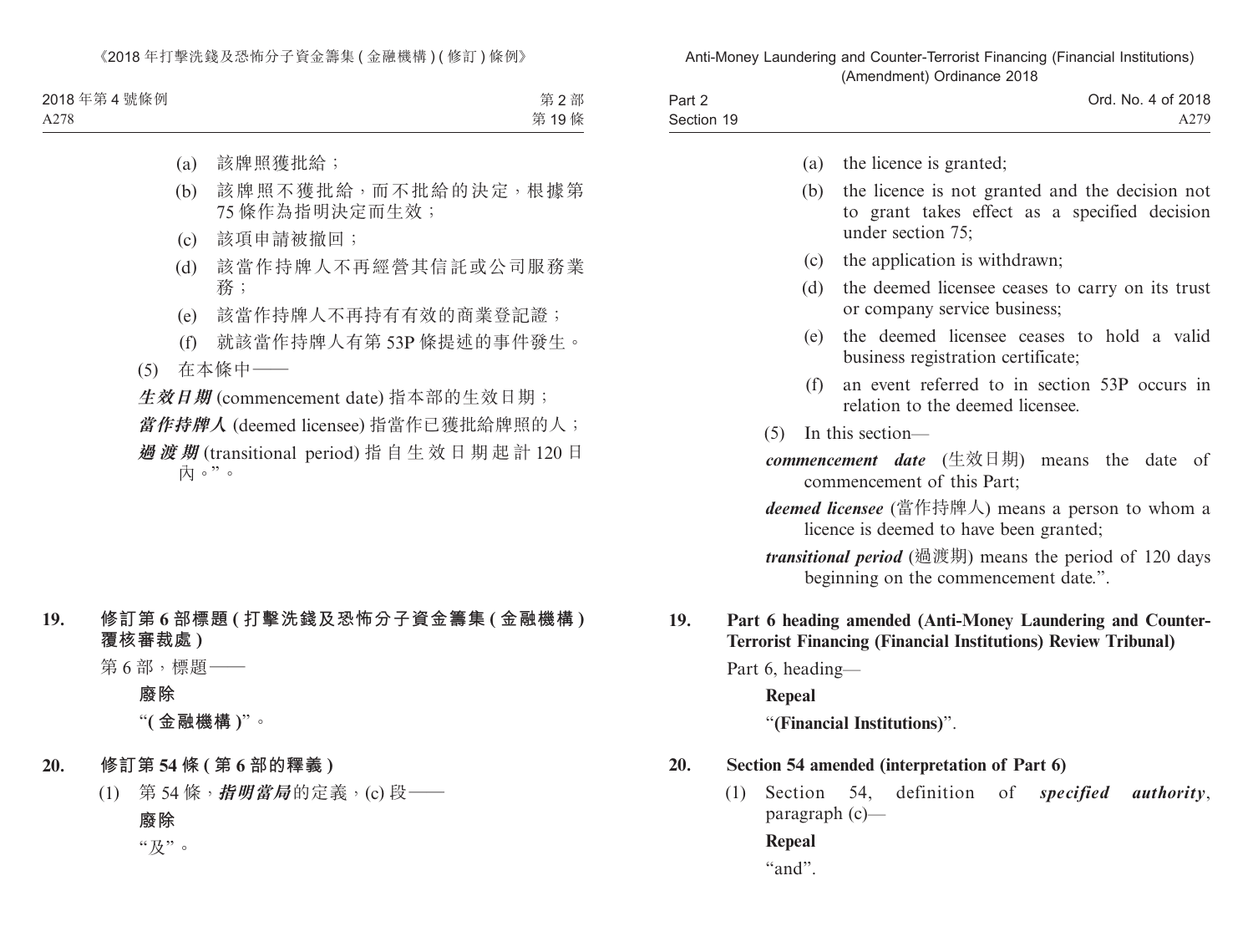(a) 該牌照獲批給；

(b) 該牌照不獲批給，而不批給的決定，根據第75條作為指明決定而生效；

(c) 該項申請被撤回；

(d) 該當作持牌人不再經營其信託或公司服務業務；

(e) 該當作持牌人不再持有有效的商業登記證；

(f) 就該當作持牌人有第53P條提述的事件發生。

(5) 在本條中——

***生效日期*** (commencement date) 指本部的生效日期；

***當作持牌人*** (deemed licensee) 指當作已獲批給牌照的人；

***過渡期*** (transitional period) 指自生效日期起計120日內。”。

**19. 修訂第6部標題 (打擊洗錢及恐怖分子資金籌集 (金融機構) 覆核審裁處)**

第6部，標題——

**廢除**

“**(金融機構)**”。

**20. 修訂第54條 (第6部的釋義)**

(1) 第54條，***指明當局***的定義，(c)段——

**廢除**

“及”。

(a) the licence is granted;

(b) the licence is not granted and the decision not to grant takes effect as a specified decision under section 75;

(c) the application is withdrawn;

(d) the deemed licensee ceases to carry on its trust or company service business;

(e) the deemed licensee ceases to hold a valid business registration certificate;

(f) an event referred to in section 53P occurs in relation to the deemed licensee.

(5) In this section—

***commencement date*** (生效日期) means the date of commencement of this Part;

***deemed licensee*** (當作持牌人) means a person to whom a licence is deemed to have been granted;

***transitional period*** (過渡期) means the period of 120 days beginning on the commencement date.”.

**19. Part 6 heading amended (Anti-Money Laundering and Counter-Terrorist Financing (Financial Institutions) Review Tribunal)**

Part 6, heading—

**Repeal**

“**(Financial Institutions)**”.

**20. Section 54 amended (interpretation of Part 6)**

(1) Section 54, definition of ***specified authority***, paragraph (c)—

**Repeal**

“and”.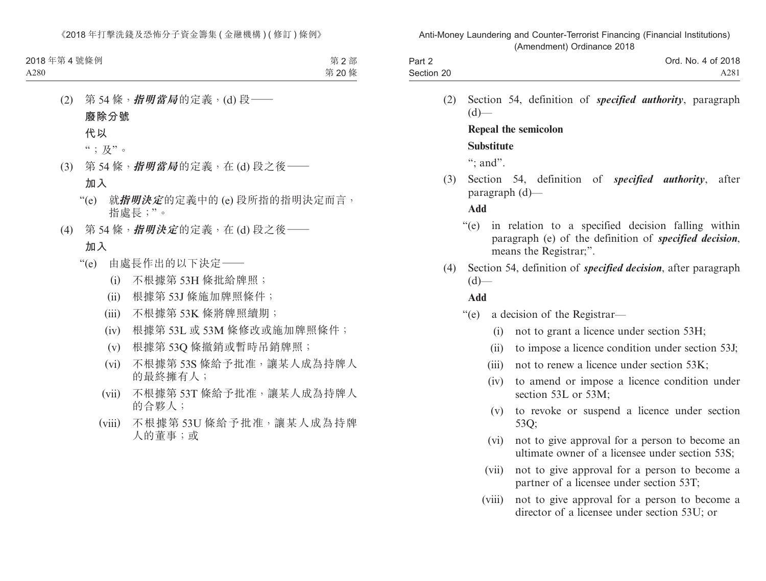(2) 第 54 條，***指明當局***的定義，(d) 段——

**廢除分號**

**代以**

“；及”。

(3) 第 54 條，***指明當局***的定義，在 (d) 段之後——

**加入**

“(e) 就***指明決定***的定義中的 (e) 段所指的指明決定而言，指處長；”。

(4) 第 54 條，***指明決定***的定義，在 (d) 段之後——

**加入**

“(e) 由處長作出的以下決定——

(i) 不根據第 53H 條批給牌照；

(ii) 根據第 53J 條施加牌照條件；

(iii) 不根據第 53K 條將牌照續期；

(iv) 根據第 53L 或 53M 條修改或施加牌照條件；

(v) 根據第 53Q 條撤銷或暫時吊銷牌照；

(vi) 不根據第 53S 條給予批准，讓某人成為持牌人的最終擁有人；

(vii) 不根據第 53T 條給予批准，讓某人成為持牌人的合夥人；

(viii) 不根據第 53U 條給予批准，讓某人成為持牌人的董事；或

(2) Section 54, definition of ***specified authority***, paragraph (d)—

**Repeal the semicolon**

**Substitute**

“; and”.

(3) Section 54, definition of ***specified authority***, after paragraph (d)—

**Add**

“(e) in relation to a specified decision falling within paragraph (e) of the definition of ***specified decision***, means the Registrar;”.

(4) Section 54, definition of ***specified decision***, after paragraph (d)—

**Add**

“(e) a decision of the Registrar—

(i) not to grant a licence under section 53H;

(ii) to impose a licence condition under section 53J;

(iii) not to renew a licence under section 53K;

(iv) to amend or impose a licence condition under section 53L or 53M;

(v) to revoke or suspend a licence under section 53Q;

(vi) not to give approval for a person to become an ultimate owner of a licensee under section 53S;

(vii) not to give approval for a person to become a partner of a licensee under section 53T;

(viii) not to give approval for a person to become a director of a licensee under section 53U; or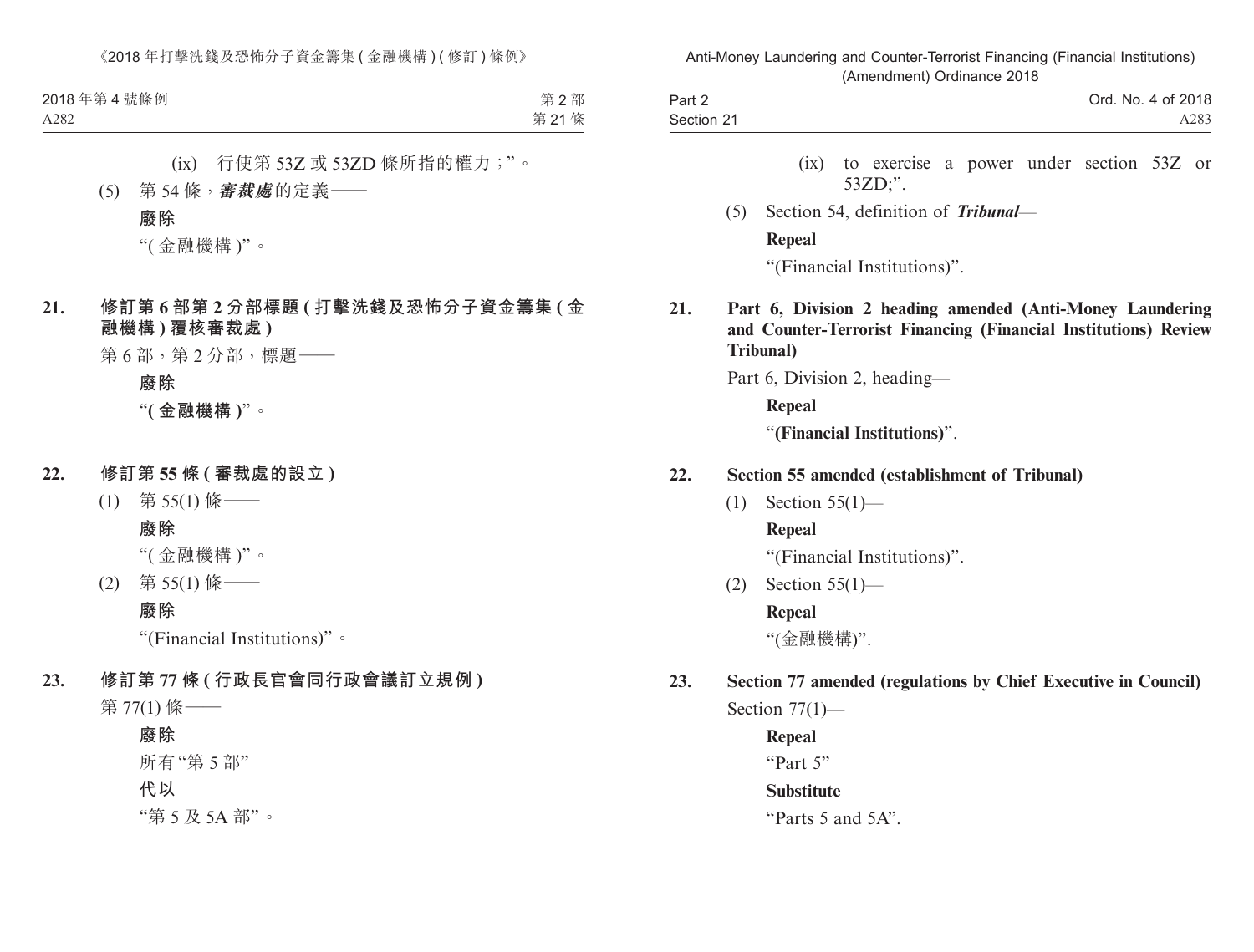(ix) 行使第 53Z 或 53ZD 條所指的權力；”。

(5) 第 54 條，***審裁處***的定義——

**廢除**

“( 金融機構 )”。

**21. 修訂第 6 部第 2 分部標題 ( 打擊洗錢及恐怖分子資金籌集 ( 金融機構 ) 覆核審裁處 )**

第 6 部，第 2 分部，標題——

**廢除**

“**( 金融機構 )**”。

**22. 修訂第 55 條 ( 審裁處的設立 )**

(1) 第 55(1) 條——

**廢除**

“( 金融機構 )”。

(2) 第 55(1) 條——

**廢除**

“(Financial Institutions)”。

**23. 修訂第 77 條 ( 行政長官會同行政會議訂立規例 )**

第 77(1) 條——

**廢除**

所有“第 5 部”

**代以**

“第 5 及 5A 部”。

(ix) to exercise a power under section 53Z or 53ZD;”.

(5) Section 54, definition of ***Tribunal***—

**Repeal**

“(Financial Institutions)”.

**21. Part 6, Division 2 heading amended (Anti-Money Laundering and Counter-Terrorist Financing (Financial Institutions) Review Tribunal)**

Part 6, Division 2, heading—

**Repeal**

“**(Financial Institutions)**”.

**22. Section 55 amended (establishment of Tribunal)**

(1) Section 55(1)—

**Repeal**

“(Financial Institutions)”.

(2) Section 55(1)—

**Repeal**

“(金融機構)”.

**23. Section 77 amended (regulations by Chief Executive in Council)**

Section 77(1)—

**Repeal**

“Part 5”

**Substitute**

“Parts 5 and 5A”.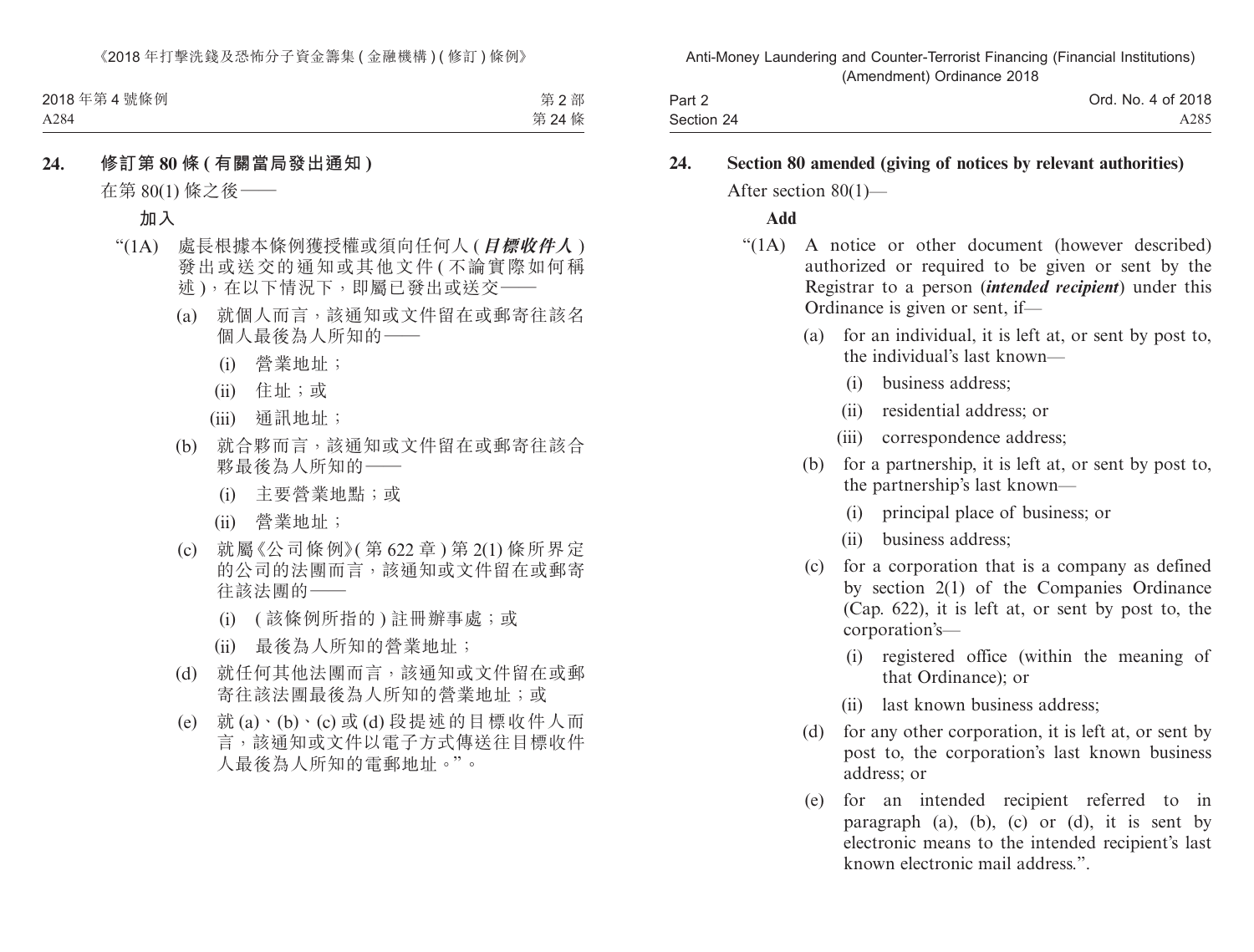## 24. 修訂第 80 條 (有關當局發出通知)

在第 80(1) 條之後——

**加入**

"(1A) 處長根據本條例獲授權或須向任何人 (***目標收件人***) 發出或送交的通知或其他文件 (不論實際如何稱述)，在以下情況下，即屬已發出或送交——

(a) 就個人而言，該通知或文件留在或郵寄往該名個人最後為人所知的——

(i) 營業地址；

(ii) 住址；或

(iii) 通訊地址；

(b) 就合夥而言，該通知或文件留在或郵寄往該合夥最後為人所知的——

(i) 主要營業地點；或

(ii) 營業地址；

(c) 就屬《公司條例》(第 622 章) 第 2(1) 條所界定的公司的法團而言，該通知或文件留在或郵寄往該法團的——

(i) (該條例所指的) 註冊辦事處；或

(ii) 最後為人所知的營業地址；

(d) 就任何其他法團而言，該通知或文件留在或郵寄往該法團最後為人所知的營業地址；或

(e) 就 (a)、(b)、(c) 或 (d) 段提述的目標收件人而言，該通知或文件以電子方式傳送往目標收件人最後為人所知的電郵地址。"。

## 24. Section 80 amended (giving of notices by relevant authorities)

After section 80(1)—

**Add**

"(1A) A notice or other document (however described) authorized or required to be given or sent by the Registrar to a person (***intended recipient***) under this Ordinance is given or sent, if—

(a) for an individual, it is left at, or sent by post to, the individual's last known—

(i) business address;

(ii) residential address; or

(iii) correspondence address;

(b) for a partnership, it is left at, or sent by post to, the partnership's last known—

(i) principal place of business; or

(ii) business address;

(c) for a corporation that is a company as defined by section 2(1) of the Companies Ordinance (Cap. 622), it is left at, or sent by post to, the corporation's—

(i) registered office (within the meaning of that Ordinance); or

(ii) last known business address;

(d) for any other corporation, it is left at, or sent by post to, the corporation's last known business address; or

(e) for an intended recipient referred to in paragraph (a), (b), (c) or (d), it is sent by electronic means to the intended recipient's last known electronic mail address.".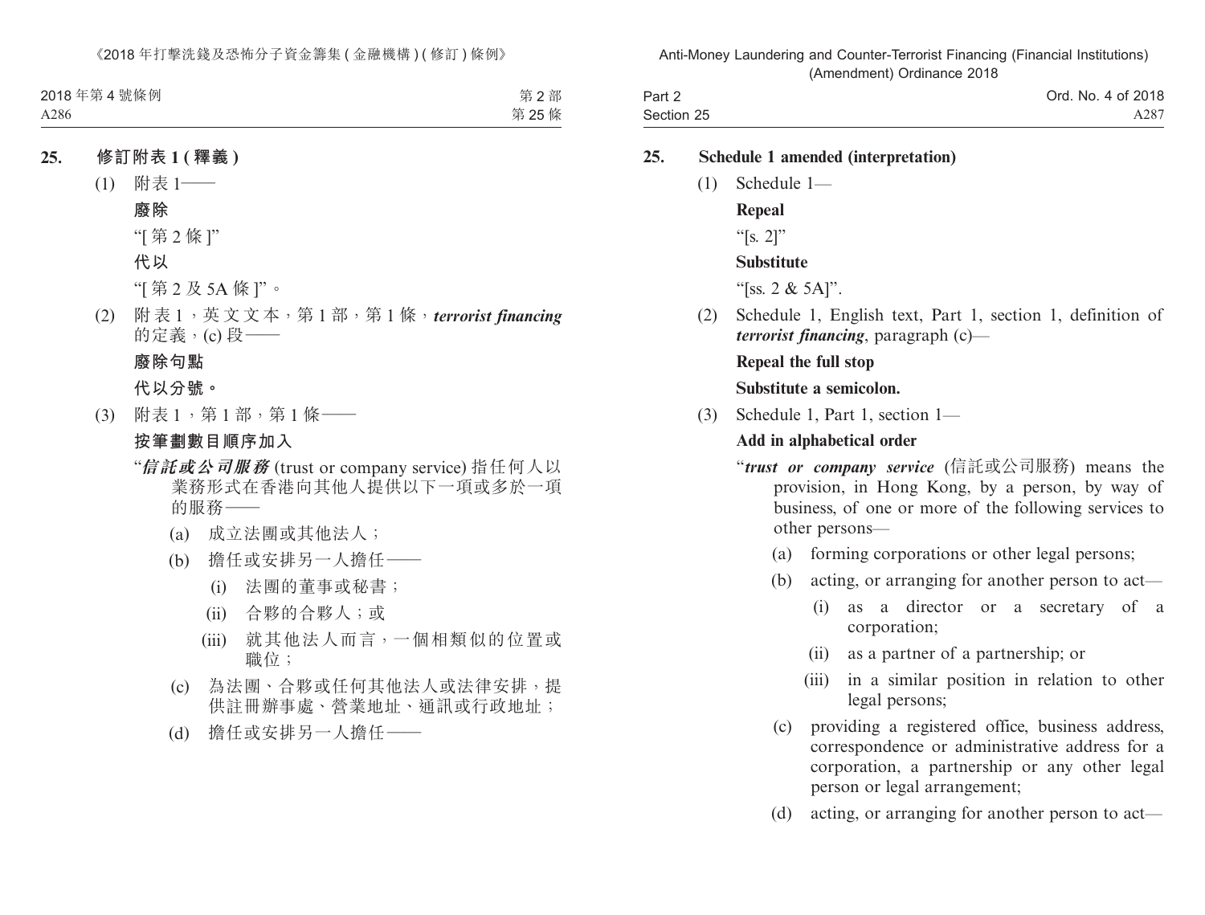## 25. 修訂附表 1 (釋義)

(1) 附表 1——

**廢除**

“[ 第 2 條 ]”

**代以**

“[ 第 2 及 5A 條 ]”。

(2) 附表 1，英文文本，第 1 部，第 1 條，***terrorist financing*** 的定義，(c) 段——

**廢除句點**

**代以分號。**

(3) 附表 1，第 1 部，第 1 條——

**按筆劃數目順序加入**

“***信託或公司服務*** (trust or company service) 指任何人以業務形式在香港向其他人提供以下一項或多於一項的服務——

(a) 成立法團或其他法人；

(b) 擔任或安排另一人擔任——

(i) 法團的董事或秘書；

(ii) 合夥的合夥人；或

(iii) 就其他法人而言，一個相類似的位置或職位；

(c) 為法團、合夥或任何其他法人或法律安排，提供註冊辦事處、營業地址、通訊或行政地址；

(d) 擔任或安排另一人擔任——

## 25. Schedule 1 amended (interpretation)

(1) Schedule 1—

**Repeal**

“[s. 2]”

**Substitute**

“[ss. 2 & 5A]”.

(2) Schedule 1, English text, Part 1, section 1, definition of ***terrorist financing***, paragraph (c)—

**Repeal the full stop**

**Substitute a semicolon.**

(3) Schedule 1, Part 1, section 1—

**Add in alphabetical order**

“***trust or company service*** (信託或公司服務) means the provision, in Hong Kong, by a person, by way of business, of one or more of the following services to other persons—

(a) forming corporations or other legal persons;

(b) acting, or arranging for another person to act—

(i) as a director or a secretary of a corporation;

(ii) as a partner of a partnership; or

(iii) in a similar position in relation to other legal persons;

(c) providing a registered office, business address, correspondence or administrative address for a corporation, a partnership or any other legal person or legal arrangement;

(d) acting, or arranging for another person to act—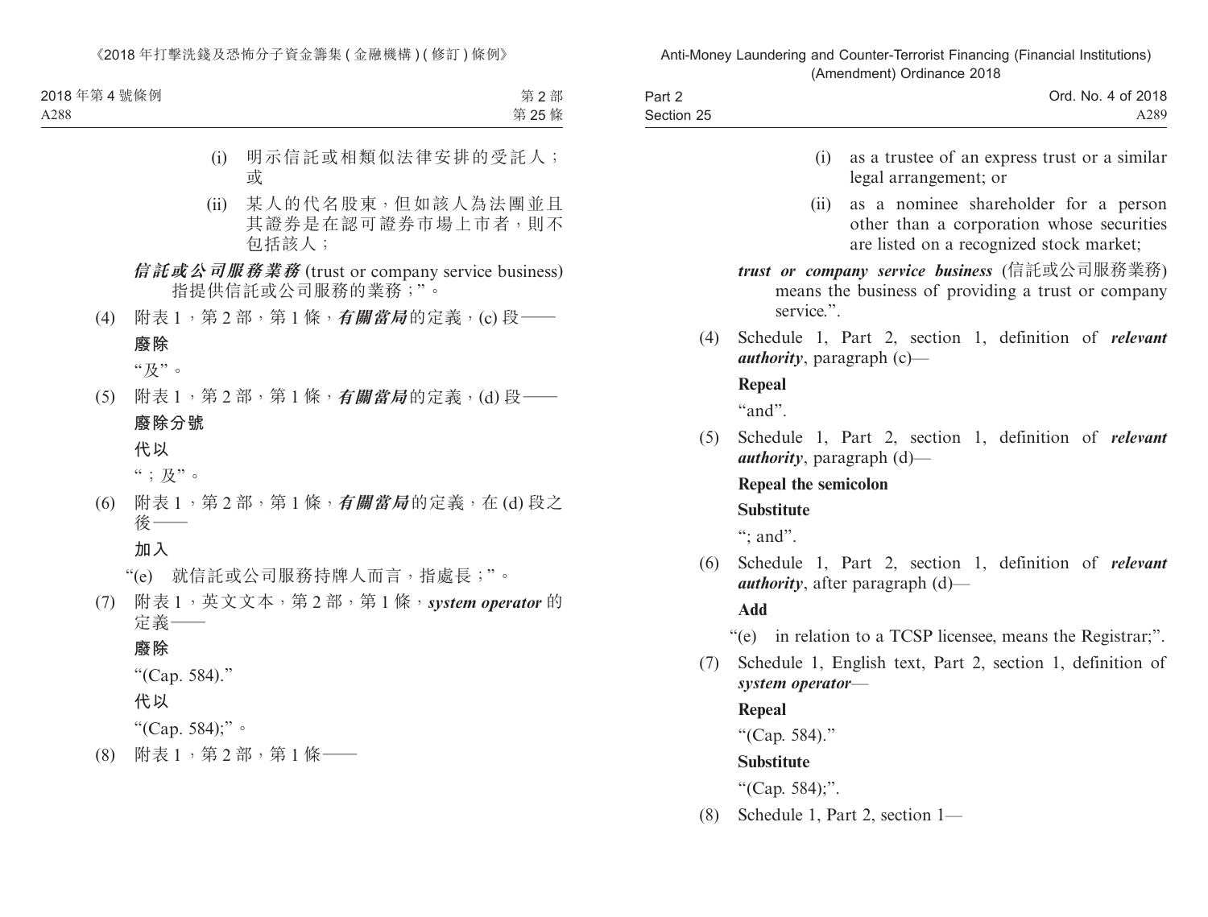(i) 明示信託或相類似法律安排的受託人；或

(ii) 某人的代名股東，但如該人為法團並且其證券是在認可證券市場上市者，則不包括該人；

***信託或公司服務業務*** (trust or company service business) 指提供信託或公司服務的業務；”。

(4) 附表 1，第 2 部，第 1 條，***有關當局***的定義，(c) 段——

**廢除**

“及”。

(5) 附表 1，第 2 部，第 1 條，***有關當局***的定義，(d) 段——

**廢除分號**

**代以**

“；及”。

(6) 附表 1，第 2 部，第 1 條，***有關當局***的定義，在 (d) 段之後——

**加入**

“(e) 就信託或公司服務持牌人而言，指處長；”。

(7) 附表 1，英文文本，第 2 部，第 1 條，***system operator*** 的定義——

**廢除**

“(Cap. 584).”

**代以**

“(Cap. 584);”。

(8) 附表 1，第 2 部，第 1 條——

(i) as a trustee of an express trust or a similar legal arrangement; or

(ii) as a nominee shareholder for a person other than a corporation whose securities are listed on a recognized stock market;

***trust or company service business*** (信託或公司服務業務) means the business of providing a trust or company service.”.

(4) Schedule 1, Part 2, section 1, definition of ***relevant authority***, paragraph (c)—

**Repeal**

“and”.

(5) Schedule 1, Part 2, section 1, definition of ***relevant authority***, paragraph (d)—

**Repeal the semicolon**

**Substitute**

“; and”.

(6) Schedule 1, Part 2, section 1, definition of ***relevant authority***, after paragraph (d)—

**Add**

“(e) in relation to a TCSP licensee, means the Registrar;”.

(7) Schedule 1, English text, Part 2, section 1, definition of ***system operator***—

**Repeal**

“(Cap. 584).”

**Substitute**

“(Cap. 584);”.

(8) Schedule 1, Part 2, section 1—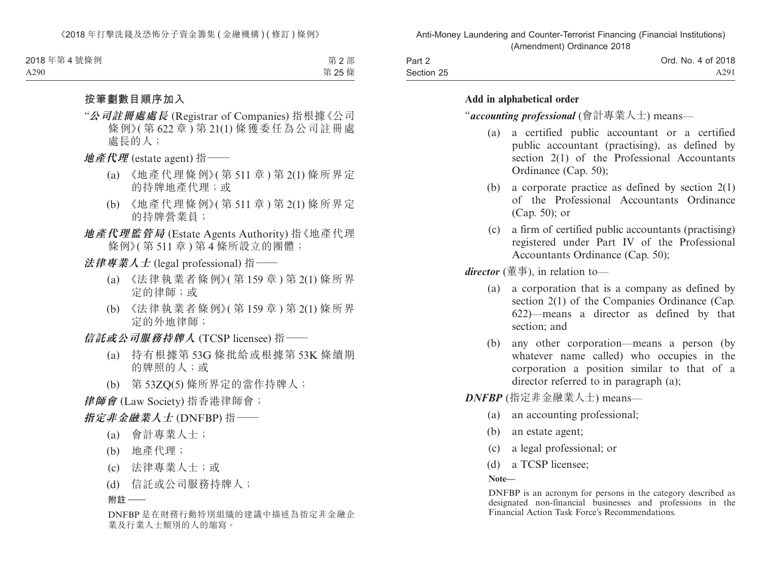**按筆劃數目順序加入**

“***公司註冊處處長*** (Registrar of Companies) 指根據《公司條例》(第 622 章) 第 21(1) 條獲委任為公司註冊處處長的人；

***地產代理*** (estate agent) 指——

(a) 《地產代理條例》(第 511 章) 第 2(1) 條所界定的持牌地產代理；或

(b) 《地產代理條例》(第 511 章) 第 2(1) 條所界定的持牌營業員；

***地產代理監管局*** (Estate Agents Authority) 指《地產代理條例》(第 511 章) 第 4 條所設立的團體；

***法律專業人士*** (legal professional) 指——

(a) 《法律執業者條例》(第 159 章) 第 2(1) 條所界定的律師；或

(b) 《法律執業者條例》(第 159 章) 第 2(1) 條所界定的外地律師；

***信託或公司服務持牌人*** (TCSP licensee) 指——

(a) 持有根據第 53G 條批給或根據第 53K 條續期的牌照的人；或

(b) 第 53ZQ(5) 條所界定的當作持牌人；

***律師會*** (Law Society) 指香港律師會；

***指定非金融業人士*** (DNFBP) 指——

(a) 會計專業人士；

(b) 地產代理；

(c) 法律專業人士；或

(d) 信託或公司服務持牌人；

**附註——**

DNFBP 是在財務行動特別組織的建議中描述為指定非金融企業及行業人士類別的人的縮寫。

**Add in alphabetical order**

“***accounting professional*** (會計專業人士) means—

(a) a certified public accountant or a certified public accountant (practising), as defined by section 2(1) of the Professional Accountants Ordinance (Cap. 50);

(b) a corporate practice as defined by section 2(1) of the Professional Accountants Ordinance (Cap. 50); or

(c) a firm of certified public accountants (practising) registered under Part IV of the Professional Accountants Ordinance (Cap. 50);

***director*** (董事), in relation to—

(a) a corporation that is a company as defined by section 2(1) of the Companies Ordinance (Cap. 622)—means a director as defined by that section; and

(b) any other corporation—means a person (by whatever name called) who occupies in the corporation a position similar to that of a director referred to in paragraph (a);

***DNFBP*** (指定非金融業人士) means—

(a) an accounting professional;

(b) an estate agent;

(c) a legal professional; or

(d) a TCSP licensee;

**Note—**

DNFBP is an acronym for persons in the category described as designated non-financial businesses and professions in the Financial Action Task Force’s Recommendations.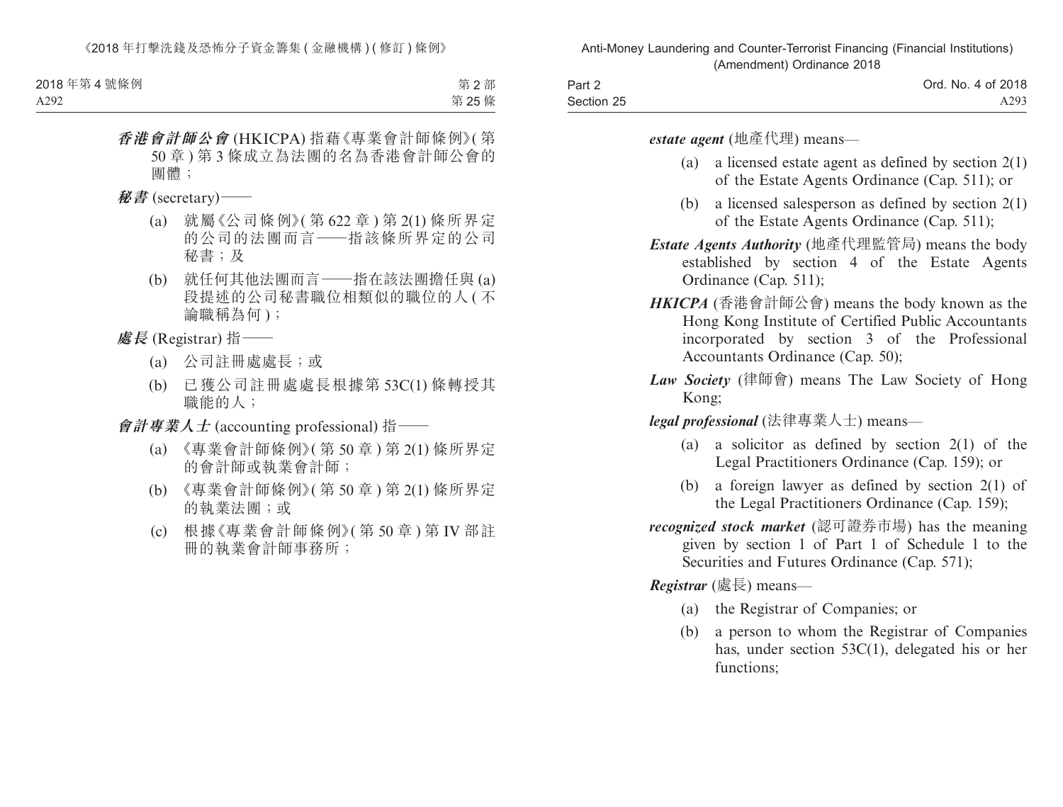***香港會計師公會*** (HKICPA) 指藉《專業會計師條例》(第 50 章) 第 3 條成立為法團的名為香港會計師公會的團體；

***秘書*** (secretary)——

(a) 就屬《公司條例》(第 622 章) 第 2(1) 條所界定的公司的法團而言——指該條所界定的公司秘書；及

(b) 就任何其他法團而言——指在該法團擔任與 (a) 段提述的公司秘書職位相類似的職位的人 (不論職稱為何)；

***處長*** (Registrar) 指——

(a) 公司註冊處處長；或

(b) 已獲公司註冊處處長根據第 53C(1) 條轉授其職能的人；

***會計專業人士*** (accounting professional) 指——

(a) 《專業會計師條例》(第 50 章) 第 2(1) 條所界定的會計師或執業會計師；

(b) 《專業會計師條例》(第 50 章) 第 2(1) 條所界定的執業法團；或

(c) 根據《專業會計師條例》(第 50 章) 第 IV 部註冊的執業會計師事務所；

***estate agent*** (地產代理) means—

(a) a licensed estate agent as defined by section 2(1) of the Estate Agents Ordinance (Cap. 511); or

(b) a licensed salesperson as defined by section 2(1) of the Estate Agents Ordinance (Cap. 511);

***Estate Agents Authority*** (地產代理監管局) means the body established by section 4 of the Estate Agents Ordinance (Cap. 511);

***HKICPA*** (香港會計師公會) means the body known as the Hong Kong Institute of Certified Public Accountants incorporated by section 3 of the Professional Accountants Ordinance (Cap. 50);

***Law Society*** (律師會) means The Law Society of Hong Kong;

***legal professional*** (法律專業人士) means—

(a) a solicitor as defined by section 2(1) of the Legal Practitioners Ordinance (Cap. 159); or

(b) a foreign lawyer as defined by section 2(1) of the Legal Practitioners Ordinance (Cap. 159);

***recognized stock market*** (認可證券市場) has the meaning given by section 1 of Part 1 of Schedule 1 to the Securities and Futures Ordinance (Cap. 571);

***Registrar*** (處長) means—

(a) the Registrar of Companies; or

(b) a person to whom the Registrar of Companies has, under section 53C(1), delegated his or her functions;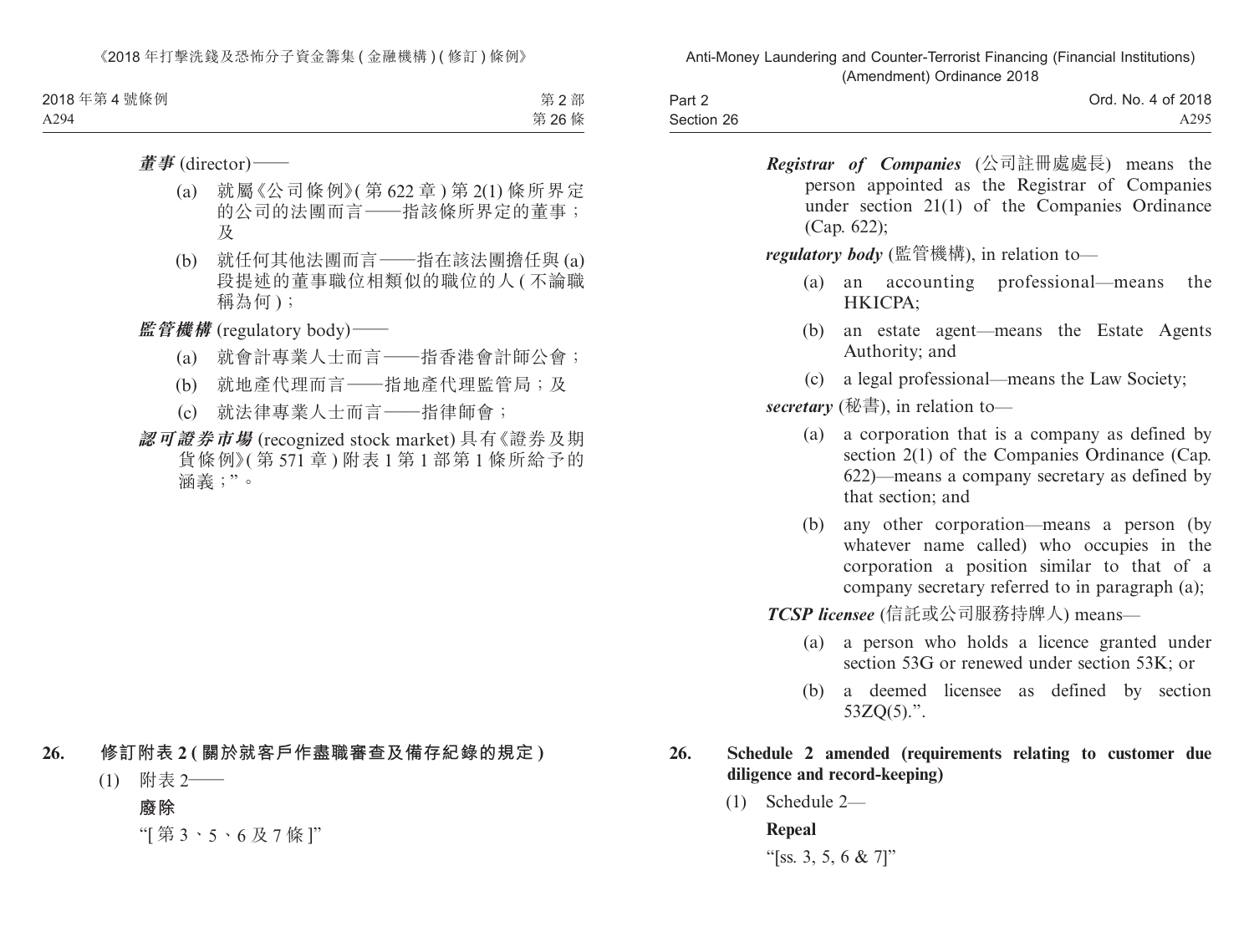***董事*** (director)——

(a) 就屬《公司條例》(第 622 章 ) 第 2(1) 條所界定的公司的法團而言——指該條所界定的董事；及

(b) 就任何其他法團而言——指在該法團擔任與 (a) 段提述的董事職位相類似的職位的人 ( 不論職稱為何 )；

***監管機構*** (regulatory body)——

(a) 就會計專業人士而言——指香港會計師公會；

(b) 就地產代理而言——指地產代理監管局；及

(c) 就法律專業人士而言——指律師會；

***認可證券市場*** (recognized stock market) 具有《證券及期貨條例》( 第 571 章 ) 附表 1 第 1 部第 1 條所給予的涵義；”。

**26. 修訂附表 2 ( 關於就客戶作盡職審查及備存紀錄的規定 )**

(1) 附表 2——

**廢除**

“[ 第 3、5、6 及 7 條 ]”

***Registrar of Companies*** (公司註冊處處長) means the person appointed as the Registrar of Companies under section 21(1) of the Companies Ordinance (Cap. 622);

***regulatory body*** (監管機構), in relation to—

(a) an accounting professional—means the HKICPA;

(b) an estate agent—means the Estate Agents Authority; and

(c) a legal professional—means the Law Society;

***secretary*** (秘書), in relation to—

(a) a corporation that is a company as defined by section 2(1) of the Companies Ordinance (Cap. 622)—means a company secretary as defined by that section; and

(b) any other corporation—means a person (by whatever name called) who occupies in the corporation a position similar to that of a company secretary referred to in paragraph (a);

***TCSP licensee*** (信託或公司服務持牌人) means—

(a) a person who holds a licence granted under section 53G or renewed under section 53K; or

(b) a deemed licensee as defined by section 53ZQ(5).”.

**26. Schedule 2 amended (requirements relating to customer due diligence and record-keeping)**

(1) Schedule 2—

**Repeal**

“[ss. 3, 5, 6 & 7]”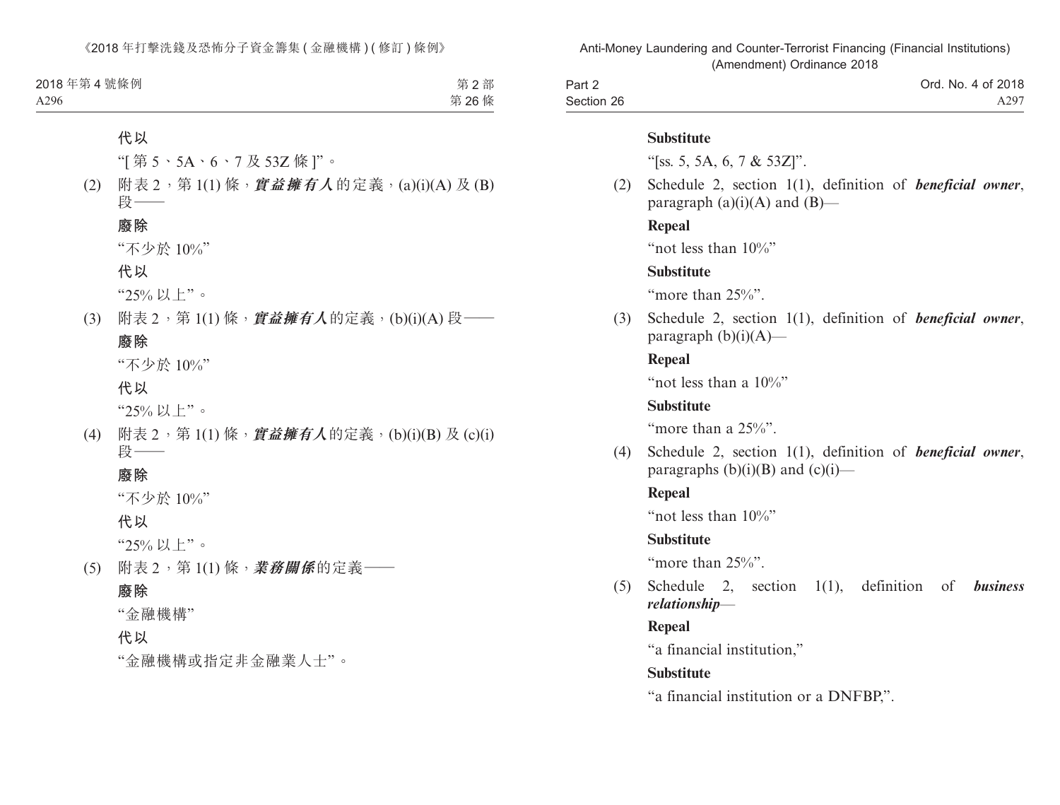**代以**

"[第 5、5A、6、7 及 53Z 條]"。

(2) 附表 2，第 1(1) 條，***實益擁有人***的定義，(a)(i)(A) 及 (B) 段——

**廢除**

"不少於 10%"

**代以**

"25% 以上"。

(3) 附表 2，第 1(1) 條，***實益擁有人***的定義，(b)(i)(A) 段——

**廢除**

"不少於 10%"

**代以**

"25% 以上"。

(4) 附表 2，第 1(1) 條，***實益擁有人***的定義，(b)(i)(B) 及 (c)(i) 段——

**廢除**

"不少於 10%"

**代以**

"25% 以上"。

(5) 附表 2，第 1(1) 條，***業務關係***的定義——

**廢除**

"金融機構"

**代以**

"金融機構或指定非金融業人士"。

**Substitute**

"[ss. 5, 5A, 6, 7 & 53Z]".

(2) Schedule 2, section 1(1), definition of ***beneficial owner***, paragraph (a)(i)(A) and (B)—

**Repeal**

"not less than 10%"

**Substitute**

"more than 25%".

(3) Schedule 2, section 1(1), definition of ***beneficial owner***, paragraph (b)(i)(A)—

**Repeal**

"not less than a 10%"

**Substitute**

"more than a 25%".

(4) Schedule 2, section 1(1), definition of ***beneficial owner***, paragraphs (b)(i)(B) and (c)(i)—

**Repeal**

"not less than 10%"

**Substitute**

"more than 25%".

(5) Schedule 2, section 1(1), definition of ***business relationship***—

**Repeal**

"a financial institution,"

**Substitute**

"a financial institution or a DNFBP,".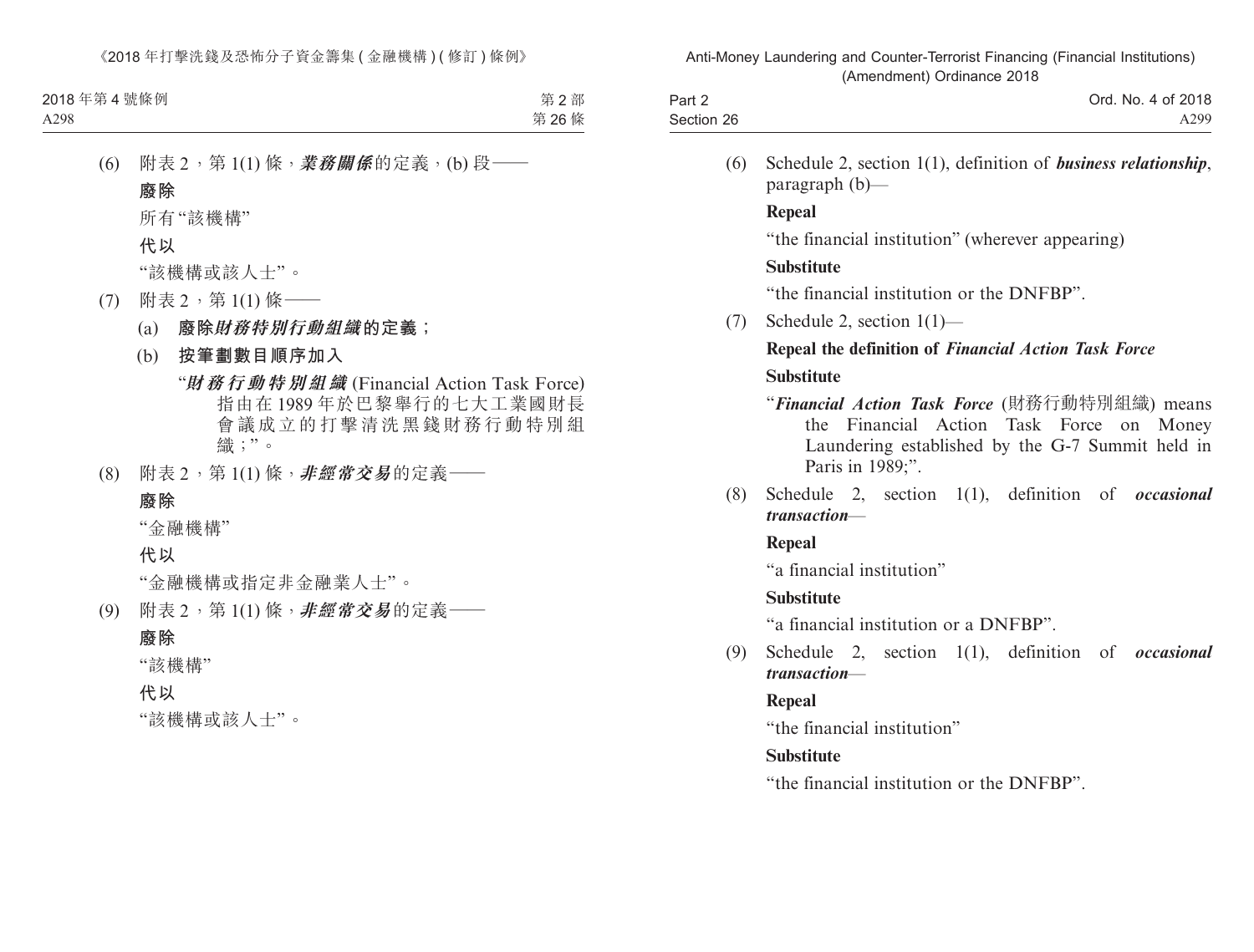(6) 附表 2，第 1(1) 條，***業務關係***的定義，(b) 段——

**廢除**

所有“該機構”

**代以**

“該機構或該人士”。

(7) 附表 2，第 1(1) 條——

(a) **廢除*財務特別行動組織*的定義；**

(b) **按筆劃數目順序加入**

“***財務行動特別組織*** (Financial Action Task Force) 指由在 1989 年於巴黎舉行的七大工業國財長會議成立的打擊清洗黑錢財務行動特別組織；”。

(8) 附表 2，第 1(1) 條，***非經常交易***的定義——

**廢除**

“金融機構”

**代以**

“金融機構或指定非金融業人士”。

(9) 附表 2，第 1(1) 條，***非經常交易***的定義——

**廢除**

“該機構”

**代以**

“該機構或該人士”。

(6) Schedule 2, section 1(1), definition of ***business relationship***, paragraph (b)—

**Repeal**

“the financial institution” (wherever appearing)

**Substitute**

“the financial institution or the DNFBP”.

(7) Schedule 2, section 1(1)—

**Repeal the definition of *Financial Action Task Force***

**Substitute**

“***Financial Action Task Force*** (財務行動特別組織) means the Financial Action Task Force on Money Laundering established by the G-7 Summit held in Paris in 1989;”.

(8) Schedule 2, section 1(1), definition of ***occasional transaction***—

**Repeal**

“a financial institution”

**Substitute**

“a financial institution or a DNFBP”.

(9) Schedule 2, section 1(1), definition of ***occasional transaction***—

**Repeal**

“the financial institution”

**Substitute**

“the financial institution or the DNFBP”.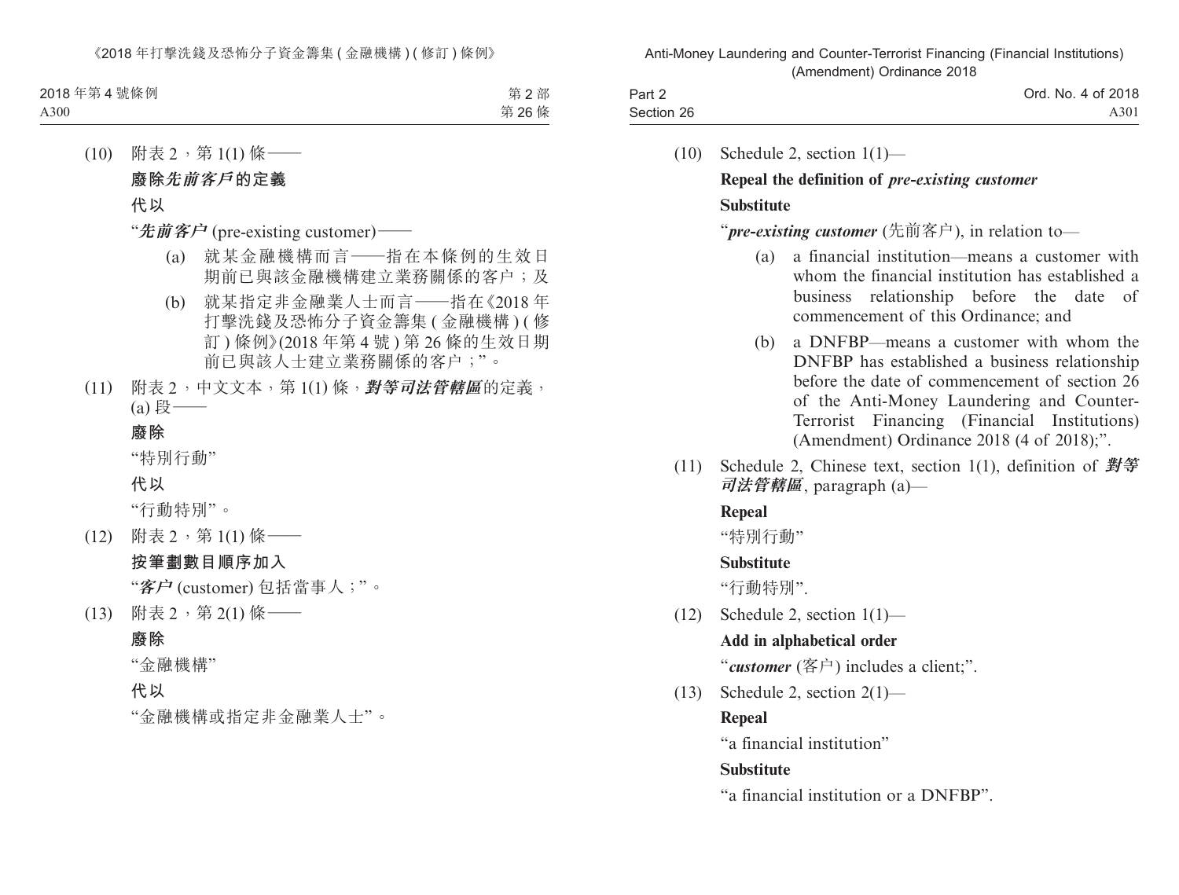(10) 附表 2，第 1(1) 條——

**廢除*先前客戶*的定義**

**代以**

“***先前客户*** (pre-existing customer)——

(a) 就某金融機構而言——指在本條例的生效日期前已與該金融機構建立業務關係的客户；及

(b) 就某指定非金融業人士而言——指在《2018 年打擊洗錢及恐怖分子資金籌集 (金融機構) (修訂) 條例》(2018 年第 4 號) 第 26 條的生效日期前已與該人士建立業務關係的客户；”。

(11) 附表 2，中文文本，第 1(1) 條，***對等司法管轄區***的定義，(a) 段——

**廢除**

“特別行動”

**代以**

“行動特別”。

(12) 附表 2，第 1(1) 條——

**按筆劃數目順序加入**

“***客户*** (customer) 包括當事人；”。

(13) 附表 2，第 2(1) 條——

**廢除**

“金融機構”

**代以**

“金融機構或指定非金融業人士”。

(10) Schedule 2, section 1(1)—

**Repeal the definition of *pre-existing customer***

**Substitute**

“***pre-existing customer*** (先前客户), in relation to—

(a) a financial institution—means a customer with whom the financial institution has established a business relationship before the date of commencement of this Ordinance; and

(b) a DNFBP—means a customer with whom the DNFBP has established a business relationship before the date of commencement of section 26 of the Anti-Money Laundering and Counter-Terrorist Financing (Financial Institutions) (Amendment) Ordinance 2018 (4 of 2018);”.

(11) Schedule 2, Chinese text, section 1(1), definition of ***對等司法管轄區***, paragraph (a)—

**Repeal**

“特別行動”

**Substitute**

“行動特別”.

(12) Schedule 2, section 1(1)—

**Add in alphabetical order**

“***customer*** (客户) includes a client;”.

(13) Schedule 2, section 2(1)—

**Repeal**

“a financial institution”

**Substitute**

“a financial institution or a DNFBP”.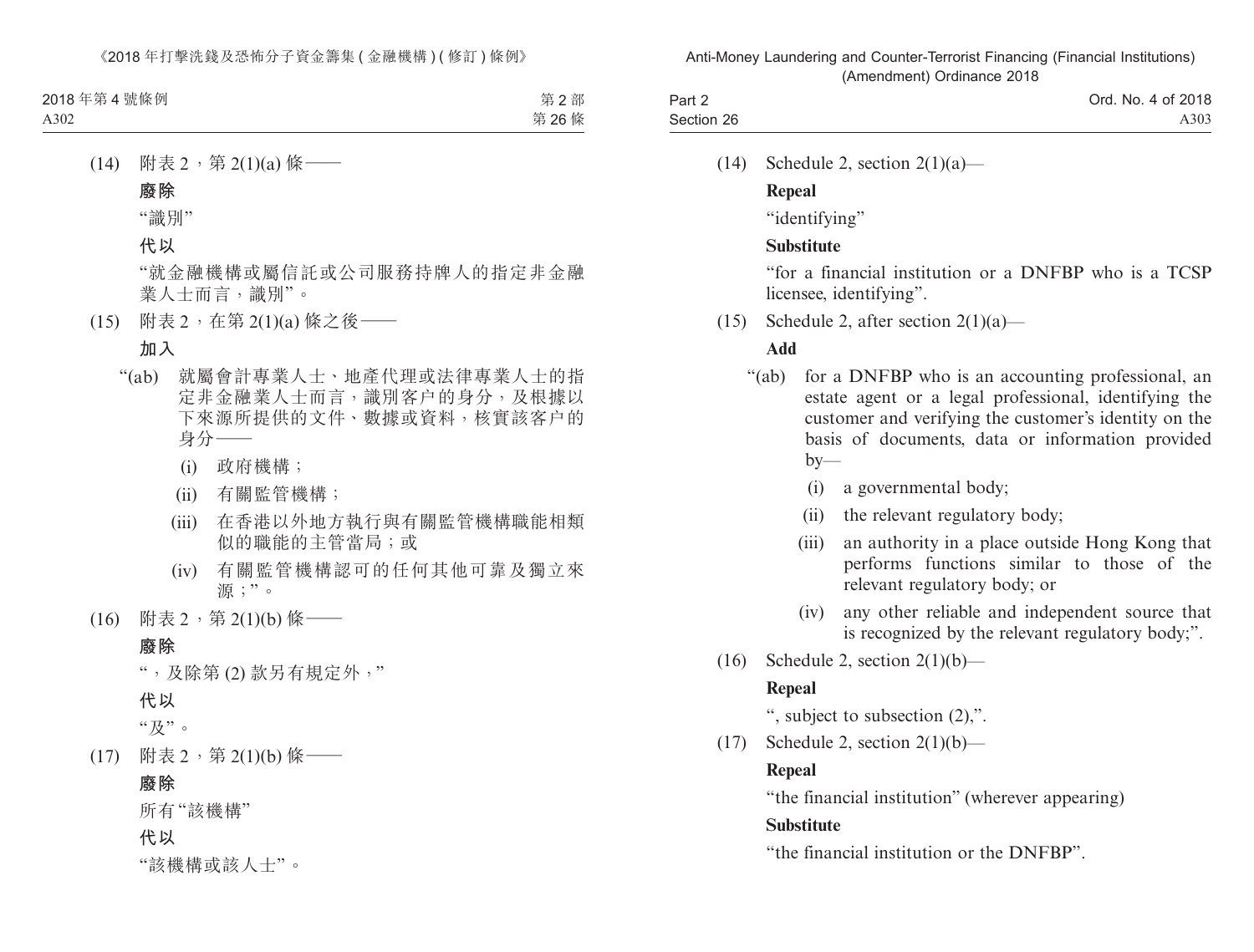(14) 附表 2，第 2(1)(a) 條——

**廢除**

“識別”

**代以**

“就金融機構或屬信託或公司服務持牌人的指定非金融業人士而言，識別”。

(15) 附表 2，在第 2(1)(a) 條之後——

**加入**

“(ab) 就屬會計專業人士、地產代理或法律專業人士的指定非金融業人士而言，識別客户的身分，及根據以下來源所提供的文件、數據或資料，核實該客户的身分——

(i) 政府機構；

(ii) 有關監管機構；

(iii) 在香港以外地方執行與有關監管機構職能相類似的職能的主管當局；或

(iv) 有關監管機構認可的任何其他可靠及獨立來源；”。

(16) 附表 2，第 2(1)(b) 條——

**廢除**

“，及除第 (2) 款另有規定外，”

**代以**

“及”。

(17) 附表 2，第 2(1)(b) 條——

**廢除**

所有“該機構”

**代以**

“該機構或該人士”。

(14) Schedule 2, section 2(1)(a)—

**Repeal**

“identifying”

**Substitute**

“for a financial institution or a DNFBP who is a TCSP licensee, identifying”.

(15) Schedule 2, after section 2(1)(a)—

**Add**

“(ab) for a DNFBP who is an accounting professional, an estate agent or a legal professional, identifying the customer and verifying the customer’s identity on the basis of documents, data or information provided by—

(i) a governmental body;

(ii) the relevant regulatory body;

(iii) an authority in a place outside Hong Kong that performs functions similar to those of the relevant regulatory body; or

(iv) any other reliable and independent source that is recognized by the relevant regulatory body;”.

(16) Schedule 2, section 2(1)(b)—

**Repeal**

“, subject to subsection (2),”.

(17) Schedule 2, section 2(1)(b)—

**Repeal**

“the financial institution” (wherever appearing)

**Substitute**

“the financial institution or the DNFBP”.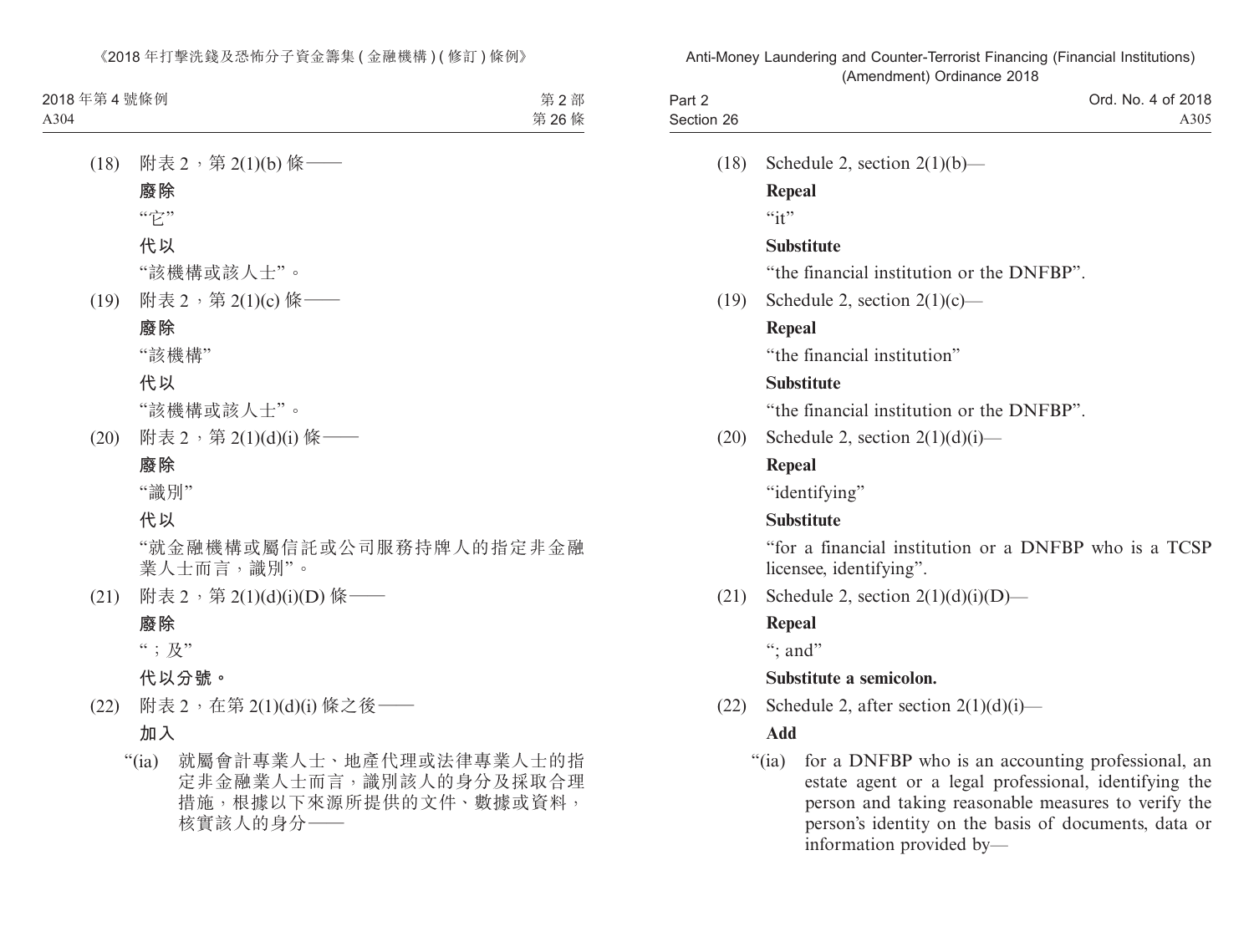(18) 附表 2，第 2(1)(b) 條——

**廢除**

"它"

**代以**

"該機構或該人士"。

(19) 附表 2，第 2(1)(c) 條——

**廢除**

"該機構"

**代以**

"該機構或該人士"。

(20) 附表 2，第 2(1)(d)(i) 條——

**廢除**

"識別"

**代以**

"就金融機構或屬信託或公司服務持牌人的指定非金融業人士而言，識別"。

(21) 附表 2，第 2(1)(d)(i)(D) 條——

**廢除**

"；及"

**代以分號。**

(22) 附表 2，在第 2(1)(d)(i) 條之後——

**加入**

"(ia) 就屬會計專業人士、地產代理或法律專業人士的指定非金融業人士而言，識別該人的身分及採取合理措施，根據以下來源所提供的文件、數據或資料，核實該人的身分——

(18) Schedule 2, section 2(1)(b)—

**Repeal**

"it"

**Substitute**

"the financial institution or the DNFBP".

(19) Schedule 2, section 2(1)(c)—

**Repeal**

"the financial institution"

**Substitute**

"the financial institution or the DNFBP".

(20) Schedule 2, section 2(1)(d)(i)—

**Repeal**

"identifying"

**Substitute**

"for a financial institution or a DNFBP who is a TCSP licensee, identifying".

(21) Schedule 2, section 2(1)(d)(i)(D)—

**Repeal**

"; and"

**Substitute a semicolon.**

(22) Schedule 2, after section 2(1)(d)(i)—

**Add**

"(ia) for a DNFBP who is an accounting professional, an estate agent or a legal professional, identifying the person and taking reasonable measures to verify the person's identity on the basis of documents, data or information provided by—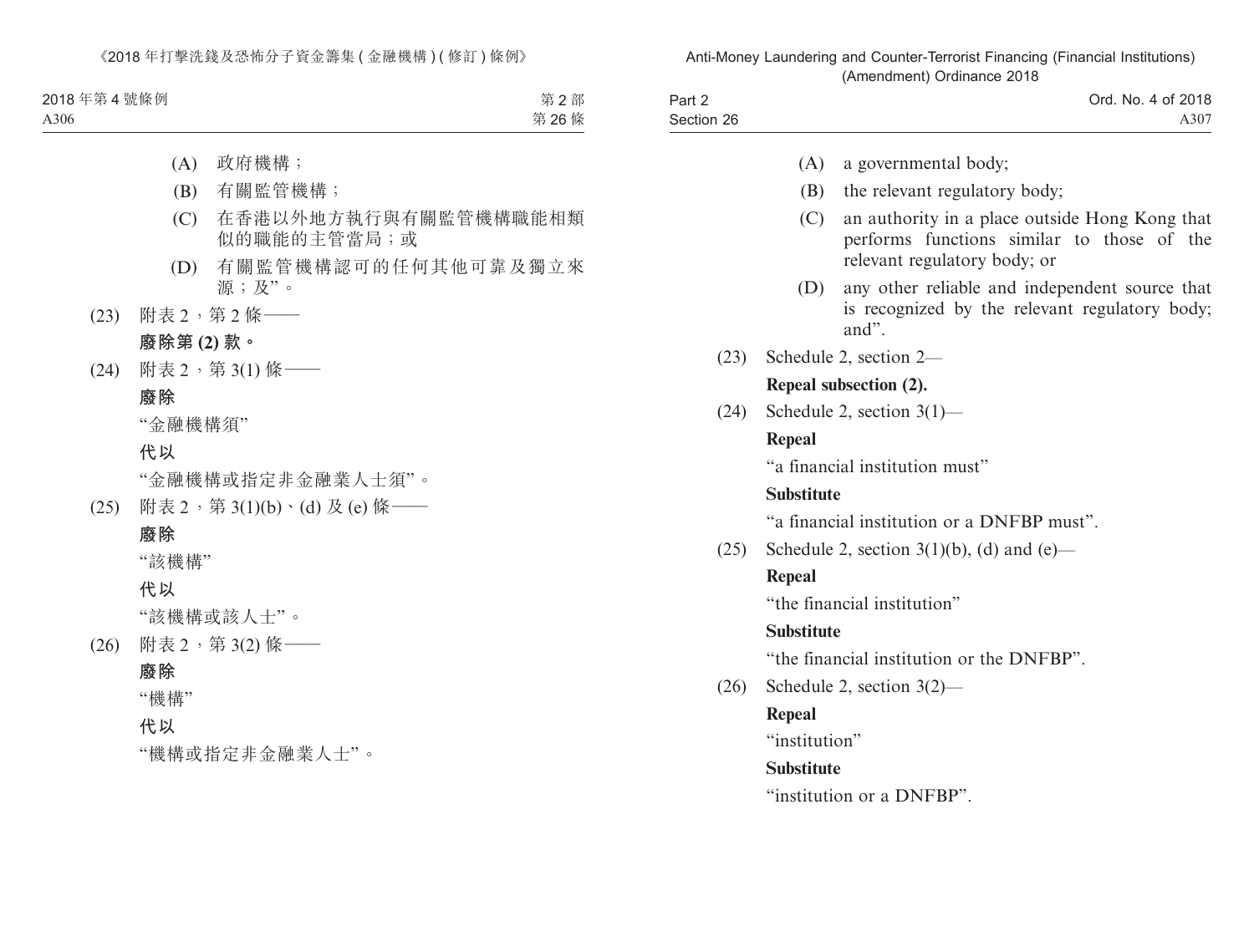(A) 政府機構；

(B) 有關監管機構；

(C) 在香港以外地方執行與有關監管機構職能相類似的職能的主管當局；或

(D) 有關監管機構認可的任何其他可靠及獨立來源；及”。

(23) 附表 2，第 2 條——

**廢除第 (2) 款。**

(24) 附表 2，第 3(1) 條——

**廢除**

“金融機構須”

**代以**

“金融機構或指定非金融業人士須”。

(25) 附表 2，第 3(1)(b)、(d) 及 (e) 條——

**廢除**

“該機構”

**代以**

“該機構或該人士”。

(26) 附表 2，第 3(2) 條——

**廢除**

“機構”

**代以**

“機構或指定非金融業人士”。

(A) a governmental body;

(B) the relevant regulatory body;

(C) an authority in a place outside Hong Kong that performs functions similar to those of the relevant regulatory body; or

(D) any other reliable and independent source that is recognized by the relevant regulatory body; and”.

(23) Schedule 2, section 2—

**Repeal subsection (2).**

(24) Schedule 2, section 3(1)—

**Repeal**

“a financial institution must”

**Substitute**

“a financial institution or a DNFBP must”.

(25) Schedule 2, section 3(1)(b), (d) and (e)—

**Repeal**

“the financial institution”

**Substitute**

“the financial institution or the DNFBP”.

(26) Schedule 2, section 3(2)—

**Repeal**

“institution”

**Substitute**

“institution or a DNFBP”.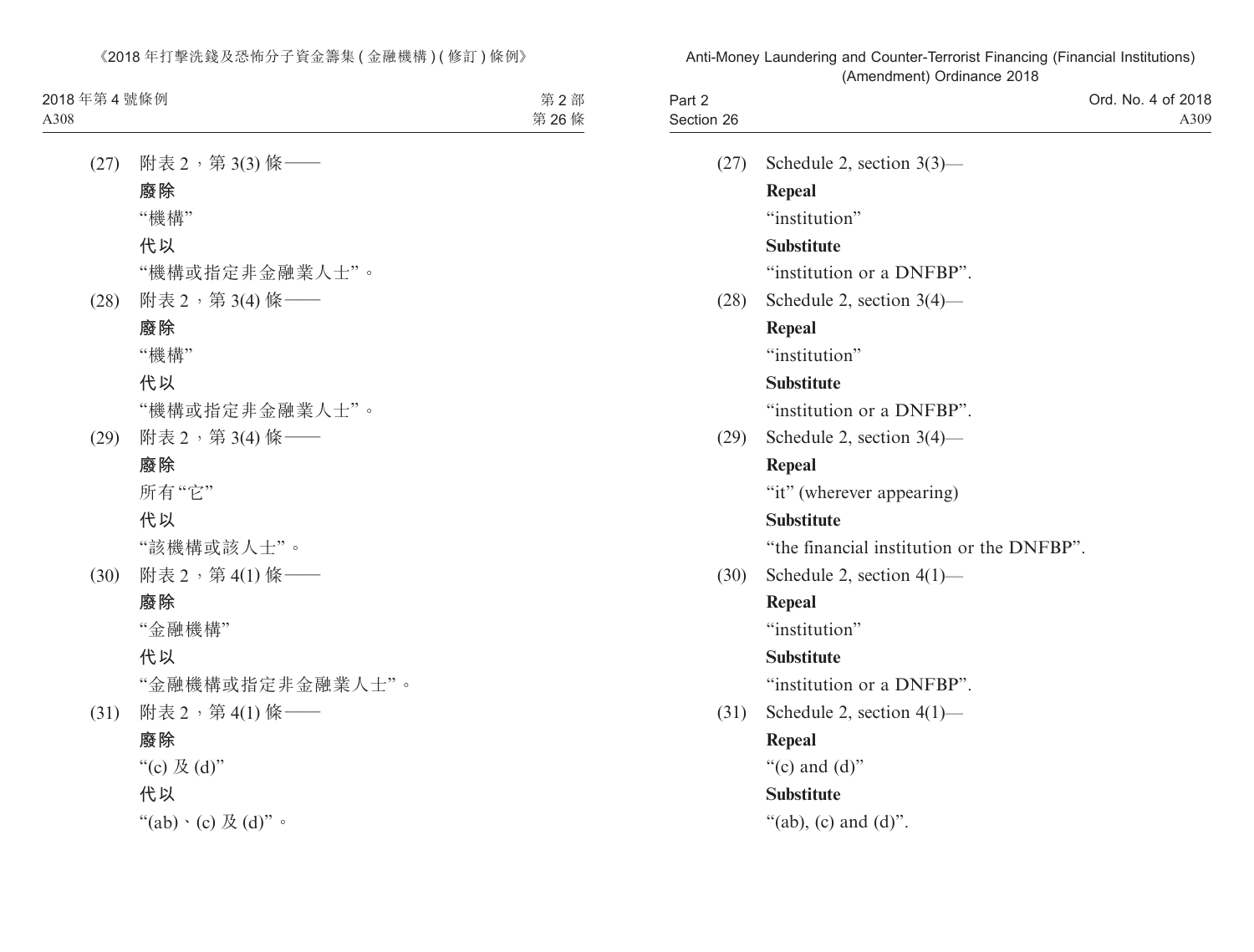(27) 附表 2，第 3(3) 條——

**廢除**

“機構”

**代以**

“機構或指定非金融業人士”。

(28) 附表 2，第 3(4) 條——

**廢除**

“機構”

**代以**

“機構或指定非金融業人士”。

(29) 附表 2，第 3(4) 條——

**廢除**

所有“它”

**代以**

“該機構或該人士”。

(30) 附表 2，第 4(1) 條——

**廢除**

“金融機構”

**代以**

“金融機構或指定非金融業人士”。

(31) 附表 2，第 4(1) 條——

**廢除**

“(c) 及 (d)”

**代以**

“(ab)、(c) 及 (d)”。

(27) Schedule 2, section 3(3)—

**Repeal**

“institution”

**Substitute**

“institution or a DNFBP”.

(28) Schedule 2, section 3(4)—

**Repeal**

“institution”

**Substitute**

“institution or a DNFBP”.

(29) Schedule 2, section 3(4)—

**Repeal**

“it” (wherever appearing)

**Substitute**

“the financial institution or the DNFBP”.

(30) Schedule 2, section 4(1)—

**Repeal**

“institution”

**Substitute**

“institution or a DNFBP”.

(31) Schedule 2, section 4(1)—

**Repeal**

“(c) and (d)”

**Substitute**

“(ab), (c) and (d)”.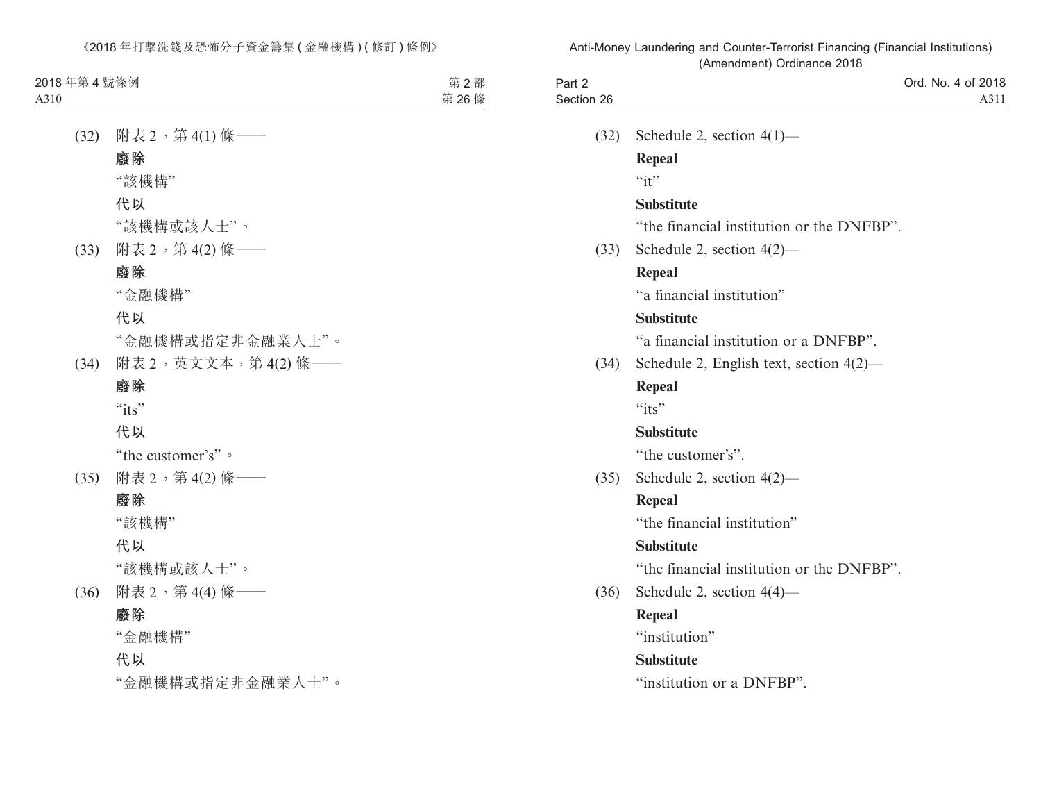(32) 附表 2，第 4(1) 條——

**廢除**

"該機構"

**代以**

"該機構或該人士"。

(33) 附表 2，第 4(2) 條——

**廢除**

"金融機構"

**代以**

"金融機構或指定非金融業人士"。

(34) 附表 2，英文文本，第 4(2) 條——

**廢除**

"its"

**代以**

"the customer's"。

(35) 附表 2，第 4(2) 條——

**廢除**

"該機構"

**代以**

"該機構或該人士"。

(36) 附表 2，第 4(4) 條——

**廢除**

"金融機構"

**代以**

"金融機構或指定非金融業人士"。

(32) Schedule 2, section 4(1)—

**Repeal**

"it"

**Substitute**

"the financial institution or the DNFBP".

(33) Schedule 2, section 4(2)—

**Repeal**

"a financial institution"

**Substitute**

"a financial institution or a DNFBP".

(34) Schedule 2, English text, section 4(2)—

**Repeal**

"its"

**Substitute**

"the customer's".

(35) Schedule 2, section 4(2)—

**Repeal**

"the financial institution"

**Substitute**

"the financial institution or the DNFBP".

(36) Schedule 2, section 4(4)—

**Repeal**

"institution"

**Substitute**

"institution or a DNFBP".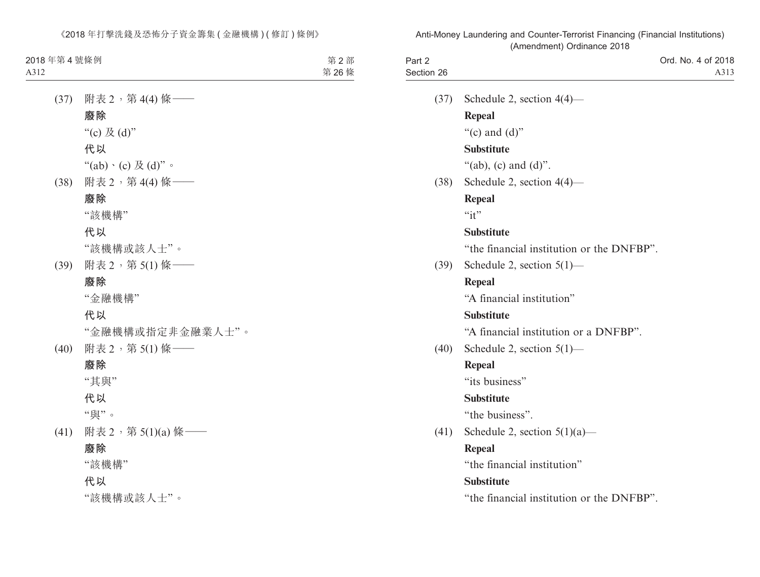(37) 附表 2，第 4(4) 條——

**廢除**

“(c) 及 (d)”

**代以**

“(ab)、(c) 及 (d)”。

(38) 附表 2，第 4(4) 條——

**廢除**

“該機構”

**代以**

“該機構或該人士”。

(39) 附表 2，第 5(1) 條——

**廢除**

“金融機構”

**代以**

“金融機構或指定非金融業人士”。

(40) 附表 2，第 5(1) 條——

**廢除**

“其與”

**代以**

“與”。

(41) 附表 2，第 5(1)(a) 條——

**廢除**

“該機構”

**代以**

“該機構或該人士”。

(37) Schedule 2, section 4(4)—

**Repeal**

“(c) and (d)”

**Substitute**

“(ab), (c) and (d)”.

(38) Schedule 2, section 4(4)—

**Repeal**

“it”

**Substitute**

“the financial institution or the DNFBP”.

(39) Schedule 2, section 5(1)—

**Repeal**

“A financial institution”

**Substitute**

“A financial institution or a DNFBP”.

(40) Schedule 2, section 5(1)—

**Repeal**

“its business”

**Substitute**

“the business”.

(41) Schedule 2, section 5(1)(a)—

**Repeal**

“the financial institution”

**Substitute**

“the financial institution or the DNFBP”.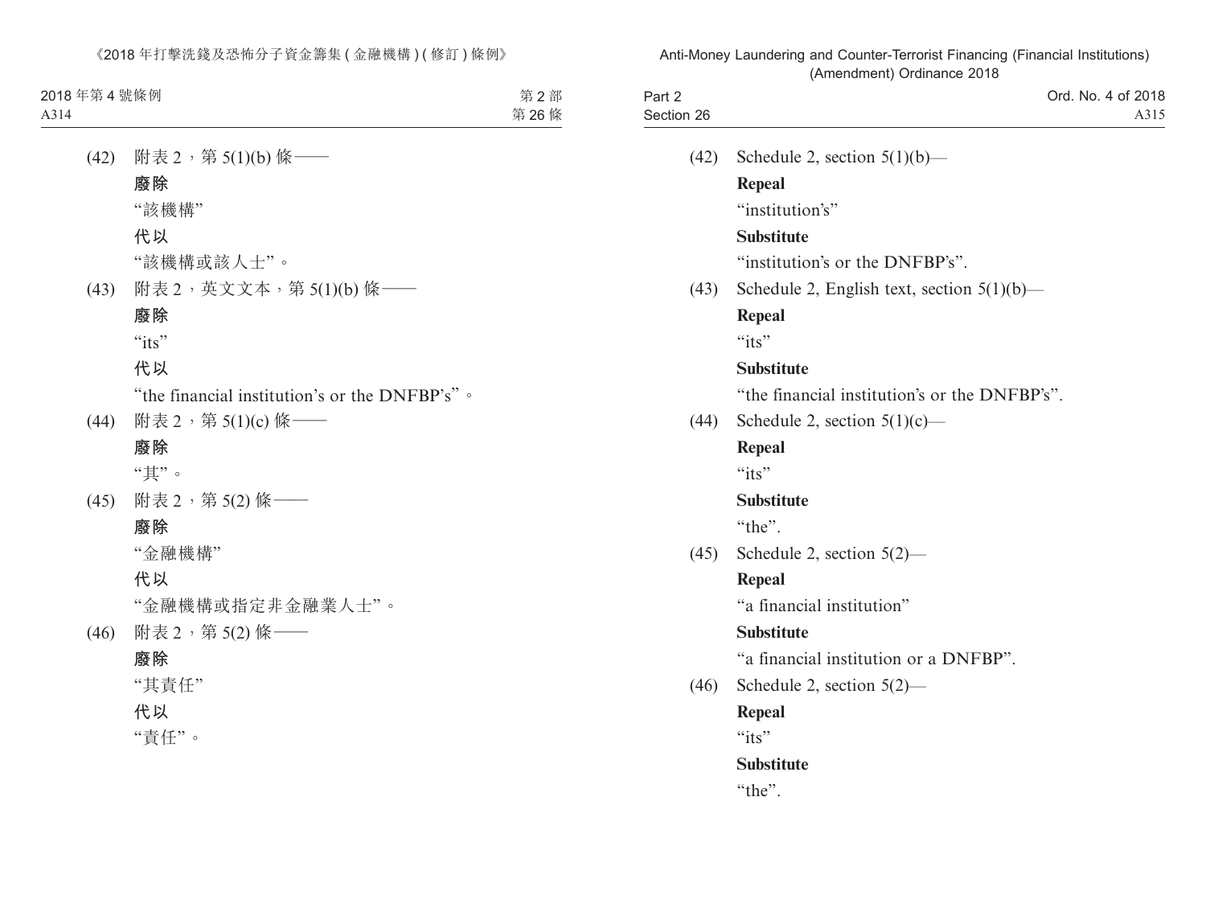(42) 附表 2，第 5(1)(b) 條——

**廢除**

“該機構”

**代以**

“該機構或該人士”。

(43) 附表 2，英文文本，第 5(1)(b) 條——

**廢除**

“its”

**代以**

“the financial institution’s or the DNFBP’s”。

(44) 附表 2，第 5(1)(c) 條——

**廢除**

“其”。

(45) 附表 2，第 5(2) 條——

**廢除**

“金融機構”

**代以**

“金融機構或指定非金融業人士”。

(46) 附表 2，第 5(2) 條——

**廢除**

“其責任”

**代以**

“責任”。

(42) Schedule 2, section 5(1)(b)—

**Repeal**

“institution’s”

**Substitute**

“institution’s or the DNFBP’s”.

(43) Schedule 2, English text, section 5(1)(b)—

**Repeal**

“its”

**Substitute**

“the financial institution’s or the DNFBP’s”.

(44) Schedule 2, section 5(1)(c)—

**Repeal**

“its”

**Substitute**

“the”.

(45) Schedule 2, section 5(2)—

**Repeal**

“a financial institution”

**Substitute**

“a financial institution or a DNFBP”.

(46) Schedule 2, section 5(2)—

**Repeal**

“its”

**Substitute**

“the”.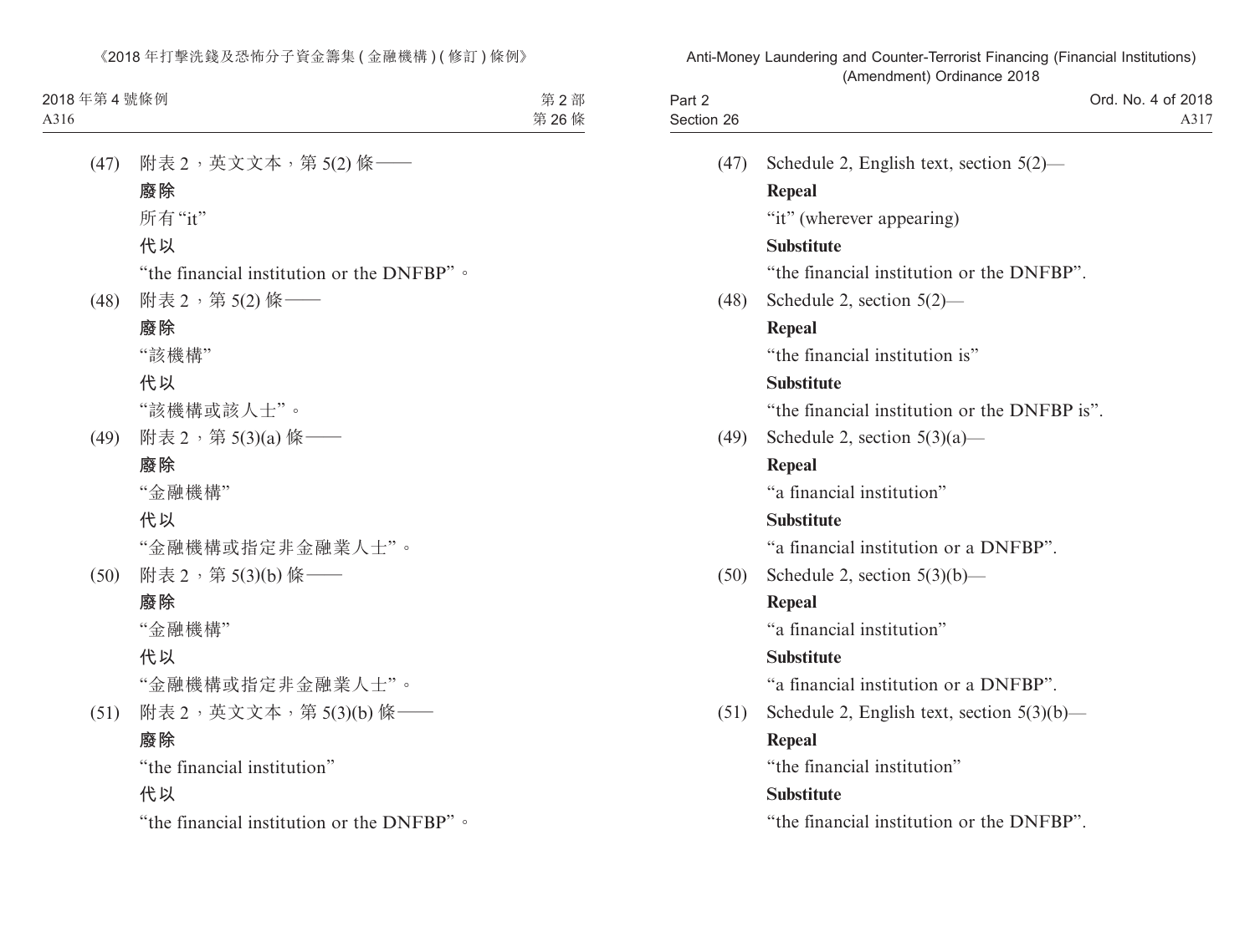(47) 附表 2，英文文本，第 5(2) 條——

**廢除**

所有“it”

**代以**

“the financial institution or the DNFBP”。

(48) 附表 2，第 5(2) 條——

**廢除**

“該機構”

**代以**

“該機構或該人士”。

(49) 附表 2，第 5(3)(a) 條——

**廢除**

“金融機構”

**代以**

“金融機構或指定非金融業人士”。

(50) 附表 2，第 5(3)(b) 條——

**廢除**

“金融機構”

**代以**

“金融機構或指定非金融業人士”。

(51) 附表 2，英文文本，第 5(3)(b) 條——

**廢除**

“the financial institution”

**代以**

“the financial institution or the DNFBP”。

(47) Schedule 2, English text, section 5(2)—

**Repeal**

“it” (wherever appearing)

**Substitute**

“the financial institution or the DNFBP”.

(48) Schedule 2, section 5(2)—

**Repeal**

“the financial institution is”

**Substitute**

“the financial institution or the DNFBP is”.

(49) Schedule 2, section 5(3)(a)—

**Repeal**

“a financial institution”

**Substitute**

“a financial institution or a DNFBP”.

(50) Schedule 2, section 5(3)(b)—

**Repeal**

“a financial institution”

**Substitute**

“a financial institution or a DNFBP”.

(51) Schedule 2, English text, section 5(3)(b)—

**Repeal**

“the financial institution”

**Substitute**

“the financial institution or the DNFBP”.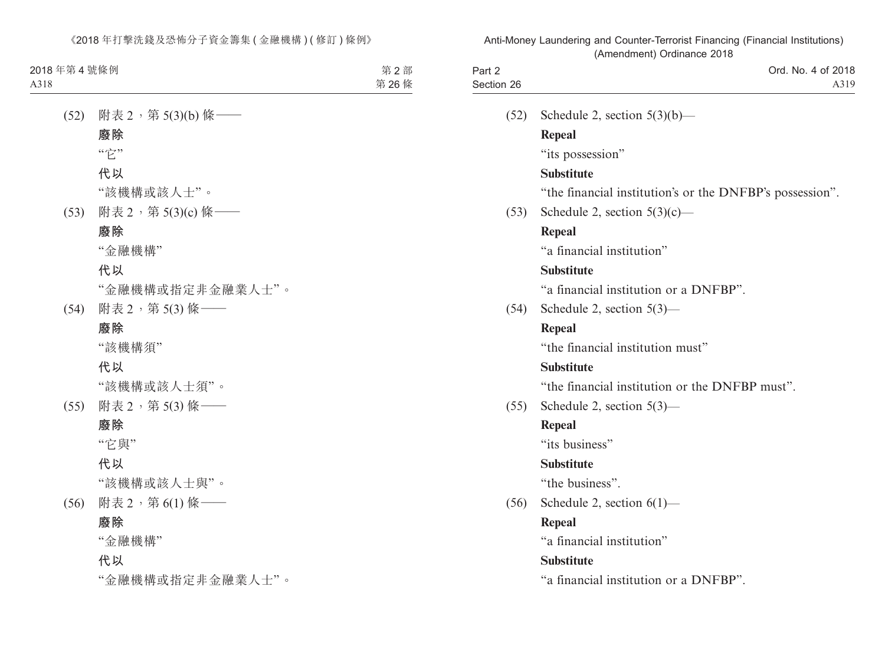(52) 附表 2，第 5(3)(b) 條——

**廢除**

“它”

**代以**

“該機構或該人士”。

(53) 附表 2，第 5(3)(c) 條——

**廢除**

“金融機構”

**代以**

“金融機構或指定非金融業人士”。

(54) 附表 2，第 5(3) 條——

**廢除**

“該機構須”

**代以**

“該機構或該人士須”。

(55) 附表 2，第 5(3) 條——

**廢除**

“它與”

**代以**

“該機構或該人士與”。

(56) 附表 2，第 6(1) 條——

**廢除**

“金融機構”

**代以**

“金融機構或指定非金融業人士”。

(52) Schedule 2, section 5(3)(b)—

**Repeal**

“its possession”

**Substitute**

“the financial institution’s or the DNFBP’s possession”.

(53) Schedule 2, section 5(3)(c)—

**Repeal**

“a financial institution”

**Substitute**

“a financial institution or a DNFBP”.

(54) Schedule 2, section 5(3)—

**Repeal**

“the financial institution must”

**Substitute**

“the financial institution or the DNFBP must”.

(55) Schedule 2, section 5(3)—

**Repeal**

“its business”

**Substitute**

“the business”.

(56) Schedule 2, section 6(1)—

**Repeal**

“a financial institution”

**Substitute**

“a financial institution or a DNFBP”.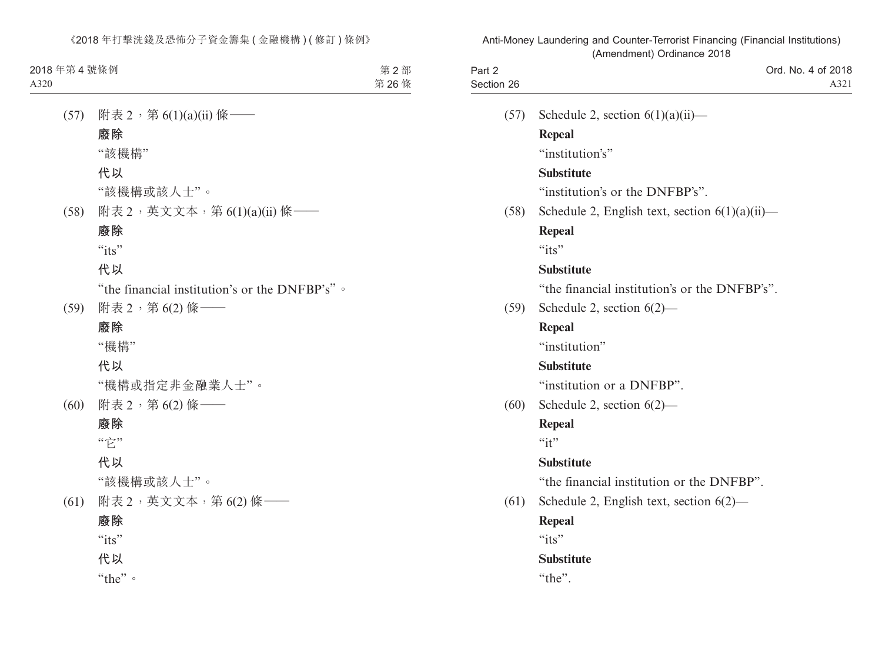(57) 附表 2，第 6(1)(a)(ii) 條——

**廢除**

“該機構”

**代以**

“該機構或該人士”。

(58) 附表 2，英文文本，第 6(1)(a)(ii) 條——

**廢除**

“its”

**代以**

“the financial institution’s or the DNFBP’s”。

(59) 附表 2，第 6(2) 條——

**廢除**

“機構”

**代以**

“機構或指定非金融業人士”。

(60) 附表 2，第 6(2) 條——

**廢除**

“它”

**代以**

“該機構或該人士”。

(61) 附表 2，英文文本，第 6(2) 條——

**廢除**

“its”

**代以**

“the”。

(57) Schedule 2, section 6(1)(a)(ii)—

**Repeal**

“institution’s”

**Substitute**

“institution’s or the DNFBP’s”.

(58) Schedule 2, English text, section 6(1)(a)(ii)—

**Repeal**

“its”

**Substitute**

“the financial institution’s or the DNFBP’s”.

(59) Schedule 2, section 6(2)—

**Repeal**

“institution”

**Substitute**

“institution or a DNFBP”.

(60) Schedule 2, section 6(2)—

**Repeal**

“it”

**Substitute**

“the financial institution or the DNFBP”.

(61) Schedule 2, English text, section 6(2)—

**Repeal**

“its”

**Substitute**

“the”.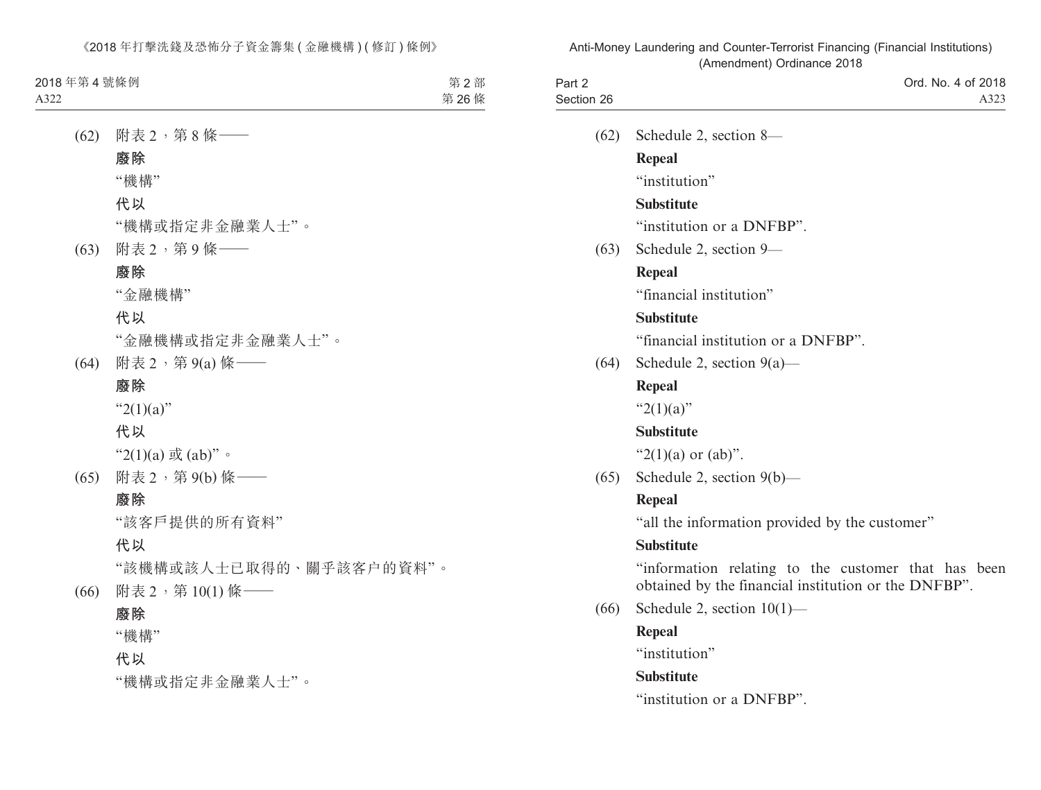(62) 附表 2，第 8 條——

**廢除**

“機構”

**代以**

“機構或指定非金融業人士”。

(63) 附表 2，第 9 條——

**廢除**

“金融機構”

**代以**

“金融機構或指定非金融業人士”。

(64) 附表 2，第 9(a) 條——

**廢除**

“2(1)(a)”

**代以**

“2(1)(a) 或 (ab)”。

(65) 附表 2，第 9(b) 條——

**廢除**

“該客戶提供的所有資料”

**代以**

“該機構或該人士已取得的、關乎該客户的資料”。

(66) 附表 2，第 10(1) 條——

**廢除**

“機構”

**代以**

“機構或指定非金融業人士”。

(62) Schedule 2, section 8—

**Repeal**

“institution”

**Substitute**

“institution or a DNFBP”.

(63) Schedule 2, section 9—

**Repeal**

“financial institution”

**Substitute**

“financial institution or a DNFBP”.

(64) Schedule 2, section 9(a)—

**Repeal**

“2(1)(a)”

**Substitute**

“2(1)(a) or (ab)”.

(65) Schedule 2, section 9(b)—

**Repeal**

“all the information provided by the customer”

**Substitute**

“information relating to the customer that has been obtained by the financial institution or the DNFBP”.

(66) Schedule 2, section 10(1)—

**Repeal**

“institution”

**Substitute**

“institution or a DNFBP”.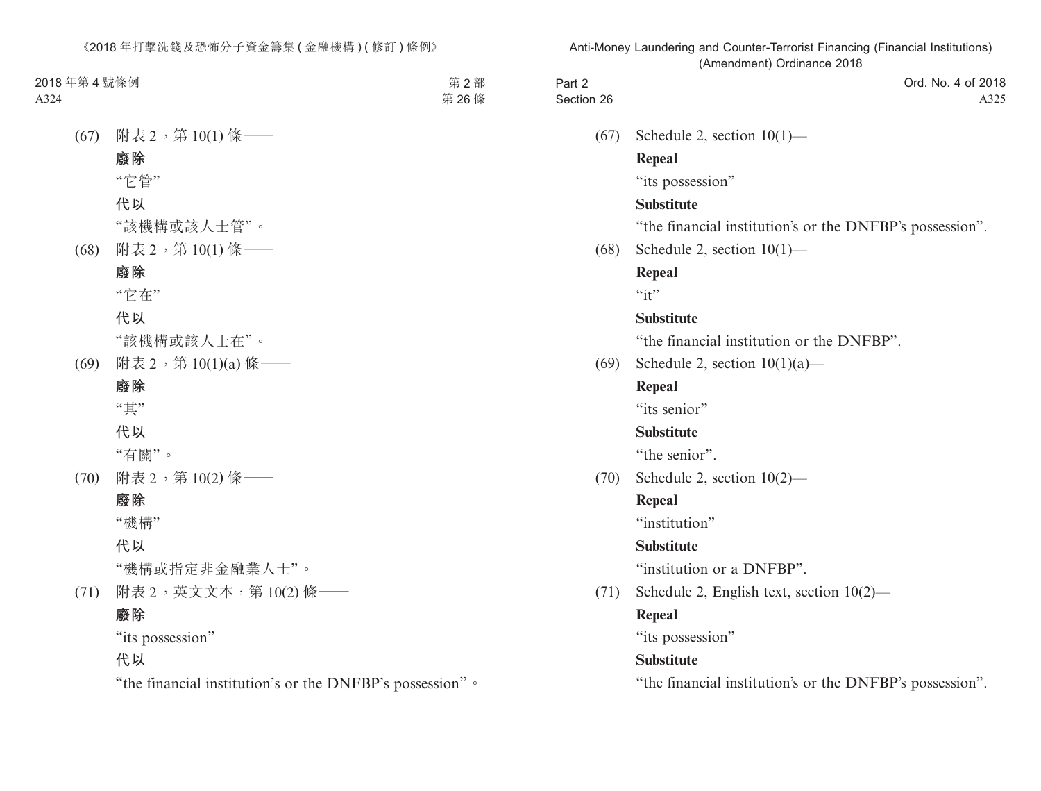(67) 附表 2，第 10(1) 條——

**廢除**

“它管”

**代以**

“該機構或該人士管”。

(68) 附表 2，第 10(1) 條——

**廢除**

“它在”

**代以**

“該機構或該人士在”。

(69) 附表 2，第 10(1)(a) 條——

**廢除**

“其”

**代以**

“有關”。

(70) 附表 2，第 10(2) 條——

**廢除**

“機構”

**代以**

“機構或指定非金融業人士”。

(71) 附表 2，英文文本，第 10(2) 條——

**廢除**

“its possession”

**代以**

“the financial institution’s or the DNFBP’s possession”。

(67) Schedule 2, section 10(1)—

**Repeal**

“its possession”

**Substitute**

“the financial institution’s or the DNFBP’s possession”.

(68) Schedule 2, section 10(1)—

**Repeal**

“it”

**Substitute**

“the financial institution or the DNFBP”.

(69) Schedule 2, section 10(1)(a)—

**Repeal**

“its senior”

**Substitute**

“the senior”.

(70) Schedule 2, section 10(2)—

**Repeal**

“institution”

**Substitute**

“institution or a DNFBP”.

(71) Schedule 2, English text, section 10(2)—

**Repeal**

“its possession”

**Substitute**

“the financial institution’s or the DNFBP’s possession”.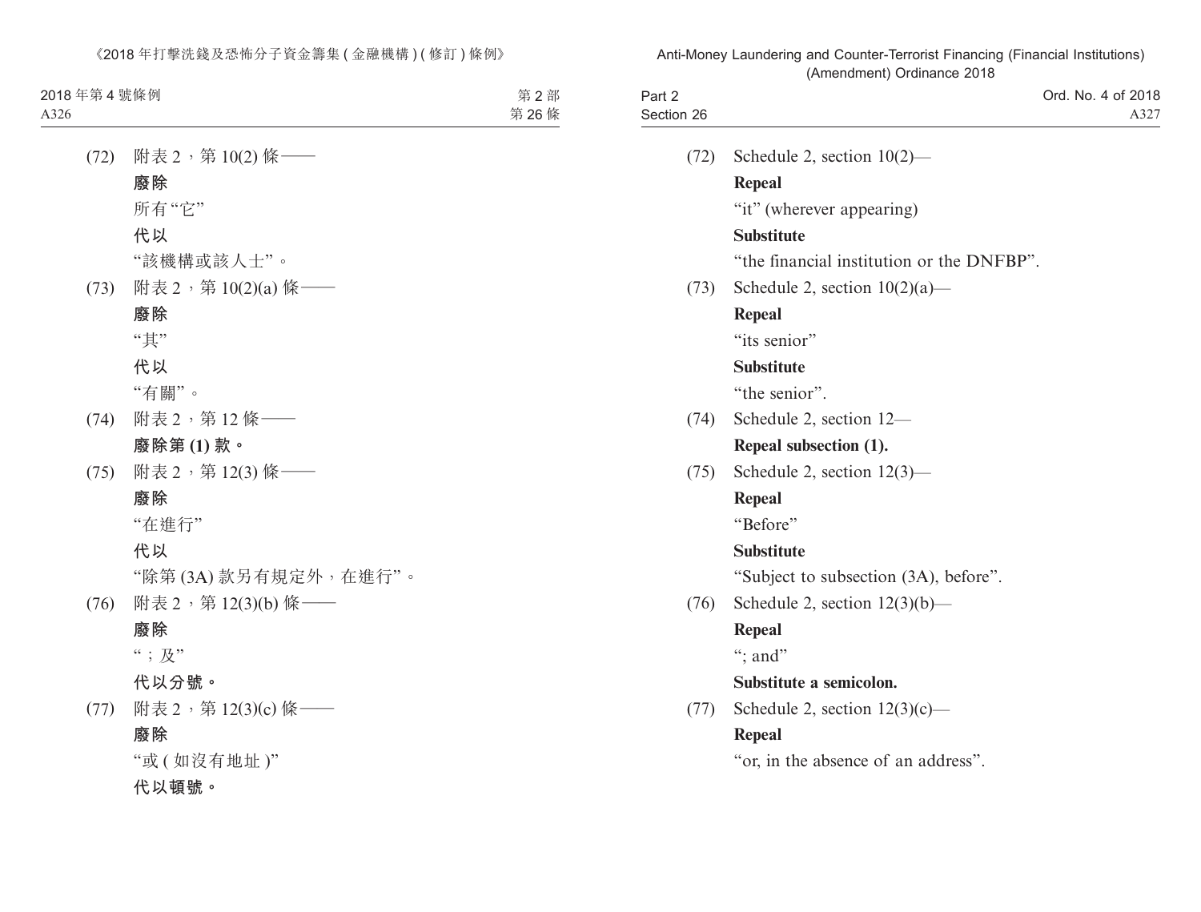(72) 附表 2，第 10(2) 條——

**廢除**

所有“它”

**代以**

“該機構或該人士”。

(73) 附表 2，第 10(2)(a) 條——

**廢除**

“其”

**代以**

“有關”。

(74) 附表 2，第 12 條——

**廢除第 (1) 款。**

(75) 附表 2，第 12(3) 條——

**廢除**

“在進行”

**代以**

“除第 (3A) 款另有規定外，在進行”。

(76) 附表 2，第 12(3)(b) 條——

**廢除**

“；及”

**代以分號。**

(77) 附表 2，第 12(3)(c) 條——

**廢除**

“或 ( 如沒有地址 )”

**代以頓號。**

(72) Schedule 2, section 10(2)—

**Repeal**

“it” (wherever appearing)

**Substitute**

“the financial institution or the DNFBP”.

(73) Schedule 2, section 10(2)(a)—

**Repeal**

“its senior”

**Substitute**

“the senior”.

(74) Schedule 2, section 12—

**Repeal subsection (1).**

(75) Schedule 2, section 12(3)—

**Repeal**

“Before”

**Substitute**

“Subject to subsection (3A), before”.

(76) Schedule 2, section 12(3)(b)—

**Repeal**

“; and”

**Substitute a semicolon.**

(77) Schedule 2, section 12(3)(c)—

**Repeal**

“or, in the absence of an address”.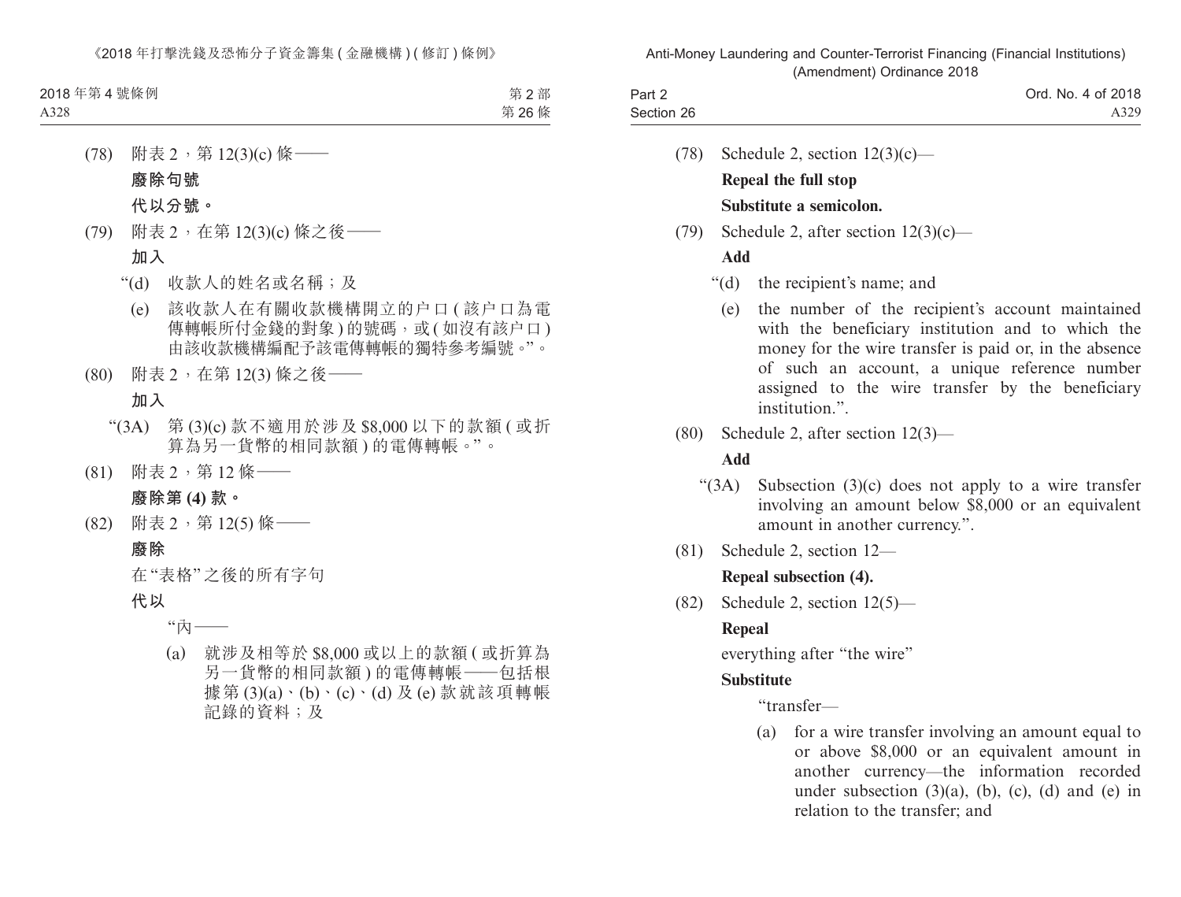(78) 附表 2，第 12(3)(c) 條——

**廢除句號**

**代以分號。**

(79) 附表 2，在第 12(3)(c) 條之後——

**加入**

“(d) 收款人的姓名或名稱；及

(e) 該收款人在有關收款機構開立的户口 (該户口為電傳轉帳所付金錢的對象) 的號碼，或 (如沒有該户口) 由該收款機構編配予該電傳轉帳的獨特參考編號。”。

(80) 附表 2，在第 12(3) 條之後——

**加入**

“(3A) 第 (3)(c) 款不適用於涉及 $8,000 以下的款額 (或折算為另一貨幣的相同款額) 的電傳轉帳。”。

(81) 附表 2，第 12 條——

**廢除第 (4) 款。**

(82) 附表 2，第 12(5) 條——

**廢除**

在“表格”之後的所有字句

**代以**

“內——

(a) 就涉及相等於 $8,000 或以上的款額 (或折算為另一貨幣的相同款額) 的電傳轉帳——包括根據第 (3)(a)、(b)、(c)、(d) 及 (e) 款就該項轉帳記錄的資料；及

(78) Schedule 2, section 12(3)(c)—

**Repeal the full stop**

**Substitute a semicolon.**

(79) Schedule 2, after section 12(3)(c)—

**Add**

“(d) the recipient’s name; and

(e) the number of the recipient’s account maintained with the beneficiary institution and to which the money for the wire transfer is paid or, in the absence of such an account, a unique reference number assigned to the wire transfer by the beneficiary institution.”.

(80) Schedule 2, after section 12(3)—

**Add**

“(3A) Subsection (3)(c) does not apply to a wire transfer involving an amount below $8,000 or an equivalent amount in another currency.”.

(81) Schedule 2, section 12—

**Repeal subsection (4).**

(82) Schedule 2, section 12(5)—

**Repeal**

everything after “the wire”

**Substitute**

“transfer—

(a) for a wire transfer involving an amount equal to or above $8,000 or an equivalent amount in another currency—the information recorded under subsection (3)(a), (b), (c), (d) and (e) in relation to the transfer; and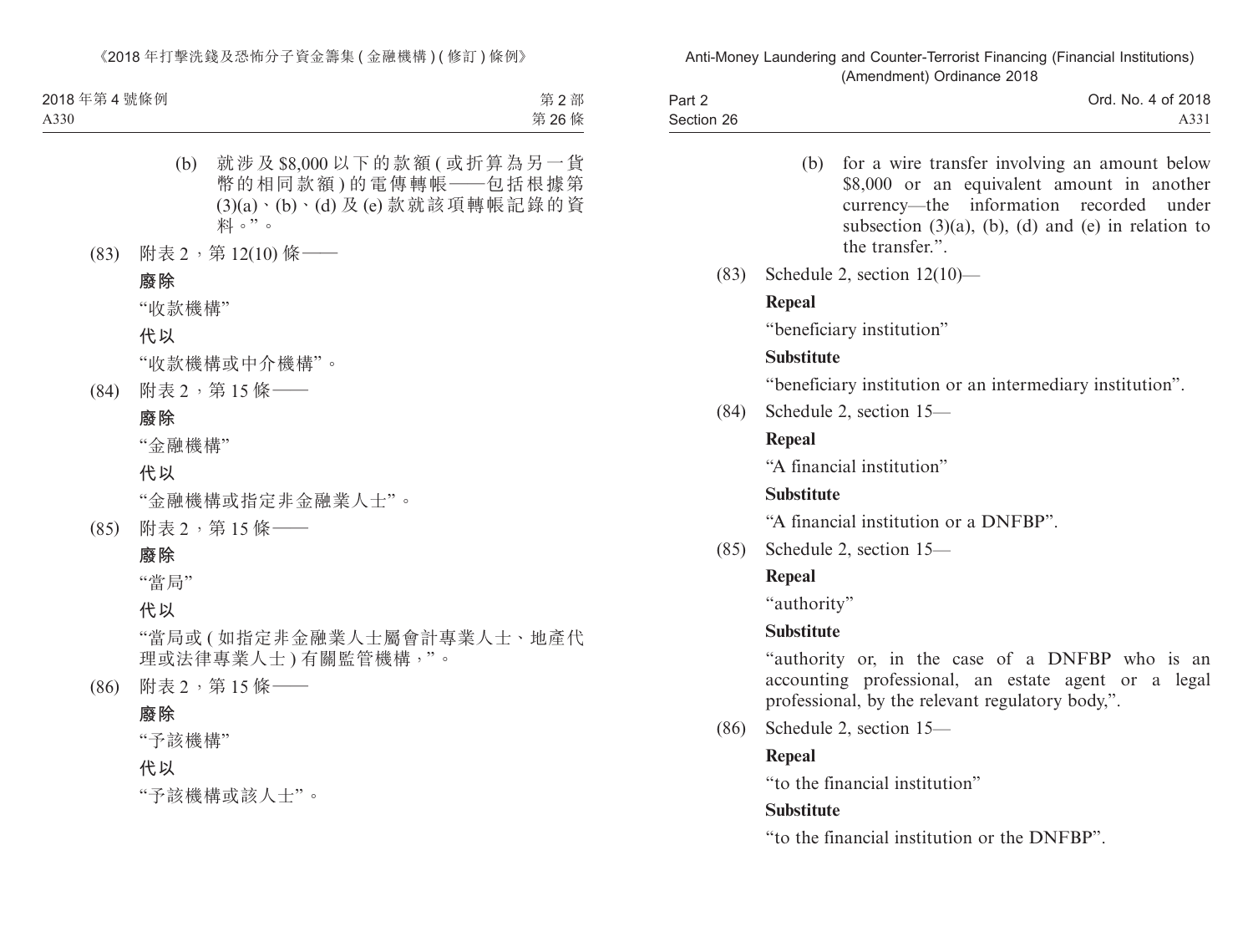(b) 就涉及 $8,000 以下的款額 (或折算為另一貨幣的相同款額) 的電傳轉帳——包括根據第 (3)(a)、(b)、(d) 及 (e) 款就該項轉帳記錄的資料。”。

(83) 附表 2，第 12(10) 條——

**廢除**

“收款機構”

**代以**

“收款機構或中介機構”。

(84) 附表 2，第 15 條——

**廢除**

“金融機構”

**代以**

“金融機構或指定非金融業人士”。

(85) 附表 2，第 15 條——

**廢除**

“當局”

**代以**

“當局或 (如指定非金融業人士屬會計專業人士、地產代理或法律專業人士) 有關監管機構，”。

(86) 附表 2，第 15 條——

**廢除**

“予該機構”

**代以**

“予該機構或該人士”。

(b) for a wire transfer involving an amount below $8,000 or an equivalent amount in another currency—the information recorded under subsection (3)(a), (b), (d) and (e) in relation to the transfer.”.

(83) Schedule 2, section 12(10)—

**Repeal**

“beneficiary institution”

**Substitute**

“beneficiary institution or an intermediary institution”.

(84) Schedule 2, section 15—

**Repeal**

“A financial institution”

**Substitute**

“A financial institution or a DNFBP”.

(85) Schedule 2, section 15—

**Repeal**

“authority”

**Substitute**

“authority or, in the case of a DNFBP who is an accounting professional, an estate agent or a legal professional, by the relevant regulatory body,”.

(86) Schedule 2, section 15—

**Repeal**

“to the financial institution”

**Substitute**

“to the financial institution or the DNFBP”.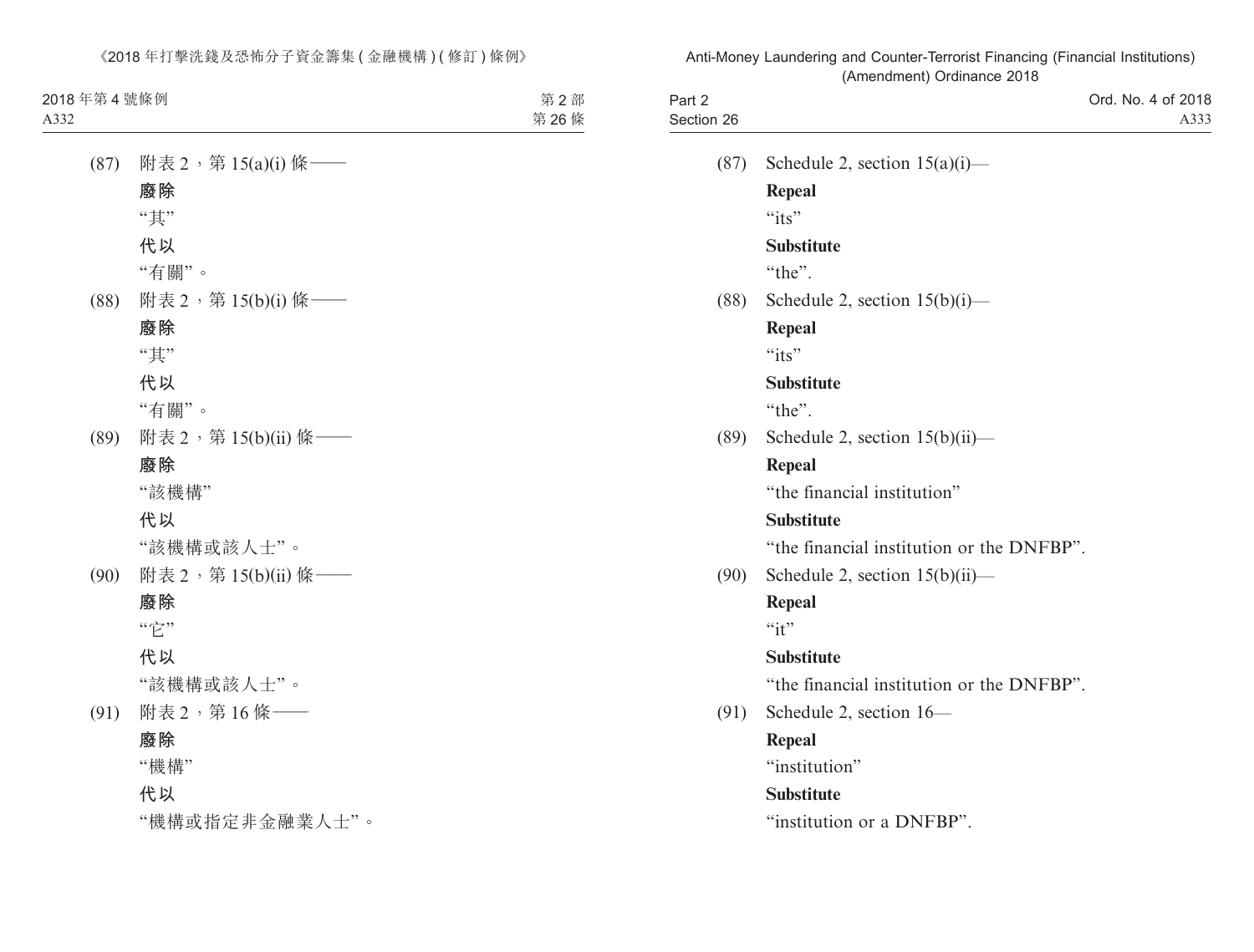(87) 附表 2，第 15(a)(i) 條——

**廢除**

“其”

**代以**

“有關”。

(88) 附表 2，第 15(b)(i) 條——

**廢除**

“其”

**代以**

“有關”。

(89) 附表 2，第 15(b)(ii) 條——

**廢除**

“該機構”

**代以**

“該機構或該人士”。

(90) 附表 2，第 15(b)(ii) 條——

**廢除**

“它”

**代以**

“該機構或該人士”。

(91) 附表 2，第 16 條——

**廢除**

“機構”

**代以**

“機構或指定非金融業人士”。

(87) Schedule 2, section 15(a)(i)—

**Repeal**

“its”

**Substitute**

“the”.

(88) Schedule 2, section 15(b)(i)—

**Repeal**

“its”

**Substitute**

“the”.

(89) Schedule 2, section 15(b)(ii)—

**Repeal**

“the financial institution”

**Substitute**

“the financial institution or the DNFBP”.

(90) Schedule 2, section 15(b)(ii)—

**Repeal**

“it”

**Substitute**

“the financial institution or the DNFBP”.

(91) Schedule 2, section 16—

**Repeal**

“institution”

**Substitute**

“institution or a DNFBP”.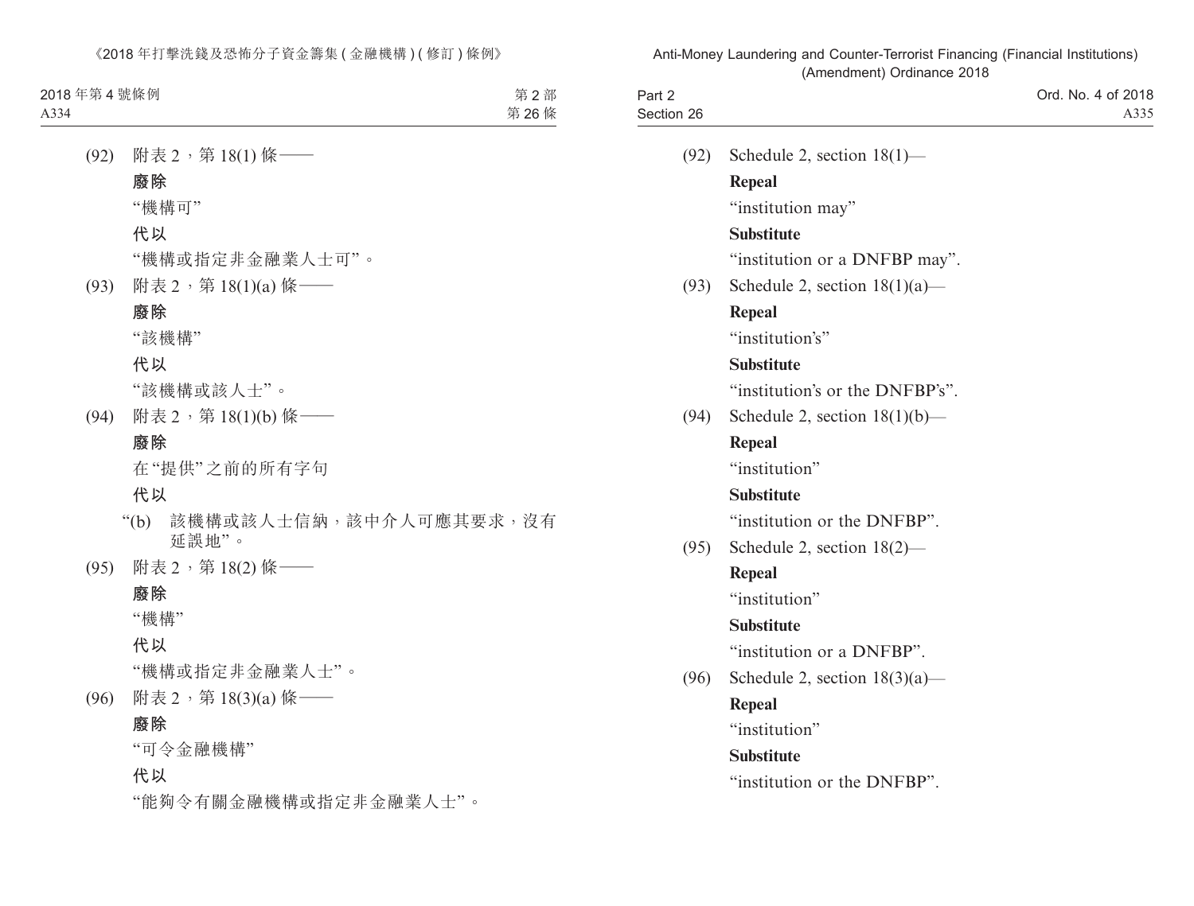(92) 附表 2，第 18(1) 條——

**廢除**

“機構可”

**代以**

“機構或指定非金融業人士可”。

(93) 附表 2，第 18(1)(a) 條——

**廢除**

“該機構”

**代以**

“該機構或該人士”。

(94) 附表 2，第 18(1)(b) 條——

**廢除**

在“提供”之前的所有字句

**代以**

“(b) 該機構或該人士信納，該中介人可應其要求，沒有延誤地”。

(95) 附表 2，第 18(2) 條——

**廢除**

“機構”

**代以**

“機構或指定非金融業人士”。

(96) 附表 2，第 18(3)(a) 條——

**廢除**

“可令金融機構”

**代以**

“能夠令有關金融機構或指定非金融業人士”。

(92) Schedule 2, section 18(1)—

**Repeal**

“institution may”

**Substitute**

“institution or a DNFBP may”.

(93) Schedule 2, section 18(1)(a)—

**Repeal**

“institution’s”

**Substitute**

“institution’s or the DNFBP’s”.

(94) Schedule 2, section 18(1)(b)—

**Repeal**

“institution”

**Substitute**

“institution or the DNFBP”.

(95) Schedule 2, section 18(2)—

**Repeal**

“institution”

**Substitute**

“institution or a DNFBP”.

(96) Schedule 2, section 18(3)(a)—

**Repeal**

“institution”

**Substitute**

“institution or the DNFBP”.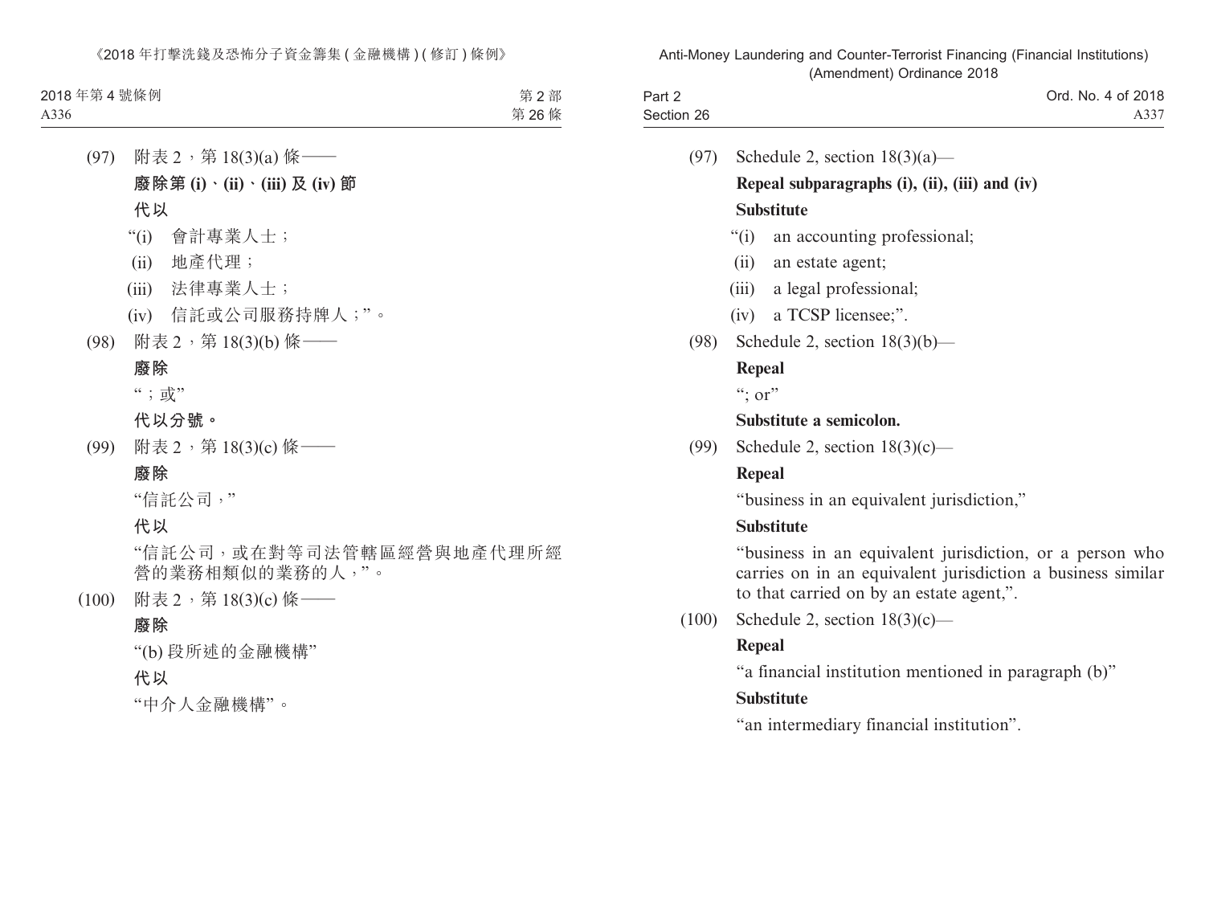(97) 附表 2，第 18(3)(a) 條——

**廢除第 (i)、(ii)、(iii) 及 (iv) 節**

**代以**

“(i) 會計專業人士；

(ii) 地產代理；

(iii) 法律專業人士；

(iv) 信託或公司服務持牌人；”。

(98) 附表 2，第 18(3)(b) 條——

**廢除**

“；或”

**代以分號。**

(99) 附表 2，第 18(3)(c) 條——

**廢除**

“信託公司，”

**代以**

“信託公司，或在對等司法管轄區經營與地產代理所經營的業務相類似的業務的人，”。

(100) 附表 2，第 18(3)(c) 條——

**廢除**

“(b) 段所述的金融機構”

**代以**

“中介人金融機構”。

(97) Schedule 2, section 18(3)(a)—

**Repeal subparagraphs (i), (ii), (iii) and (iv)**

**Substitute**

“(i) an accounting professional;

(ii) an estate agent;

(iii) a legal professional;

(iv) a TCSP licensee;”.

(98) Schedule 2, section 18(3)(b)—

**Repeal**

“; or”

**Substitute a semicolon.**

(99) Schedule 2, section 18(3)(c)—

**Repeal**

“business in an equivalent jurisdiction,”

**Substitute**

“business in an equivalent jurisdiction, or a person who carries on in an equivalent jurisdiction a business similar to that carried on by an estate agent,”.

(100) Schedule 2, section 18(3)(c)—

**Repeal**

“a financial institution mentioned in paragraph (b)”

**Substitute**

“an intermediary financial institution”.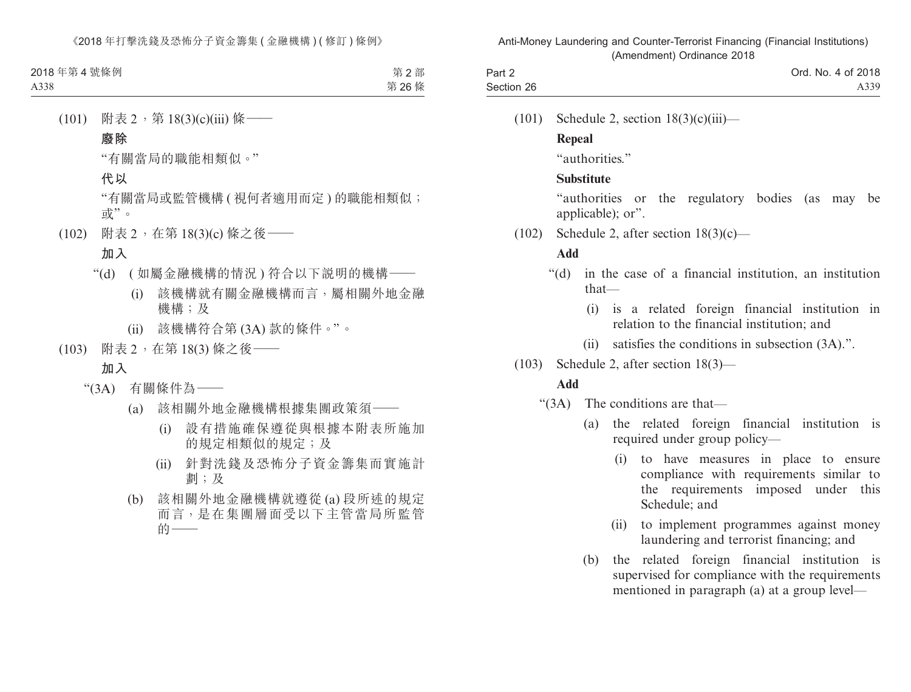(101) 附表 2，第 18(3)(c)(iii) 條——

**廢除**

"有關當局的職能相類似。"

**代以**

"有關當局或監管機構 (視何者適用而定) 的職能相類似；或"。

(102) 附表 2，在第 18(3)(c) 條之後——

**加入**

"(d) (如屬金融機構的情況) 符合以下說明的機構——

(i) 該機構就有關金融機構而言，屬相關外地金融機構；及

(ii) 該機構符合第 (3A) 款的條件。"。

(103) 附表 2，在第 18(3) 條之後——

**加入**

"(3A) 有關條件為——

(a) 該相關外地金融機構根據集團政策須——

(i) 設有措施確保遵從與根據本附表所施加的規定相類似的規定；及

(ii) 針對洗錢及恐怖分子資金籌集而實施計劃；及

(b) 該相關外地金融機構就遵從 (a) 段所述的規定而言，是在集團層面受以下主管當局所監管的——

(101) Schedule 2, section 18(3)(c)(iii)—

**Repeal**

"authorities."

**Substitute**

"authorities or the regulatory bodies (as may be applicable); or".

(102) Schedule 2, after section 18(3)(c)—

**Add**

"(d) in the case of a financial institution, an institution that—

(i) is a related foreign financial institution in relation to the financial institution; and

(ii) satisfies the conditions in subsection (3A).".

(103) Schedule 2, after section 18(3)—

**Add**

"(3A) The conditions are that—

(a) the related foreign financial institution is required under group policy—

(i) to have measures in place to ensure compliance with requirements similar to the requirements imposed under this Schedule; and

(ii) to implement programmes against money laundering and terrorist financing; and

(b) the related foreign financial institution is supervised for compliance with the requirements mentioned in paragraph (a) at a group level—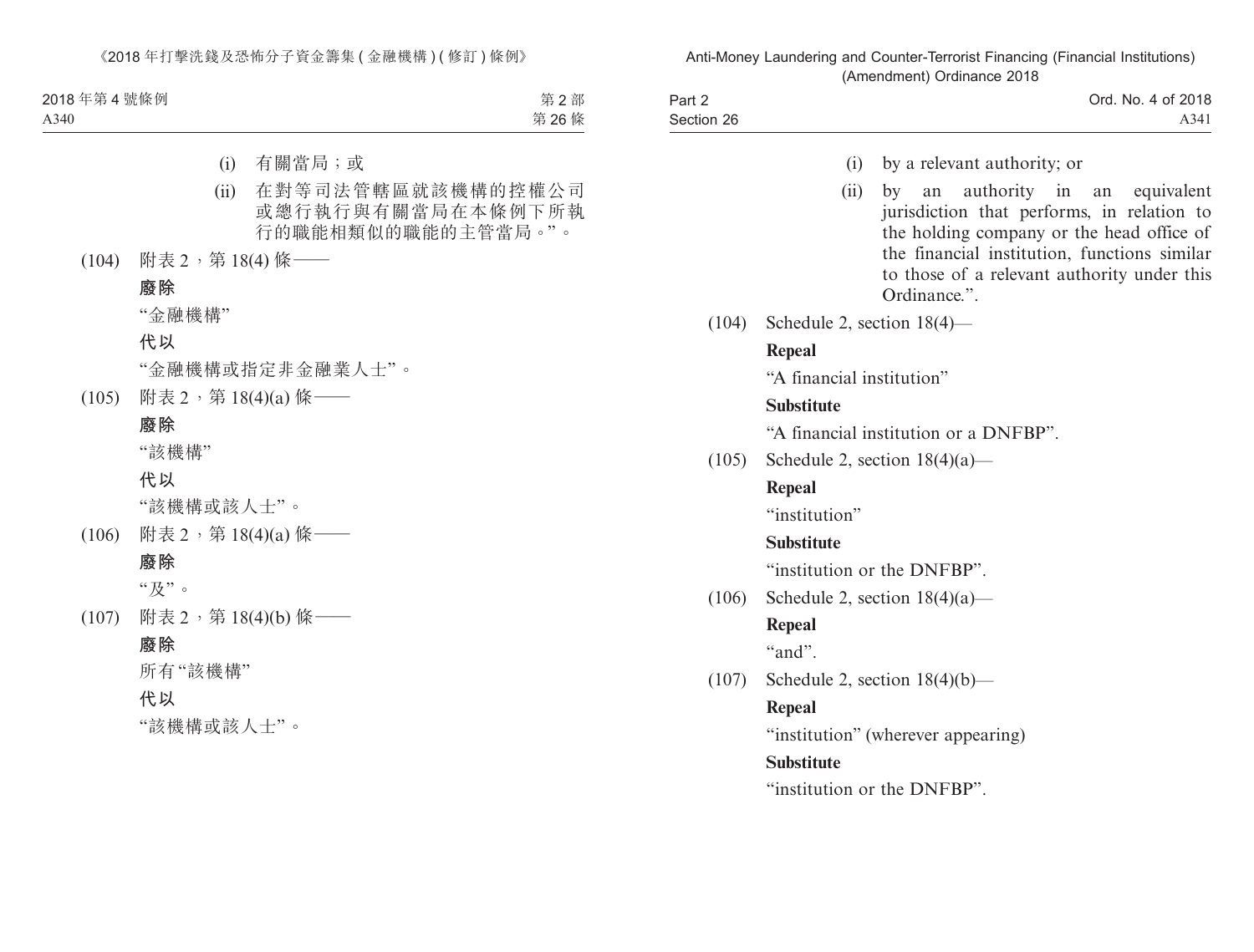(i) 有關當局；或

(ii) 在對等司法管轄區就該機構的控權公司或總行執行與有關當局在本條例下所執行的職能相類似的職能的主管當局。”。

(104) 附表 2，第 18(4) 條——

**廢除**

“金融機構”

**代以**

“金融機構或指定非金融業人士”。

(105) 附表 2，第 18(4)(a) 條——

**廢除**

“該機構”

**代以**

“該機構或該人士”。

(106) 附表 2，第 18(4)(a) 條——

**廢除**

“及”。

(107) 附表 2，第 18(4)(b) 條——

**廢除**

所有“該機構”

**代以**

“該機構或該人士”。

(i) by a relevant authority; or

(ii) by an authority in an equivalent jurisdiction that performs, in relation to the holding company or the head office of the financial institution, functions similar to those of a relevant authority under this Ordinance.”.

(104) Schedule 2, section 18(4)—

**Repeal**

“A financial institution”

**Substitute**

“A financial institution or a DNFBP”.

(105) Schedule 2, section 18(4)(a)—

**Repeal**

“institution”

**Substitute**

“institution or the DNFBP”.

(106) Schedule 2, section 18(4)(a)—

**Repeal**

“and”.

(107) Schedule 2, section 18(4)(b)—

**Repeal**

“institution” (wherever appearing)

**Substitute**

“institution or the DNFBP”.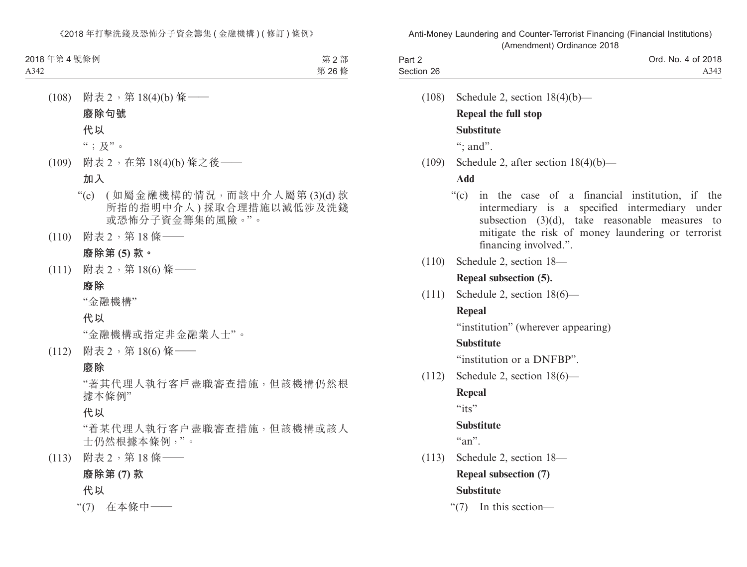(108) 附表 2，第 18(4)(b) 條——

**廢除句號**

**代以**

“；及”。

(109) 附表 2，在第 18(4)(b) 條之後——

**加入**

“(c) (如屬金融機構的情況，而該中介人屬第 (3)(d) 款所指的指明中介人) 採取合理措施以減低涉及洗錢或恐怖分子資金籌集的風險。”。

(110) 附表 2，第 18 條——

**廢除第 (5) 款。**

(111) 附表 2，第 18(6) 條——

**廢除**

“金融機構”

**代以**

“金融機構或指定非金融業人士”。

(112) 附表 2，第 18(6) 條——

**廢除**

“著其代理人執行客戶盡職審查措施，但該機構仍然根據本條例”

**代以**

“着某代理人執行客户盡職審查措施，但該機構或該人士仍然根據本條例，”。

(113) 附表 2，第 18 條——

**廢除第 (7) 款**

**代以**

“(7) 在本條中——

(108) Schedule 2, section 18(4)(b)—

**Repeal the full stop**

**Substitute**

“; and”.

(109) Schedule 2, after section 18(4)(b)—

**Add**

“(c) in the case of a financial institution, if the intermediary is a specified intermediary under subsection (3)(d), take reasonable measures to mitigate the risk of money laundering or terrorist financing involved.”.

(110) Schedule 2, section 18—

**Repeal subsection (5).**

(111) Schedule 2, section 18(6)—

**Repeal**

“institution” (wherever appearing)

**Substitute**

“institution or a DNFBP”.

(112) Schedule 2, section 18(6)—

**Repeal**

“its”

**Substitute**

“an”.

(113) Schedule 2, section 18—

**Repeal subsection (7)**

**Substitute**

“(7) In this section—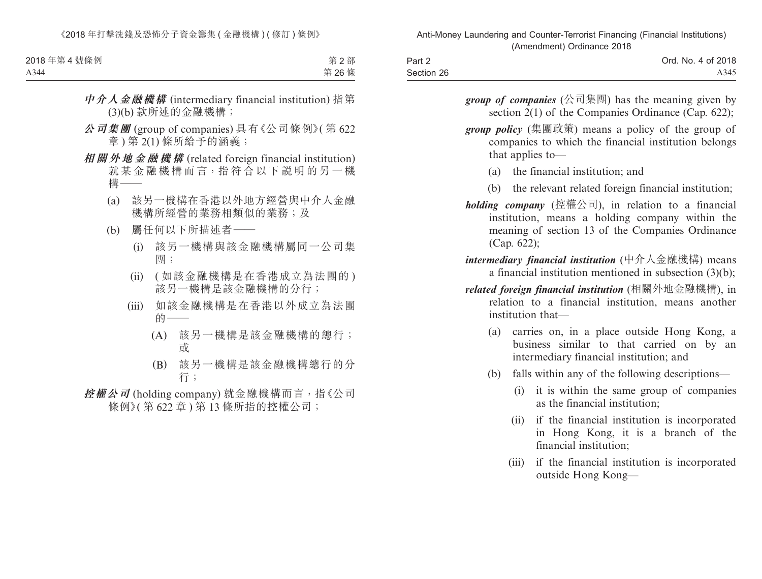***中介人金融機構*** (intermediary financial institution) 指第(3)(b) 款所述的金融機構；

***公司集團*** (group of companies) 具有《公司條例》(第 622 章) 第 2(1) 條所給予的涵義；

***相關外地金融機構*** (related foreign financial institution) 就某金融機構而言，指符合以下說明的另一機構——

(a) 該另一機構在香港以外地方經營與中介人金融機構所經營的業務相類似的業務；及

(b) 屬任何以下所描述者——

(i) 該另一機構與該金融機構屬同一公司集團；

(ii) (如該金融機構是在香港成立為法團的) 該另一機構是該金融機構的分行；

(iii) 如該金融機構是在香港以外成立為法團的——

(A) 該另一機構是該金融機構的總行；或

(B) 該另一機構是該金融機構總行的分行；

***控權公司*** (holding company) 就金融機構而言，指《公司條例》(第 622 章) 第 13 條所指的控權公司；

***group of companies*** (公司集團) has the meaning given by section 2(1) of the Companies Ordinance (Cap. 622);

***group policy*** (集團政策) means a policy of the group of companies to which the financial institution belongs that applies to—

(a) the financial institution; and

(b) the relevant related foreign financial institution;

***holding company*** (控權公司), in relation to a financial institution, means a holding company within the meaning of section 13 of the Companies Ordinance (Cap. 622);

***intermediary financial institution*** (中介人金融機構) means a financial institution mentioned in subsection (3)(b);

***related foreign financial institution*** (相關外地金融機構), in relation to a financial institution, means another institution that—

(a) carries on, in a place outside Hong Kong, a business similar to that carried on by an intermediary financial institution; and

(b) falls within any of the following descriptions—

(i) it is within the same group of companies as the financial institution;

(ii) if the financial institution is incorporated in Hong Kong, it is a branch of the financial institution;

(iii) if the financial institution is incorporated outside Hong Kong—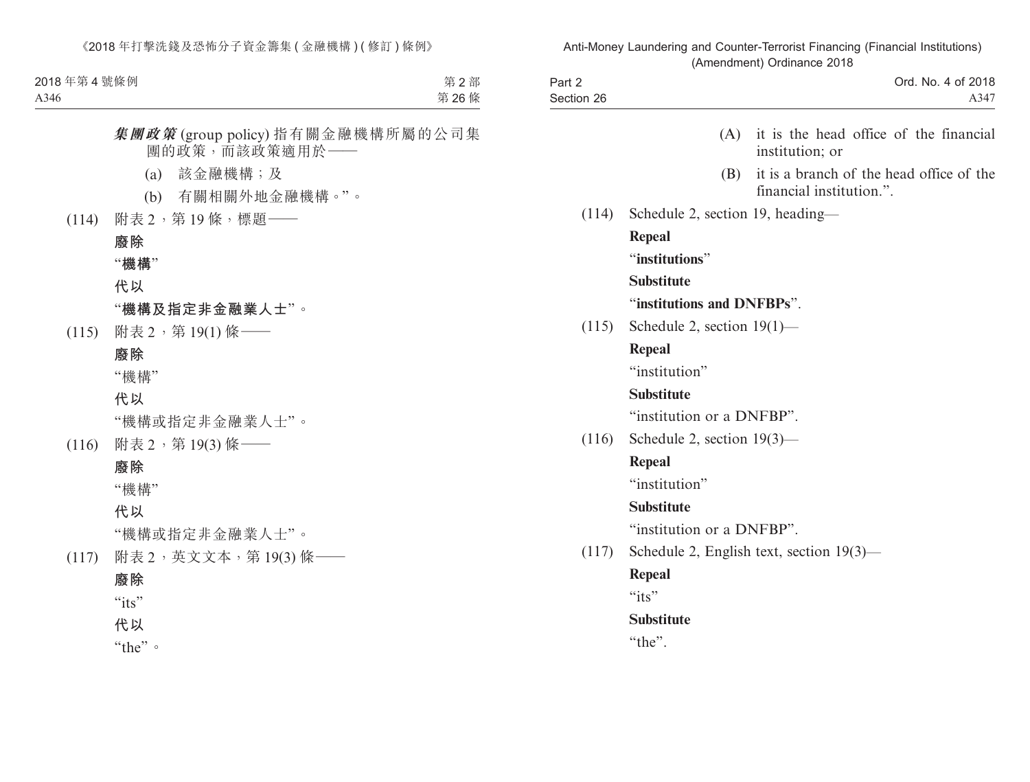***集團政策*** (group policy) 指有關金融機構所屬的公司集團的政策，而該政策適用於——

(a) 該金融機構；及

(b) 有關相關外地金融機構。”。

(114) 附表 2，第 19 條，標題——

**廢除**

“**機構**”

**代以**

“**機構及指定非金融業人士**”。

(115) 附表 2，第 19(1) 條——

**廢除**

“機構”

**代以**

“機構或指定非金融業人士”。

(116) 附表 2，第 19(3) 條——

**廢除**

“機構”

**代以**

“機構或指定非金融業人士”。

(117) 附表 2，英文文本，第 19(3) 條——

**廢除**

“its”

**代以**

“the”。

(A) it is the head office of the financial institution; or

(B) it is a branch of the head office of the financial institution.”.

(114) Schedule 2, section 19, heading—

**Repeal**

“**institutions**”

**Substitute**

“**institutions and DNFBPs**”.

(115) Schedule 2, section 19(1)—

**Repeal**

“institution”

**Substitute**

“institution or a DNFBP”.

(116) Schedule 2, section 19(3)—

**Repeal**

“institution”

**Substitute**

“institution or a DNFBP”.

(117) Schedule 2, English text, section 19(3)—

**Repeal**

“its”

**Substitute**

“the”.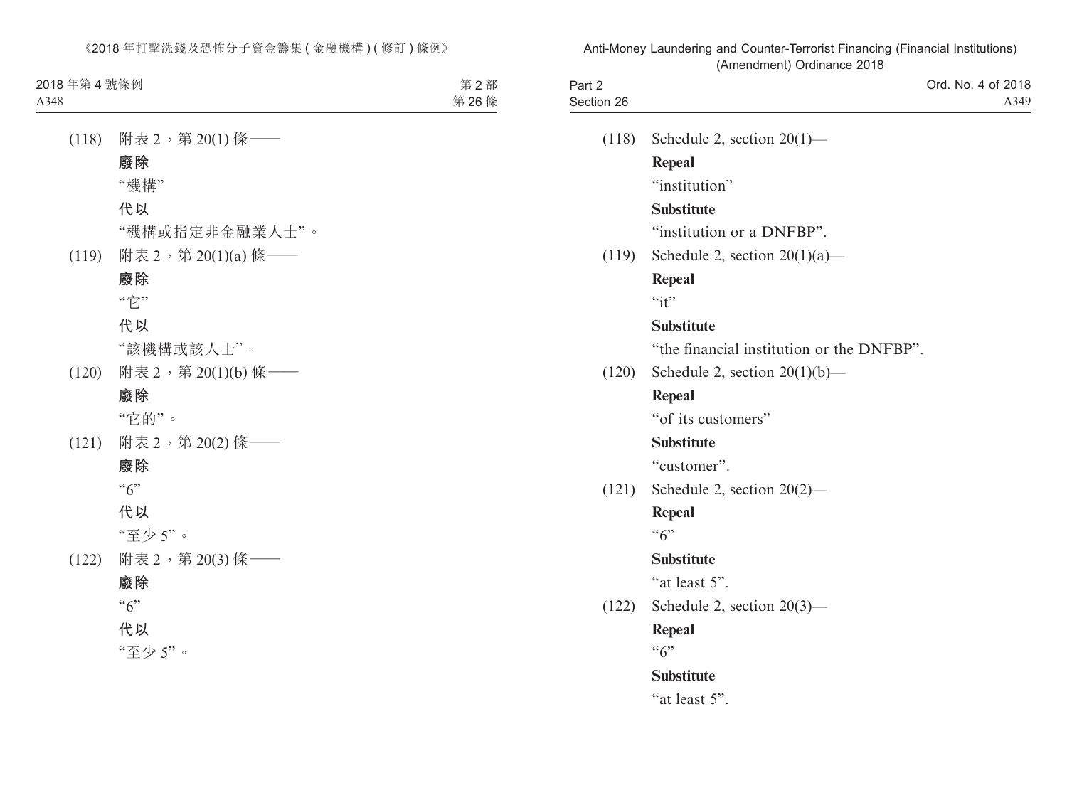(118) 附表 2，第 20(1) 條——

**廢除**

“機構”

**代以**

“機構或指定非金融業人士”。

(119) 附表 2，第 20(1)(a) 條——

**廢除**

“它”

**代以**

“該機構或該人士”。

(120) 附表 2，第 20(1)(b) 條——

**廢除**

“它的”。

(121) 附表 2，第 20(2) 條——

**廢除**

“6”

**代以**

“至少 5”。

(122) 附表 2，第 20(3) 條——

**廢除**

“6”

**代以**

“至少 5”。

(118) Schedule 2, section 20(1)—

**Repeal**

“institution”

**Substitute**

“institution or a DNFBP”.

(119) Schedule 2, section 20(1)(a)—

**Repeal**

“it”

**Substitute**

“the financial institution or the DNFBP”.

(120) Schedule 2, section 20(1)(b)—

**Repeal**

“of its customers”

**Substitute**

“customer”.

(121) Schedule 2, section 20(2)—

**Repeal**

“6”

**Substitute**

“at least 5”.

(122) Schedule 2, section 20(3)—

**Repeal**

“6”

**Substitute**

“at least 5”.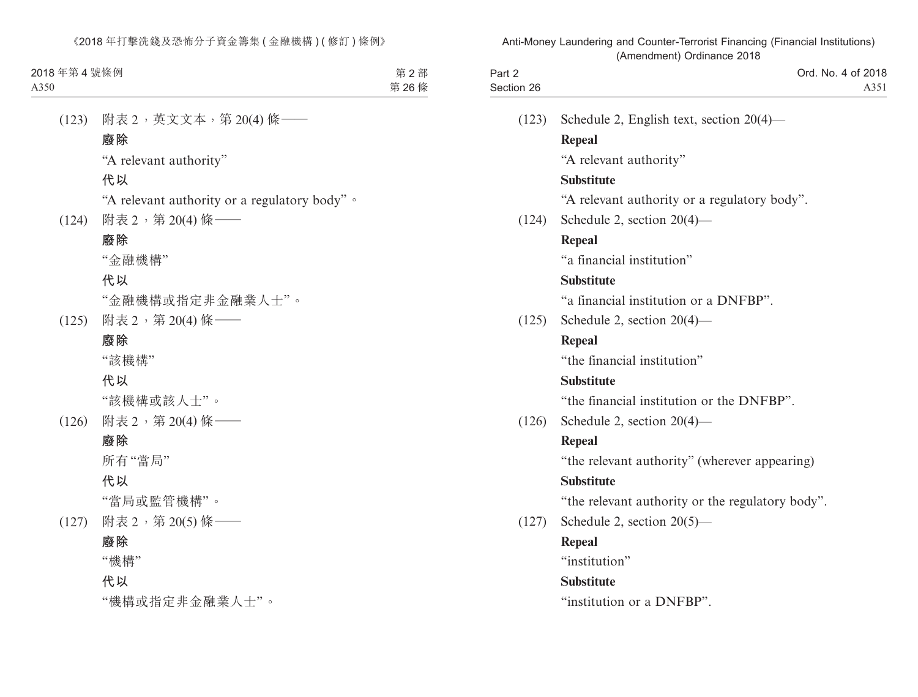(123) 附表 2，英文文本，第 20(4) 條——

**廢除**

“A relevant authority”

**代以**

“A relevant authority or a regulatory body”。

(124) 附表 2，第 20(4) 條——

**廢除**

“金融機構”

**代以**

“金融機構或指定非金融業人士”。

(125) 附表 2，第 20(4) 條——

**廢除**

“該機構”

**代以**

“該機構或該人士”。

(126) 附表 2，第 20(4) 條——

**廢除**

所有“當局”

**代以**

“當局或監管機構”。

(127) 附表 2，第 20(5) 條——

**廢除**

“機構”

**代以**

“機構或指定非金融業人士”。

(123) Schedule 2, English text, section 20(4)—

**Repeal**

“A relevant authority”

**Substitute**

“A relevant authority or a regulatory body”.

(124) Schedule 2, section 20(4)—

**Repeal**

“a financial institution”

**Substitute**

“a financial institution or a DNFBP”.

(125) Schedule 2, section 20(4)—

**Repeal**

“the financial institution”

**Substitute**

“the financial institution or the DNFBP”.

(126) Schedule 2, section 20(4)—

**Repeal**

“the relevant authority” (wherever appearing)

**Substitute**

“the relevant authority or the regulatory body”.

(127) Schedule 2, section 20(5)—

**Repeal**

“institution”

**Substitute**

“institution or a DNFBP”.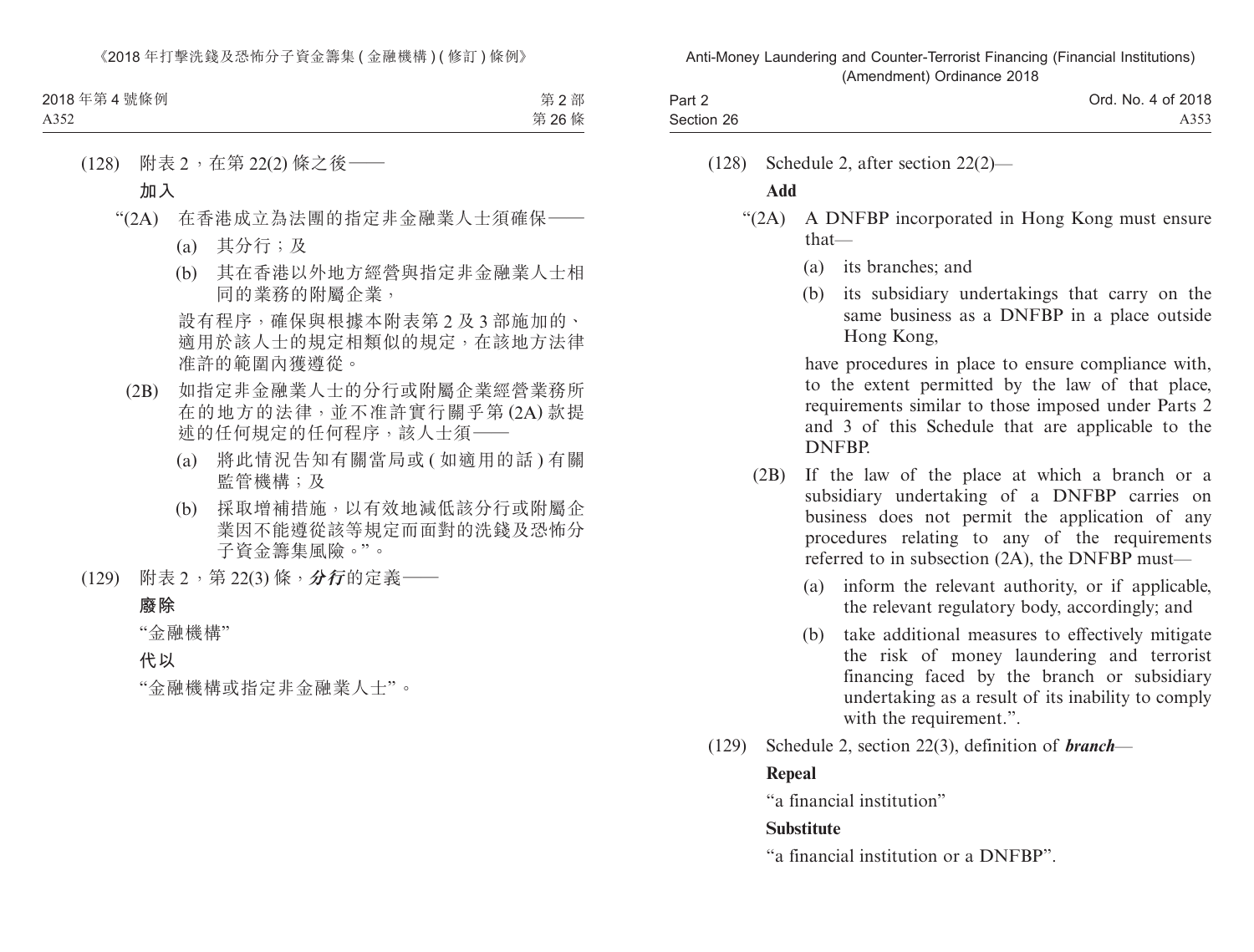(128) 附表 2，在第 22(2) 條之後——

**加入**

“(2A) 在香港成立為法團的指定非金融業人士須確保——

(a) 其分行；及

(b) 其在香港以外地方經營與指定非金融業人士相同的業務的附屬企業，

設有程序，確保與根據本附表第 2 及 3 部施加的、適用於該人士的規定相類似的規定，在該地方法律准許的範圍內獲遵從。

(2B) 如指定非金融業人士的分行或附屬企業經營業務所在的地方的法律，並不准許實行關乎第 (2A) 款提述的任何規定的任何程序，該人士須——

(a) 將此情況告知有關當局或 (如適用的話) 有關監管機構；及

(b) 採取增補措施，以有效地減低該分行或附屬企業因不能遵從該等規定而面對的洗錢及恐怖分子資金籌集風險。”。

(129) 附表 2，第 22(3) 條，***分行***的定義——

**廢除**

“金融機構”

**代以**

“金融機構或指定非金融業人士”。

(128) Schedule 2, after section 22(2)—

**Add**

“(2A) A DNFBP incorporated in Hong Kong must ensure that—

(a) its branches; and

(b) its subsidiary undertakings that carry on the same business as a DNFBP in a place outside Hong Kong,

have procedures in place to ensure compliance with, to the extent permitted by the law of that place, requirements similar to those imposed under Parts 2 and 3 of this Schedule that are applicable to the DNFBP.

(2B) If the law of the place at which a branch or a subsidiary undertaking of a DNFBP carries on business does not permit the application of any procedures relating to any of the requirements referred to in subsection (2A), the DNFBP must—

(a) inform the relevant authority, or if applicable, the relevant regulatory body, accordingly; and

(b) take additional measures to effectively mitigate the risk of money laundering and terrorist financing faced by the branch or subsidiary undertaking as a result of its inability to comply with the requirement.”.

(129) Schedule 2, section 22(3), definition of ***branch***—

**Repeal**

“a financial institution”

**Substitute**

“a financial institution or a DNFBP”.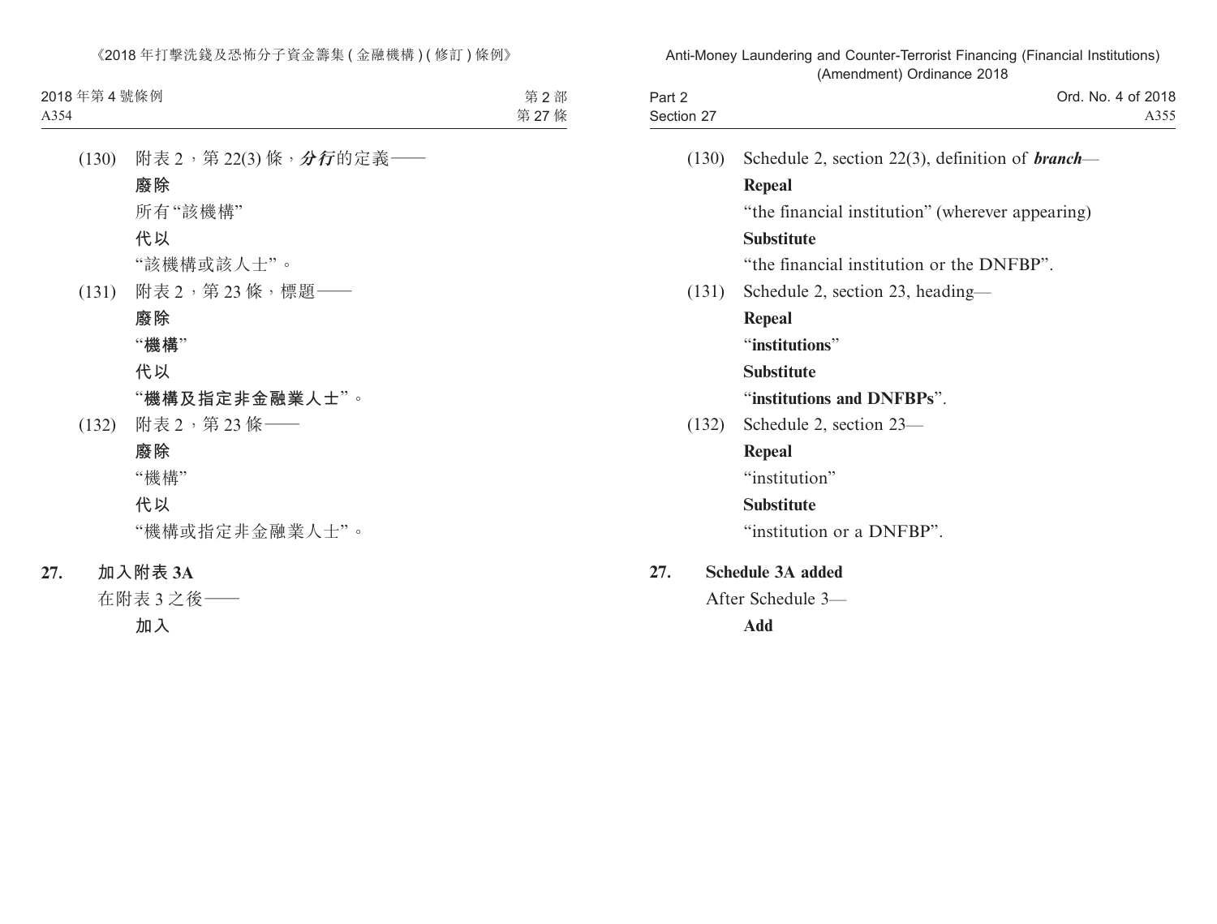(130) 附表 2，第 22(3) 條，***分行***的定義——

**廢除**

所有“該機構”

**代以**

“該機構或該人士”。

(131) 附表 2，第 23 條，標題——

**廢除**

“**機構**”

**代以**

“**機構及指定非金融業人士**”。

(132) 附表 2，第 23 條——

**廢除**

“機構”

**代以**

“機構或指定非金融業人士”。

**27. 加入附表 3A**

在附表 3 之後——

**加入**

(130) Schedule 2, section 22(3), definition of ***branch***—

**Repeal**

“the financial institution” (wherever appearing)

**Substitute**

“the financial institution or the DNFBP”.

(131) Schedule 2, section 23, heading—

**Repeal**

“**institutions**”

**Substitute**

“**institutions and DNFBPs**”.

(132) Schedule 2, section 23—

**Repeal**

“institution”

**Substitute**

“institution or a DNFBP”.

**27. Schedule 3A added**

After Schedule 3—

**Add**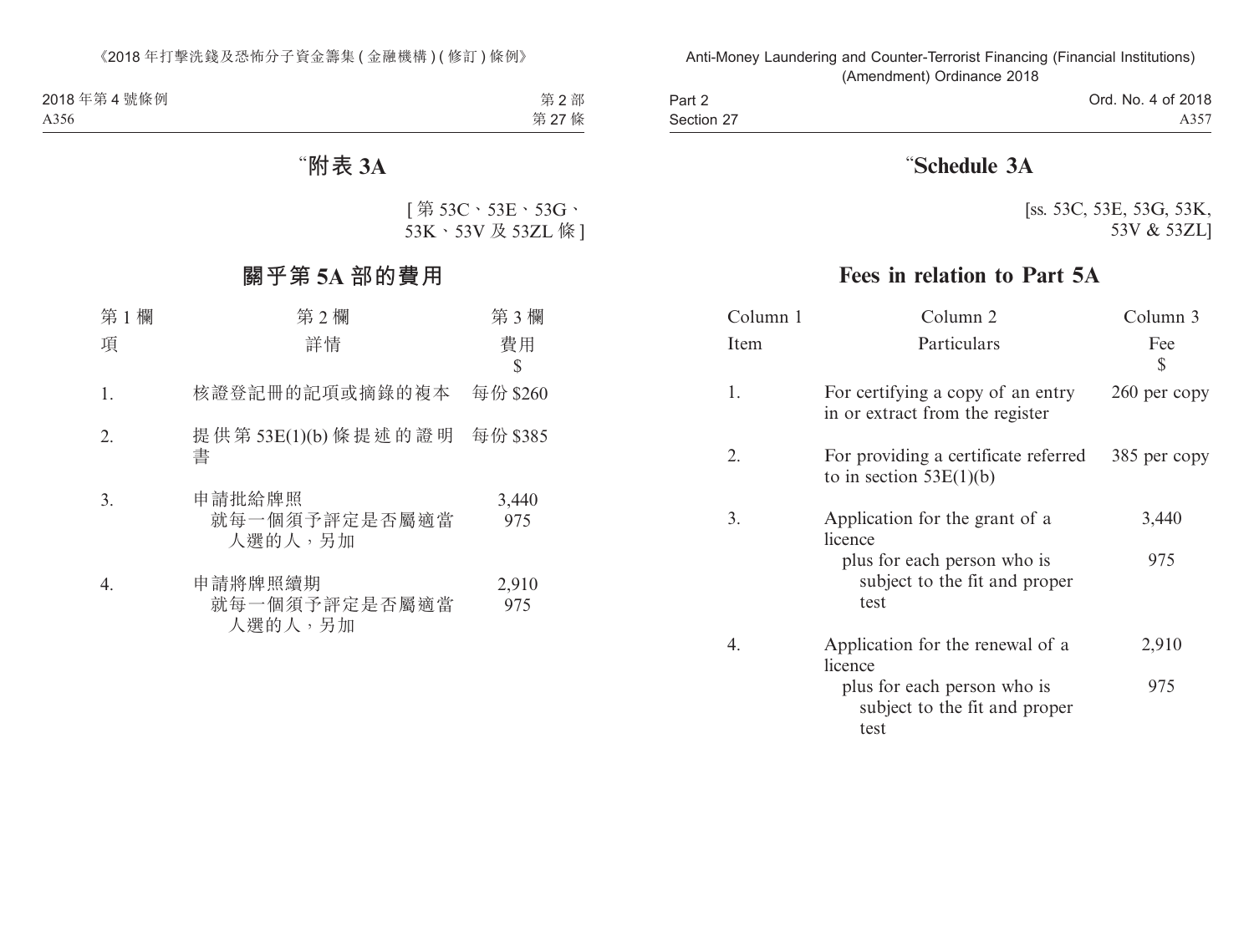“附表 3A

[第 53C、53E、53G、53K、53V 及 53ZL 條]

## 關乎第 5A 部的費用

| 第 1 欄 | 第 2 欄 | 第 3 欄 |
|---|---|---|
| 項 | 詳情 | 費用 $ |
| 1. | 核證登記冊的記項或摘錄的複本 | 每份 $260 |
| 2. | 提供第 53E(1)(b) 條提述的證明書 | 每份 $385 |
| 3. | 申請批給牌照 | 3,440 |
| | 就每一個須予評定是否屬適當人選的人，另加 | 975 |
| 4. | 申請將牌照續期 | 2,910 |
| | 就每一個須予評定是否屬適當人選的人，另加 | 975 |

“Schedule 3A

[ss. 53C, 53E, 53G, 53K, 53V & 53ZL]

## Fees in relation to Part 5A

| Column 1 | Column 2 | Column 3 |
|---|---|---|
| Item | Particulars | Fee $ |
| 1. | For certifying a copy of an entry in or extract from the register | 260 per copy |
| 2. | For providing a certificate referred to in section 53E(1)(b) | 385 per copy |
| 3. | Application for the grant of a licence | 3,440 |
| | plus for each person who is subject to the fit and proper test | 975 |
| 4. | Application for the renewal of a licence | 2,910 |
| | plus for each person who is subject to the fit and proper test | 975 |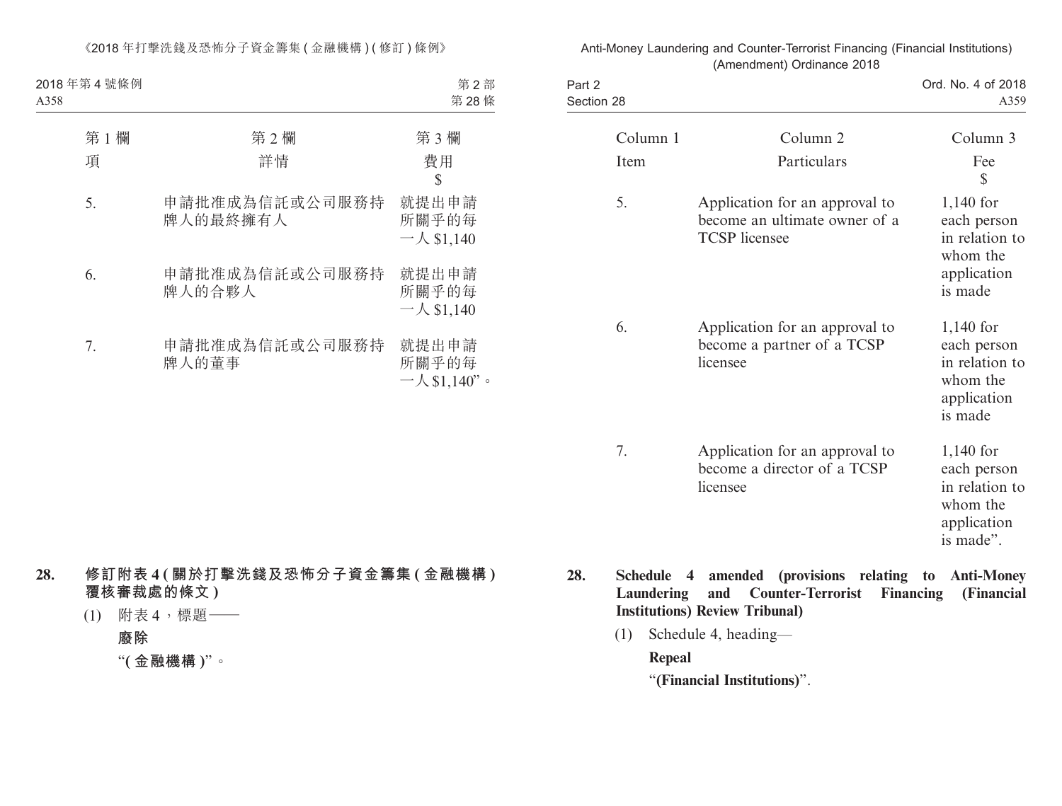| 第 1 欄 | 第 2 欄 | 第 3 欄 |
|---|---|---|
| 項 | 詳情 | 費用 $ |
| 5. | 申請批准成為信託或公司服務持牌人的最終擁有人 | 就提出申請所關乎的每一人 $1,140 |
| 6. | 申請批准成為信託或公司服務持牌人的合夥人 | 就提出申請所關乎的每一人 $1,140 |
| 7. | 申請批准成為信託或公司服務持牌人的董事 | 就提出申請所關乎的每一人 $1,140”。 |

**28. 修訂附表 4 (關於打擊洗錢及恐怖分子資金籌集 (金融機構) 覆核審裁處的條文)**

(1) 附表 4，標題——

**廢除**

“**(金融機構)**”。

| Column 1 | Column 2 | Column 3 |
|---|---|---|
| Item | Particulars | Fee $ |
| 5. | Application for an approval to become an ultimate owner of a TCSP licensee | 1,140 for each person in relation to whom the application is made |
| 6. | Application for an approval to become a partner of a TCSP licensee | 1,140 for each person in relation to whom the application is made |
| 7. | Application for an approval to become a director of a TCSP licensee | 1,140 for each person in relation to whom the application is made”. |

**28. Schedule 4 amended (provisions relating to Anti-Money Laundering and Counter-Terrorist Financing (Financial Institutions) Review Tribunal)**

(1) Schedule 4, heading—

**Repeal**

“**(Financial Institutions)**”.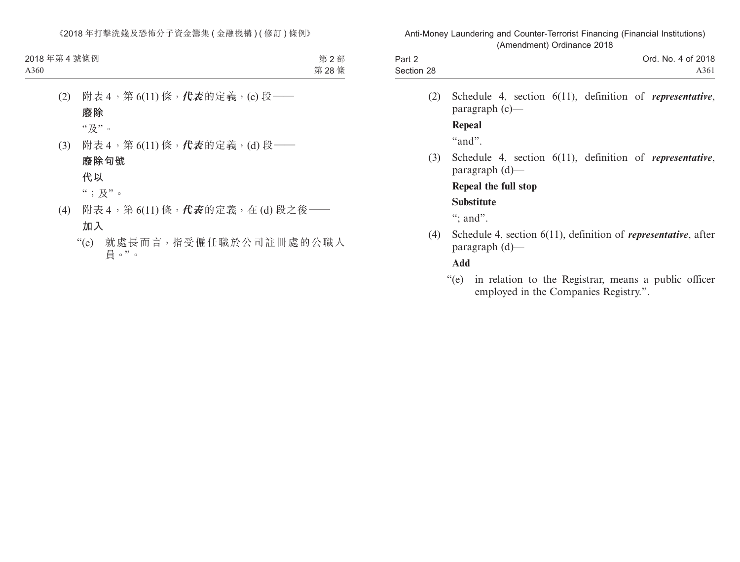(2) 附表 4，第 6(11) 條，***代表***的定義，(c) 段——

**廢除**

“及”。

(3) 附表 4，第 6(11) 條，***代表***的定義，(d) 段——

**廢除句號**

**代以**

“；及”。

(4) 附表 4，第 6(11) 條，***代表***的定義，在 (d) 段之後——

**加入**

“(e) 就處長而言，指受僱任職於公司註冊處的公職人員。”。

---

(2) Schedule 4, section 6(11), definition of ***representative***, paragraph (c)—

**Repeal**

“and”.

(3) Schedule 4, section 6(11), definition of ***representative***, paragraph (d)—

**Repeal the full stop**

**Substitute**

“; and”.

(4) Schedule 4, section 6(11), definition of ***representative***, after paragraph (d)—

**Add**

“(e) in relation to the Registrar, means a public officer employed in the Companies Registry.”.

---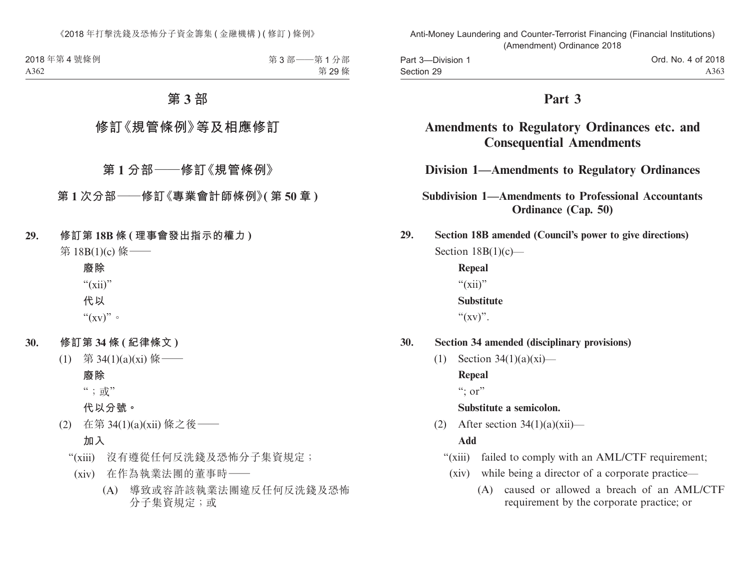# 第 3 部

## 修訂《規管條例》等及相應修訂

### 第 1 分部——修訂《規管條例》

#### 第 1 次分部——修訂《專業會計師條例》(第 50 章)

**29. 修訂第 18B 條 (理事會發出指示的權力)**

第 18B(1)(c) 條——

**廢除**

“(xii)”

**代以**

“(xv)”。

**30. 修訂第 34 條 (紀律條文)**

(1) 第 34(1)(a)(xi) 條——

**廢除**

“；或”

**代以分號。**

(2) 在第 34(1)(a)(xii) 條之後——

**加入**

“(xiii) 沒有遵從任何反洗錢及恐怖分子集資規定；

(xiv) 在作為執業法團的董事時——

(A) 導致或容許該執業法團違反任何反洗錢及恐怖分子集資規定；或

# Part 3

## Amendments to Regulatory Ordinances etc. and Consequential Amendments

### Division 1—Amendments to Regulatory Ordinances

#### Subdivision 1—Amendments to Professional Accountants Ordinance (Cap. 50)

**29. Section 18B amended (Council's power to give directions)**

Section 18B(1)(c)—

**Repeal**

“(xii)”

**Substitute**

“(xv)”.

**30. Section 34 amended (disciplinary provisions)**

(1) Section 34(1)(a)(xi)—

**Repeal**

“; or”

**Substitute a semicolon.**

(2) After section 34(1)(a)(xii)—

**Add**

“(xiii) failed to comply with an AML/CTF requirement;

(xiv) while being a director of a corporate practice—

(A) caused or allowed a breach of an AML/CTF requirement by the corporate practice; or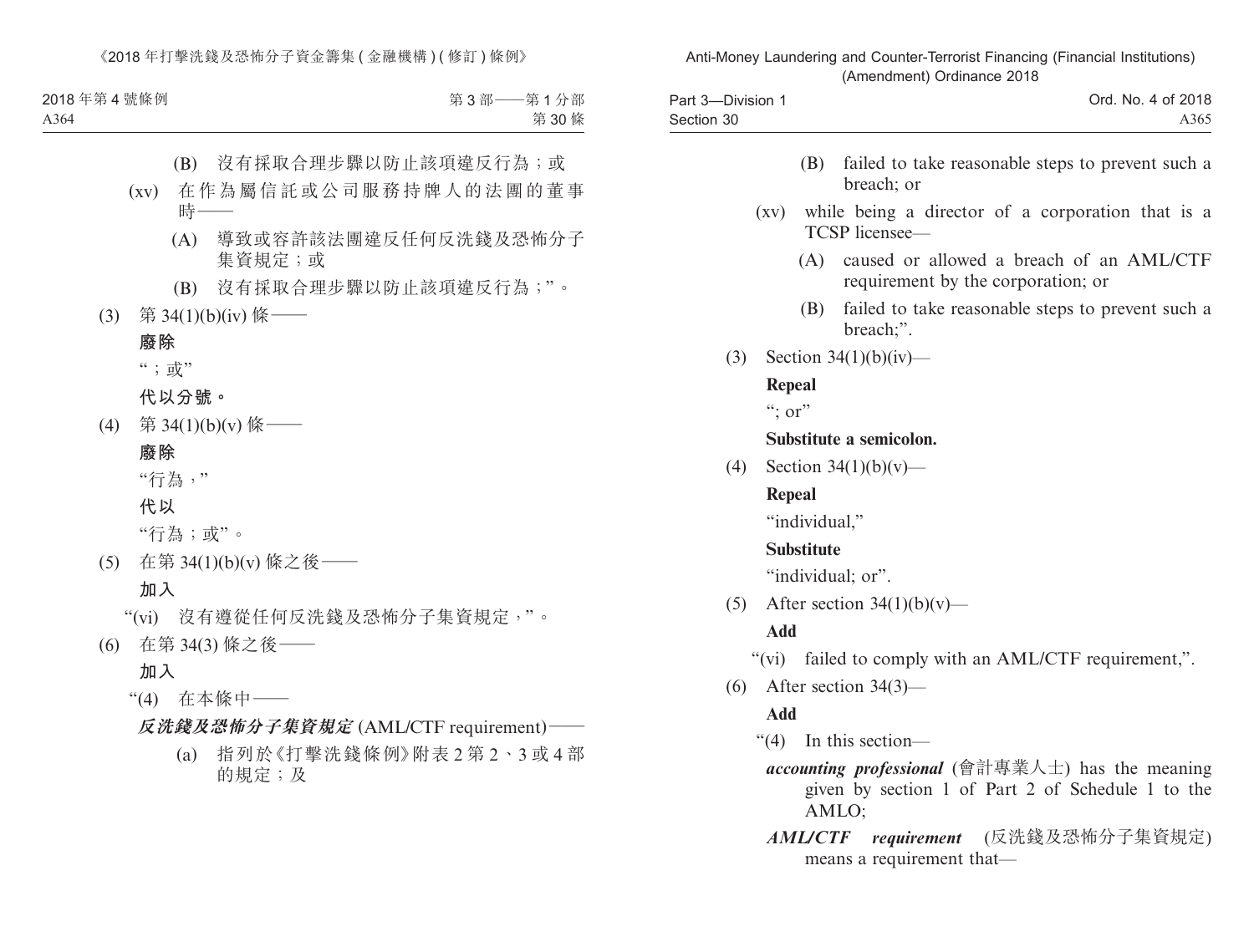(B) 沒有採取合理步驟以防止該項違反行為；或

(xv) 在作為屬信託或公司服務持牌人的法團的董事時——

(A) 導致或容許該法團違反任何反洗錢及恐怖分子集資規定；或

(B) 沒有採取合理步驟以防止該項違反行為；”。

(3) 第 34(1)(b)(iv) 條——

**廢除**

“；或”

**代以分號。**

(4) 第 34(1)(b)(v) 條——

**廢除**

“行為，”

**代以**

“行為；或”。

(5) 在第 34(1)(b)(v) 條之後——

**加入**

“(vi) 沒有遵從任何反洗錢及恐怖分子集資規定，”。

(6) 在第 34(3) 條之後——

**加入**

“(4) 在本條中——

***反洗錢及恐怖分子集資規定*** (AML/CTF requirement)——

(a) 指列於《打擊洗錢條例》附表 2 第 2、3 或 4 部的規定；及

(B) failed to take reasonable steps to prevent such a breach; or

(xv) while being a director of a corporation that is a TCSP licensee—

(A) caused or allowed a breach of an AML/CTF requirement by the corporation; or

(B) failed to take reasonable steps to prevent such a breach;”.

(3) Section 34(1)(b)(iv)—

**Repeal**

“; or”

**Substitute a semicolon.**

(4) Section 34(1)(b)(v)—

**Repeal**

“individual,”

**Substitute**

“individual; or”.

(5) After section 34(1)(b)(v)—

**Add**

“(vi) failed to comply with an AML/CTF requirement,”.

(6) After section 34(3)—

**Add**

“(4) In this section—

***accounting professional*** (會計專業人士) has the meaning given by section 1 of Part 2 of Schedule 1 to the AMLO;

***AML/CTF requirement*** (反洗錢及恐怖分子集資規定) means a requirement that—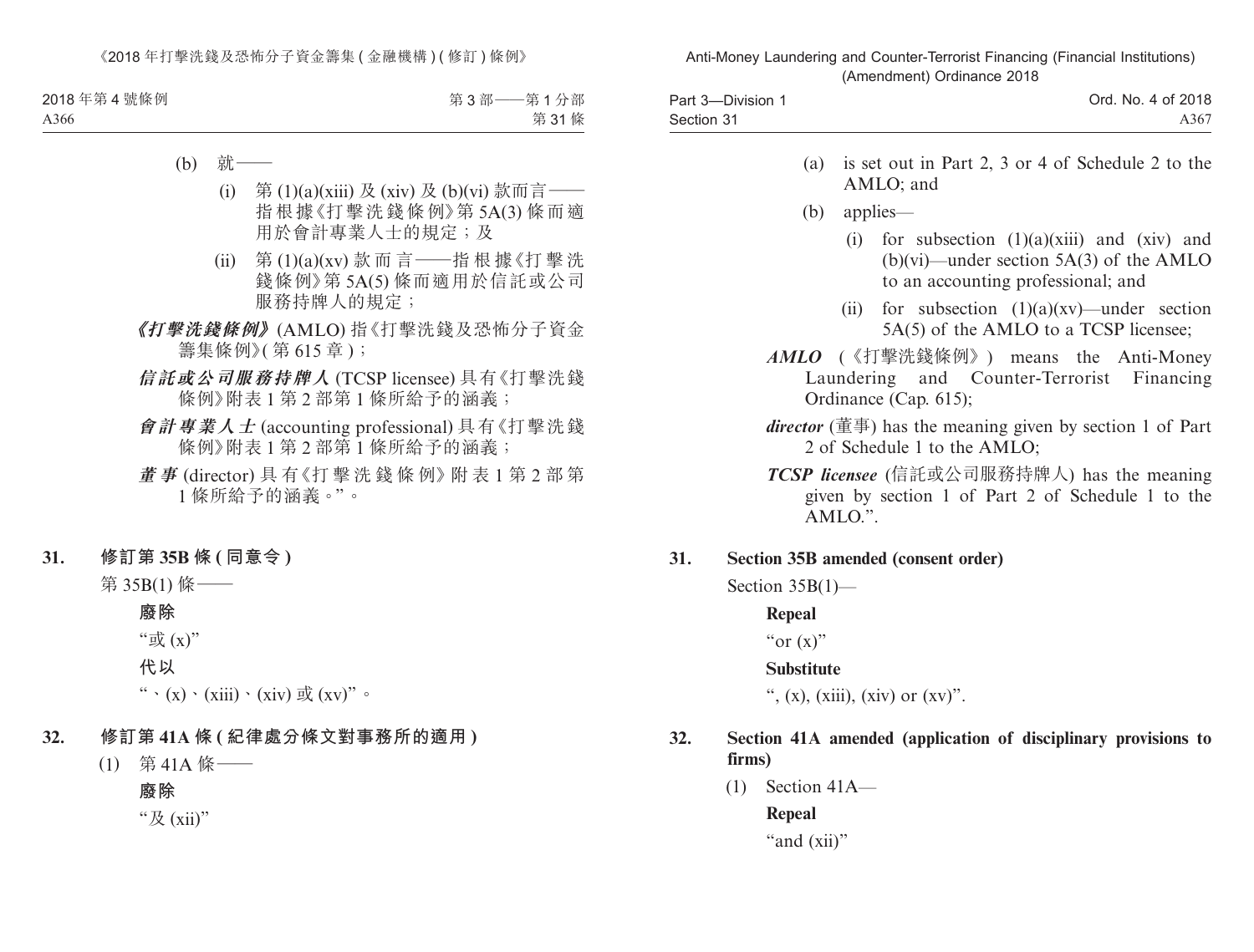(b) 就——

(i) 第 (1)(a)(xiii) 及 (xiv) 及 (b)(vi) 款而言——指根據《打擊洗錢條例》第 5A(3) 條而適用於會計專業人士的規定；及

(ii) 第 (1)(a)(xv) 款而言——指根據《打擊洗錢條例》第 5A(5) 條而適用於信託或公司服務持牌人的規定；

***《打擊洗錢條例》*** (AMLO) 指《打擊洗錢及恐怖分子資金籌集條例》(第 615 章)；

***信託或公司服務持牌人*** (TCSP licensee) 具有《打擊洗錢條例》附表 1 第 2 部第 1 條所給予的涵義；

***會計專業人士*** (accounting professional) 具有《打擊洗錢條例》附表 1 第 2 部第 1 條所給予的涵義；

***董事*** (director) 具有《打擊洗錢條例》附表 1 第 2 部第 1 條所給予的涵義。”。

**31. 修訂第 35B 條 (同意令)**

第 35B(1) 條——

**廢除**

“或 (x)”

**代以**

“、(x)、(xiii)、(xiv) 或 (xv)”。

**32. 修訂第 41A 條 (紀律處分條文對事務所的適用)**

(1) 第 41A 條——

**廢除**

“及 (xii)”

(a) is set out in Part 2, 3 or 4 of Schedule 2 to the AMLO; and

(b) applies—

(i) for subsection (1)(a)(xiii) and (xiv) and (b)(vi)—under section 5A(3) of the AMLO to an accounting professional; and

(ii) for subsection (1)(a)(xv)—under section 5A(5) of the AMLO to a TCSP licensee;

***AMLO*** (《打擊洗錢條例》) means the Anti-Money Laundering and Counter-Terrorist Financing Ordinance (Cap. 615);

***director*** (董事) has the meaning given by section 1 of Part 2 of Schedule 1 to the AMLO;

***TCSP licensee*** (信託或公司服務持牌人) has the meaning given by section 1 of Part 2 of Schedule 1 to the AMLO.”.

**31. Section 35B amended (consent order)**

Section 35B(1)—

**Repeal**

“or (x)”

**Substitute**

“, (x), (xiii), (xiv) or (xv)”.

**32. Section 41A amended (application of disciplinary provisions to firms)**

(1) Section 41A—

**Repeal**

“and (xii)”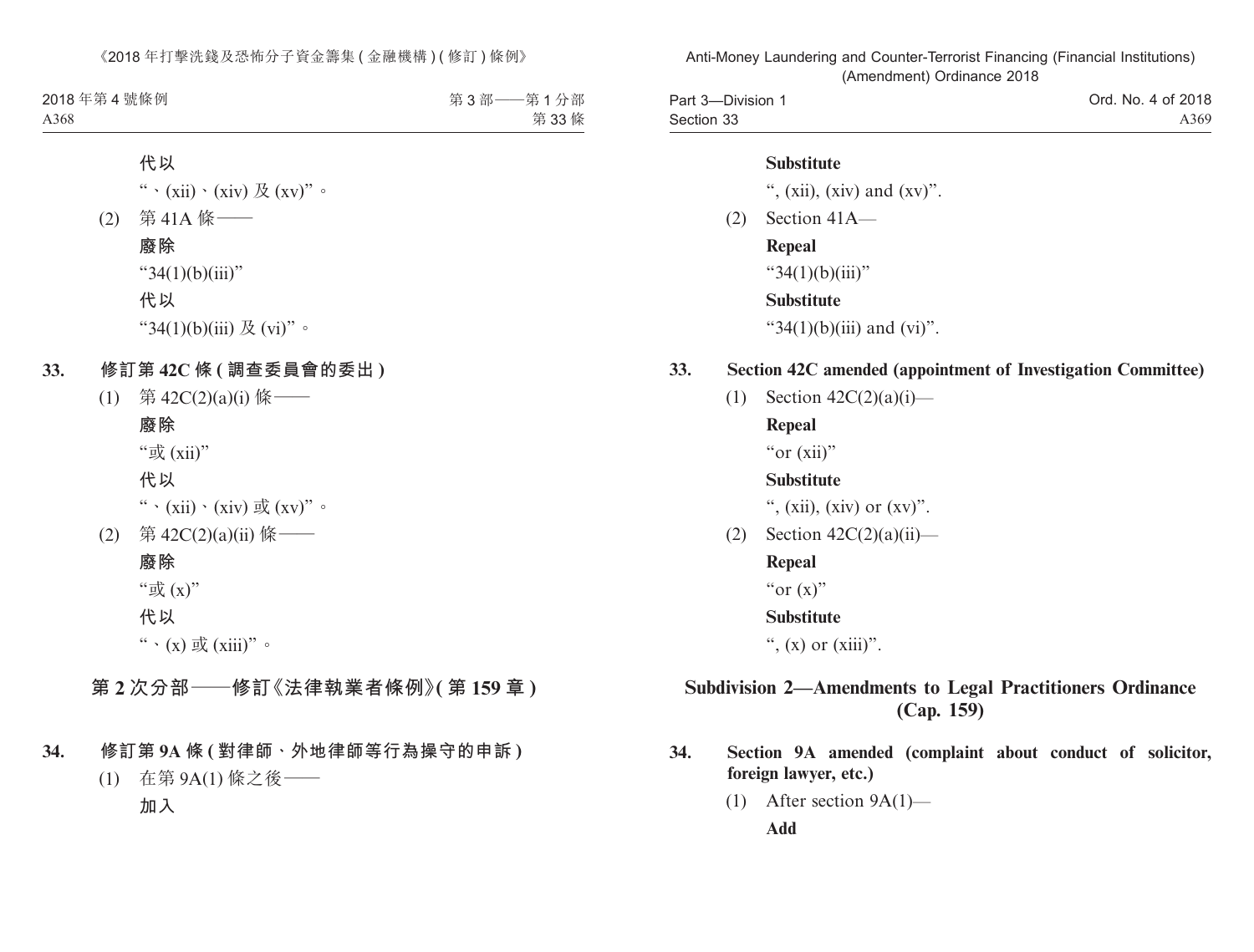代以

“、(xii)、(xiv) 及 (xv)”。

(2) 第 41A 條——

廢除

“34(1)(b)(iii)”

代以

“34(1)(b)(iii) 及 (vi)”。

**33. 修訂第 42C 條 (調查委員會的委出)**

(1) 第 42C(2)(a)(i) 條——

廢除

“或 (xii)”

代以

“、(xii)、(xiv) 或 (xv)”。

(2) 第 42C(2)(a)(ii) 條——

廢除

“或 (x)”

代以

“、(x) 或 (xiii)”。

## 第 2 次分部——修訂《法律執業者條例》(第 159 章)

**34. 修訂第 9A 條 (對律師、外地律師等行為操守的申訴)**

(1) 在第 9A(1) 條之後——

加入

**Substitute**

“, (xii), (xiv) and (xv)”.

(2) Section 41A—

**Repeal**

“34(1)(b)(iii)”

**Substitute**

“34(1)(b)(iii) and (vi)”.

**33. Section 42C amended (appointment of Investigation Committee)**

(1) Section 42C(2)(a)(i)—

**Repeal**

“or (xii)”

**Substitute**

“, (xii), (xiv) or (xv)”.

(2) Section 42C(2)(a)(ii)—

**Repeal**

“or (x)”

**Substitute**

“, (x) or (xiii)”.

## Subdivision 2—Amendments to Legal Practitioners Ordinance (Cap. 159)

**34. Section 9A amended (complaint about conduct of solicitor, foreign lawyer, etc.)**

(1) After section 9A(1)—

**Add**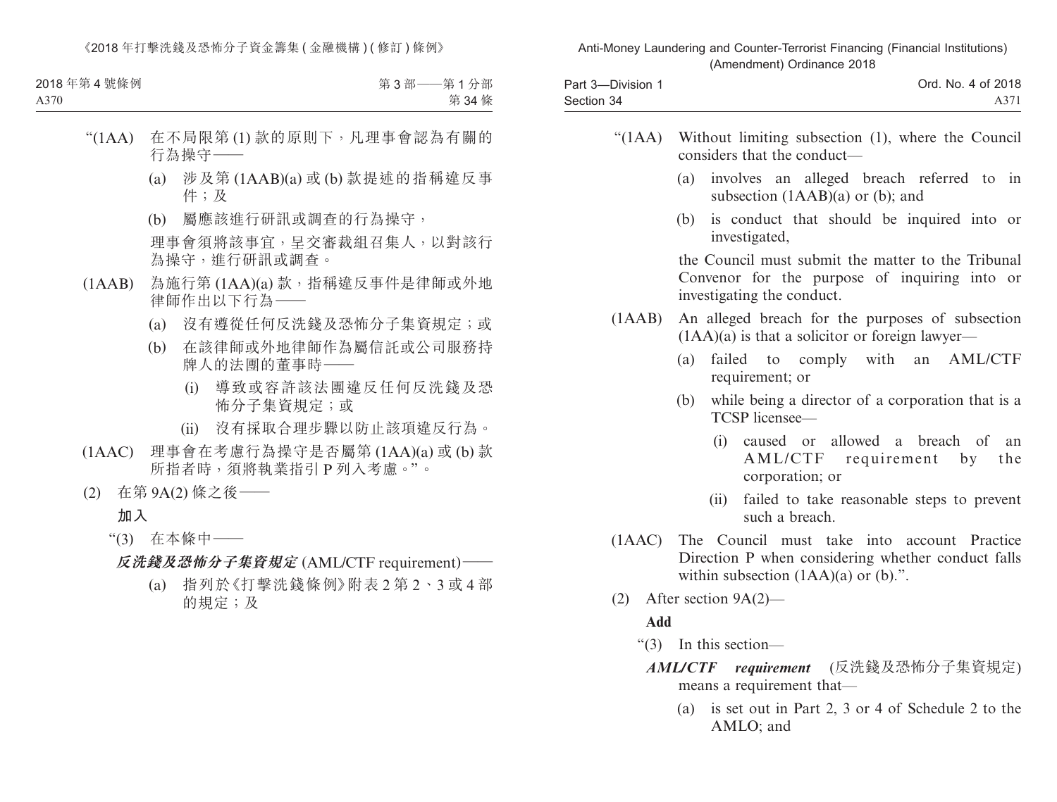“(1AA) 在不局限第 (1) 款的原則下，凡理事會認為有關的行為操守——

(a) 涉及第 (1AAB)(a) 或 (b) 款提述的指稱違反事件；及

(b) 屬應該進行研訊或調查的行為操守，

理事會須將該事宜，呈交審裁組召集人，以對該行為操守，進行研訊或調查。

(1AAB) 為施行第 (1AA)(a) 款，指稱違反事件是律師或外地律師作出以下行為——

(a) 沒有遵從任何反洗錢及恐怖分子集資規定；或

(b) 在該律師或外地律師作為屬信託或公司服務持牌人的法團的董事時——

(i) 導致或容許該法團違反任何反洗錢及恐怖分子集資規定；或

(ii) 沒有採取合理步驟以防止該項違反行為。

(1AAC) 理事會在考慮行為操守是否屬第 (1AA)(a) 或 (b) 款所指者時，須將執業指引 P 列入考慮。”。

(2) 在第 9A(2) 條之後——

**加入**

“(3) 在本條中——

***反洗錢及恐怖分子集資規定*** (AML/CTF requirement)——

(a) 指列於《打擊洗錢條例》附表 2 第 2、3 或 4 部的規定；及

“(1AA) Without limiting subsection (1), where the Council considers that the conduct—

(a) involves an alleged breach referred to in subsection (1AAB)(a) or (b); and

(b) is conduct that should be inquired into or investigated,

the Council must submit the matter to the Tribunal Convenor for the purpose of inquiring into or investigating the conduct.

(1AAB) An alleged breach for the purposes of subsection (1AA)(a) is that a solicitor or foreign lawyer—

(a) failed to comply with an AML/CTF requirement; or

(b) while being a director of a corporation that is a TCSP licensee—

(i) caused or allowed a breach of an AML/CTF requirement by the corporation; or

(ii) failed to take reasonable steps to prevent such a breach.

(1AAC) The Council must take into account Practice Direction P when considering whether conduct falls within subsection (1AA)(a) or (b).”.

(2) After section 9A(2)—

**Add**

“(3) In this section—

***AML/CTF requirement*** (反洗錢及恐怖分子集資規定) means a requirement that—

(a) is set out in Part 2, 3 or 4 of Schedule 2 to the AMLO; and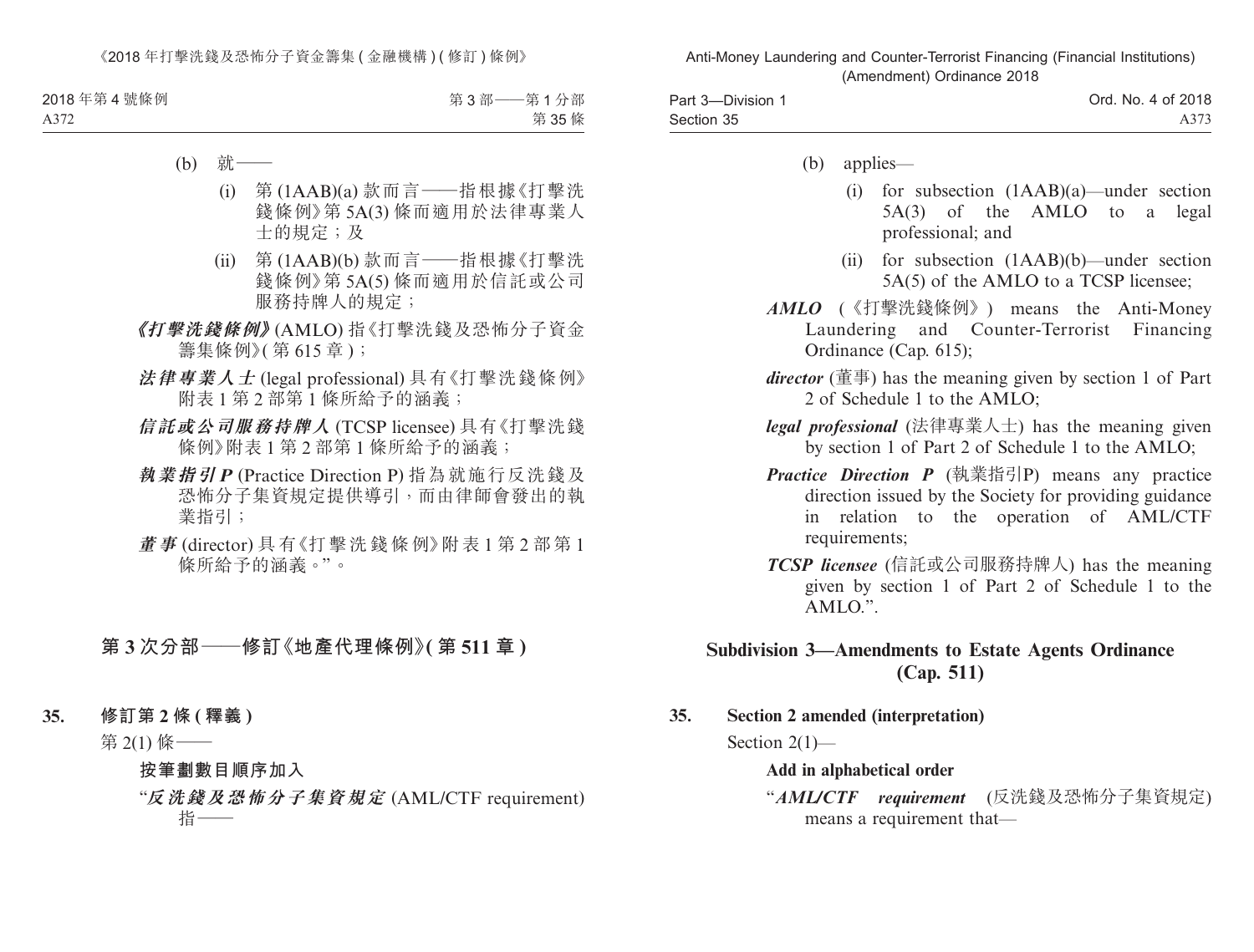(b) 就——

(i) 第 (1AAB)(a) 款而言——指根據《打擊洗錢條例》第 5A(3) 條而適用於法律專業人士的規定；及

(ii) 第 (1AAB)(b) 款而言——指根據《打擊洗錢條例》第 5A(5) 條而適用於信託或公司服務持牌人的規定；

***《打擊洗錢條例》*** (AMLO) 指《打擊洗錢及恐怖分子資金籌集條例》( 第 615 章 )；

***法律專業人士*** (legal professional) 具有《打擊洗錢條例》附表 1 第 2 部第 1 條所給予的涵義；

***信託或公司服務持牌人*** (TCSP licensee) 具有《打擊洗錢條例》附表 1 第 2 部第 1 條所給予的涵義；

***執業指引 P*** (Practice Direction P) 指為就施行反洗錢及恐怖分子集資規定提供導引，而由律師會發出的執業指引；

***董事*** (director) 具有《打擊洗錢條例》附表 1 第 2 部第 1 條所給予的涵義。”。

## 第 3 次分部——修訂《地產代理條例》( 第 511 章 )

**35. 修訂第 2 條 ( 釋義 )**

第 2(1) 條——

**按筆劃數目順序加入**

“***反洗錢及恐怖分子集資規定*** (AML/CTF requirement) 指——

(b) applies—

(i) for subsection (1AAB)(a)—under section 5A(3) of the AMLO to a legal professional; and

(ii) for subsection (1AAB)(b)—under section 5A(5) of the AMLO to a TCSP licensee;

***AMLO*** (《打擊洗錢條例》) means the Anti-Money Laundering and Counter-Terrorist Financing Ordinance (Cap. 615);

***director*** (董事) has the meaning given by section 1 of Part 2 of Schedule 1 to the AMLO;

***legal professional*** (法律專業人士) has the meaning given by section 1 of Part 2 of Schedule 1 to the AMLO;

***Practice Direction P*** (執業指引P) means any practice direction issued by the Society for providing guidance in relation to the operation of AML/CTF requirements;

***TCSP licensee*** (信託或公司服務持牌人) has the meaning given by section 1 of Part 2 of Schedule 1 to the AMLO.”.

## Subdivision 3—Amendments to Estate Agents Ordinance (Cap. 511)

**35. Section 2 amended (interpretation)**

Section 2(1)—

**Add in alphabetical order**

“***AML/CTF requirement*** (反洗錢及恐怖分子集資規定) means a requirement that—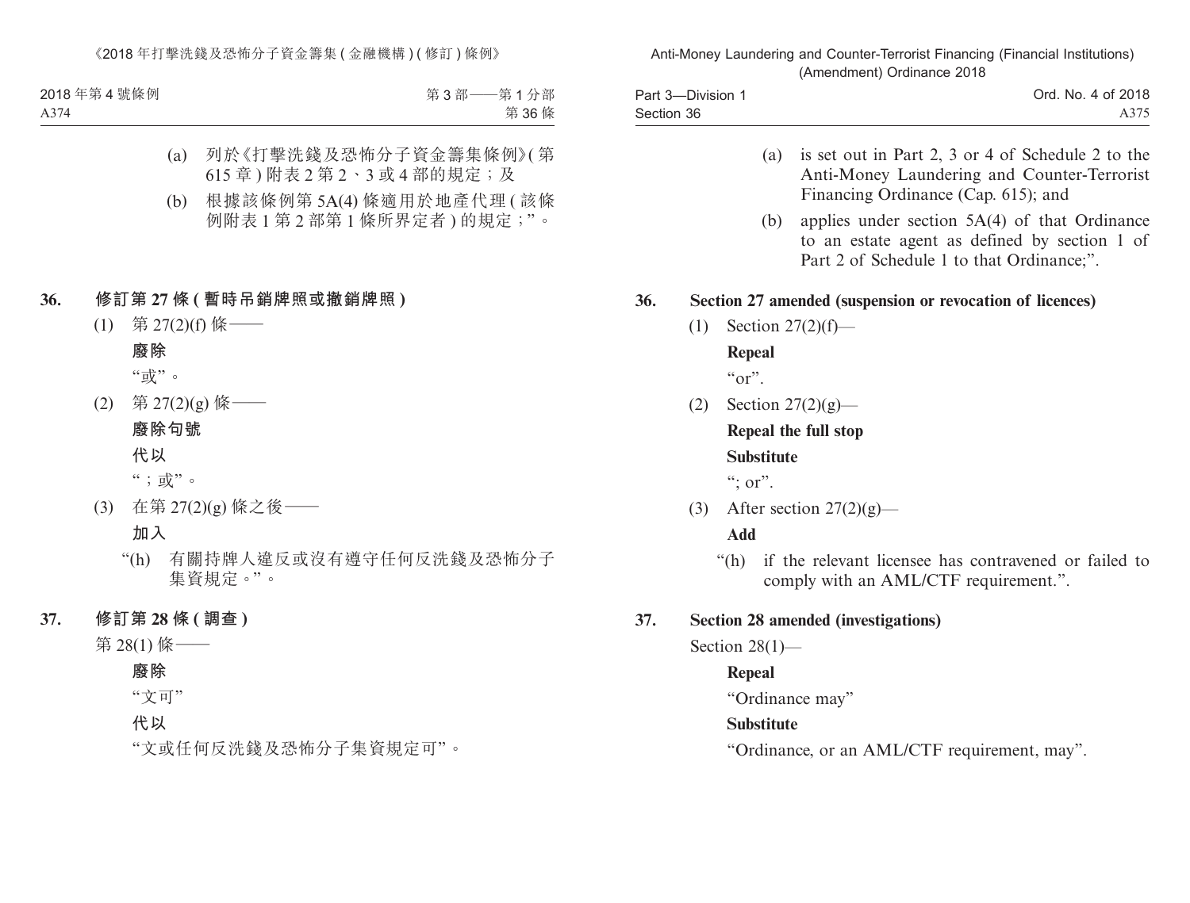(a) 列於《打擊洗錢及恐怖分子資金籌集條例》(第 615 章 ) 附表 2 第 2、3 或 4 部的規定；及

(b) 根據該條例第 5A(4) 條適用於地產代理 ( 該條例附表 1 第 2 部第 1 條所界定者 ) 的規定；”。

**36. 修訂第 27 條 ( 暫時吊銷牌照或撤銷牌照 )**

(1) 第 27(2)(f) 條——

**廢除**

“或”。

(2) 第 27(2)(g) 條——

**廢除句號**

**代以**

“；或”。

(3) 在第 27(2)(g) 條之後——

**加入**

“(h) 有關持牌人違反或沒有遵守任何反洗錢及恐怖分子集資規定。”。

**37. 修訂第 28 條 ( 調查 )**

第 28(1) 條——

**廢除**

“文可”

**代以**

“文或任何反洗錢及恐怖分子集資規定可”。

(a) is set out in Part 2, 3 or 4 of Schedule 2 to the Anti-Money Laundering and Counter-Terrorist Financing Ordinance (Cap. 615); and

(b) applies under section 5A(4) of that Ordinance to an estate agent as defined by section 1 of Part 2 of Schedule 1 to that Ordinance;”.

**36. Section 27 amended (suspension or revocation of licences)**

(1) Section 27(2)(f)—

**Repeal**

“or”.

(2) Section 27(2)(g)—

**Repeal the full stop**

**Substitute**

“; or”.

(3) After section 27(2)(g)—

**Add**

“(h) if the relevant licensee has contravened or failed to comply with an AML/CTF requirement.”.

**37. Section 28 amended (investigations)**

Section 28(1)—

**Repeal**

“Ordinance may”

**Substitute**

“Ordinance, or an AML/CTF requirement, may”.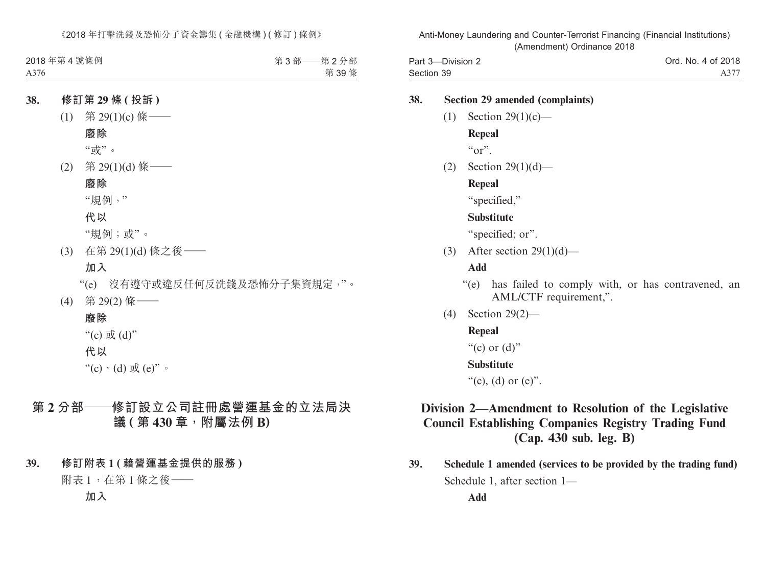**38. 修訂第 29 條 (投訴)**

(1) 第 29(1)(c) 條——

**廢除**

“或”。

(2) 第 29(1)(d) 條——

**廢除**

“規例，”

**代以**

“規例；或”。

(3) 在第 29(1)(d) 條之後——

**加入**

“(e) 沒有遵守或違反任何反洗錢及恐怖分子集資規定，”。

(4) 第 29(2) 條——

**廢除**

“(c) 或 (d)”

**代以**

“(c)、(d) 或 (e)”。

## 第 2 分部——修訂設立公司註冊處營運基金的立法局決議 (第 430 章，附屬法例 B)

**39. 修訂附表 1 (藉營運基金提供的服務)**

附表 1，在第 1 條之後——

**加入**

**38. Section 29 amended (complaints)**

(1) Section 29(1)(c)—

**Repeal**

“or”.

(2) Section 29(1)(d)—

**Repeal**

“specified,”

**Substitute**

“specified; or”.

(3) After section 29(1)(d)—

**Add**

“(e) has failed to comply with, or has contravened, an AML/CTF requirement,”.

(4) Section 29(2)—

**Repeal**

“(c) or (d)”

**Substitute**

“(c), (d) or (e)”.

## Division 2—Amendment to Resolution of the Legislative Council Establishing Companies Registry Trading Fund (Cap. 430 sub. leg. B)

**39. Schedule 1 amended (services to be provided by the trading fund)**

Schedule 1, after section 1—

**Add**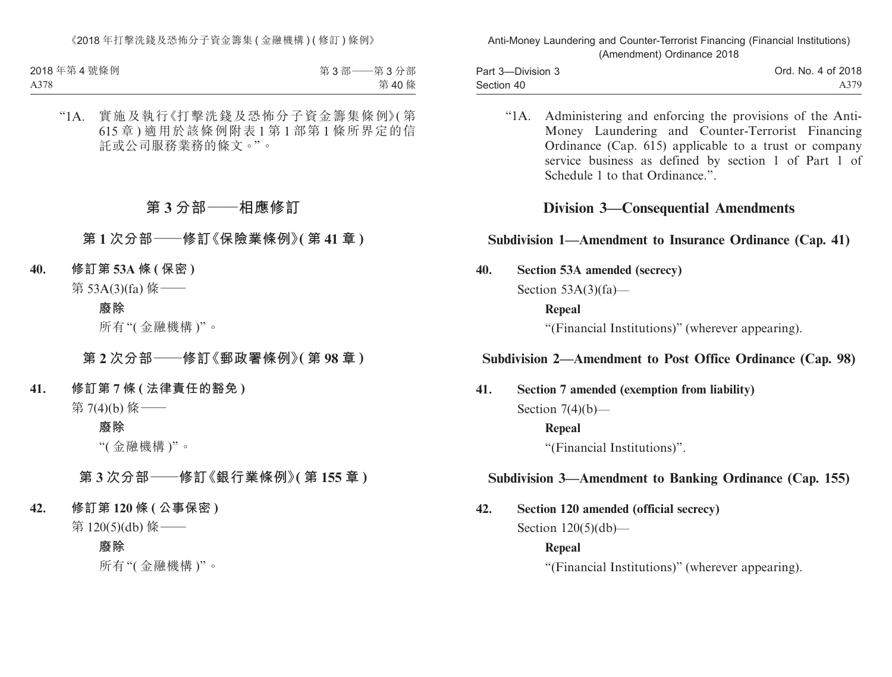“1A. 實施及執行《打擊洗錢及恐怖分子資金籌集條例》(第615章)適用於該條例附表1第1部第1條所界定的信託或公司服務業務的條文。”。

## 第3分部——相應修訂

### 第1次分部——修訂《保險業條例》(第41章)

**40. 修訂第53A條(保密)**

第53A(3)(fa)條——

**廢除**

所有“(金融機構)”。

### 第2次分部——修訂《郵政署條例》(第98章)

**41. 修訂第7條(法律責任的豁免)**

第7(4)(b)條——

**廢除**

“(金融機構)”。

### 第3次分部——修訂《銀行業條例》(第155章)

**42. 修訂第120條(公事保密)**

第120(5)(db)條——

**廢除**

所有“(金融機構)”。

“1A. Administering and enforcing the provisions of the Anti-Money Laundering and Counter-Terrorist Financing Ordinance (Cap. 615) applicable to a trust or company service business as defined by section 1 of Part 1 of Schedule 1 to that Ordinance.”.

## Division 3—Consequential Amendments

### Subdivision 1—Amendment to Insurance Ordinance (Cap. 41)

**40. Section 53A amended (secrecy)**

Section 53A(3)(fa)—

**Repeal**

“(Financial Institutions)” (wherever appearing).

### Subdivision 2—Amendment to Post Office Ordinance (Cap. 98)

**41. Section 7 amended (exemption from liability)**

Section 7(4)(b)—

**Repeal**

“(Financial Institutions)”.

### Subdivision 3—Amendment to Banking Ordinance (Cap. 155)

**42. Section 120 amended (official secrecy)**

Section 120(5)(db)—

**Repeal**

“(Financial Institutions)” (wherever appearing).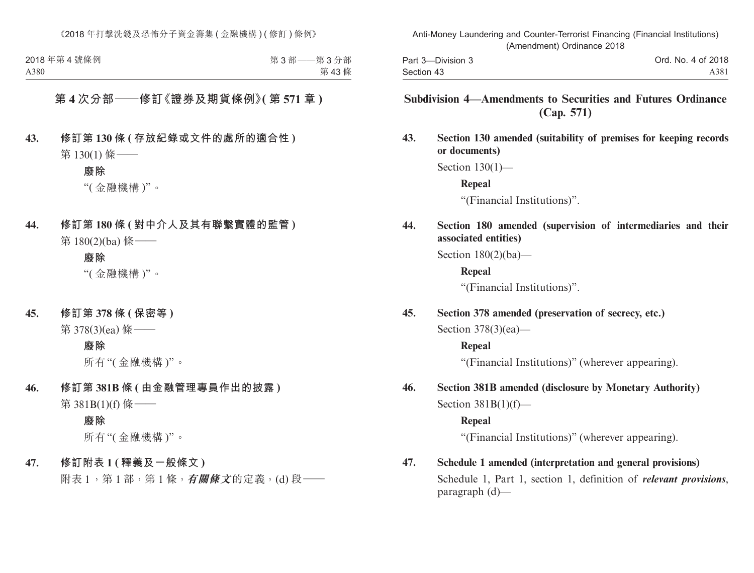## 第 4 次分部——修訂《證券及期貨條例》(第 571 章)

**43. 修訂第 130 條 (存放紀錄或文件的處所的適合性)**

第 130(1) 條——

**廢除**

“(金融機構)”。

**44. 修訂第 180 條 (對中介人及其有聯繫實體的監管)**

第 180(2)(ba) 條——

**廢除**

“(金融機構)”。

**45. 修訂第 378 條 (保密等)**

第 378(3)(ea) 條——

**廢除**

所有“(金融機構)”。

**46. 修訂第 381B 條 (由金融管理專員作出的披露)**

第 381B(1)(f) 條——

**廢除**

所有“(金融機構)”。

**47. 修訂附表 1 (釋義及一般條文)**

附表 1，第 1 部，第 1 條，***有關條文***的定義，(d) 段——

## Subdivision 4—Amendments to Securities and Futures Ordinance (Cap. 571)

**43. Section 130 amended (suitability of premises for keeping records or documents)**

Section 130(1)—

**Repeal**

“(Financial Institutions)”.

**44. Section 180 amended (supervision of intermediaries and their associated entities)**

Section 180(2)(ba)—

**Repeal**

“(Financial Institutions)”.

**45. Section 378 amended (preservation of secrecy, etc.)**

Section 378(3)(ea)—

**Repeal**

“(Financial Institutions)” (wherever appearing).

**46. Section 381B amended (disclosure by Monetary Authority)**

Section 381B(1)(f)—

**Repeal**

“(Financial Institutions)” (wherever appearing).

**47. Schedule 1 amended (interpretation and general provisions)**

Schedule 1, Part 1, section 1, definition of ***relevant provisions***, paragraph (d)—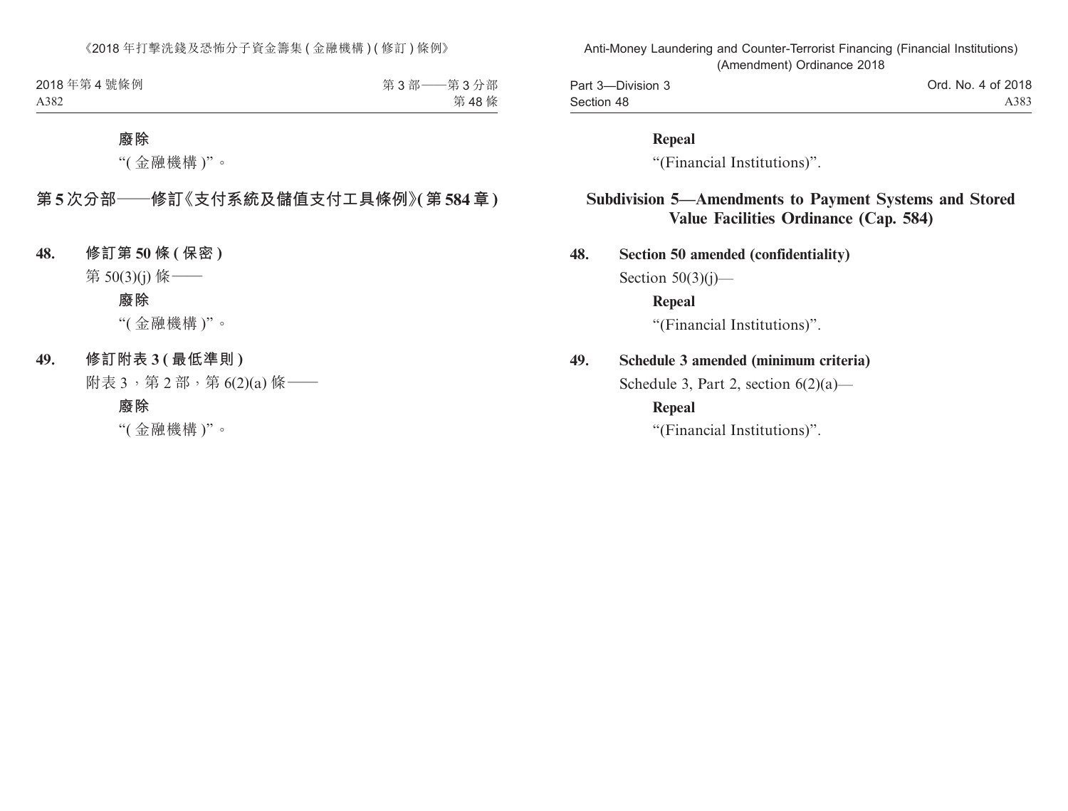**廢除**

“( 金融機構 )”。

## 第 5 次分部——修訂《支付系統及儲值支付工具條例》( 第 584 章 )

**48. 修訂第 50 條 ( 保密 )**

第 50(3)(j) 條——

**廢除**

“( 金融機構 )”。

**49. 修訂附表 3 ( 最低準則 )**

附表 3，第 2 部，第 6(2)(a) 條——

**廢除**

“( 金融機構 )”。

**Repeal**

“(Financial Institutions)”.

## Subdivision 5—Amendments to Payment Systems and Stored Value Facilities Ordinance (Cap. 584)

**48. Section 50 amended (confidentiality)**

Section 50(3)(j)—

**Repeal**

“(Financial Institutions)”.

**49. Schedule 3 amended (minimum criteria)**

Schedule 3, Part 2, section 6(2)(a)—

**Repeal**

“(Financial Institutions)”.